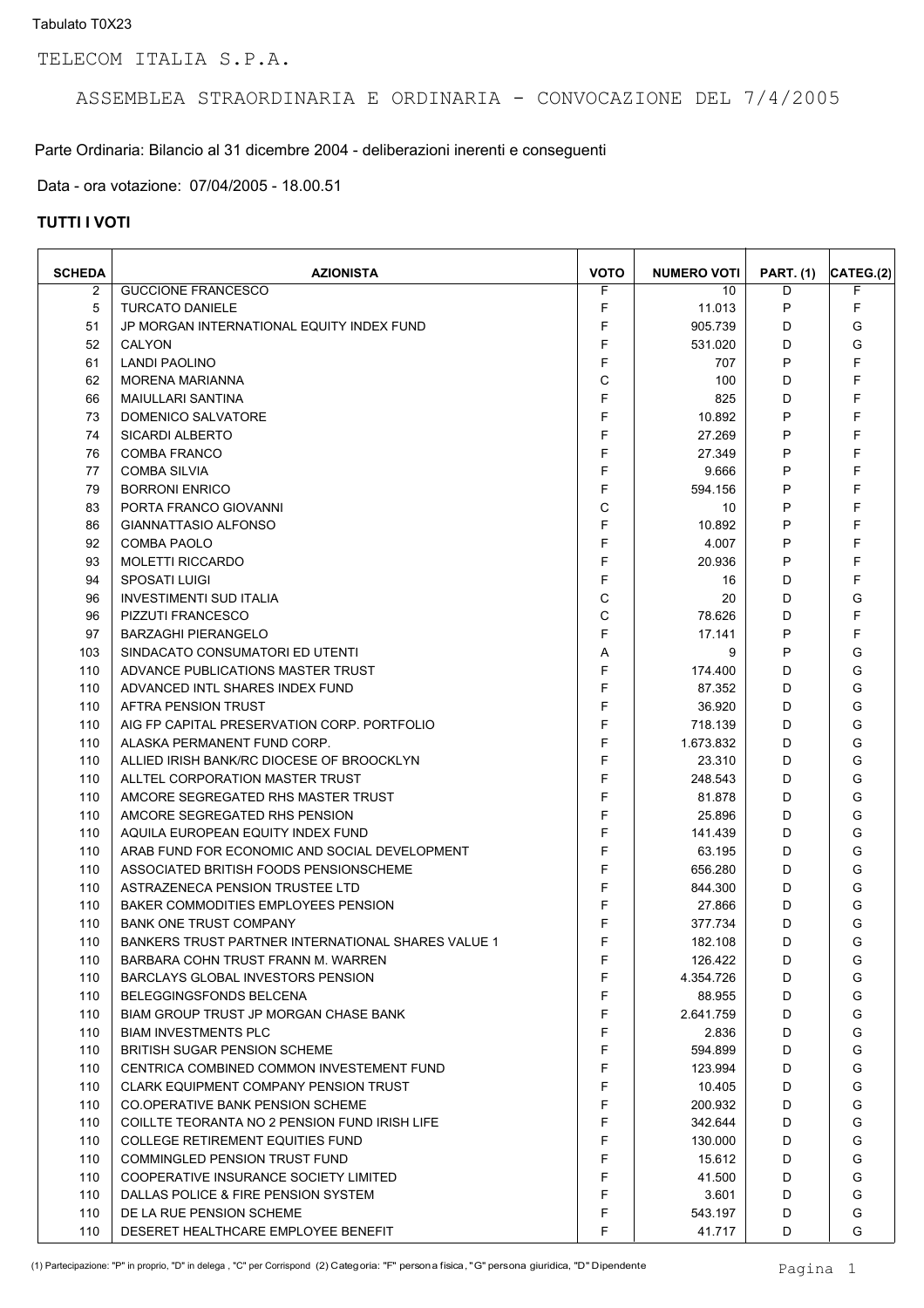Tabulato T0X23

TELECOM ITALIA S.P.A.

ASSEMBLEA STRAORDINARIA E ORDINARIA - CONVOCAZIONE DEL 7/4/2005

Parte Ordinaria: Bilancio al 31 dicembre 2004 - deliberazioni inerenti e conseguenti

Data - ora votazione: 07/04/2005 - 18.00.51

**TUTTI I VOTI**

| SCHEDA | AZIONISTA | VOTO | NUMERO VOTI | PART. (1) | CATEG.(2) |
|---|---|---|---|---|---|
| 2 | GUCCIONE FRANCESCO | F | 10 | D | F |
| 5 | TURCATO DANIELE | F | 11.013 | P | F |
| 51 | JP MORGAN INTERNATIONAL EQUITY INDEX FUND | F | 905.739 | D | G |
| 52 | CALYON | F | 531.020 | D | G |
| 61 | LANDI PAOLINO | F | 707 | P | F |
| 62 | MORENA MARIANNA | C | 100 | D | F |
| 66 | MAIULLARI SANTINA | F | 825 | D | F |
| 73 | DOMENICO SALVATORE | F | 10.892 | P | F |
| 74 | SICARDI ALBERTO | F | 27.269 | P | F |
| 76 | COMBA FRANCO | F | 27.349 | P | F |
| 77 | COMBA SILVIA | F | 9.666 | P | F |
| 79 | BORRONI ENRICO | F | 594.156 | P | F |
| 83 | PORTA FRANCO GIOVANNI | C | 10 | P | F |
| 86 | GIANNATTASIO ALFONSO | F | 10.892 | P | F |
| 92 | COMBA PAOLO | F | 4.007 | P | F |
| 93 | MOLETTI RICCARDO | F | 20.936 | P | F |
| 94 | SPOSATI LUIGI | F | 16 | D | F |
| 96 | INVESTIMENTI SUD ITALIA | C | 20 | D | G |
| 96 | PIZZUTI FRANCESCO | C | 78.626 | D | F |
| 97 | BARZAGHI PIERANGELO | F | 17.141 | P | F |
| 103 | SINDACATO CONSUMATORI ED UTENTI | A | 9 | P | G |
| 110 | ADVANCE PUBLICATIONS MASTER TRUST | F | 174.400 | D | G |
| 110 | ADVANCED INTL SHARES INDEX FUND | F | 87.352 | D | G |
| 110 | AFTRA PENSION TRUST | F | 36.920 | D | G |
| 110 | AIG FP CAPITAL PRESERVATION CORP. PORTFOLIO | F | 718.139 | D | G |
| 110 | ALASKA PERMANENT FUND CORP. | F | 1.673.832 | D | G |
| 110 | ALLIED IRISH BANK/RC DIOCESE OF BROOCKLYN | F | 23.310 | D | G |
| 110 | ALLTEL CORPORATION MASTER TRUST | F | 248.543 | D | G |
| 110 | AMCORE SEGREGATED RHS MASTER TRUST | F | 81.878 | D | G |
| 110 | AMCORE SEGREGATED RHS PENSION | F | 25.896 | D | G |
| 110 | AQUILA EUROPEAN EQUITY INDEX FUND | F | 141.439 | D | G |
| 110 | ARAB FUND FOR ECONOMIC AND SOCIAL DEVELOPMENT | F | 63.195 | D | G |
| 110 | ASSOCIATED BRITISH FOODS PENSIONSCHEME | F | 656.280 | D | G |
| 110 | ASTRAZENECA PENSION TRUSTEE LTD | F | 844.300 | D | G |
| 110 | BAKER COMMODITIES EMPLOYEES PENSION | F | 27.866 | D | G |
| 110 | BANK ONE TRUST COMPANY | F | 377.734 | D | G |
| 110 | BANKERS TRUST PARTNER INTERNATIONAL SHARES VALUE 1 | F | 182.108 | D | G |
| 110 | BARBARA COHN TRUST FRANN M. WARREN | F | 126.422 | D | G |
| 110 | BARCLAYS GLOBAL INVESTORS PENSION | F | 4.354.726 | D | G |
| 110 | BELEGGINGSFONDS BELCENA | F | 88.955 | D | G |
| 110 | BIAM GROUP TRUST JP MORGAN CHASE BANK | F | 2.641.759 | D | G |
| 110 | BIAM INVESTMENTS PLC | F | 2.836 | D | G |
| 110 | BRITISH SUGAR PENSION SCHEME | F | 594.899 | D | G |
| 110 | CENTRICA COMBINED COMMON INVESTEMENT FUND | F | 123.994 | D | G |
| 110 | CLARK EQUIPMENT COMPANY PENSION TRUST | F | 10.405 | D | G |
| 110 | CO.OPERATIVE BANK PENSION SCHEME | F | 200.932 | D | G |
| 110 | COILLTE TEORANTA NO 2 PENSION FUND IRISH LIFE | F | 342.644 | D | G |
| 110 | COLLEGE RETIREMENT EQUITIES FUND | F | 130.000 | D | G |
| 110 | COMMINGLED PENSION TRUST FUND | F | 15.612 | D | G |
| 110 | COOPERATIVE INSURANCE SOCIETY LIMITED | F | 41.500 | D | G |
| 110 | DALLAS POLICE & FIRE PENSION SYSTEM | F | 3.601 | D | G |
| 110 | DE LA RUE PENSION SCHEME | F | 543.197 | D | G |
| 110 | DESERET HEALTHCARE EMPLOYEE BENEFIT | F | 41.717 | D | G |

(1) Partecipazione: "P" in proprio, "D" in delega , "C" per Corrispond (2) Categoria: "F" persona fisica, "G" persona giuridica, "D" Dipendente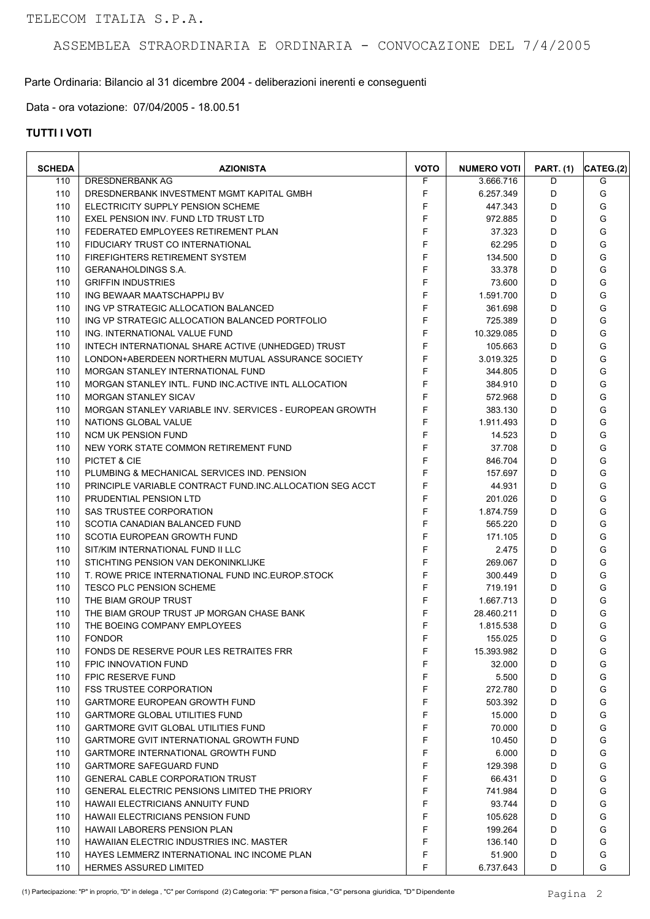TELECOM ITALIA S.P.A.

ASSEMBLEA STRAORDINARIA E ORDINARIA - CONVOCAZIONE DEL 7/4/2005

Parte Ordinaria: Bilancio al 31 dicembre 2004 - deliberazioni inerenti e conseguenti

Data - ora votazione: 07/04/2005 - 18.00.51

**TUTTI I VOTI**

| SCHEDA | AZIONISTA | VOTO | NUMERO VOTI | PART. (1) | CATEG.(2) |
|---|---|---|---|---|---|
| 110 | DRESDNERBANK AG | F | 3.666.716 | D | G |
| 110 | DRESDNERBANK INVESTMENT MGMT KAPITAL GMBH | F | 6.257.349 | D | G |
| 110 | ELECTRICITY SUPPLY PENSION SCHEME | F | 447.343 | D | G |
| 110 | EXEL PENSION INV. FUND LTD TRUST LTD | F | 972.885 | D | G |
| 110 | FEDERATED EMPLOYEES RETIREMENT PLAN | F | 37.323 | D | G |
| 110 | FIDUCIARY TRUST CO INTERNATIONAL | F | 62.295 | D | G |
| 110 | FIREFIGHTERS RETIREMENT SYSTEM | F | 134.500 | D | G |
| 110 | GERANAHOLDINGS S.A. | F | 33.378 | D | G |
| 110 | GRIFFIN INDUSTRIES | F | 73.600 | D | G |
| 110 | ING BEWAAR MAATSCHAPPIJ BV | F | 1.591.700 | D | G |
| 110 | ING VP STRATEGIC ALLOCATION BALANCED | F | 361.698 | D | G |
| 110 | ING VP STRATEGIC ALLOCATION BALANCED PORTFOLIO | F | 725.389 | D | G |
| 110 | ING. INTERNATIONAL VALUE FUND | F | 10.329.085 | D | G |
| 110 | INTECH INTERNATIONAL SHARE ACTIVE (UNHEDGED) TRUST | F | 105.663 | D | G |
| 110 | LONDON+ABERDEEN NORTHERN MUTUAL ASSURANCE SOCIETY | F | 3.019.325 | D | G |
| 110 | MORGAN STANLEY INTERNATIONAL FUND | F | 344.805 | D | G |
| 110 | MORGAN STANLEY INTL. FUND INC.ACTIVE INTL ALLOCATION | F | 384.910 | D | G |
| 110 | MORGAN STANLEY SICAV | F | 572.968 | D | G |
| 110 | MORGAN STANLEY VARIABLE INV. SERVICES - EUROPEAN GROWTH | F | 383.130 | D | G |
| 110 | NATIONS GLOBAL VALUE | F | 1.911.493 | D | G |
| 110 | NCM UK PENSION FUND | F | 14.523 | D | G |
| 110 | NEW YORK STATE COMMON RETIREMENT FUND | F | 37.708 | D | G |
| 110 | PICTET & CIE | F | 846.704 | D | G |
| 110 | PLUMBING & MECHANICAL SERVICES IND. PENSION | F | 157.697 | D | G |
| 110 | PRINCIPLE VARIABLE CONTRACT FUND.INC.ALLOCATION SEG ACCT | F | 44.931 | D | G |
| 110 | PRUDENTIAL PENSION LTD | F | 201.026 | D | G |
| 110 | SAS TRUSTEE CORPORATION | F | 1.874.759 | D | G |
| 110 | SCOTIA CANADIAN BALANCED FUND | F | 565.220 | D | G |
| 110 | SCOTIA EUROPEAN GROWTH FUND | F | 171.105 | D | G |
| 110 | SIT/KIM INTERNATIONAL FUND II LLC | F | 2.475 | D | G |
| 110 | STICHTING PENSION VAN DEKONINKLIJKE | F | 269.067 | D | G |
| 110 | T. ROWE PRICE INTERNATIONAL FUND INC.EUROP.STOCK | F | 300.449 | D | G |
| 110 | TESCO PLC PENSION SCHEME | F | 719.191 | D | G |
| 110 | THE BIAM GROUP TRUST | F | 1.667.713 | D | G |
| 110 | THE BIAM GROUP TRUST JP MORGAN CHASE BANK | F | 28.460.211 | D | G |
| 110 | THE BOEING COMPANY EMPLOYEES | F | 1.815.538 | D | G |
| 110 | FONDOR | F | 155.025 | D | G |
| 110 | FONDS DE RESERVE POUR LES RETRAITES FRR | F | 15.393.982 | D | G |
| 110 | FPIC INNOVATION FUND | F | 32.000 | D | G |
| 110 | FPIC RESERVE FUND | F | 5.500 | D | G |
| 110 | FSS TRUSTEE CORPORATION | F | 272.780 | D | G |
| 110 | GARTMORE EUROPEAN GROWTH FUND | F | 503.392 | D | G |
| 110 | GARTMORE GLOBAL UTILITIES FUND | F | 15.000 | D | G |
| 110 | GARTMORE GVIT GLOBAL UTILITIES FUND | F | 70.000 | D | G |
| 110 | GARTMORE GVIT INTERNATIONAL GROWTH FUND | F | 10.450 | D | G |
| 110 | GARTMORE INTERNATIONAL GROWTH FUND | F | 6.000 | D | G |
| 110 | GARTMORE SAFEGUARD FUND | F | 129.398 | D | G |
| 110 | GENERAL CABLE CORPORATION TRUST | F | 66.431 | D | G |
| 110 | GENERAL ELECTRIC PENSIONS LIMITED THE PRIORY | F | 741.984 | D | G |
| 110 | HAWAII ELECTRICIANS ANNUITY FUND | F | 93.744 | D | G |
| 110 | HAWAII ELECTRICIANS PENSION FUND | F | 105.628 | D | G |
| 110 | HAWAII LABORERS PENSION PLAN | F | 199.264 | D | G |
| 110 | HAWAIIAN ELECTRIC INDUSTRIES INC. MASTER | F | 136.140 | D | G |
| 110 | HAYES LEMMERZ INTERNATIONAL INC INCOME PLAN | F | 51.900 | D | G |
| 110 | HERMES ASSURED LIMITED | F | 6.737.643 | D | G |

(1) Partecipazione: "P" in proprio, "D" in delega , "C" per Corrispond (2) Categoria: "F" persona fisica, "G" persona giuridica, "D" Dipendente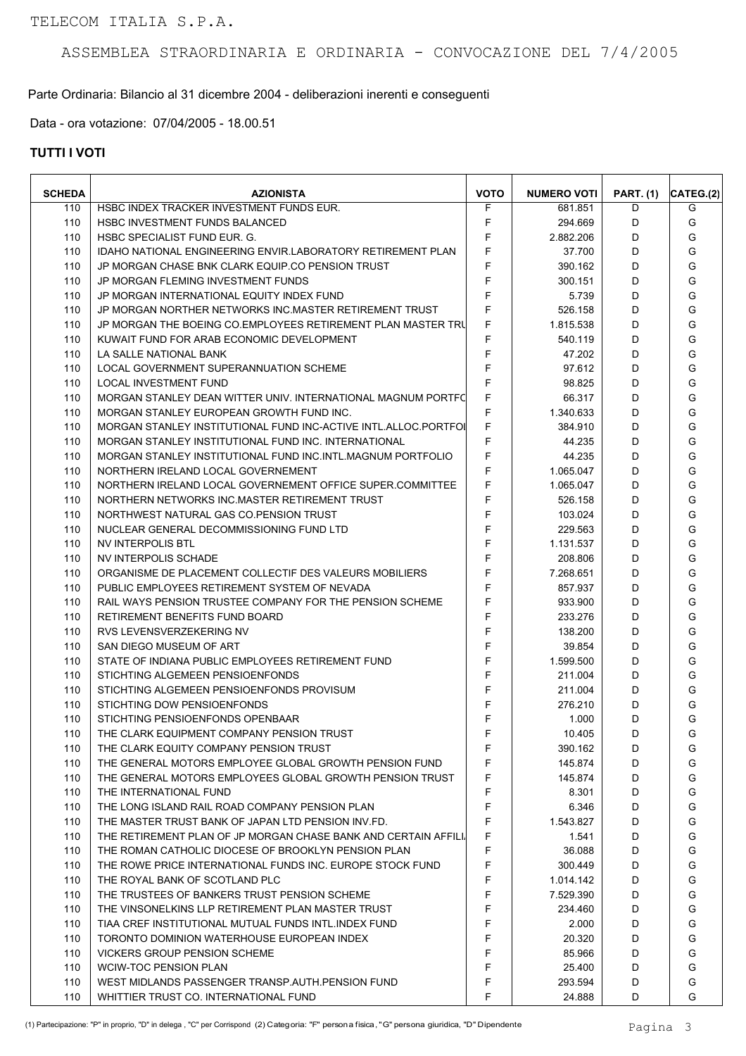TELECOM ITALIA S.P.A.

ASSEMBLEA STRAORDINARIA E ORDINARIA - CONVOCAZIONE DEL 7/4/2005

Parte Ordinaria: Bilancio al 31 dicembre 2004 - deliberazioni inerenti e conseguenti

Data - ora votazione: 07/04/2005 - 18.00.51

**TUTTI I VOTI**

| SCHEDA | AZIONISTA | VOTO | NUMERO VOTI | PART. (1) | CATEG.(2) |
|---|---|---|---|---|---|
| 110 | HSBC INDEX TRACKER INVESTMENT FUNDS EUR. | F | 681.851 | D | G |
| 110 | HSBC INVESTMENT FUNDS BALANCED | F | 294.669 | D | G |
| 110 | HSBC SPECIALIST FUND EUR. G. | F | 2.882.206 | D | G |
| 110 | IDAHO NATIONAL ENGINEERING ENVIR.LABORATORY RETIREMENT PLAN | F | 37.700 | D | G |
| 110 | JP MORGAN CHASE BNK CLARK EQUIP.CO PENSION TRUST | F | 390.162 | D | G |
| 110 | JP MORGAN FLEMING INVESTMENT FUNDS | F | 300.151 | D | G |
| 110 | JP MORGAN INTERNATIONAL EQUITY INDEX FUND | F | 5.739 | D | G |
| 110 | JP MORGAN NORTHER NETWORKS INC.MASTER RETIREMENT TRUST | F | 526.158 | D | G |
| 110 | JP MORGAN THE BOEING CO.EMPLOYEES RETIREMENT PLAN MASTER TRU | F | 1.815.538 | D | G |
| 110 | KUWAIT FUND FOR ARAB ECONOMIC DEVELOPMENT | F | 540.119 | D | G |
| 110 | LA SALLE NATIONAL BANK | F | 47.202 | D | G |
| 110 | LOCAL GOVERNMENT SUPERANNUATION SCHEME | F | 97.612 | D | G |
| 110 | LOCAL INVESTMENT FUND | F | 98.825 | D | G |
| 110 | MORGAN STANLEY DEAN WITTER UNIV. INTERNATIONAL MAGNUM PORTFO | F | 66.317 | D | G |
| 110 | MORGAN STANLEY EUROPEAN GROWTH FUND INC. | F | 1.340.633 | D | G |
| 110 | MORGAN STANLEY INSTITUTIONAL FUND INC-ACTIVE INTL.ALLOC.PORTFOI | F | 384.910 | D | G |
| 110 | MORGAN STANLEY INSTITUTIONAL FUND INC. INTERNATIONAL | F | 44.235 | D | G |
| 110 | MORGAN STANLEY INSTITUTIONAL FUND INC.INTL.MAGNUM PORTFOLIO | F | 44.235 | D | G |
| 110 | NORTHERN IRELAND LOCAL GOVERNEMENT | F | 1.065.047 | D | G |
| 110 | NORTHERN IRELAND LOCAL GOVERNEMENT OFFICE SUPER.COMMITTEE | F | 1.065.047 | D | G |
| 110 | NORTHERN NETWORKS INC.MASTER RETIREMENT TRUST | F | 526.158 | D | G |
| 110 | NORTHWEST NATURAL GAS CO.PENSION TRUST | F | 103.024 | D | G |
| 110 | NUCLEAR GENERAL DECOMMISSIONING FUND LTD | F | 229.563 | D | G |
| 110 | NV INTERPOLIS BTL | F | 1.131.537 | D | G |
| 110 | NV INTERPOLIS SCHADE | F | 208.806 | D | G |
| 110 | ORGANISME DE PLACEMENT COLLECTIF DES VALEURS MOBILIERS | F | 7.268.651 | D | G |
| 110 | PUBLIC EMPLOYEES RETIREMENT SYSTEM OF NEVADA | F | 857.937 | D | G |
| 110 | RAIL WAYS PENSION TRUSTEE COMPANY FOR THE PENSION SCHEME | F | 933.900 | D | G |
| 110 | RETIREMENT BENEFITS FUND BOARD | F | 233.276 | D | G |
| 110 | RVS LEVENSVERZEKERING NV | F | 138.200 | D | G |
| 110 | SAN DIEGO MUSEUM OF ART | F | 39.854 | D | G |
| 110 | STATE OF INDIANA PUBLIC EMPLOYEES RETIREMENT FUND | F | 1.599.500 | D | G |
| 110 | STICHTING ALGEMEEN PENSIOENFONDS | F | 211.004 | D | G |
| 110 | STICHTING ALGEMEEN PENSIOENFONDS PROVISUM | F | 211.004 | D | G |
| 110 | STICHTING DOW PENSIOENFONDS | F | 276.210 | D | G |
| 110 | STICHTING PENSIOENFONDS OPENBAAR | F | 1.000 | D | G |
| 110 | THE CLARK EQUIPMENT COMPANY PENSION TRUST | F | 10.405 | D | G |
| 110 | THE CLARK EQUITY COMPANY PENSION TRUST | F | 390.162 | D | G |
| 110 | THE GENERAL MOTORS EMPLOYEE GLOBAL GROWTH PENSION FUND | F | 145.874 | D | G |
| 110 | THE GENERAL MOTORS EMPLOYEES GLOBAL GROWTH PENSION TRUST | F | 145.874 | D | G |
| 110 | THE INTERNATIONAL FUND | F | 8.301 | D | G |
| 110 | THE LONG ISLAND RAIL ROAD COMPANY PENSION PLAN | F | 6.346 | D | G |
| 110 | THE MASTER TRUST BANK OF JAPAN LTD PENSION INV.FD. | F | 1.543.827 | D | G |
| 110 | THE RETIREMENT PLAN OF JP MORGAN CHASE BANK AND CERTAIN AFFILI | F | 1.541 | D | G |
| 110 | THE ROMAN CATHOLIC DIOCESE OF BROOKLYN PENSION PLAN | F | 36.088 | D | G |
| 110 | THE ROWE PRICE INTERNATIONAL FUNDS INC. EUROPE STOCK FUND | F | 300.449 | D | G |
| 110 | THE ROYAL BANK OF SCOTLAND PLC | F | 1.014.142 | D | G |
| 110 | THE TRUSTEES OF BANKERS TRUST PENSION SCHEME | F | 7.529.390 | D | G |
| 110 | THE VINSONELKINS LLP RETIREMENT PLAN MASTER TRUST | F | 234.460 | D | G |
| 110 | TIAA CREF INSTITUTIONAL MUTUAL FUNDS INTL.INDEX FUND | F | 2.000 | D | G |
| 110 | TORONTO DOMINION WATERHOUSE EUROPEAN INDEX | F | 20.320 | D | G |
| 110 | VICKERS GROUP PENSION SCHEME | F | 85.966 | D | G |
| 110 | WCIW-TOC PENSION PLAN | F | 25.400 | D | G |
| 110 | WEST MIDLANDS PASSENGER TRANSP.AUTH.PENSION FUND | F | 293.594 | D | G |
| 110 | WHITTIER TRUST CO. INTERNATIONAL FUND | F | 24.888 | D | G |

(1) Partecipazione: "P" in proprio, "D" in delega , "C" per Corrispond (2) Categoria: "F" persona fisica, "G" persona giuridica, "D" Dipendente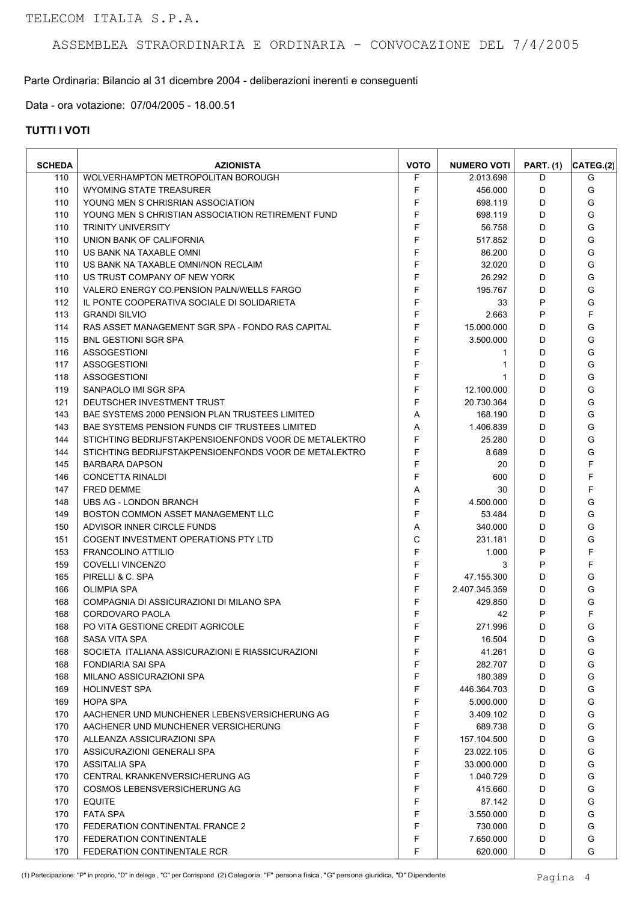TELECOM ITALIA S.P.A.

ASSEMBLEA STRAORDINARIA E ORDINARIA - CONVOCAZIONE DEL 7/4/2005

Parte Ordinaria: Bilancio al 31 dicembre 2004 - deliberazioni inerenti e conseguenti

Data - ora votazione: 07/04/2005 - 18.00.51

**TUTTI I VOTI**

| SCHEDA | AZIONISTA | VOTO | NUMERO VOTI | PART. (1) | CATEG.(2) |
|---|---|---|---|---|---|
| 110 | WOLVERHAMPTON METROPOLITAN BOROUGH | F | 2.013.698 | D | G |
| 110 | WYOMING STATE TREASURER | F | 456.000 | D | G |
| 110 | YOUNG MEN S CHRISRIAN ASSOCIATION | F | 698.119 | D | G |
| 110 | YOUNG MEN S CHRISTIAN ASSOCIATION RETIREMENT FUND | F | 698.119 | D | G |
| 110 | TRINITY UNIVERSITY | F | 56.758 | D | G |
| 110 | UNION BANK OF CALIFORNIA | F | 517.852 | D | G |
| 110 | US BANK NA TAXABLE OMNI | F | 86.200 | D | G |
| 110 | US BANK NA TAXABLE OMNI/NON RECLAIM | F | 32.020 | D | G |
| 110 | US TRUST COMPANY OF NEW YORK | F | 26.292 | D | G |
| 110 | VALERO ENERGY CO.PENSION PALN/WELLS FARGO | F | 195.767 | D | G |
| 112 | IL PONTE COOPERATIVA SOCIALE DI SOLIDARIETA | F | 33 | P | G |
| 113 | GRANDI SILVIO | F | 2.663 | P | F |
| 114 | RAS ASSET MANAGEMENT SGR SPA - FONDO RAS CAPITAL | F | 15.000.000 | D | G |
| 115 | BNL GESTIONI SGR SPA | F | 3.500.000 | D | G |
| 116 | ASSOGESTIONI | F | 1 | D | G |
| 117 | ASSOGESTIONI | F | 1 | D | G |
| 118 | ASSOGESTIONI | F | 1 | D | G |
| 119 | SANPAOLO IMI SGR SPA | F | 12.100.000 | D | G |
| 121 | DEUTSCHER INVESTMENT TRUST | F | 20.730.364 | D | G |
| 143 | BAE SYSTEMS 2000 PENSION PLAN TRUSTEES LIMITED | A | 168.190 | D | G |
| 143 | BAE SYSTEMS PENSION FUNDS CIF TRUSTEES LIMITED | A | 1.406.839 | D | G |
| 144 | STICHTING BEDRIJFSTAKPENSIOENFONDS VOOR DE METALEKTRO | F | 25.280 | D | G |
| 144 | STICHTING BEDRIJFSTAKPENSIOENFONDS VOOR DE METALEKTRO | F | 8.689 | D | G |
| 145 | BARBARA DAPSON | F | 20 | D | F |
| 146 | CONCETTA RINALDI | F | 600 | D | F |
| 147 | FRED DEMME | A | 30 | D | F |
| 148 | UBS AG - LONDON BRANCH | F | 4.500.000 | D | G |
| 149 | BOSTON COMMON ASSET MANAGEMENT LLC | F | 53.484 | D | G |
| 150 | ADVISOR INNER CIRCLE FUNDS | A | 340.000 | D | G |
| 151 | COGENT INVESTMENT OPERATIONS PTY LTD | C | 231.181 | D | G |
| 153 | FRANCOLINO ATTILIO | F | 1.000 | P | F |
| 159 | COVELLI VINCENZO | F | 3 | P | F |
| 165 | PIRELLI & C. SPA | F | 47.155.300 | D | G |
| 166 | OLIMPIA SPA | F | 2.407.345.359 | D | G |
| 168 | COMPAGNIA DI ASSICURAZIONI DI MILANO SPA | F | 429.850 | D | G |
| 168 | CORDOVARO PAOLA | F | 42 | P | F |
| 168 | PO VITA GESTIONE CREDIT AGRICOLE | F | 271.996 | D | G |
| 168 | SASA VITA SPA | F | 16.504 | D | G |
| 168 | SOCIETA ITALIANA ASSICURAZIONI E RIASSICURAZIONI | F | 41.261 | D | G |
| 168 | FONDIARIA SAI SPA | F | 282.707 | D | G |
| 168 | MILANO ASSICURAZIONI SPA | F | 180.389 | D | G |
| 169 | HOLINVEST SPA | F | 446.364.703 | D | G |
| 169 | HOPA SPA | F | 5.000.000 | D | G |
| 170 | AACHENER UND MUNCHENER LEBENSVERSICHERUNG AG | F | 3.409.102 | D | G |
| 170 | AACHENER UND MUNCHENER VERSICHERUNG | F | 689.738 | D | G |
| 170 | ALLEANZA ASSICURAZIONI SPA | F | 157.104.500 | D | G |
| 170 | ASSICURAZIONI GENERALI SPA | F | 23.022.105 | D | G |
| 170 | ASSITALIA SPA | F | 33.000.000 | D | G |
| 170 | CENTRAL KRANKENVERSICHERUNG AG | F | 1.040.729 | D | G |
| 170 | COSMOS LEBENSVERSICHERUNG AG | F | 415.660 | D | G |
| 170 | EQUITE | F | 87.142 | D | G |
| 170 | FATA SPA | F | 3.550.000 | D | G |
| 170 | FEDERATION CONTINENTAL FRANCE 2 | F | 730.000 | D | G |
| 170 | FEDERATION CONTINENTALE | F | 7.650.000 | D | G |
| 170 | FEDERATION CONTINENTALE RCR | F | 620.000 | D | G |

(1) Partecipazione: "P" in proprio, "D" in delega , "C" per Corrispond (2) Categoria: "F" persona fisica, "G" persona giuridica, "D" Dipendente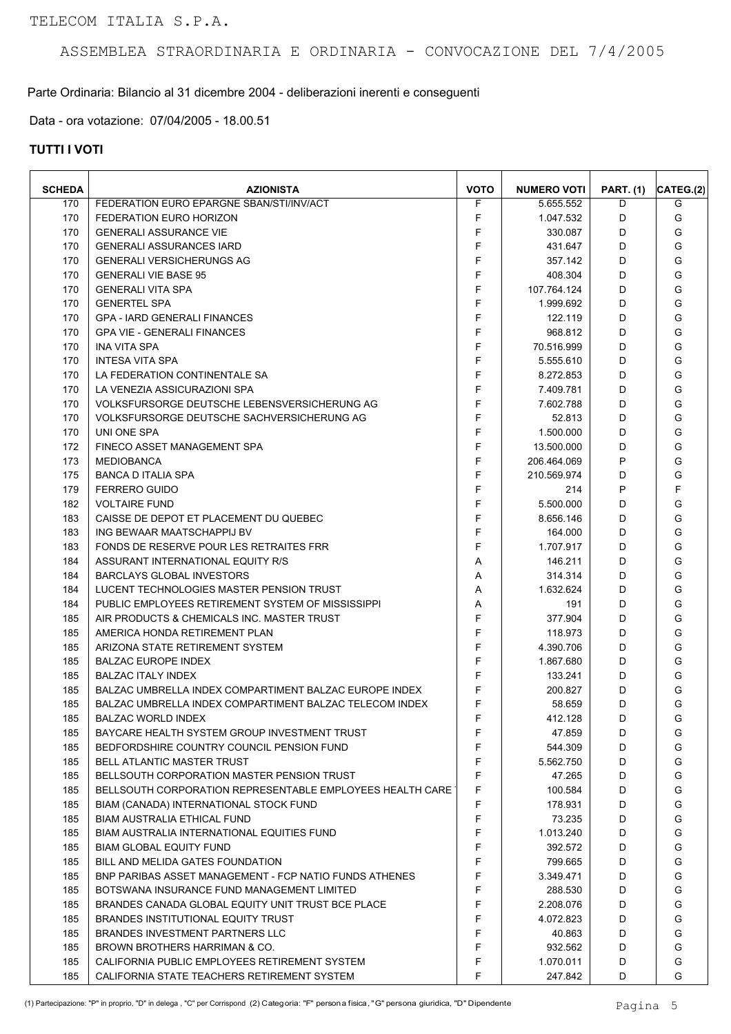TELECOM ITALIA S.P.A.

ASSEMBLEA STRAORDINARIA E ORDINARIA - CONVOCAZIONE DEL 7/4/2005

Parte Ordinaria: Bilancio al 31 dicembre 2004 - deliberazioni inerenti e conseguenti

Data - ora votazione: 07/04/2005 - 18.00.51

**TUTTI I VOTI**

| SCHEDA | AZIONISTA | VOTO | NUMERO VOTI | PART. (1) | CATEG.(2) |
|---|---|---|---|---|---|
| 170 | FEDERATION EURO EPARGNE SBAN/STI/INV/ACT | F | 5.655.552 | D | G |
| 170 | FEDERATION EURO HORIZON | F | 1.047.532 | D | G |
| 170 | GENERALI ASSURANCE VIE | F | 330.087 | D | G |
| 170 | GENERALI ASSURANCES IARD | F | 431.647 | D | G |
| 170 | GENERALI VERSICHERUNGS AG | F | 357.142 | D | G |
| 170 | GENERALI VIE BASE 95 | F | 408.304 | D | G |
| 170 | GENERALI VITA SPA | F | 107.764.124 | D | G |
| 170 | GENERTEL SPA | F | 1.999.692 | D | G |
| 170 | GPA - IARD GENERALI FINANCES | F | 122.119 | D | G |
| 170 | GPA VIE - GENERALI FINANCES | F | 968.812 | D | G |
| 170 | INA VITA SPA | F | 70.516.999 | D | G |
| 170 | INTESA VITA SPA | F | 5.555.610 | D | G |
| 170 | LA FEDERATION CONTINENTALE SA | F | 8.272.853 | D | G |
| 170 | LA VENEZIA ASSICURAZIONI SPA | F | 7.409.781 | D | G |
| 170 | VOLKSFURSORGE DEUTSCHE LEBENSVERSICHERUNG AG | F | 7.602.788 | D | G |
| 170 | VOLKSFURSORGE DEUTSCHE SACHVERSICHERUNG AG | F | 52.813 | D | G |
| 170 | UNI ONE SPA | F | 1.500.000 | D | G |
| 172 | FINECO ASSET MANAGEMENT SPA | F | 13.500.000 | D | G |
| 173 | MEDIOBANCA | F | 206.464.069 | P | G |
| 175 | BANCA D ITALIA SPA | F | 210.569.974 | D | G |
| 179 | FERRERO GUIDO | F | 214 | P | F |
| 182 | VOLTAIRE FUND | F | 5.500.000 | D | G |
| 183 | CAISSE DE DEPOT ET PLACEMENT DU QUEBEC | F | 8.656.146 | D | G |
| 183 | ING BEWAAR MAATSCHAPPIJ BV | F | 164.000 | D | G |
| 183 | FONDS DE RESERVE POUR LES RETRAITES FRR | F | 1.707.917 | D | G |
| 184 | ASSURANT INTERNATIONAL EQUITY R/S | A | 146.211 | D | G |
| 184 | BARCLAYS GLOBAL INVESTORS | A | 314.314 | D | G |
| 184 | LUCENT TECHNOLOGIES MASTER PENSION TRUST | A | 1.632.624 | D | G |
| 184 | PUBLIC EMPLOYEES RETIREMENT SYSTEM OF MISSISSIPPI | A | 191 | D | G |
| 185 | AIR PRODUCTS & CHEMICALS INC. MASTER TRUST | F | 377.904 | D | G |
| 185 | AMERICA HONDA RETIREMENT PLAN | F | 118.973 | D | G |
| 185 | ARIZONA STATE RETIREMENT SYSTEM | F | 4.390.706 | D | G |
| 185 | BALZAC EUROPE INDEX | F | 1.867.680 | D | G |
| 185 | BALZAC ITALY INDEX | F | 133.241 | D | G |
| 185 | BALZAC UMBRELLA INDEX COMPARTIMENT BALZAC EUROPE INDEX | F | 200.827 | D | G |
| 185 | BALZAC UMBRELLA INDEX COMPARTIMENT BALZAC TELECOM INDEX | F | 58.659 | D | G |
| 185 | BALZAC WORLD INDEX | F | 412.128 | D | G |
| 185 | BAYCARE HEALTH SYSTEM GROUP INVESTMENT TRUST | F | 47.859 | D | G |
| 185 | BEDFORDSHIRE COUNTRY COUNCIL PENSION FUND | F | 544.309 | D | G |
| 185 | BELL ATLANTIC MASTER TRUST | F | 5.562.750 | D | G |
| 185 | BELLSOUTH CORPORATION MASTER PENSION TRUST | F | 47.265 | D | G |
| 185 | BELLSOUTH CORPORATION REPRESENTABLE EMPLOYEES HEALTH CARE | F | 100.584 | D | G |
| 185 | BIAM (CANADA) INTERNATIONAL STOCK FUND | F | 178.931 | D | G |
| 185 | BIAM AUSTRALIA ETHICAL FUND | F | 73.235 | D | G |
| 185 | BIAM AUSTRALIA INTERNATIONAL EQUITIES FUND | F | 1.013.240 | D | G |
| 185 | BIAM GLOBAL EQUITY FUND | F | 392.572 | D | G |
| 185 | BILL AND MELIDA GATES FOUNDATION | F | 799.665 | D | G |
| 185 | BNP PARIBAS ASSET MANAGEMENT - FCP NATIO FUNDS ATHENES | F | 3.349.471 | D | G |
| 185 | BOTSWANA INSURANCE FUND MANAGEMENT LIMITED | F | 288.530 | D | G |
| 185 | BRANDES CANADA GLOBAL EQUITY UNIT TRUST BCE PLACE | F | 2.208.076 | D | G |
| 185 | BRANDES INSTITUTIONAL EQUITY TRUST | F | 4.072.823 | D | G |
| 185 | BRANDES INVESTMENT PARTNERS LLC | F | 40.863 | D | G |
| 185 | BROWN BROTHERS HARRIMAN & CO. | F | 932.562 | D | G |
| 185 | CALIFORNIA PUBLIC EMPLOYEES RETIREMENT SYSTEM | F | 1.070.011 | D | G |
| 185 | CALIFORNIA STATE TEACHERS RETIREMENT SYSTEM | F | 247.842 | D | G |

(1) Partecipazione: "P" in proprio, "D" in delega , "C" per Corrispond (2) Categoria: "F" persona fisica, "G" persona giuridica, "D" Dipendente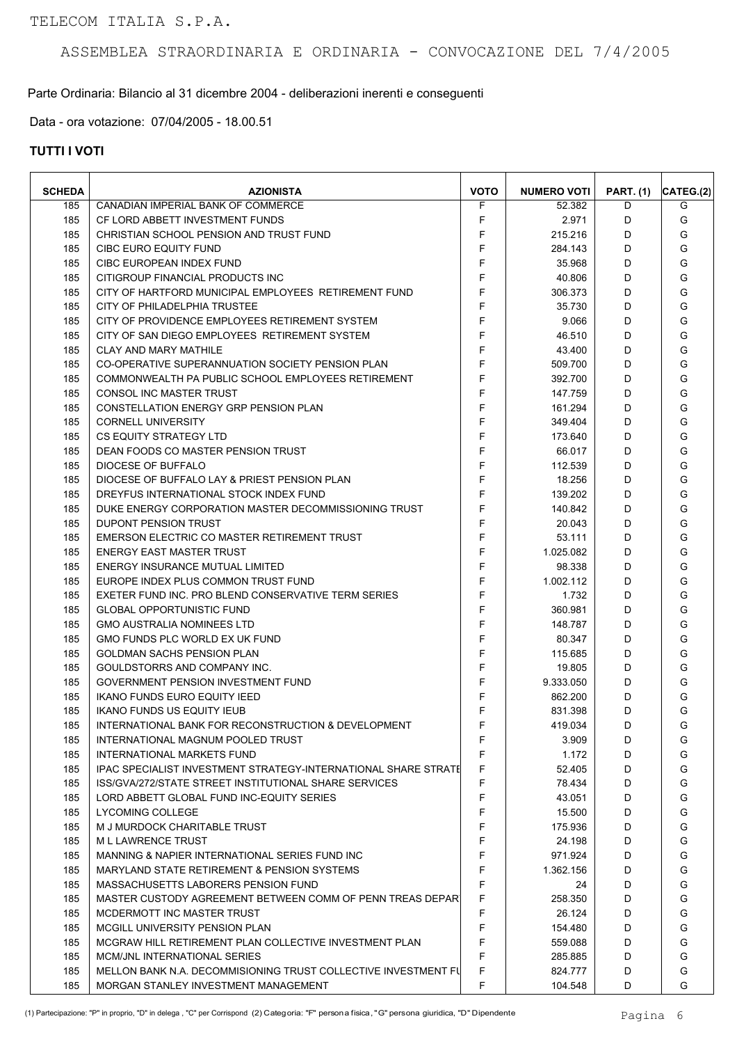TELECOM ITALIA S.P.A.

ASSEMBLEA STRAORDINARIA E ORDINARIA - CONVOCAZIONE DEL 7/4/2005

Parte Ordinaria: Bilancio al 31 dicembre 2004 - deliberazioni inerenti e conseguenti

Data - ora votazione: 07/04/2005 - 18.00.51

**TUTTI I VOTI**

| SCHEDA | AZIONISTA | VOTO | NUMERO VOTI | PART. (1) | CATEG.(2) |
|---|---|---|---|---|---|
| 185 | CANADIAN IMPERIAL BANK OF COMMERCE | F | 52.382 | D | G |
| 185 | CF LORD ABBETT INVESTMENT FUNDS | F | 2.971 | D | G |
| 185 | CHRISTIAN SCHOOL PENSION AND TRUST FUND | F | 215.216 | D | G |
| 185 | CIBC EURO EQUITY FUND | F | 284.143 | D | G |
| 185 | CIBC EUROPEAN INDEX FUND | F | 35.968 | D | G |
| 185 | CITIGROUP FINANCIAL PRODUCTS INC | F | 40.806 | D | G |
| 185 | CITY OF HARTFORD MUNICIPAL EMPLOYEES RETIREMENT FUND | F | 306.373 | D | G |
| 185 | CITY OF PHILADELPHIA TRUSTEE | F | 35.730 | D | G |
| 185 | CITY OF PROVIDENCE EMPLOYEES RETIREMENT SYSTEM | F | 9.066 | D | G |
| 185 | CITY OF SAN DIEGO EMPLOYEES RETIREMENT SYSTEM | F | 46.510 | D | G |
| 185 | CLAY AND MARY MATHILE | F | 43.400 | D | G |
| 185 | CO-OPERATIVE SUPERANNUATION SOCIETY PENSION PLAN | F | 509.700 | D | G |
| 185 | COMMONWEALTH PA PUBLIC SCHOOL EMPLOYEES RETIREMENT | F | 392.700 | D | G |
| 185 | CONSOL INC MASTER TRUST | F | 147.759 | D | G |
| 185 | CONSTELLATION ENERGY GRP PENSION PLAN | F | 161.294 | D | G |
| 185 | CORNELL UNIVERSITY | F | 349.404 | D | G |
| 185 | CS EQUITY STRATEGY LTD | F | 173.640 | D | G |
| 185 | DEAN FOODS CO MASTER PENSION TRUST | F | 66.017 | D | G |
| 185 | DIOCESE OF BUFFALO | F | 112.539 | D | G |
| 185 | DIOCESE OF BUFFALO LAY & PRIEST PENSION PLAN | F | 18.256 | D | G |
| 185 | DREYFUS INTERNATIONAL STOCK INDEX FUND | F | 139.202 | D | G |
| 185 | DUKE ENERGY CORPORATION MASTER DECOMMISSIONING TRUST | F | 140.842 | D | G |
| 185 | DUPONT PENSION TRUST | F | 20.043 | D | G |
| 185 | EMERSON ELECTRIC CO MASTER RETIREMENT TRUST | F | 53.111 | D | G |
| 185 | ENERGY EAST MASTER TRUST | F | 1.025.082 | D | G |
| 185 | ENERGY INSURANCE MUTUAL LIMITED | F | 98.338 | D | G |
| 185 | EUROPE INDEX PLUS COMMON TRUST FUND | F | 1.002.112 | D | G |
| 185 | EXETER FUND INC. PRO BLEND CONSERVATIVE TERM SERIES | F | 1.732 | D | G |
| 185 | GLOBAL OPPORTUNISTIC FUND | F | 360.981 | D | G |
| 185 | GMO AUSTRALIA NOMINEES LTD | F | 148.787 | D | G |
| 185 | GMO FUNDS PLC WORLD EX UK FUND | F | 80.347 | D | G |
| 185 | GOLDMAN SACHS PENSION PLAN | F | 115.685 | D | G |
| 185 | GOULDSTORRS AND COMPANY INC. | F | 19.805 | D | G |
| 185 | GOVERNMENT PENSION INVESTMENT FUND | F | 9.333.050 | D | G |
| 185 | IKANO FUNDS EURO EQUITY IEED | F | 862.200 | D | G |
| 185 | IKANO FUNDS US EQUITY IEUB | F | 831.398 | D | G |
| 185 | INTERNATIONAL BANK FOR RECONSTRUCTION & DEVELOPMENT | F | 419.034 | D | G |
| 185 | INTERNATIONAL MAGNUM POOLED TRUST | F | 3.909 | D | G |
| 185 | INTERNATIONAL MARKETS FUND | F | 1.172 | D | G |
| 185 | IPAC SPECIALIST INVESTMENT STRATEGY-INTERNATIONAL SHARE STRATE | F | 52.405 | D | G |
| 185 | ISS/GVA/272/STATE STREET INSTITUTIONAL SHARE SERVICES | F | 78.434 | D | G |
| 185 | LORD ABBETT GLOBAL FUND INC-EQUITY SERIES | F | 43.051 | D | G |
| 185 | LYCOMING COLLEGE | F | 15.500 | D | G |
| 185 | M J MURDOCK CHARITABLE TRUST | F | 175.936 | D | G |
| 185 | M L LAWRENCE TRUST | F | 24.198 | D | G |
| 185 | MANNING & NAPIER INTERNATIONAL SERIES FUND INC | F | 971.924 | D | G |
| 185 | MARYLAND STATE RETIREMENT & PENSION SYSTEMS | F | 1.362.156 | D | G |
| 185 | MASSACHUSETTS LABORERS PENSION FUND | F | 24 | D | G |
| 185 | MASTER CUSTODY AGREEMENT BETWEEN COMM OF PENN TREAS DEPAR | F | 258.350 | D | G |
| 185 | MCDERMOTT INC MASTER TRUST | F | 26.124 | D | G |
| 185 | MCGILL UNIVERSITY PENSION PLAN | F | 154.480 | D | G |
| 185 | MCGRAW HILL RETIREMENT PLAN COLLECTIVE INVESTMENT PLAN | F | 559.088 | D | G |
| 185 | MCM/JNL INTERNATIONAL SERIES | F | 285.885 | D | G |
| 185 | MELLON BANK N.A. DECOMMISIONING TRUST COLLECTIVE INVESTMENT FU | F | 824.777 | D | G |
| 185 | MORGAN STANLEY INVESTMENT MANAGEMENT | F | 104.548 | D | G |

(1) Partecipazione: "P" in proprio, "D" in delega , "C" per Corrispond (2) Categoria: "F" persona fisica, "G" persona giuridica, "D" Dipendente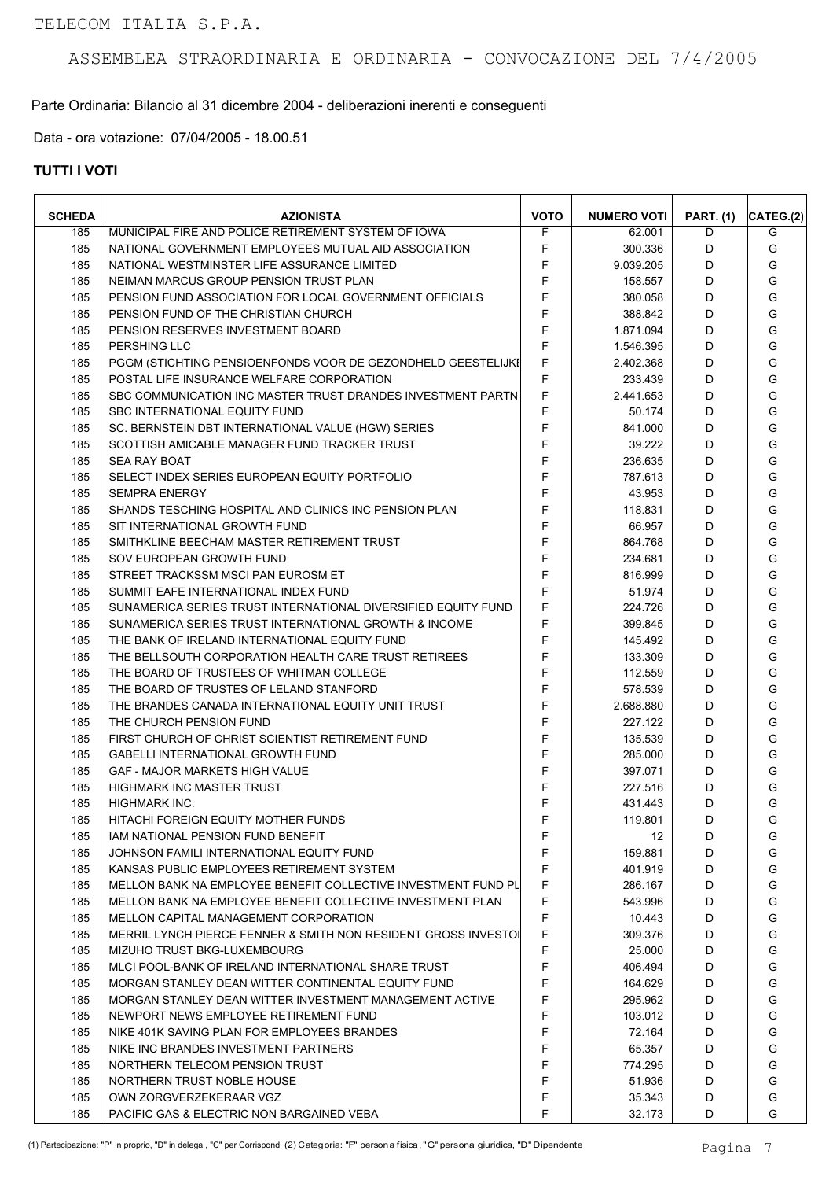TELECOM ITALIA S.P.A.

ASSEMBLEA STRAORDINARIA E ORDINARIA - CONVOCAZIONE DEL 7/4/2005

Parte Ordinaria: Bilancio al 31 dicembre 2004 - deliberazioni inerenti e conseguenti

Data - ora votazione: 07/04/2005 - 18.00.51

**TUTTI I VOTI**

| SCHEDA | AZIONISTA | VOTO | NUMERO VOTI | PART. (1) | CATEG.(2) |
|---|---|---|---|---|---|
| 185 | MUNICIPAL FIRE AND POLICE RETIREMENT SYSTEM OF IOWA | F | 62.001 | D | G |
| 185 | NATIONAL GOVERNMENT EMPLOYEES MUTUAL AID ASSOCIATION | F | 300.336 | D | G |
| 185 | NATIONAL WESTMINSTER LIFE ASSURANCE LIMITED | F | 9.039.205 | D | G |
| 185 | NEIMAN MARCUS GROUP PENSION TRUST PLAN | F | 158.557 | D | G |
| 185 | PENSION FUND ASSOCIATION FOR LOCAL GOVERNMENT OFFICIALS | F | 380.058 | D | G |
| 185 | PENSION FUND OF THE CHRISTIAN CHURCH | F | 388.842 | D | G |
| 185 | PENSION RESERVES INVESTMENT BOARD | F | 1.871.094 | D | G |
| 185 | PERSHING LLC | F | 1.546.395 | D | G |
| 185 | PGGM (STICHTING PENSIOENFONDS VOOR DE GEZONDHELD GEESTELIJKE | F | 2.402.368 | D | G |
| 185 | POSTAL LIFE INSURANCE WELFARE CORPORATION | F | 233.439 | D | G |
| 185 | SBC COMMUNICATION INC MASTER TRUST DRANDES INVESTMENT PARTNI | F | 2.441.653 | D | G |
| 185 | SBC INTERNATIONAL EQUITY FUND | F | 50.174 | D | G |
| 185 | SC. BERNSTEIN DBT INTERNATIONAL VALUE (HGW) SERIES | F | 841.000 | D | G |
| 185 | SCOTTISH AMICABLE MANAGER FUND TRACKER TRUST | F | 39.222 | D | G |
| 185 | SEA RAY BOAT | F | 236.635 | D | G |
| 185 | SELECT INDEX SERIES EUROPEAN EQUITY PORTFOLIO | F | 787.613 | D | G |
| 185 | SEMPRA ENERGY | F | 43.953 | D | G |
| 185 | SHANDS TESCHING HOSPITAL AND CLINICS INC PENSION PLAN | F | 118.831 | D | G |
| 185 | SIT INTERNATIONAL GROWTH FUND | F | 66.957 | D | G |
| 185 | SMITHKLINE BEECHAM MASTER RETIREMENT TRUST | F | 864.768 | D | G |
| 185 | SOV EUROPEAN GROWTH FUND | F | 234.681 | D | G |
| 185 | STREET TRACKSSM MSCI PAN EUROSM ET | F | 816.999 | D | G |
| 185 | SUMMIT EAFE INTERNATIONAL INDEX FUND | F | 51.974 | D | G |
| 185 | SUNAMERICA SERIES TRUST INTERNATIONAL DIVERSIFIED EQUITY FUND | F | 224.726 | D | G |
| 185 | SUNAMERICA SERIES TRUST INTERNATIONAL GROWTH & INCOME | F | 399.845 | D | G |
| 185 | THE BANK OF IRELAND INTERNATIONAL EQUITY FUND | F | 145.492 | D | G |
| 185 | THE BELLSOUTH CORPORATION HEALTH CARE TRUST RETIREES | F | 133.309 | D | G |
| 185 | THE BOARD OF TRUSTEES OF WHITMAN COLLEGE | F | 112.559 | D | G |
| 185 | THE BOARD OF TRUSTES OF LELAND STANFORD | F | 578.539 | D | G |
| 185 | THE BRANDES CANADA INTERNATIONAL EQUITY UNIT TRUST | F | 2.688.880 | D | G |
| 185 | THE CHURCH PENSION FUND | F | 227.122 | D | G |
| 185 | FIRST CHURCH OF CHRIST SCIENTIST RETIREMENT FUND | F | 135.539 | D | G |
| 185 | GABELLI INTERNATIONAL GROWTH FUND | F | 285.000 | D | G |
| 185 | GAF - MAJOR MARKETS HIGH VALUE | F | 397.071 | D | G |
| 185 | HIGHMARK INC MASTER TRUST | F | 227.516 | D | G |
| 185 | HIGHMARK INC. | F | 431.443 | D | G |
| 185 | HITACHI FOREIGN EQUITY MOTHER FUNDS | F | 119.801 | D | G |
| 185 | IAM NATIONAL PENSION FUND BENEFIT | F | 12 | D | G |
| 185 | JOHNSON FAMILI INTERNATIONAL EQUITY FUND | F | 159.881 | D | G |
| 185 | KANSAS PUBLIC EMPLOYEES RETIREMENT SYSTEM | F | 401.919 | D | G |
| 185 | MELLON BANK NA EMPLOYEE BENEFIT COLLECTIVE INVESTMENT FUND PL | F | 286.167 | D | G |
| 185 | MELLON BANK NA EMPLOYEE BENEFIT COLLECTIVE INVESTMENT PLAN | F | 543.996 | D | G |
| 185 | MELLON CAPITAL MANAGEMENT CORPORATION | F | 10.443 | D | G |
| 185 | MERRIL LYNCH PIERCE FENNER & SMITH NON RESIDENT GROSS INVESTOI | F | 309.376 | D | G |
| 185 | MIZUHO TRUST BKG-LUXEMBOURG | F | 25.000 | D | G |
| 185 | MLCI POOL-BANK OF IRELAND INTERNATIONAL SHARE TRUST | F | 406.494 | D | G |
| 185 | MORGAN STANLEY DEAN WITTER CONTINENTAL EQUITY FUND | F | 164.629 | D | G |
| 185 | MORGAN STANLEY DEAN WITTER INVESTMENT MANAGEMENT ACTIVE | F | 295.962 | D | G |
| 185 | NEWPORT NEWS EMPLOYEE RETIREMENT FUND | F | 103.012 | D | G |
| 185 | NIKE 401K SAVING PLAN FOR EMPLOYEES BRANDES | F | 72.164 | D | G |
| 185 | NIKE INC BRANDES INVESTMENT PARTNERS | F | 65.357 | D | G |
| 185 | NORTHERN TELECOM PENSION TRUST | F | 774.295 | D | G |
| 185 | NORTHERN TRUST NOBLE HOUSE | F | 51.936 | D | G |
| 185 | OWN ZORGVERZEKERAAR VGZ | F | 35.343 | D | G |
| 185 | PACIFIC GAS & ELECTRIC NON BARGAINED VEBA | F | 32.173 | D | G |

(1) Partecipazione: "P" in proprio, "D" in delega , "C" per Corrispond (2) Categoria: "F" persona fisica, "G" persona giuridica, "D" Dipendente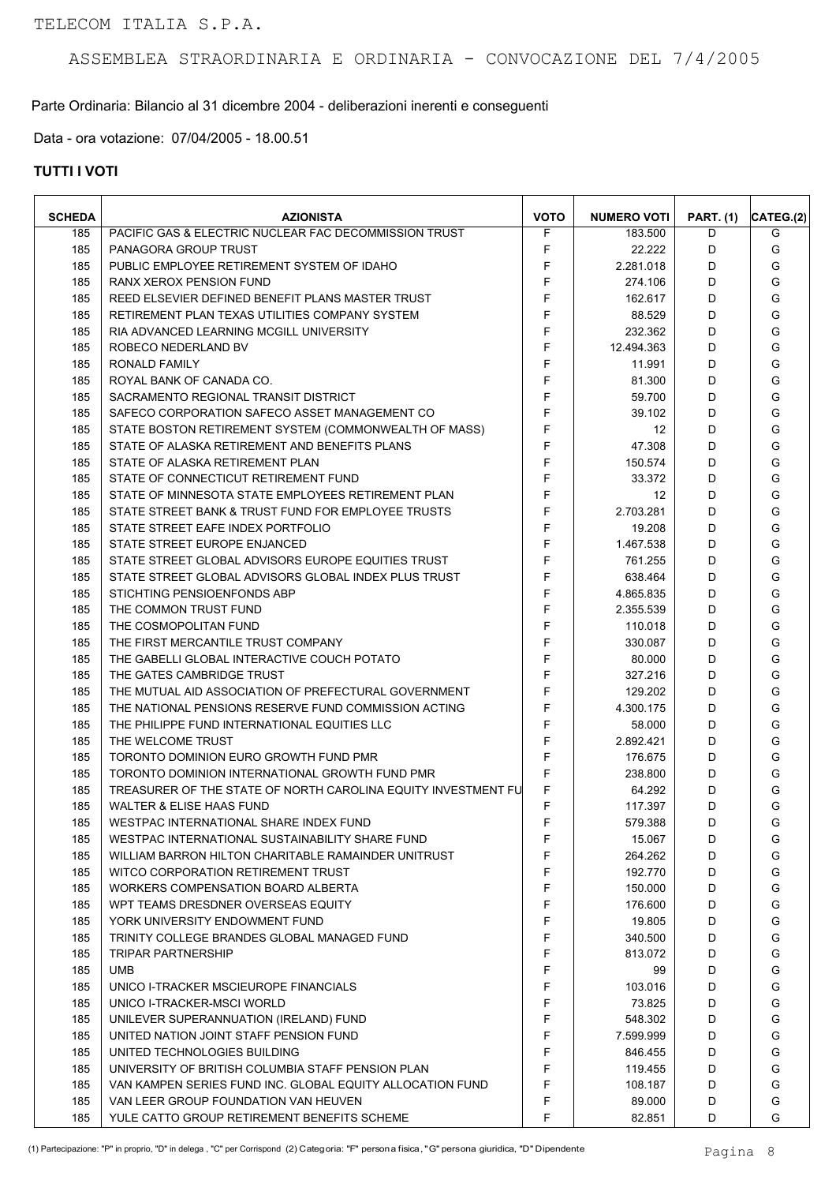TELECOM ITALIA S.P.A.

ASSEMBLEA STRAORDINARIA E ORDINARIA - CONVOCAZIONE DEL 7/4/2005

Parte Ordinaria: Bilancio al 31 dicembre 2004 - deliberazioni inerenti e conseguenti

Data - ora votazione: 07/04/2005 - 18.00.51

**TUTTI I VOTI**

| SCHEDA | AZIONISTA | VOTO | NUMERO VOTI | PART. (1) | CATEG.(2) |
|---|---|---|---|---|---|
| 185 | PACIFIC GAS & ELECTRIC NUCLEAR FAC DECOMMISSION TRUST | F | 183.500 | D | G |
| 185 | PANAGORA GROUP TRUST | F | 22.222 | D | G |
| 185 | PUBLIC EMPLOYEE RETIREMENT SYSTEM OF IDAHO | F | 2.281.018 | D | G |
| 185 | RANX XEROX PENSION FUND | F | 274.106 | D | G |
| 185 | REED ELSEVIER DEFINED BENEFIT PLANS MASTER TRUST | F | 162.617 | D | G |
| 185 | RETIREMENT PLAN TEXAS UTILITIES COMPANY SYSTEM | F | 88.529 | D | G |
| 185 | RIA ADVANCED LEARNING MCGILL UNIVERSITY | F | 232.362 | D | G |
| 185 | ROBECO NEDERLAND BV | F | 12.494.363 | D | G |
| 185 | RONALD FAMILY | F | 11.991 | D | G |
| 185 | ROYAL BANK OF CANADA CO. | F | 81.300 | D | G |
| 185 | SACRAMENTO REGIONAL TRANSIT DISTRICT | F | 59.700 | D | G |
| 185 | SAFECO CORPORATION SAFECO ASSET MANAGEMENT CO | F | 39.102 | D | G |
| 185 | STATE BOSTON RETIREMENT SYSTEM (COMMONWEALTH OF MASS) | F | 12 | D | G |
| 185 | STATE OF ALASKA RETIREMENT AND BENEFITS PLANS | F | 47.308 | D | G |
| 185 | STATE OF ALASKA RETIREMENT PLAN | F | 150.574 | D | G |
| 185 | STATE OF CONNECTICUT RETIREMENT FUND | F | 33.372 | D | G |
| 185 | STATE OF MINNESOTA STATE EMPLOYEES RETIREMENT PLAN | F | 12 | D | G |
| 185 | STATE STREET BANK & TRUST FUND FOR EMPLOYEE TRUSTS | F | 2.703.281 | D | G |
| 185 | STATE STREET EAFE INDEX PORTFOLIO | F | 19.208 | D | G |
| 185 | STATE STREET EUROPE ENJANCED | F | 1.467.538 | D | G |
| 185 | STATE STREET GLOBAL ADVISORS EUROPE EQUITIES TRUST | F | 761.255 | D | G |
| 185 | STATE STREET GLOBAL ADVISORS GLOBAL INDEX PLUS TRUST | F | 638.464 | D | G |
| 185 | STICHTING PENSIOENFONDS ABP | F | 4.865.835 | D | G |
| 185 | THE COMMON TRUST FUND | F | 2.355.539 | D | G |
| 185 | THE COSMOPOLITAN FUND | F | 110.018 | D | G |
| 185 | THE FIRST MERCANTILE TRUST COMPANY | F | 330.087 | D | G |
| 185 | THE GABELLI GLOBAL INTERACTIVE COUCH POTATO | F | 80.000 | D | G |
| 185 | THE GATES CAMBRIDGE TRUST | F | 327.216 | D | G |
| 185 | THE MUTUAL AID ASSOCIATION OF PREFECTURAL GOVERNMENT | F | 129.202 | D | G |
| 185 | THE NATIONAL PENSIONS RESERVE FUND COMMISSION ACTING | F | 4.300.175 | D | G |
| 185 | THE PHILIPPE FUND INTERNATIONAL EQUITIES LLC | F | 58.000 | D | G |
| 185 | THE WELCOME TRUST | F | 2.892.421 | D | G |
| 185 | TORONTO DOMINION EURO GROWTH FUND PMR | F | 176.675 | D | G |
| 185 | TORONTO DOMINION INTERNATIONAL GROWTH FUND PMR | F | 238.800 | D | G |
| 185 | TREASURER OF THE STATE OF NORTH CAROLINA EQUITY INVESTMENT FU | F | 64.292 | D | G |
| 185 | WALTER & ELISE HAAS FUND | F | 117.397 | D | G |
| 185 | WESTPAC INTERNATIONAL SHARE INDEX FUND | F | 579.388 | D | G |
| 185 | WESTPAC INTERNATIONAL SUSTAINABILITY SHARE FUND | F | 15.067 | D | G |
| 185 | WILLIAM BARRON HILTON CHARITABLE RAMAINDER UNITRUST | F | 264.262 | D | G |
| 185 | WITCO CORPORATION RETIREMENT TRUST | F | 192.770 | D | G |
| 185 | WORKERS COMPENSATION BOARD ALBERTA | F | 150.000 | D | G |
| 185 | WPT TEAMS DRESDNER OVERSEAS EQUITY | F | 176.600 | D | G |
| 185 | YORK UNIVERSITY ENDOWMENT FUND | F | 19.805 | D | G |
| 185 | TRINITY COLLEGE BRANDES GLOBAL MANAGED FUND | F | 340.500 | D | G |
| 185 | TRIPAR PARTNERSHIP | F | 813.072 | D | G |
| 185 | UMB | F | 99 | D | G |
| 185 | UNICO I-TRACKER MSCIEUROPE FINANCIALS | F | 103.016 | D | G |
| 185 | UNICO I-TRACKER-MSCI WORLD | F | 73.825 | D | G |
| 185 | UNILEVER SUPERANNUATION (IRELAND) FUND | F | 548.302 | D | G |
| 185 | UNITED NATION JOINT STAFF PENSION FUND | F | 7.599.999 | D | G |
| 185 | UNITED TECHNOLOGIES BUILDING | F | 846.455 | D | G |
| 185 | UNIVERSITY OF BRITISH COLUMBIA STAFF PENSION PLAN | F | 119.455 | D | G |
| 185 | VAN KAMPEN SERIES FUND INC. GLOBAL EQUITY ALLOCATION FUND | F | 108.187 | D | G |
| 185 | VAN LEER GROUP FOUNDATION VAN HEUVEN | F | 89.000 | D | G |
| 185 | YULE CATTO GROUP RETIREMENT BENEFITS SCHEME | F | 82.851 | D | G |

(1) Partecipazione: "P" in proprio, "D" in delega , "C" per Corrispond (2) Categoria: "F" persona fisica, "G" persona giuridica, "D" Dipendente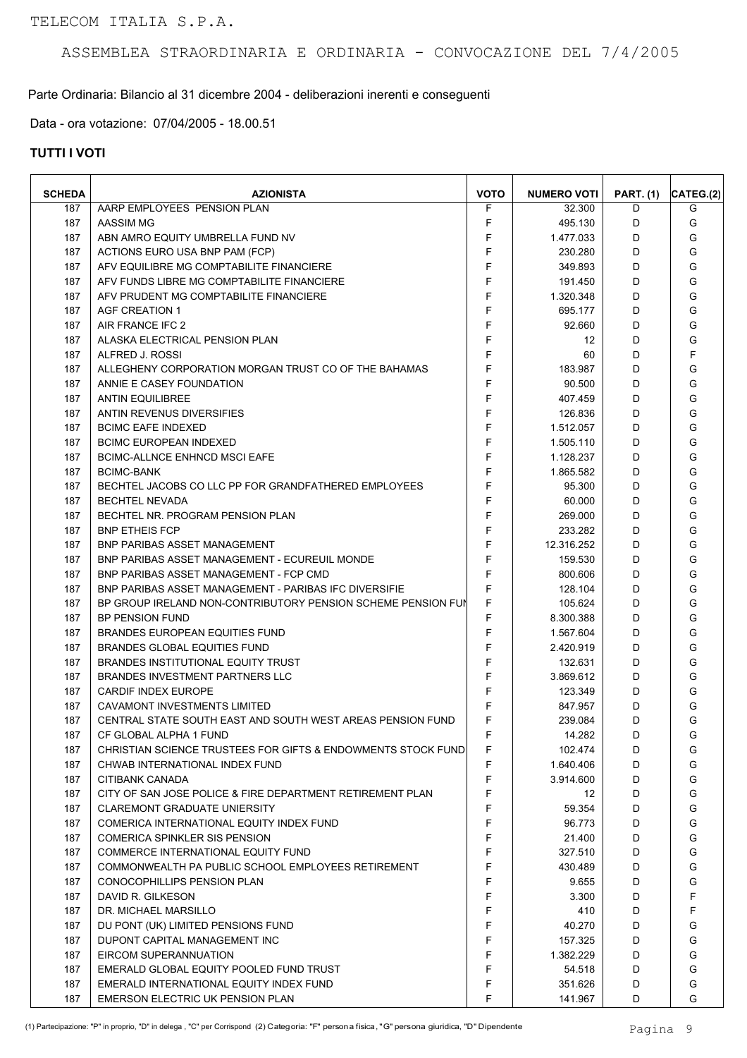TELECOM ITALIA S.P.A.

ASSEMBLEA STRAORDINARIA E ORDINARIA - CONVOCAZIONE DEL 7/4/2005

Parte Ordinaria: Bilancio al 31 dicembre 2004 - deliberazioni inerenti e conseguenti

Data - ora votazione: 07/04/2005 - 18.00.51

**TUTTI I VOTI**

| SCHEDA | AZIONISTA | VOTO | NUMERO VOTI | PART. (1) | CATEG.(2) |
|---|---|---|---|---|---|
| 187 | AARP EMPLOYEES PENSION PLAN | F | 32.300 | D | G |
| 187 | AASSIM MG | F | 495.130 | D | G |
| 187 | ABN AMRO EQUITY UMBRELLA FUND NV | F | 1.477.033 | D | G |
| 187 | ACTIONS EURO USA BNP PAM (FCP) | F | 230.280 | D | G |
| 187 | AFV EQUILIBRE MG COMPTABILITE FINANCIERE | F | 349.893 | D | G |
| 187 | AFV FUNDS LIBRE MG COMPTABILITE FINANCIERE | F | 191.450 | D | G |
| 187 | AFV PRUDENT MG COMPTABILITE FINANCIERE | F | 1.320.348 | D | G |
| 187 | AGF CREATION 1 | F | 695.177 | D | G |
| 187 | AIR FRANCE IFC 2 | F | 92.660 | D | G |
| 187 | ALASKA ELECTRICAL PENSION PLAN | F | 12 | D | G |
| 187 | ALFRED J. ROSSI | F | 60 | D | F |
| 187 | ALLEGHENY CORPORATION MORGAN TRUST CO OF THE BAHAMAS | F | 183.987 | D | G |
| 187 | ANNIE E CASEY FOUNDATION | F | 90.500 | D | G |
| 187 | ANTIN EQUILIBREE | F | 407.459 | D | G |
| 187 | ANTIN REVENUS DIVERSIFIES | F | 126.836 | D | G |
| 187 | BCIMC EAFE INDEXED | F | 1.512.057 | D | G |
| 187 | BCIMC EUROPEAN INDEXED | F | 1.505.110 | D | G |
| 187 | BCIMC-ALLNCE ENHNCD MSCI EAFE | F | 1.128.237 | D | G |
| 187 | BCIMC-BANK | F | 1.865.582 | D | G |
| 187 | BECHTEL JACOBS CO LLC PP FOR GRANDFATHERED EMPLOYEES | F | 95.300 | D | G |
| 187 | BECHTEL NEVADA | F | 60.000 | D | G |
| 187 | BECHTEL NR. PROGRAM PENSION PLAN | F | 269.000 | D | G |
| 187 | BNP ETHEIS FCP | F | 233.282 | D | G |
| 187 | BNP PARIBAS ASSET MANAGEMENT | F | 12.316.252 | D | G |
| 187 | BNP PARIBAS ASSET MANAGEMENT - ECUREUIL MONDE | F | 159.530 | D | G |
| 187 | BNP PARIBAS ASSET MANAGEMENT - FCP CMD | F | 800.606 | D | G |
| 187 | BNP PARIBAS ASSET MANAGEMENT - PARIBAS IFC DIVERSIFIE | F | 128.104 | D | G |
| 187 | BP GROUP IRELAND NON-CONTRIBUTORY PENSION SCHEME PENSION FUN | F | 105.624 | D | G |
| 187 | BP PENSION FUND | F | 8.300.388 | D | G |
| 187 | BRANDES EUROPEAN EQUITIES FUND | F | 1.567.604 | D | G |
| 187 | BRANDES GLOBAL EQUITIES FUND | F | 2.420.919 | D | G |
| 187 | BRANDES INSTITUTIONAL EQUITY TRUST | F | 132.631 | D | G |
| 187 | BRANDES INVESTMENT PARTNERS LLC | F | 3.869.612 | D | G |
| 187 | CARDIF INDEX EUROPE | F | 123.349 | D | G |
| 187 | CAVAMONT INVESTMENTS LIMITED | F | 847.957 | D | G |
| 187 | CENTRAL STATE SOUTH EAST AND SOUTH WEST AREAS PENSION FUND | F | 239.084 | D | G |
| 187 | CF GLOBAL ALPHA 1 FUND | F | 14.282 | D | G |
| 187 | CHRISTIAN SCIENCE TRUSTEES FOR GIFTS & ENDOWMENTS STOCK FUND | F | 102.474 | D | G |
| 187 | CHWAB INTERNATIONAL INDEX FUND | F | 1.640.406 | D | G |
| 187 | CITIBANK CANADA | F | 3.914.600 | D | G |
| 187 | CITY OF SAN JOSE POLICE & FIRE DEPARTMENT RETIREMENT PLAN | F | 12 | D | G |
| 187 | CLAREMONT GRADUATE UNIERSITY | F | 59.354 | D | G |
| 187 | COMERICA INTERNATIONAL EQUITY INDEX FUND | F | 96.773 | D | G |
| 187 | COMERICA SPINKLER SIS PENSION | F | 21.400 | D | G |
| 187 | COMMERCE INTERNATIONAL EQUITY FUND | F | 327.510 | D | G |
| 187 | COMMONWEALTH PA PUBLIC SCHOOL EMPLOYEES RETIREMENT | F | 430.489 | D | G |
| 187 | CONOCOPHILLIPS PENSION PLAN | F | 9.655 | D | G |
| 187 | DAVID R. GILKESON | F | 3.300 | D | F |
| 187 | DR. MICHAEL MARSILLO | F | 410 | D | F |
| 187 | DU PONT (UK) LIMITED PENSIONS FUND | F | 40.270 | D | G |
| 187 | DUPONT CAPITAL MANAGEMENT INC | F | 157.325 | D | G |
| 187 | EIRCOM SUPERANNUATION | F | 1.382.229 | D | G |
| 187 | EMERALD GLOBAL EQUITY POOLED FUND TRUST | F | 54.518 | D | G |
| 187 | EMERALD INTERNATIONAL EQUITY INDEX FUND | F | 351.626 | D | G |
| 187 | EMERSON ELECTRIC UK PENSION PLAN | F | 141.967 | D | G |

(1) Partecipazione: "P" in proprio, "D" in delega , "C" per Corrispond (2) Categoria: "F" persona fisica, "G" persona giuridica, "D" Dipendente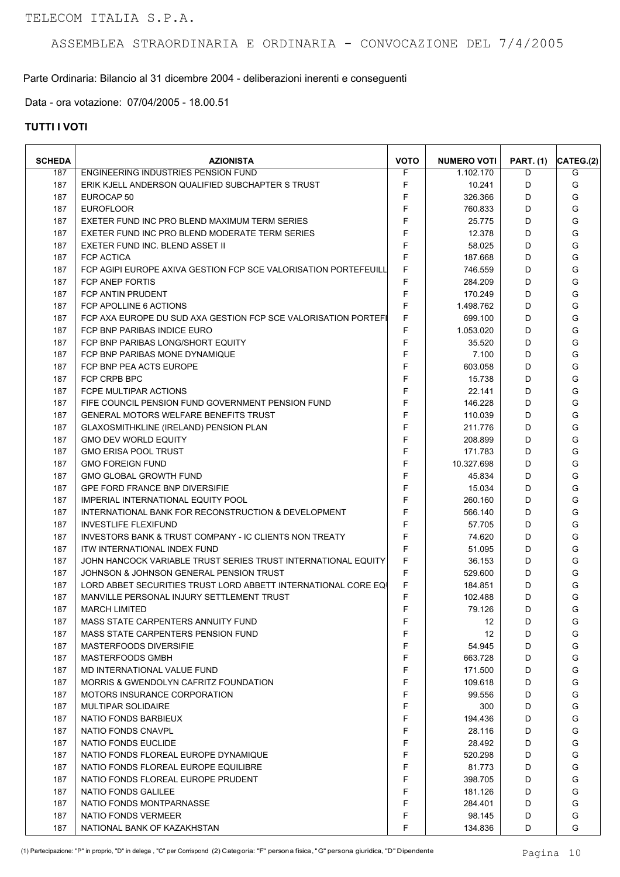TELECOM ITALIA S.P.A.

ASSEMBLEA STRAORDINARIA E ORDINARIA - CONVOCAZIONE DEL 7/4/2005

Parte Ordinaria: Bilancio al 31 dicembre 2004 - deliberazioni inerenti e conseguenti

Data - ora votazione: 07/04/2005 - 18.00.51

**TUTTI I VOTI**

| SCHEDA | AZIONISTA | VOTO | NUMERO VOTI | PART. (1) | CATEG.(2) |
|---|---|---|---|---|---|
| 187 | ENGINEERING INDUSTRIES PENSION FUND | F | 1.102.170 | D | G |
| 187 | ERIK KJELL ANDERSON QUALIFIED SUBCHAPTER S TRUST | F | 10.241 | D | G |
| 187 | EUROCAP 50 | F | 326.366 | D | G |
| 187 | EUROFLOOR | F | 760.833 | D | G |
| 187 | EXETER FUND INC PRO BLEND MAXIMUM TERM SERIES | F | 25.775 | D | G |
| 187 | EXETER FUND INC PRO BLEND MODERATE TERM SERIES | F | 12.378 | D | G |
| 187 | EXETER FUND INC. BLEND ASSET II | F | 58.025 | D | G |
| 187 | FCP ACTICA | F | 187.668 | D | G |
| 187 | FCP AGIPI EUROPE AXIVA GESTION FCP SCE VALORISATION PORTEFEUILL | F | 746.559 | D | G |
| 187 | FCP ANEP FORTIS | F | 284.209 | D | G |
| 187 | FCP ANTIN PRUDENT | F | 170.249 | D | G |
| 187 | FCP APOLLINE 6 ACTIONS | F | 1.498.762 | D | G |
| 187 | FCP AXA EUROPE DU SUD AXA GESTION FCP SCE VALORISATION PORTEFI | F | 699.100 | D | G |
| 187 | FCP BNP PARIBAS INDICE EURO | F | 1.053.020 | D | G |
| 187 | FCP BNP PARIBAS LONG/SHORT EQUITY | F | 35.520 | D | G |
| 187 | FCP BNP PARIBAS MONE DYNAMIQUE | F | 7.100 | D | G |
| 187 | FCP BNP PEA ACTS EUROPE | F | 603.058 | D | G |
| 187 | FCP CRPB BPC | F | 15.738 | D | G |
| 187 | FCPE MULTIPAR ACTIONS | F | 22.141 | D | G |
| 187 | FIFE COUNCIL PENSION FUND GOVERNMENT PENSION FUND | F | 146.228 | D | G |
| 187 | GENERAL MOTORS WELFARE BENEFITS TRUST | F | 110.039 | D | G |
| 187 | GLAXOSMITHKLINE (IRELAND) PENSION PLAN | F | 211.776 | D | G |
| 187 | GMO DEV WORLD EQUITY | F | 208.899 | D | G |
| 187 | GMO ERISA POOL TRUST | F | 171.783 | D | G |
| 187 | GMO FOREIGN FUND | F | 10.327.698 | D | G |
| 187 | GMO GLOBAL GROWTH FUND | F | 45.834 | D | G |
| 187 | GPE FORD FRANCE BNP DIVERSIFIE | F | 15.034 | D | G |
| 187 | IMPERIAL INTERNATIONAL EQUITY POOL | F | 260.160 | D | G |
| 187 | INTERNATIONAL BANK FOR RECONSTRUCTION & DEVELOPMENT | F | 566.140 | D | G |
| 187 | INVESTLIFE FLEXIFUND | F | 57.705 | D | G |
| 187 | INVESTORS BANK & TRUST COMPANY - IC CLIENTS NON TREATY | F | 74.620 | D | G |
| 187 | ITW INTERNATIONAL INDEX FUND | F | 51.095 | D | G |
| 187 | JOHN HANCOCK VARIABLE TRUST SERIES TRUST INTERNATIONAL EQUITY | F | 36.153 | D | G |
| 187 | JOHNSON & JOHNSON GENERAL PENSION TRUST | F | 529.600 | D | G |
| 187 | LORD ABBET SECURITIES TRUST LORD ABBETT INTERNATIONAL CORE EQ | F | 184.851 | D | G |
| 187 | MANVILLE PERSONAL INJURY SETTLEMENT TRUST | F | 102.488 | D | G |
| 187 | MARCH LIMITED | F | 79.126 | D | G |
| 187 | MASS STATE CARPENTERS ANNUITY FUND | F | 12 | D | G |
| 187 | MASS STATE CARPENTERS PENSION FUND | F | 12 | D | G |
| 187 | MASTERFOODS DIVERSIFIE | F | 54.945 | D | G |
| 187 | MASTERFOODS GMBH | F | 663.728 | D | G |
| 187 | MD INTERNATIONAL VALUE FUND | F | 171.500 | D | G |
| 187 | MORRIS & GWENDOLYN CAFRITZ FOUNDATION | F | 109.618 | D | G |
| 187 | MOTORS INSURANCE CORPORATION | F | 99.556 | D | G |
| 187 | MULTIPAR SOLIDAIRE | F | 300 | D | G |
| 187 | NATIO FONDS BARBIEUX | F | 194.436 | D | G |
| 187 | NATIO FONDS CNAVPL | F | 28.116 | D | G |
| 187 | NATIO FONDS EUCLIDE | F | 28.492 | D | G |
| 187 | NATIO FONDS FLOREAL EUROPE DYNAMIQUE | F | 520.298 | D | G |
| 187 | NATIO FONDS FLOREAL EUROPE EQUILIBRE | F | 81.773 | D | G |
| 187 | NATIO FONDS FLOREAL EUROPE PRUDENT | F | 398.705 | D | G |
| 187 | NATIO FONDS GALILEE | F | 181.126 | D | G |
| 187 | NATIO FONDS MONTPARNASSE | F | 284.401 | D | G |
| 187 | NATIO FONDS VERMEER | F | 98.145 | D | G |
| 187 | NATIONAL BANK OF KAZAKHSTAN | F | 134.836 | D | G |

(1) Partecipazione: "P" in proprio, "D" in delega , "C" per Corrispond (2) Categoria: "F" persona fisica, "G" persona giuridica, "D" Dipendente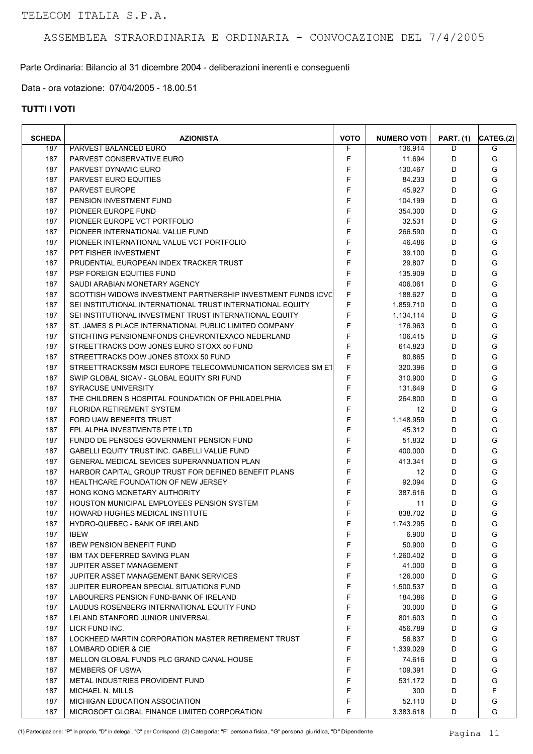TELECOM ITALIA S.P.A.

ASSEMBLEA STRAORDINARIA E ORDINARIA - CONVOCAZIONE DEL 7/4/2005

Parte Ordinaria: Bilancio al 31 dicembre 2004 - deliberazioni inerenti e conseguenti

Data - ora votazione: 07/04/2005 - 18.00.51

**TUTTI I VOTI**

| SCHEDA | AZIONISTA | VOTO | NUMERO VOTI | PART. (1) | CATEG.(2) |
|---|---|---|---|---|---|
| 187 | PARVEST BALANCED EURO | F | 136.914 | D | G |
| 187 | PARVEST CONSERVATIVE EURO | F | 11.694 | D | G |
| 187 | PARVEST DYNAMIC EURO | F | 130.467 | D | G |
| 187 | PARVEST EURO EQUITIES | F | 84.233 | D | G |
| 187 | PARVEST EUROPE | F | 45.927 | D | G |
| 187 | PENSION INVESTMENT FUND | F | 104.199 | D | G |
| 187 | PIONEER EUROPE FUND | F | 354.300 | D | G |
| 187 | PIONEER EUROPE VCT PORTFOLIO | F | 32.531 | D | G |
| 187 | PIONEER INTERNATIONAL VALUE FUND | F | 266.590 | D | G |
| 187 | PIONEER INTERNATIONAL VALUE VCT PORTFOLIO | F | 46.486 | D | G |
| 187 | PPT FISHER INVESTMENT | F | 39.100 | D | G |
| 187 | PRUDENTIAL EUROPEAN INDEX TRACKER TRUST | F | 29.807 | D | G |
| 187 | PSP FOREIGN EQUITIES FUND | F | 135.909 | D | G |
| 187 | SAUDI ARABIAN MONETARY AGENCY | F | 406.061 | D | G |
| 187 | SCOTTISH WIDOWS INVESTMENT PARTNERSHIP INVESTMENT FUNDS ICVC | F | 188.627 | D | G |
| 187 | SEI INSTITUTIONAL INTERNATIONAL TRUST INTERNATIONAL EQUITY | F | 1.859.710 | D | G |
| 187 | SEI INSTITUTIONAL INVESTMENT TRUST INTERNATIONAL EQUITY | F | 1.134.114 | D | G |
| 187 | ST. JAMES S PLACE INTERNATIONAL PUBLIC LIMITED COMPANY | F | 176.963 | D | G |
| 187 | STICHTING PENSIONENFONDS CHEVRONTEXACO NEDERLAND | F | 106.415 | D | G |
| 187 | STREETTRACKS DOW JONES EURO STOXX 50 FUND | F | 614.823 | D | G |
| 187 | STREETTRACKS DOW JONES STOXX 50 FUND | F | 80.865 | D | G |
| 187 | STREETTRACKSSM MSCI EUROPE TELECOMMUNICATION SERVICES SM ET | F | 320.396 | D | G |
| 187 | SWIP GLOBAL SICAV - GLOBAL EQUITY SRI FUND | F | 310.900 | D | G |
| 187 | SYRACUSE UNIVERSITY | F | 131.649 | D | G |
| 187 | THE CHILDREN S HOSPITAL FOUNDATION OF PHILADELPHIA | F | 264.800 | D | G |
| 187 | FLORIDA RETIREMENT SYSTEM | F | 12 | D | G |
| 187 | FORD UAW BENEFITS TRUST | F | 1.148.959 | D | G |
| 187 | FPL ALPHA INVESTMENTS PTE LTD | F | 45.312 | D | G |
| 187 | FUNDO DE PENSOES GOVERNMENT PENSION FUND | F | 51.832 | D | G |
| 187 | GABELLI EQUITY TRUST INC. GABELLI VALUE FUND | F | 400.000 | D | G |
| 187 | GENERAL MEDICAL SEVICES SUPERANNUATION PLAN | F | 413.341 | D | G |
| 187 | HARBOR CAPITAL GROUP TRUST FOR DEFINED BENEFIT PLANS | F | 12 | D | G |
| 187 | HEALTHCARE FOUNDATION OF NEW JERSEY | F | 92.094 | D | G |
| 187 | HONG KONG MONETARY AUTHORITY | F | 387.616 | D | G |
| 187 | HOUSTON MUNICIPAL EMPLOYEES PENSION SYSTEM | F | 11 | D | G |
| 187 | HOWARD HUGHES MEDICAL INSTITUTE | F | 838.702 | D | G |
| 187 | HYDRO-QUEBEC - BANK OF IRELAND | F | 1.743.295 | D | G |
| 187 | IBEW | F | 6.900 | D | G |
| 187 | IBEW PENSION BENEFIT FUND | F | 50.900 | D | G |
| 187 | IBM TAX DEFERRED SAVING PLAN | F | 1.260.402 | D | G |
| 187 | JUPITER ASSET MANAGEMENT | F | 41.000 | D | G |
| 187 | JUPITER ASSET MANAGEMENT BANK SERVICES | F | 126.000 | D | G |
| 187 | JUPITER EUROPEAN SPECIAL SITUATIONS FUND | F | 1.500.537 | D | G |
| 187 | LABOURERS PENSION FUND-BANK OF IRELAND | F | 184.386 | D | G |
| 187 | LAUDUS ROSENBERG INTERNATIONAL EQUITY FUND | F | 30.000 | D | G |
| 187 | LELAND STANFORD JUNIOR UNIVERSAL | F | 801.603 | D | G |
| 187 | LICR FUND INC. | F | 456.789 | D | G |
| 187 | LOCKHEED MARTIN CORPORATION MASTER RETIREMENT TRUST | F | 56.837 | D | G |
| 187 | LOMBARD ODIER & CIE | F | 1.339.029 | D | G |
| 187 | MELLON GLOBAL FUNDS PLC GRAND CANAL HOUSE | F | 74.616 | D | G |
| 187 | MEMBERS OF USWA | F | 109.391 | D | G |
| 187 | METAL INDUSTRIES PROVIDENT FUND | F | 531.172 | D | G |
| 187 | MICHAEL N. MILLS | F | 300 | D | F |
| 187 | MICHIGAN EDUCATION ASSOCIATION | F | 52.110 | D | G |
| 187 | MICROSOFT GLOBAL FINANCE LIMITED CORPORATION | F | 3.383.618 | D | G |

(1) Partecipazione: "P" in proprio, "D" in delega , "C" per Corrispond (2) Categoria: "F" persona fisica, "G" persona giuridica, "D" Dipendente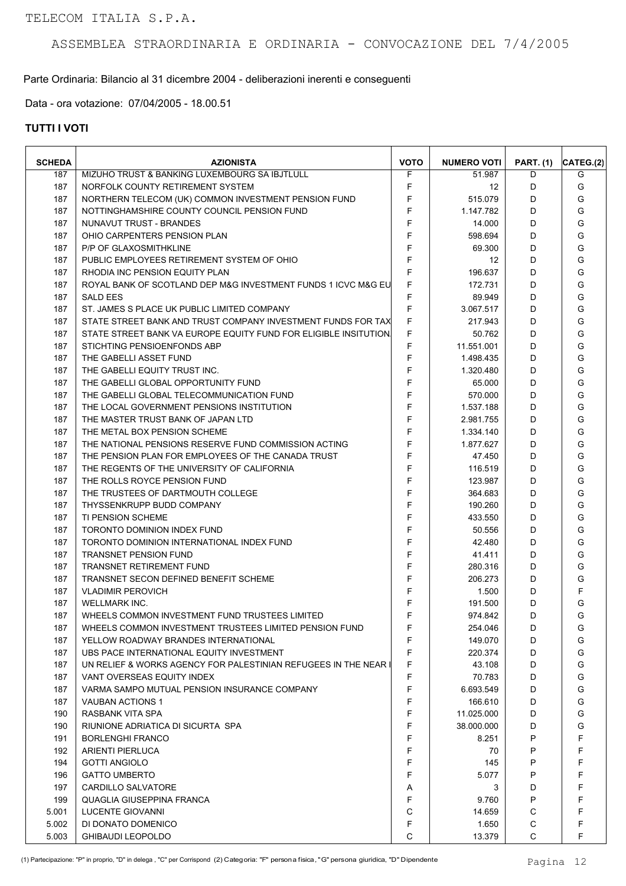TELECOM ITALIA S.P.A.

ASSEMBLEA STRAORDINARIA E ORDINARIA - CONVOCAZIONE DEL 7/4/2005

Parte Ordinaria: Bilancio al 31 dicembre 2004 - deliberazioni inerenti e conseguenti

Data - ora votazione: 07/04/2005 - 18.00.51

**TUTTI I VOTI**

| SCHEDA | AZIONISTA | VOTO | NUMERO VOTI | PART. (1) | CATEG.(2) |
|---|---|---|---|---|---|
| 187 | MIZUHO TRUST & BANKING LUXEMBOURG SA IBJTLULL | F | 51.987 | D | G |
| 187 | NORFOLK COUNTY RETIREMENT SYSTEM | F | 12 | D | G |
| 187 | NORTHERN TELECOM (UK) COMMON INVESTMENT PENSION FUND | F | 515.079 | D | G |
| 187 | NOTTINGHAMSHIRE COUNTY COUNCIL PENSION FUND | F | 1.147.782 | D | G |
| 187 | NUNAVUT TRUST - BRANDES | F | 14.000 | D | G |
| 187 | OHIO CARPENTERS PENSION PLAN | F | 598.694 | D | G |
| 187 | P/P OF GLAXOSMITHKLINE | F | 69.300 | D | G |
| 187 | PUBLIC EMPLOYEES RETIREMENT SYSTEM OF OHIO | F | 12 | D | G |
| 187 | RHODIA INC PENSION EQUITY PLAN | F | 196.637 | D | G |
| 187 | ROYAL BANK OF SCOTLAND DEP M&G INVESTMENT FUNDS 1 ICVC M&G EU | F | 172.731 | D | G |
| 187 | SALD EES | F | 89.949 | D | G |
| 187 | ST. JAMES S PLACE UK PUBLIC LIMITED COMPANY | F | 3.067.517 | D | G |
| 187 | STATE STREET BANK AND TRUST COMPANY INVESTMENT FUNDS FOR TAX | F | 217.943 | D | G |
| 187 | STATE STREET BANK VA EUROPE EQUITY FUND FOR ELIGIBLE INSITUTION | F | 50.762 | D | G |
| 187 | STICHTING PENSIOENFONDS ABP | F | 11.551.001 | D | G |
| 187 | THE GABELLI ASSET FUND | F | 1.498.435 | D | G |
| 187 | THE GABELLI EQUITY TRUST INC. | F | 1.320.480 | D | G |
| 187 | THE GABELLI GLOBAL OPPORTUNITY FUND | F | 65.000 | D | G |
| 187 | THE GABELLI GLOBAL TELECOMMUNICATION FUND | F | 570.000 | D | G |
| 187 | THE LOCAL GOVERNMENT PENSIONS INSTITUTION | F | 1.537.188 | D | G |
| 187 | THE MASTER TRUST BANK OF JAPAN LTD | F | 2.981.755 | D | G |
| 187 | THE METAL BOX PENSION SCHEME | F | 1.334.140 | D | G |
| 187 | THE NATIONAL PENSIONS RESERVE FUND COMMISSION ACTING | F | 1.877.627 | D | G |
| 187 | THE PENSION PLAN FOR EMPLOYEES OF THE CANADA TRUST | F | 47.450 | D | G |
| 187 | THE REGENTS OF THE UNIVERSITY OF CALIFORNIA | F | 116.519 | D | G |
| 187 | THE ROLLS ROYCE PENSION FUND | F | 123.987 | D | G |
| 187 | THE TRUSTEES OF DARTMOUTH COLLEGE | F | 364.683 | D | G |
| 187 | THYSSENKRUPP BUDD COMPANY | F | 190.260 | D | G |
| 187 | TI PENSION SCHEME | F | 433.550 | D | G |
| 187 | TORONTO DOMINION INDEX FUND | F | 50.556 | D | G |
| 187 | TORONTO DOMINION INTERNATIONAL INDEX FUND | F | 42.480 | D | G |
| 187 | TRANSNET PENSION FUND | F | 41.411 | D | G |
| 187 | TRANSNET RETIREMENT FUND | F | 280.316 | D | G |
| 187 | TRANSNET SECON DEFINED BENEFIT SCHEME | F | 206.273 | D | G |
| 187 | VLADIMIR PEROVICH | F | 1.500 | D | F |
| 187 | WELLMARK INC. | F | 191.500 | D | G |
| 187 | WHEELS COMMON INVESTMENT FUND TRUSTEES LIMITED | F | 974.842 | D | G |
| 187 | WHEELS COMMON INVESTMENT TRUSTEES LIMITED PENSION FUND | F | 254.046 | D | G |
| 187 | YELLOW ROADWAY BRANDES INTERNATIONAL | F | 149.070 | D | G |
| 187 | UBS PACE INTERNATIONAL EQUITY INVESTMENT | F | 220.374 | D | G |
| 187 | UN RELIEF & WORKS AGENCY FOR PALESTINIAN REFUGEES IN THE NEAR I | F | 43.108 | D | G |
| 187 | VANT OVERSEAS EQUITY INDEX | F | 70.783 | D | G |
| 187 | VARMA SAMPO MUTUAL PENSION INSURANCE COMPANY | F | 6.693.549 | D | G |
| 187 | VAUBAN ACTIONS 1 | F | 166.610 | D | G |
| 190 | RASBANK VITA SPA | F | 11.025.000 | D | G |
| 190 | RIUNIONE ADRIATICA DI SICURTA SPA | F | 38.000.000 | D | G |
| 191 | BORLENGHI FRANCO | F | 8.251 | P | F |
| 192 | ARIENTI PIERLUCA | F | 70 | P | F |
| 194 | GOTTI ANGIOLO | F | 145 | P | F |
| 196 | GATTO UMBERTO | F | 5.077 | P | F |
| 197 | CARDILLO SALVATORE | A | 3 | D | F |
| 199 | QUAGLIA GIUSEPPINA FRANCA | F | 9.760 | P | F |
| 5.001 | LUCENTE GIOVANNI | C | 14.659 | C | F |
| 5.002 | DI DONATO DOMENICO | F | 1.650 | C | F |
| 5.003 | GHIBAUDI LEOPOLDO | C | 13.379 | C | F |

(1) Partecipazione: "P" in proprio, "D" in delega , "C" per Corrispond (2) Categoria: "F" persona fisica, "G" persona giuridica, "D" Dipendente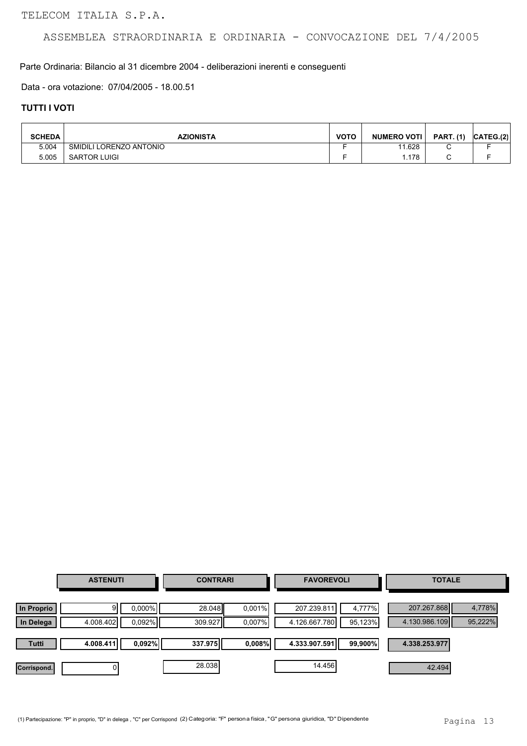TELECOM ITALIA S.P.A.

ASSEMBLEA STRAORDINARIA E ORDINARIA - CONVOCAZIONE DEL 7/4/2005

Parte Ordinaria: Bilancio al 31 dicembre 2004 - deliberazioni inerenti e conseguenti

Data - ora votazione: 07/04/2005 - 18.00.51

**TUTTI I VOTI**

| SCHEDA | AZIONISTA | VOTO | NUMERO VOTI | PART. (1) | CATEG.(2) |
|---|---|---|---|---|---|
| 5.004 | SMIDILI LORENZO ANTONIO | F | 11.628 | C | F |
| 5.005 | SARTOR LUIGI | F | 1.178 | C | F |

| | ASTENUTI | | CONTRARI | | FAVOREVOLI | | TOTALE | |
|---|---|---|---|---|---|---|---|---|
| In Proprio | 9 | 0,000% | 28.048 | 0,001% | 207.239.811 | 4,777% | 207.267.868 | 4,778% |
| In Delega | 4.008.402 | 0,092% | 309.927 | 0,007% | 4.126.667.780 | 95,123% | 4.130.986.109 | 95,222% |
| **Tutti** | **4.008.411** | **0,092%** | **337.975** | **0,008%** | **4.333.907.591** | **99,900%** | **4.338.253.977** | |
| Corrispond. | 0 | | 28.038 | | 14.456 | | 42.494 | |

(1) Partecipazione: "P" in proprio, "D" in delega , "C" per Corrispond (2) Categoria: "F" persona fisica, "G" persona giuridica, "D" Dipendente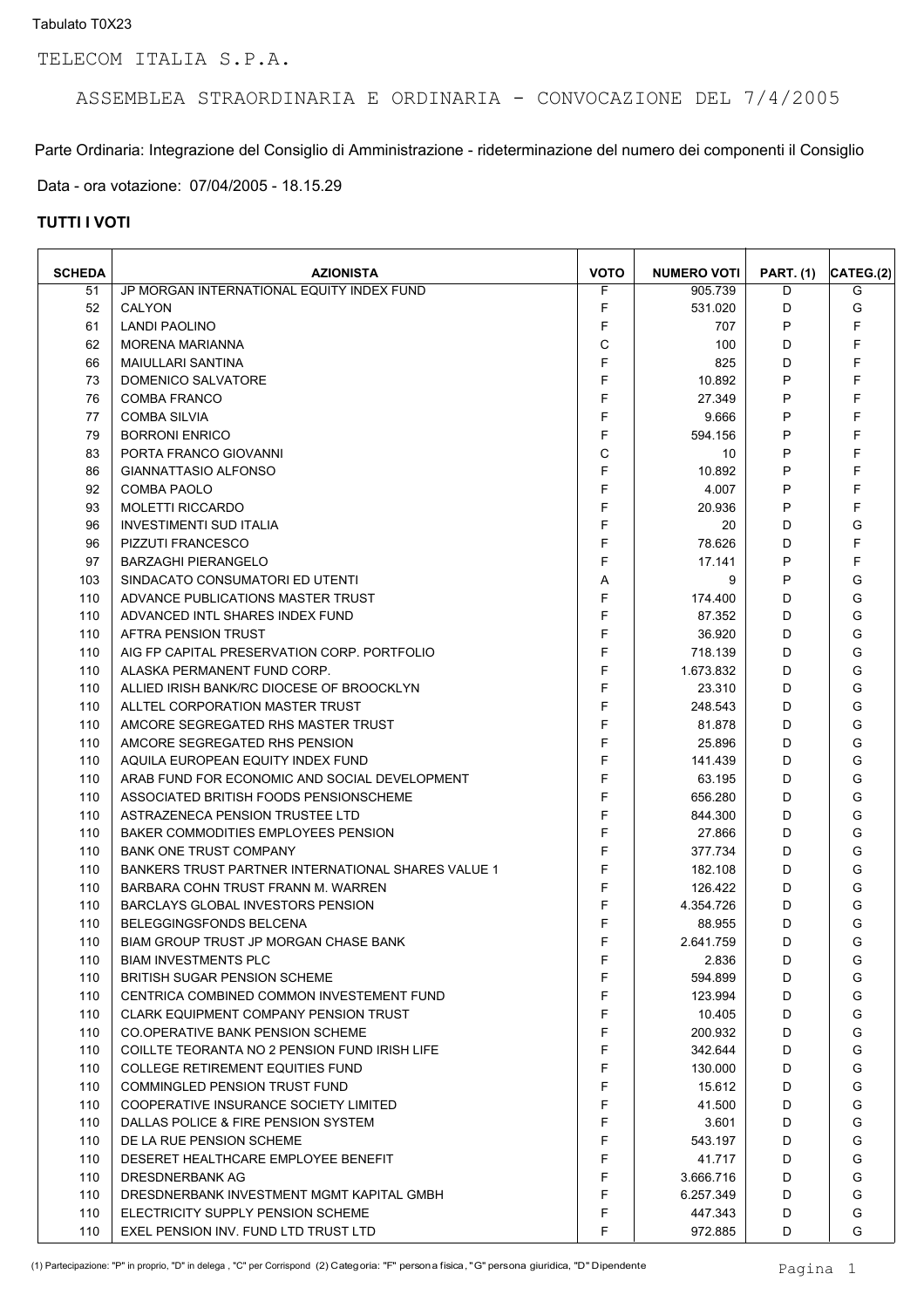Tabulato T0X23

TELECOM ITALIA S.P.A.

ASSEMBLEA STRAORDINARIA E ORDINARIA - CONVOCAZIONE DEL 7/4/2005

Parte Ordinaria: Integrazione del Consiglio di Amministrazione - rideterminazione del numero dei componenti il Consiglio

Data - ora votazione: 07/04/2005 - 18.15.29

**TUTTI I VOTI**

| SCHEDA | AZIONISTA | VOTO | NUMERO VOTI | PART. (1) | CATEG.(2) |
|---|---|---|---|---|---|
| 51 | JP MORGAN INTERNATIONAL EQUITY INDEX FUND | F | 905.739 | D | G |
| 52 | CALYON | F | 531.020 | D | G |
| 61 | LANDI PAOLINO | F | 707 | P | F |
| 62 | MORENA MARIANNA | C | 100 | D | F |
| 66 | MAIULLARI SANTINA | F | 825 | D | F |
| 73 | DOMENICO SALVATORE | F | 10.892 | P | F |
| 76 | COMBA FRANCO | F | 27.349 | P | F |
| 77 | COMBA SILVIA | F | 9.666 | P | F |
| 79 | BORRONI ENRICO | F | 594.156 | P | F |
| 83 | PORTA FRANCO GIOVANNI | C | 10 | P | F |
| 86 | GIANNATTASIO ALFONSO | F | 10.892 | P | F |
| 92 | COMBA PAOLO | F | 4.007 | P | F |
| 93 | MOLETTI RICCARDO | F | 20.936 | P | F |
| 96 | INVESTIMENTI SUD ITALIA | F | 20 | D | G |
| 96 | PIZZUTI FRANCESCO | F | 78.626 | D | F |
| 97 | BARZAGHI PIERANGELO | F | 17.141 | P | F |
| 103 | SINDACATO CONSUMATORI ED UTENTI | A | 9 | P | G |
| 110 | ADVANCE PUBLICATIONS MASTER TRUST | F | 174.400 | D | G |
| 110 | ADVANCED INTL SHARES INDEX FUND | F | 87.352 | D | G |
| 110 | AFTRA PENSION TRUST | F | 36.920 | D | G |
| 110 | AIG FP CAPITAL PRESERVATION CORP. PORTFOLIO | F | 718.139 | D | G |
| 110 | ALASKA PERMANENT FUND CORP. | F | 1.673.832 | D | G |
| 110 | ALLIED IRISH BANK/RC DIOCESE OF BROOCKLYN | F | 23.310 | D | G |
| 110 | ALLTEL CORPORATION MASTER TRUST | F | 248.543 | D | G |
| 110 | AMCORE SEGREGATED RHS MASTER TRUST | F | 81.878 | D | G |
| 110 | AMCORE SEGREGATED RHS PENSION | F | 25.896 | D | G |
| 110 | AQUILA EUROPEAN EQUITY INDEX FUND | F | 141.439 | D | G |
| 110 | ARAB FUND FOR ECONOMIC AND SOCIAL DEVELOPMENT | F | 63.195 | D | G |
| 110 | ASSOCIATED BRITISH FOODS PENSIONSCHEME | F | 656.280 | D | G |
| 110 | ASTRAZENECA PENSION TRUSTEE LTD | F | 844.300 | D | G |
| 110 | BAKER COMMODITIES EMPLOYEES PENSION | F | 27.866 | D | G |
| 110 | BANK ONE TRUST COMPANY | F | 377.734 | D | G |
| 110 | BANKERS TRUST PARTNER INTERNATIONAL SHARES VALUE 1 | F | 182.108 | D | G |
| 110 | BARBARA COHN TRUST FRANN M. WARREN | F | 126.422 | D | G |
| 110 | BARCLAYS GLOBAL INVESTORS PENSION | F | 4.354.726 | D | G |
| 110 | BELEGGINGSFONDS BELCENA | F | 88.955 | D | G |
| 110 | BIAM GROUP TRUST JP MORGAN CHASE BANK | F | 2.641.759 | D | G |
| 110 | BIAM INVESTMENTS PLC | F | 2.836 | D | G |
| 110 | BRITISH SUGAR PENSION SCHEME | F | 594.899 | D | G |
| 110 | CENTRICA COMBINED COMMON INVESTEMENT FUND | F | 123.994 | D | G |
| 110 | CLARK EQUIPMENT COMPANY PENSION TRUST | F | 10.405 | D | G |
| 110 | CO.OPERATIVE BANK PENSION SCHEME | F | 200.932 | D | G |
| 110 | COILLTE TEORANTA NO 2 PENSION FUND IRISH LIFE | F | 342.644 | D | G |
| 110 | COLLEGE RETIREMENT EQUITIES FUND | F | 130.000 | D | G |
| 110 | COMMINGLED PENSION TRUST FUND | F | 15.612 | D | G |
| 110 | COOPERATIVE INSURANCE SOCIETY LIMITED | F | 41.500 | D | G |
| 110 | DALLAS POLICE & FIRE PENSION SYSTEM | F | 3.601 | D | G |
| 110 | DE LA RUE PENSION SCHEME | F | 543.197 | D | G |
| 110 | DESERET HEALTHCARE EMPLOYEE BENEFIT | F | 41.717 | D | G |
| 110 | DRESDNERBANK AG | F | 3.666.716 | D | G |
| 110 | DRESDNERBANK INVESTMENT MGMT KAPITAL GMBH | F | 6.257.349 | D | G |
| 110 | ELECTRICITY SUPPLY PENSION SCHEME | F | 447.343 | D | G |
| 110 | EXEL PENSION INV. FUND LTD TRUST LTD | F | 972.885 | D | G |

(1) Partecipazione: "P" in proprio, "D" in delega , "C" per Corrispond (2) Categoria: "F" persona fisica, "G" persona giuridica, "D" Dipendente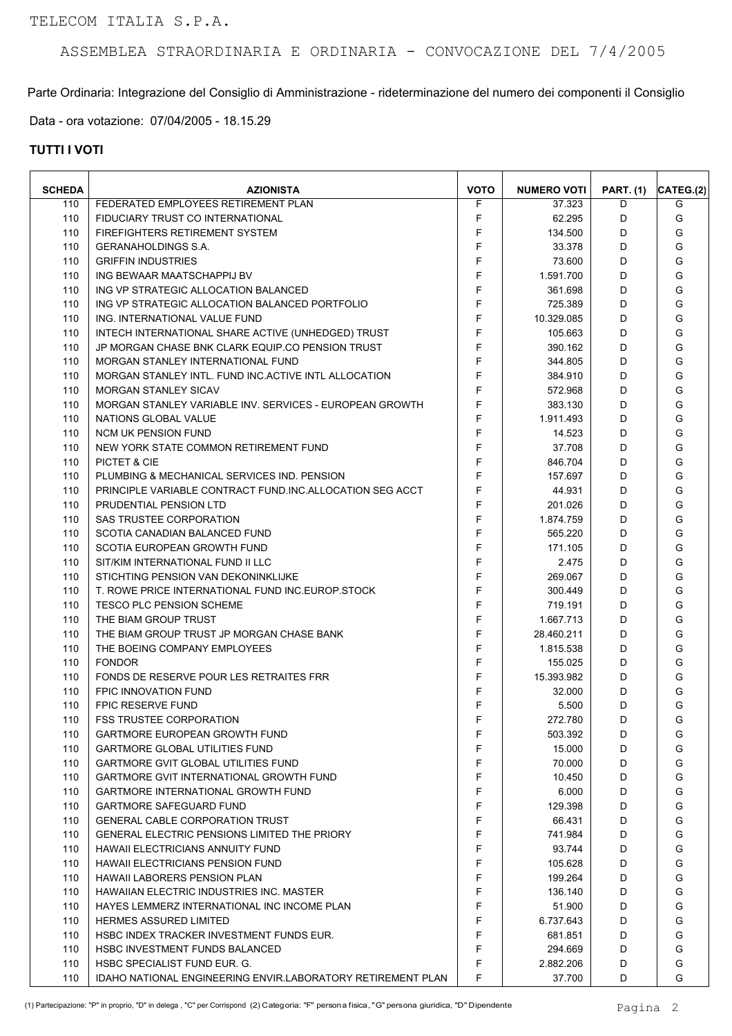TELECOM ITALIA S.P.A.

ASSEMBLEA STRAORDINARIA E ORDINARIA - CONVOCAZIONE DEL 7/4/2005

Parte Ordinaria: Integrazione del Consiglio di Amministrazione - rideterminazione del numero dei componenti il Consiglio

Data - ora votazione: 07/04/2005 - 18.15.29

**TUTTI I VOTI**

| SCHEDA | AZIONISTA | VOTO | NUMERO VOTI | PART. (1) | CATEG.(2) |
|---|---|---|---|---|---|
| 110 | FEDERATED EMPLOYEES RETIREMENT PLAN | F | 37.323 | D | G |
| 110 | FIDUCIARY TRUST CO INTERNATIONAL | F | 62.295 | D | G |
| 110 | FIREFIGHTERS RETIREMENT SYSTEM | F | 134.500 | D | G |
| 110 | GERANAHOLDINGS S.A. | F | 33.378 | D | G |
| 110 | GRIFFIN INDUSTRIES | F | 73.600 | D | G |
| 110 | ING BEWAAR MAATSCHAPPIJ BV | F | 1.591.700 | D | G |
| 110 | ING VP STRATEGIC ALLOCATION BALANCED | F | 361.698 | D | G |
| 110 | ING VP STRATEGIC ALLOCATION BALANCED PORTFOLIO | F | 725.389 | D | G |
| 110 | ING. INTERNATIONAL VALUE FUND | F | 10.329.085 | D | G |
| 110 | INTECH INTERNATIONAL SHARE ACTIVE (UNHEDGED) TRUST | F | 105.663 | D | G |
| 110 | JP MORGAN CHASE BNK CLARK EQUIP.CO PENSION TRUST | F | 390.162 | D | G |
| 110 | MORGAN STANLEY INTERNATIONAL FUND | F | 344.805 | D | G |
| 110 | MORGAN STANLEY INTL. FUND INC.ACTIVE INTL ALLOCATION | F | 384.910 | D | G |
| 110 | MORGAN STANLEY SICAV | F | 572.968 | D | G |
| 110 | MORGAN STANLEY VARIABLE INV. SERVICES - EUROPEAN GROWTH | F | 383.130 | D | G |
| 110 | NATIONS GLOBAL VALUE | F | 1.911.493 | D | G |
| 110 | NCM UK PENSION FUND | F | 14.523 | D | G |
| 110 | NEW YORK STATE COMMON RETIREMENT FUND | F | 37.708 | D | G |
| 110 | PICTET & CIE | F | 846.704 | D | G |
| 110 | PLUMBING & MECHANICAL SERVICES IND. PENSION | F | 157.697 | D | G |
| 110 | PRINCIPLE VARIABLE CONTRACT FUND.INC.ALLOCATION SEG ACCT | F | 44.931 | D | G |
| 110 | PRUDENTIAL PENSION LTD | F | 201.026 | D | G |
| 110 | SAS TRUSTEE CORPORATION | F | 1.874.759 | D | G |
| 110 | SCOTIA CANADIAN BALANCED FUND | F | 565.220 | D | G |
| 110 | SCOTIA EUROPEAN GROWTH FUND | F | 171.105 | D | G |
| 110 | SIT/KIM INTERNATIONAL FUND II LLC | F | 2.475 | D | G |
| 110 | STICHTING PENSION VAN DEKONINKLIJKE | F | 269.067 | D | G |
| 110 | T. ROWE PRICE INTERNATIONAL FUND INC.EUROP.STOCK | F | 300.449 | D | G |
| 110 | TESCO PLC PENSION SCHEME | F | 719.191 | D | G |
| 110 | THE BIAM GROUP TRUST | F | 1.667.713 | D | G |
| 110 | THE BIAM GROUP TRUST JP MORGAN CHASE BANK | F | 28.460.211 | D | G |
| 110 | THE BOEING COMPANY EMPLOYEES | F | 1.815.538 | D | G |
| 110 | FONDOR | F | 155.025 | D | G |
| 110 | FONDS DE RESERVE POUR LES RETRAITES FRR | F | 15.393.982 | D | G |
| 110 | FPIC INNOVATION FUND | F | 32.000 | D | G |
| 110 | FPIC RESERVE FUND | F | 5.500 | D | G |
| 110 | FSS TRUSTEE CORPORATION | F | 272.780 | D | G |
| 110 | GARTMORE EUROPEAN GROWTH FUND | F | 503.392 | D | G |
| 110 | GARTMORE GLOBAL UTILITIES FUND | F | 15.000 | D | G |
| 110 | GARTMORE GVIT GLOBAL UTILITIES FUND | F | 70.000 | D | G |
| 110 | GARTMORE GVIT INTERNATIONAL GROWTH FUND | F | 10.450 | D | G |
| 110 | GARTMORE INTERNATIONAL GROWTH FUND | F | 6.000 | D | G |
| 110 | GARTMORE SAFEGUARD FUND | F | 129.398 | D | G |
| 110 | GENERAL CABLE CORPORATION TRUST | F | 66.431 | D | G |
| 110 | GENERAL ELECTRIC PENSIONS LIMITED THE PRIORY | F | 741.984 | D | G |
| 110 | HAWAII ELECTRICIANS ANNUITY FUND | F | 93.744 | D | G |
| 110 | HAWAII ELECTRICIANS PENSION FUND | F | 105.628 | D | G |
| 110 | HAWAII LABORERS PENSION PLAN | F | 199.264 | D | G |
| 110 | HAWAIIAN ELECTRIC INDUSTRIES INC. MASTER | F | 136.140 | D | G |
| 110 | HAYES LEMMERZ INTERNATIONAL INC INCOME PLAN | F | 51.900 | D | G |
| 110 | HERMES ASSURED LIMITED | F | 6.737.643 | D | G |
| 110 | HSBC INDEX TRACKER INVESTMENT FUNDS EUR. | F | 681.851 | D | G |
| 110 | HSBC INVESTMENT FUNDS BALANCED | F | 294.669 | D | G |
| 110 | HSBC SPECIALIST FUND EUR. G. | F | 2.882.206 | D | G |
| 110 | IDAHO NATIONAL ENGINEERING ENVIR.LABORATORY RETIREMENT PLAN | F | 37.700 | D | G |

(1) Partecipazione: "P" in proprio, "D" in delega , "C" per Corrispond (2) Categoria: "F" persona fisica, "G" persona giuridica, "D" Dipendente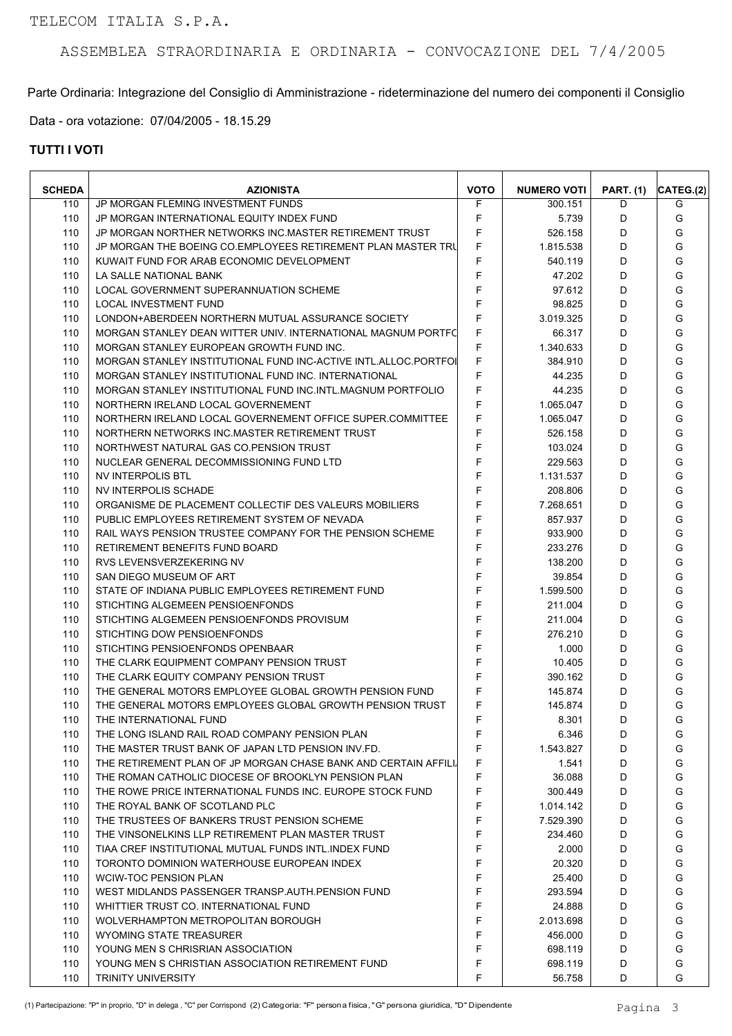TELECOM ITALIA S.P.A.

ASSEMBLEA STRAORDINARIA E ORDINARIA - CONVOCAZIONE DEL 7/4/2005

Parte Ordinaria: Integrazione del Consiglio di Amministrazione - rideterminazione del numero dei componenti il Consiglio

Data - ora votazione: 07/04/2005 - 18.15.29

**TUTTI I VOTI**

| SCHEDA | AZIONISTA | VOTO | NUMERO VOTI | PART. (1) | CATEG.(2) |
|---|---|---|---|---|---|
| 110 | JP MORGAN FLEMING INVESTMENT FUNDS | F | 300.151 | D | G |
| 110 | JP MORGAN INTERNATIONAL EQUITY INDEX FUND | F | 5.739 | D | G |
| 110 | JP MORGAN NORTHER NETWORKS INC.MASTER RETIREMENT TRUST | F | 526.158 | D | G |
| 110 | JP MORGAN THE BOEING CO.EMPLOYEES RETIREMENT PLAN MASTER TRU | F | 1.815.538 | D | G |
| 110 | KUWAIT FUND FOR ARAB ECONOMIC DEVELOPMENT | F | 540.119 | D | G |
| 110 | LA SALLE NATIONAL BANK | F | 47.202 | D | G |
| 110 | LOCAL GOVERNMENT SUPERANNUATION SCHEME | F | 97.612 | D | G |
| 110 | LOCAL INVESTMENT FUND | F | 98.825 | D | G |
| 110 | LONDON+ABERDEEN NORTHERN MUTUAL ASSURANCE SOCIETY | F | 3.019.325 | D | G |
| 110 | MORGAN STANLEY DEAN WITTER UNIV. INTERNATIONAL MAGNUM PORTFO | F | 66.317 | D | G |
| 110 | MORGAN STANLEY EUROPEAN GROWTH FUND INC. | F | 1.340.633 | D | G |
| 110 | MORGAN STANLEY INSTITUTIONAL FUND INC-ACTIVE INTL.ALLOC.PORTFOI | F | 384.910 | D | G |
| 110 | MORGAN STANLEY INSTITUTIONAL FUND INC. INTERNATIONAL | F | 44.235 | D | G |
| 110 | MORGAN STANLEY INSTITUTIONAL FUND INC.INTL.MAGNUM PORTFOLIO | F | 44.235 | D | G |
| 110 | NORTHERN IRELAND LOCAL GOVERNEMENT | F | 1.065.047 | D | G |
| 110 | NORTHERN IRELAND LOCAL GOVERNEMENT OFFICE SUPER.COMMITTEE | F | 1.065.047 | D | G |
| 110 | NORTHERN NETWORKS INC.MASTER RETIREMENT TRUST | F | 526.158 | D | G |
| 110 | NORTHWEST NATURAL GAS CO.PENSION TRUST | F | 103.024 | D | G |
| 110 | NUCLEAR GENERAL DECOMMISSIONING FUND LTD | F | 229.563 | D | G |
| 110 | NV INTERPOLIS BTL | F | 1.131.537 | D | G |
| 110 | NV INTERPOLIS SCHADE | F | 208.806 | D | G |
| 110 | ORGANISME DE PLACEMENT COLLECTIF DES VALEURS MOBILIERS | F | 7.268.651 | D | G |
| 110 | PUBLIC EMPLOYEES RETIREMENT SYSTEM OF NEVADA | F | 857.937 | D | G |
| 110 | RAIL WAYS PENSION TRUSTEE COMPANY FOR THE PENSION SCHEME | F | 933.900 | D | G |
| 110 | RETIREMENT BENEFITS FUND BOARD | F | 233.276 | D | G |
| 110 | RVS LEVENSVERZEKERING NV | F | 138.200 | D | G |
| 110 | SAN DIEGO MUSEUM OF ART | F | 39.854 | D | G |
| 110 | STATE OF INDIANA PUBLIC EMPLOYEES RETIREMENT FUND | F | 1.599.500 | D | G |
| 110 | STICHTING ALGEMEEN PENSIOENFONDS | F | 211.004 | D | G |
| 110 | STICHTING ALGEMEEN PENSIOENFONDS PROVISUM | F | 211.004 | D | G |
| 110 | STICHTING DOW PENSIOENFONDS | F | 276.210 | D | G |
| 110 | STICHTING PENSIOENFONDS OPENBAAR | F | 1.000 | D | G |
| 110 | THE CLARK EQUIPMENT COMPANY PENSION TRUST | F | 10.405 | D | G |
| 110 | THE CLARK EQUITY COMPANY PENSION TRUST | F | 390.162 | D | G |
| 110 | THE GENERAL MOTORS EMPLOYEE GLOBAL GROWTH PENSION FUND | F | 145.874 | D | G |
| 110 | THE GENERAL MOTORS EMPLOYEES GLOBAL GROWTH PENSION TRUST | F | 145.874 | D | G |
| 110 | THE INTERNATIONAL FUND | F | 8.301 | D | G |
| 110 | THE LONG ISLAND RAIL ROAD COMPANY PENSION PLAN | F | 6.346 | D | G |
| 110 | THE MASTER TRUST BANK OF JAPAN LTD PENSION INV.FD. | F | 1.543.827 | D | G |
| 110 | THE RETIREMENT PLAN OF JP MORGAN CHASE BANK AND CERTAIN AFFILI | F | 1.541 | D | G |
| 110 | THE ROMAN CATHOLIC DIOCESE OF BROOKLYN PENSION PLAN | F | 36.088 | D | G |
| 110 | THE ROWE PRICE INTERNATIONAL FUNDS INC. EUROPE STOCK FUND | F | 300.449 | D | G |
| 110 | THE ROYAL BANK OF SCOTLAND PLC | F | 1.014.142 | D | G |
| 110 | THE TRUSTEES OF BANKERS TRUST PENSION SCHEME | F | 7.529.390 | D | G |
| 110 | THE VINSONELKINS LLP RETIREMENT PLAN MASTER TRUST | F | 234.460 | D | G |
| 110 | TIAA CREF INSTITUTIONAL MUTUAL FUNDS INTL.INDEX FUND | F | 2.000 | D | G |
| 110 | TORONTO DOMINION WATERHOUSE EUROPEAN INDEX | F | 20.320 | D | G |
| 110 | WCIW-TOC PENSION PLAN | F | 25.400 | D | G |
| 110 | WEST MIDLANDS PASSENGER TRANSP.AUTH.PENSION FUND | F | 293.594 | D | G |
| 110 | WHITTIER TRUST CO. INTERNATIONAL FUND | F | 24.888 | D | G |
| 110 | WOLVERHAMPTON METROPOLITAN BOROUGH | F | 2.013.698 | D | G |
| 110 | WYOMING STATE TREASURER | F | 456.000 | D | G |
| 110 | YOUNG MEN S CHRISRIAN ASSOCIATION | F | 698.119 | D | G |
| 110 | YOUNG MEN S CHRISTIAN ASSOCIATION RETIREMENT FUND | F | 698.119 | D | G |
| 110 | TRINITY UNIVERSITY | F | 56.758 | D | G |

(1) Partecipazione: "P" in proprio, "D" in delega , "C" per Corrispond (2) Categoria: "F" persona fisica, "G" persona giuridica, "D" Dipendente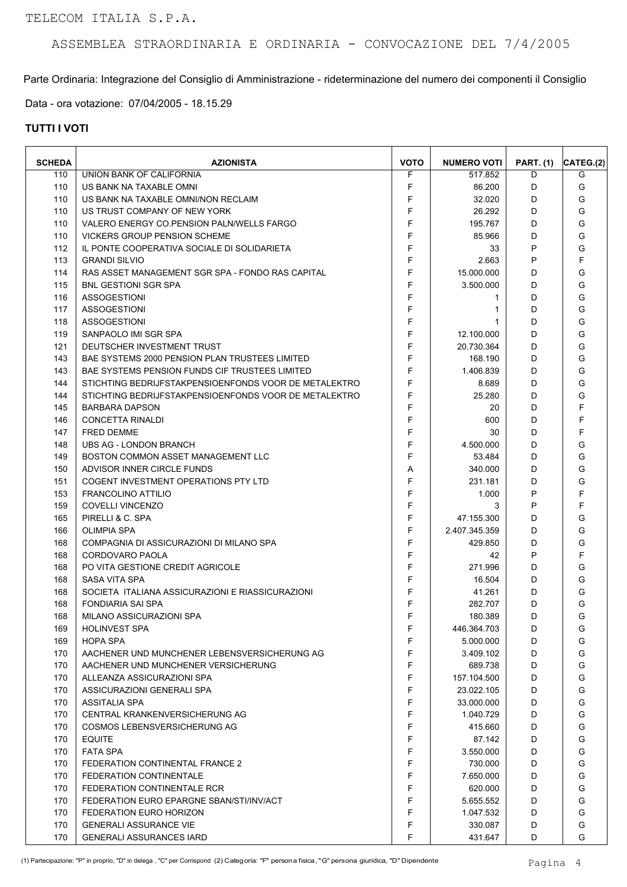TELECOM ITALIA S.P.A.

ASSEMBLEA STRAORDINARIA E ORDINARIA - CONVOCAZIONE DEL 7/4/2005

Parte Ordinaria: Integrazione del Consiglio di Amministrazione - rideterminazione del numero dei componenti il Consiglio

Data - ora votazione: 07/04/2005 - 18.15.29

**TUTTI I VOTI**

| SCHEDA | AZIONISTA | VOTO | NUMERO VOTI | PART. (1) | CATEG.(2) |
|---|---|---|---|---|---|
| 110 | UNION BANK OF CALIFORNIA | F | 517.852 | D | G |
| 110 | US BANK NA TAXABLE OMNI | F | 86.200 | D | G |
| 110 | US BANK NA TAXABLE OMNI/NON RECLAIM | F | 32.020 | D | G |
| 110 | US TRUST COMPANY OF NEW YORK | F | 26.292 | D | G |
| 110 | VALERO ENERGY CO.PENSION PALN/WELLS FARGO | F | 195.767 | D | G |
| 110 | VICKERS GROUP PENSION SCHEME | F | 85.966 | D | G |
| 112 | IL PONTE COOPERATIVA SOCIALE DI SOLIDARIETA | F | 33 | P | G |
| 113 | GRANDI SILVIO | F | 2.663 | P | F |
| 114 | RAS ASSET MANAGEMENT SGR SPA - FONDO RAS CAPITAL | F | 15.000.000 | D | G |
| 115 | BNL GESTIONI SGR SPA | F | 3.500.000 | D | G |
| 116 | ASSOGESTIONI | F | 1 | D | G |
| 117 | ASSOGESTIONI | F | 1 | D | G |
| 118 | ASSOGESTIONI | F | 1 | D | G |
| 119 | SANPAOLO IMI SGR SPA | F | 12.100.000 | D | G |
| 121 | DEUTSCHER INVESTMENT TRUST | F | 20.730.364 | D | G |
| 143 | BAE SYSTEMS 2000 PENSION PLAN TRUSTEES LIMITED | F | 168.190 | D | G |
| 143 | BAE SYSTEMS PENSION FUNDS CIF TRUSTEES LIMITED | F | 1.406.839 | D | G |
| 144 | STICHTING BEDRIJFSTAKPENSIOENFONDS VOOR DE METALEKTRO | F | 8.689 | D | G |
| 144 | STICHTING BEDRIJFSTAKPENSIOENFONDS VOOR DE METALEKTRO | F | 25.280 | D | G |
| 145 | BARBARA DAPSON | F | 20 | D | F |
| 146 | CONCETTA RINALDI | F | 600 | D | F |
| 147 | FRED DEMME | F | 30 | D | F |
| 148 | UBS AG - LONDON BRANCH | F | 4.500.000 | D | G |
| 149 | BOSTON COMMON ASSET MANAGEMENT LLC | F | 53.484 | D | G |
| 150 | ADVISOR INNER CIRCLE FUNDS | A | 340.000 | D | G |
| 151 | COGENT INVESTMENT OPERATIONS PTY LTD | F | 231.181 | D | G |
| 153 | FRANCOLINO ATTILIO | F | 1.000 | P | F |
| 159 | COVELLI VINCENZO | F | 3 | P | F |
| 165 | PIRELLI & C. SPA | F | 47.155.300 | D | G |
| 166 | OLIMPIA SPA | F | 2.407.345.359 | D | G |
| 168 | COMPAGNIA DI ASSICURAZIONI DI MILANO SPA | F | 429.850 | D | G |
| 168 | CORDOVARO PAOLA | F | 42 | P | F |
| 168 | PO VITA GESTIONE CREDIT AGRICOLE | F | 271.996 | D | G |
| 168 | SASA VITA SPA | F | 16.504 | D | G |
| 168 | SOCIETA ITALIANA ASSICURAZIONI E RIASSICURAZIONI | F | 41.261 | D | G |
| 168 | FONDIARIA SAI SPA | F | 282.707 | D | G |
| 168 | MILANO ASSICURAZIONI SPA | F | 180.389 | D | G |
| 169 | HOLINVEST SPA | F | 446.364.703 | D | G |
| 169 | HOPA SPA | F | 5.000.000 | D | G |
| 170 | AACHENER UND MUNCHENER LEBENSVERSICHERUNG AG | F | 3.409.102 | D | G |
| 170 | AACHENER UND MUNCHENER VERSICHERUNG | F | 689.738 | D | G |
| 170 | ALLEANZA ASSICURAZIONI SPA | F | 157.104.500 | D | G |
| 170 | ASSICURAZIONI GENERALI SPA | F | 23.022.105 | D | G |
| 170 | ASSITALIA SPA | F | 33.000.000 | D | G |
| 170 | CENTRAL KRANKENVERSICHERUNG AG | F | 1.040.729 | D | G |
| 170 | COSMOS LEBENSVERSICHERUNG AG | F | 415.660 | D | G |
| 170 | EQUITE | F | 87.142 | D | G |
| 170 | FATA SPA | F | 3.550.000 | D | G |
| 170 | FEDERATION CONTINENTAL FRANCE 2 | F | 730.000 | D | G |
| 170 | FEDERATION CONTINENTALE | F | 7.650.000 | D | G |
| 170 | FEDERATION CONTINENTALE RCR | F | 620.000 | D | G |
| 170 | FEDERATION EURO EPARGNE SBAN/STI/INV/ACT | F | 5.655.552 | D | G |
| 170 | FEDERATION EURO HORIZON | F | 1.047.532 | D | G |
| 170 | GENERALI ASSURANCE VIE | F | 330.087 | D | G |
| 170 | GENERALI ASSURANCES IARD | F | 431.647 | D | G |

(1) Partecipazione: "P" in proprio, "D" in delega , "C" per Corrispond (2) Categoria: "F" persona fisica, "G" persona giuridica, "D" Dipendente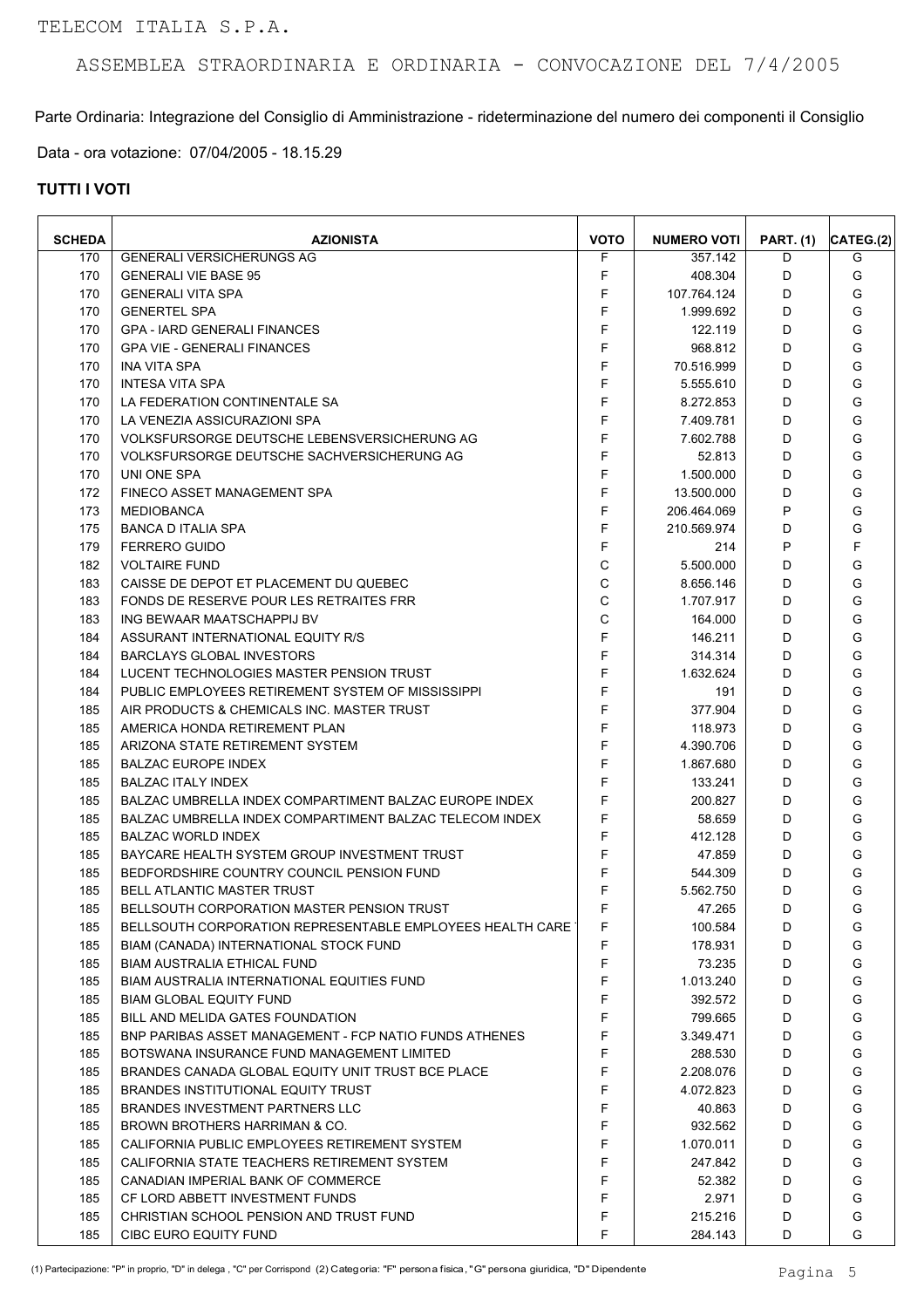TELECOM ITALIA S.P.A.

ASSEMBLEA STRAORDINARIA E ORDINARIA - CONVOCAZIONE DEL 7/4/2005

Parte Ordinaria: Integrazione del Consiglio di Amministrazione - rideterminazione del numero dei componenti il Consiglio

Data - ora votazione: 07/04/2005 - 18.15.29

**TUTTI I VOTI**

| SCHEDA | AZIONISTA | VOTO | NUMERO VOTI | PART. (1) | CATEG.(2) |
|---|---|---|---|---|---|
| 170 | GENERALI VERSICHERUNGS AG | F | 357.142 | D | G |
| 170 | GENERALI VIE BASE 95 | F | 408.304 | D | G |
| 170 | GENERALI VITA SPA | F | 107.764.124 | D | G |
| 170 | GENERTEL SPA | F | 1.999.692 | D | G |
| 170 | GPA - IARD GENERALI FINANCES | F | 122.119 | D | G |
| 170 | GPA VIE - GENERALI FINANCES | F | 968.812 | D | G |
| 170 | INA VITA SPA | F | 70.516.999 | D | G |
| 170 | INTESA VITA SPA | F | 5.555.610 | D | G |
| 170 | LA FEDERATION CONTINENTALE SA | F | 8.272.853 | D | G |
| 170 | LA VENEZIA ASSICURAZIONI SPA | F | 7.409.781 | D | G |
| 170 | VOLKSFURSORGE DEUTSCHE LEBENSVERSICHERUNG AG | F | 7.602.788 | D | G |
| 170 | VOLKSFURSORGE DEUTSCHE SACHVERSICHERUNG AG | F | 52.813 | D | G |
| 170 | UNI ONE SPA | F | 1.500.000 | D | G |
| 172 | FINECO ASSET MANAGEMENT SPA | F | 13.500.000 | D | G |
| 173 | MEDIOBANCA | F | 206.464.069 | P | G |
| 175 | BANCA D ITALIA SPA | F | 210.569.974 | D | G |
| 179 | FERRERO GUIDO | F | 214 | P | F |
| 182 | VOLTAIRE FUND | C | 5.500.000 | D | G |
| 183 | CAISSE DE DEPOT ET PLACEMENT DU QUEBEC | C | 8.656.146 | D | G |
| 183 | FONDS DE RESERVE POUR LES RETRAITES FRR | C | 1.707.917 | D | G |
| 183 | ING BEWAAR MAATSCHAPPIJ BV | C | 164.000 | D | G |
| 184 | ASSURANT INTERNATIONAL EQUITY R/S | F | 146.211 | D | G |
| 184 | BARCLAYS GLOBAL INVESTORS | F | 314.314 | D | G |
| 184 | LUCENT TECHNOLOGIES MASTER PENSION TRUST | F | 1.632.624 | D | G |
| 184 | PUBLIC EMPLOYEES RETIREMENT SYSTEM OF MISSISSIPPI | F | 191 | D | G |
| 185 | AIR PRODUCTS & CHEMICALS INC. MASTER TRUST | F | 377.904 | D | G |
| 185 | AMERICA HONDA RETIREMENT PLAN | F | 118.973 | D | G |
| 185 | ARIZONA STATE RETIREMENT SYSTEM | F | 4.390.706 | D | G |
| 185 | BALZAC EUROPE INDEX | F | 1.867.680 | D | G |
| 185 | BALZAC ITALY INDEX | F | 133.241 | D | G |
| 185 | BALZAC UMBRELLA INDEX COMPARTIMENT BALZAC EUROPE INDEX | F | 200.827 | D | G |
| 185 | BALZAC UMBRELLA INDEX COMPARTIMENT BALZAC TELECOM INDEX | F | 58.659 | D | G |
| 185 | BALZAC WORLD INDEX | F | 412.128 | D | G |
| 185 | BAYCARE HEALTH SYSTEM GROUP INVESTMENT TRUST | F | 47.859 | D | G |
| 185 | BEDFORDSHIRE COUNTRY COUNCIL PENSION FUND | F | 544.309 | D | G |
| 185 | BELL ATLANTIC MASTER TRUST | F | 5.562.750 | D | G |
| 185 | BELLSOUTH CORPORATION MASTER PENSION TRUST | F | 47.265 | D | G |
| 185 | BELLSOUTH CORPORATION REPRESENTABLE EMPLOYEES HEALTH CARE | F | 100.584 | D | G |
| 185 | BIAM (CANADA) INTERNATIONAL STOCK FUND | F | 178.931 | D | G |
| 185 | BIAM AUSTRALIA ETHICAL FUND | F | 73.235 | D | G |
| 185 | BIAM AUSTRALIA INTERNATIONAL EQUITIES FUND | F | 1.013.240 | D | G |
| 185 | BIAM GLOBAL EQUITY FUND | F | 392.572 | D | G |
| 185 | BILL AND MELIDA GATES FOUNDATION | F | 799.665 | D | G |
| 185 | BNP PARIBAS ASSET MANAGEMENT - FCP NATIO FUNDS ATHENES | F | 3.349.471 | D | G |
| 185 | BOTSWANA INSURANCE FUND MANAGEMENT LIMITED | F | 288.530 | D | G |
| 185 | BRANDES CANADA GLOBAL EQUITY UNIT TRUST BCE PLACE | F | 2.208.076 | D | G |
| 185 | BRANDES INSTITUTIONAL EQUITY TRUST | F | 4.072.823 | D | G |
| 185 | BRANDES INVESTMENT PARTNERS LLC | F | 40.863 | D | G |
| 185 | BROWN BROTHERS HARRIMAN & CO. | F | 932.562 | D | G |
| 185 | CALIFORNIA PUBLIC EMPLOYEES RETIREMENT SYSTEM | F | 1.070.011 | D | G |
| 185 | CALIFORNIA STATE TEACHERS RETIREMENT SYSTEM | F | 247.842 | D | G |
| 185 | CANADIAN IMPERIAL BANK OF COMMERCE | F | 52.382 | D | G |
| 185 | CF LORD ABBETT INVESTMENT FUNDS | F | 2.971 | D | G |
| 185 | CHRISTIAN SCHOOL PENSION AND TRUST FUND | F | 215.216 | D | G |
| 185 | CIBC EURO EQUITY FUND | F | 284.143 | D | G |

(1) Partecipazione: "P" in proprio, "D" in delega , "C" per Corrispond (2) Categoria: "F" persona fisica, "G" persona giuridica, "D" Dipendente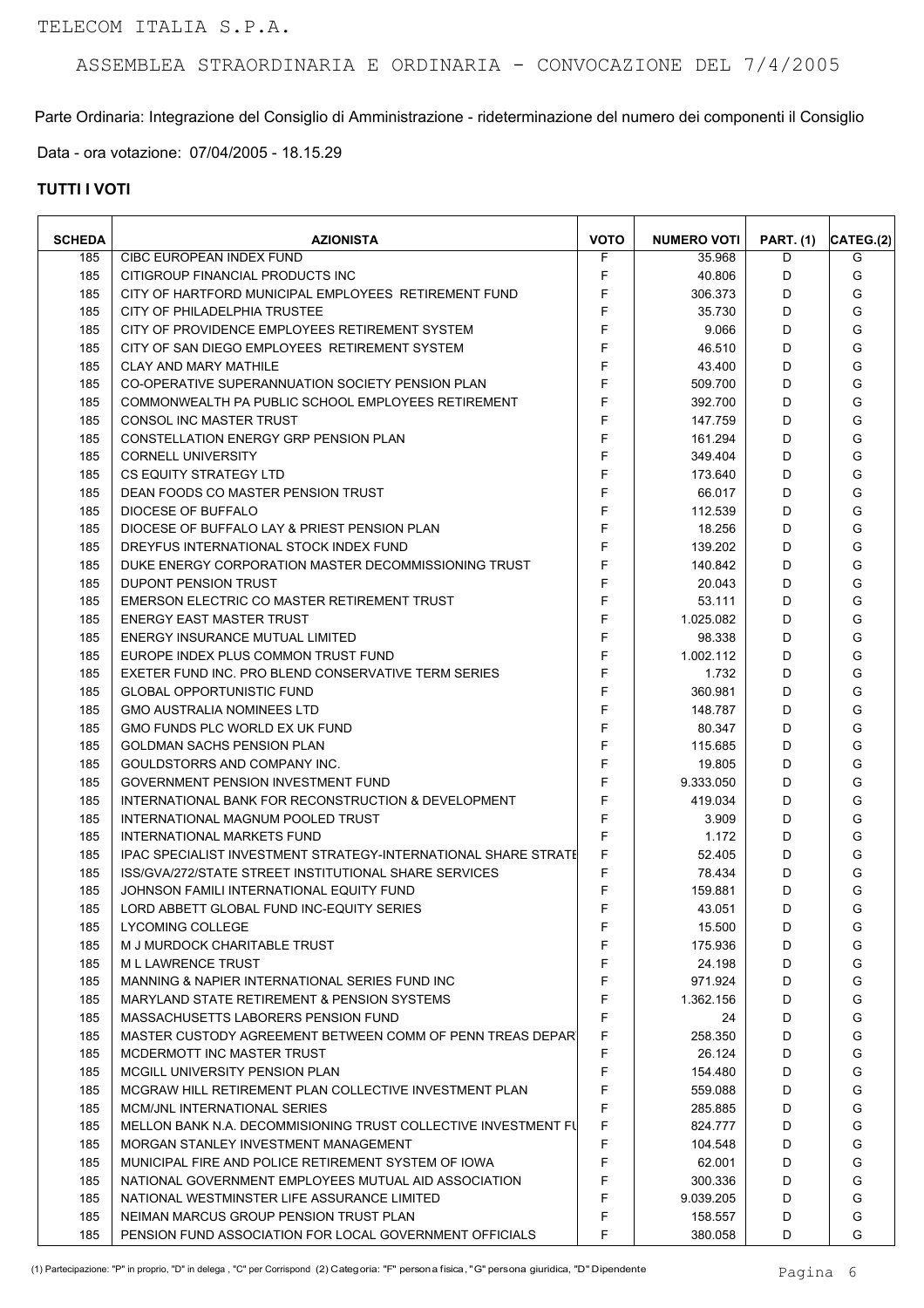TELECOM ITALIA S.P.A.

ASSEMBLEA STRAORDINARIA E ORDINARIA - CONVOCAZIONE DEL 7/4/2005

Parte Ordinaria: Integrazione del Consiglio di Amministrazione - rideterminazione del numero dei componenti il Consiglio

Data - ora votazione: 07/04/2005 - 18.15.29

**TUTTI I VOTI**

| SCHEDA | AZIONISTA | VOTO | NUMERO VOTI | PART. (1) | CATEG.(2) |
|---|---|---|---|---|---|
| 185 | CIBC EUROPEAN INDEX FUND | F | 35.968 | D | G |
| 185 | CITIGROUP FINANCIAL PRODUCTS INC | F | 40.806 | D | G |
| 185 | CITY OF HARTFORD MUNICIPAL EMPLOYEES RETIREMENT FUND | F | 306.373 | D | G |
| 185 | CITY OF PHILADELPHIA TRUSTEE | F | 35.730 | D | G |
| 185 | CITY OF PROVIDENCE EMPLOYEES RETIREMENT SYSTEM | F | 9.066 | D | G |
| 185 | CITY OF SAN DIEGO EMPLOYEES RETIREMENT SYSTEM | F | 46.510 | D | G |
| 185 | CLAY AND MARY MATHILE | F | 43.400 | D | G |
| 185 | CO-OPERATIVE SUPERANNUATION SOCIETY PENSION PLAN | F | 509.700 | D | G |
| 185 | COMMONWEALTH PA PUBLIC SCHOOL EMPLOYEES RETIREMENT | F | 392.700 | D | G |
| 185 | CONSOL INC MASTER TRUST | F | 147.759 | D | G |
| 185 | CONSTELLATION ENERGY GRP PENSION PLAN | F | 161.294 | D | G |
| 185 | CORNELL UNIVERSITY | F | 349.404 | D | G |
| 185 | CS EQUITY STRATEGY LTD | F | 173.640 | D | G |
| 185 | DEAN FOODS CO MASTER PENSION TRUST | F | 66.017 | D | G |
| 185 | DIOCESE OF BUFFALO | F | 112.539 | D | G |
| 185 | DIOCESE OF BUFFALO LAY & PRIEST PENSION PLAN | F | 18.256 | D | G |
| 185 | DREYFUS INTERNATIONAL STOCK INDEX FUND | F | 139.202 | D | G |
| 185 | DUKE ENERGY CORPORATION MASTER DECOMMISSIONING TRUST | F | 140.842 | D | G |
| 185 | DUPONT PENSION TRUST | F | 20.043 | D | G |
| 185 | EMERSON ELECTRIC CO MASTER RETIREMENT TRUST | F | 53.111 | D | G |
| 185 | ENERGY EAST MASTER TRUST | F | 1.025.082 | D | G |
| 185 | ENERGY INSURANCE MUTUAL LIMITED | F | 98.338 | D | G |
| 185 | EUROPE INDEX PLUS COMMON TRUST FUND | F | 1.002.112 | D | G |
| 185 | EXETER FUND INC. PRO BLEND CONSERVATIVE TERM SERIES | F | 1.732 | D | G |
| 185 | GLOBAL OPPORTUNISTIC FUND | F | 360.981 | D | G |
| 185 | GMO AUSTRALIA NOMINEES LTD | F | 148.787 | D | G |
| 185 | GMO FUNDS PLC WORLD EX UK FUND | F | 80.347 | D | G |
| 185 | GOLDMAN SACHS PENSION PLAN | F | 115.685 | D | G |
| 185 | GOULDSTORRS AND COMPANY INC. | F | 19.805 | D | G |
| 185 | GOVERNMENT PENSION INVESTMENT FUND | F | 9.333.050 | D | G |
| 185 | INTERNATIONAL BANK FOR RECONSTRUCTION & DEVELOPMENT | F | 419.034 | D | G |
| 185 | INTERNATIONAL MAGNUM POOLED TRUST | F | 3.909 | D | G |
| 185 | INTERNATIONAL MARKETS FUND | F | 1.172 | D | G |
| 185 | IPAC SPECIALIST INVESTMENT STRATEGY-INTERNATIONAL SHARE STRATE | F | 52.405 | D | G |
| 185 | ISS/GVA/272/STATE STREET INSTITUTIONAL SHARE SERVICES | F | 78.434 | D | G |
| 185 | JOHNSON FAMILI INTERNATIONAL EQUITY FUND | F | 159.881 | D | G |
| 185 | LORD ABBETT GLOBAL FUND INC-EQUITY SERIES | F | 43.051 | D | G |
| 185 | LYCOMING COLLEGE | F | 15.500 | D | G |
| 185 | M J MURDOCK CHARITABLE TRUST | F | 175.936 | D | G |
| 185 | M L LAWRENCE TRUST | F | 24.198 | D | G |
| 185 | MANNING & NAPIER INTERNATIONAL SERIES FUND INC | F | 971.924 | D | G |
| 185 | MARYLAND STATE RETIREMENT & PENSION SYSTEMS | F | 1.362.156 | D | G |
| 185 | MASSACHUSETTS LABORERS PENSION FUND | F | 24 | D | G |
| 185 | MASTER CUSTODY AGREEMENT BETWEEN COMM OF PENN TREAS DEPAR | F | 258.350 | D | G |
| 185 | MCDERMOTT INC MASTER TRUST | F | 26.124 | D | G |
| 185 | MCGILL UNIVERSITY PENSION PLAN | F | 154.480 | D | G |
| 185 | MCGRAW HILL RETIREMENT PLAN COLLECTIVE INVESTMENT PLAN | F | 559.088 | D | G |
| 185 | MCM/JNL INTERNATIONAL SERIES | F | 285.885 | D | G |
| 185 | MELLON BANK N.A. DECOMMISIONING TRUST COLLECTIVE INVESTMENT FU | F | 824.777 | D | G |
| 185 | MORGAN STANLEY INVESTMENT MANAGEMENT | F | 104.548 | D | G |
| 185 | MUNICIPAL FIRE AND POLICE RETIREMENT SYSTEM OF IOWA | F | 62.001 | D | G |
| 185 | NATIONAL GOVERNMENT EMPLOYEES MUTUAL AID ASSOCIATION | F | 300.336 | D | G |
| 185 | NATIONAL WESTMINSTER LIFE ASSURANCE LIMITED | F | 9.039.205 | D | G |
| 185 | NEIMAN MARCUS GROUP PENSION TRUST PLAN | F | 158.557 | D | G |
| 185 | PENSION FUND ASSOCIATION FOR LOCAL GOVERNMENT OFFICIALS | F | 380.058 | D | G |

(1) Partecipazione: "P" in proprio, "D" in delega , "C" per Corrispond (2) Categoria: "F" persona fisica, "G" persona giuridica, "D" Dipendente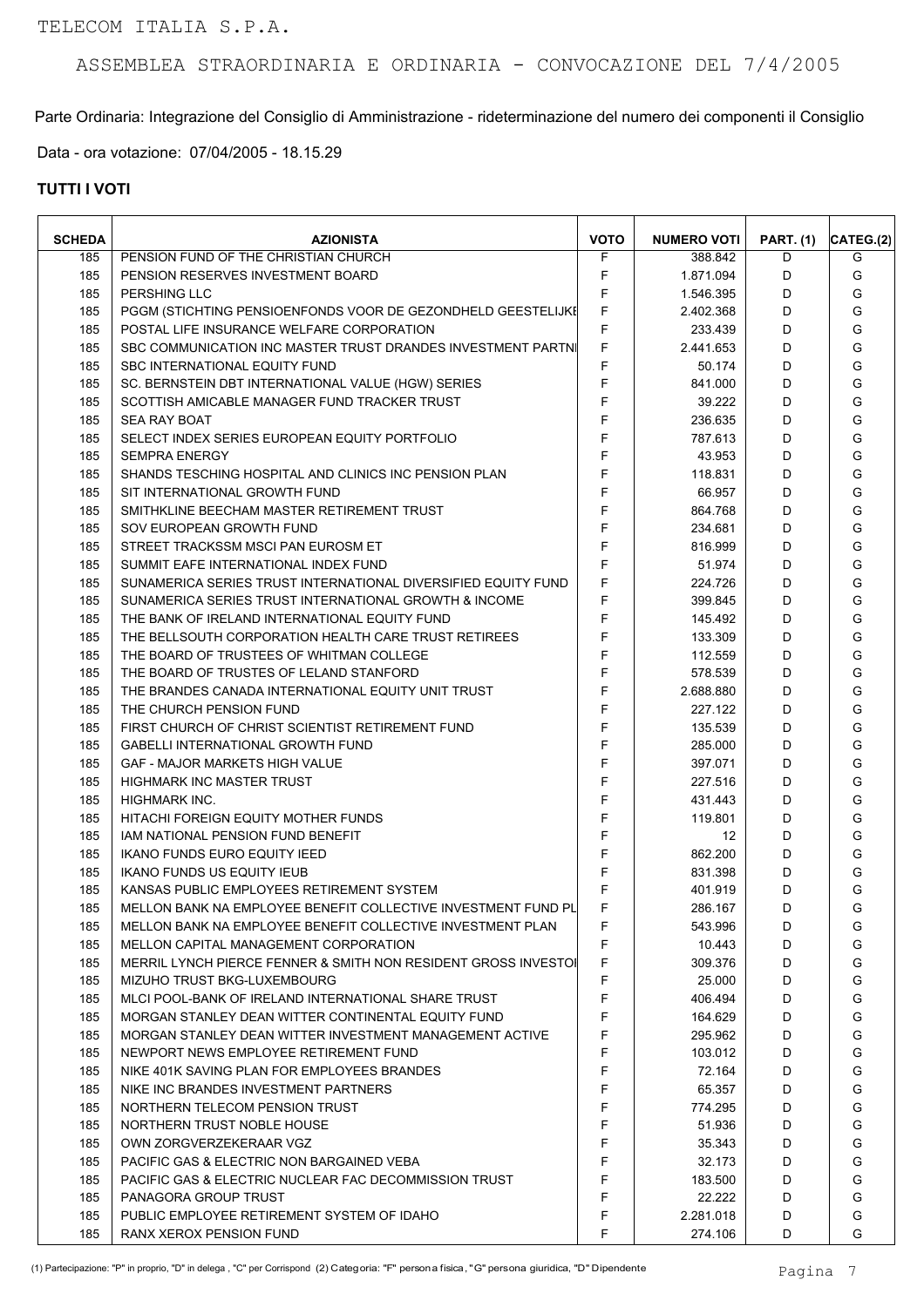TELECOM ITALIA S.P.A.

ASSEMBLEA STRAORDINARIA E ORDINARIA - CONVOCAZIONE DEL 7/4/2005

Parte Ordinaria: Integrazione del Consiglio di Amministrazione - rideterminazione del numero dei componenti il Consiglio

Data - ora votazione: 07/04/2005 - 18.15.29

**TUTTI I VOTI**

| SCHEDA | AZIONISTA | VOTO | NUMERO VOTI | PART. (1) | CATEG.(2) |
|---|---|---|---|---|---|
| 185 | PENSION FUND OF THE CHRISTIAN CHURCH | F | 388.842 | D | G |
| 185 | PENSION RESERVES INVESTMENT BOARD | F | 1.871.094 | D | G |
| 185 | PERSHING LLC | F | 1.546.395 | D | G |
| 185 | PGGM (STICHTING PENSIOENFONDS VOOR DE GEZONDHELD GEESTELIJKI | F | 2.402.368 | D | G |
| 185 | POSTAL LIFE INSURANCE WELFARE CORPORATION | F | 233.439 | D | G |
| 185 | SBC COMMUNICATION INC MASTER TRUST DRANDES INVESTMENT PARTNI | F | 2.441.653 | D | G |
| 185 | SBC INTERNATIONAL EQUITY FUND | F | 50.174 | D | G |
| 185 | SC. BERNSTEIN DBT INTERNATIONAL VALUE (HGW) SERIES | F | 841.000 | D | G |
| 185 | SCOTTISH AMICABLE MANAGER FUND TRACKER TRUST | F | 39.222 | D | G |
| 185 | SEA RAY BOAT | F | 236.635 | D | G |
| 185 | SELECT INDEX SERIES EUROPEAN EQUITY PORTFOLIO | F | 787.613 | D | G |
| 185 | SEMPRA ENERGY | F | 43.953 | D | G |
| 185 | SHANDS TESCHING HOSPITAL AND CLINICS INC PENSION PLAN | F | 118.831 | D | G |
| 185 | SIT INTERNATIONAL GROWTH FUND | F | 66.957 | D | G |
| 185 | SMITHKLINE BEECHAM MASTER RETIREMENT TRUST | F | 864.768 | D | G |
| 185 | SOV EUROPEAN GROWTH FUND | F | 234.681 | D | G |
| 185 | STREET TRACKSSM MSCI PAN EUROSM ET | F | 816.999 | D | G |
| 185 | SUMMIT EAFE INTERNATIONAL INDEX FUND | F | 51.974 | D | G |
| 185 | SUNAMERICA SERIES TRUST INTERNATIONAL DIVERSIFIED EQUITY FUND | F | 224.726 | D | G |
| 185 | SUNAMERICA SERIES TRUST INTERNATIONAL GROWTH & INCOME | F | 399.845 | D | G |
| 185 | THE BANK OF IRELAND INTERNATIONAL EQUITY FUND | F | 145.492 | D | G |
| 185 | THE BELLSOUTH CORPORATION HEALTH CARE TRUST RETIREES | F | 133.309 | D | G |
| 185 | THE BOARD OF TRUSTEES OF WHITMAN COLLEGE | F | 112.559 | D | G |
| 185 | THE BOARD OF TRUSTES OF LELAND STANFORD | F | 578.539 | D | G |
| 185 | THE BRANDES CANADA INTERNATIONAL EQUITY UNIT TRUST | F | 2.688.880 | D | G |
| 185 | THE CHURCH PENSION FUND | F | 227.122 | D | G |
| 185 | FIRST CHURCH OF CHRIST SCIENTIST RETIREMENT FUND | F | 135.539 | D | G |
| 185 | GABELLI INTERNATIONAL GROWTH FUND | F | 285.000 | D | G |
| 185 | GAF - MAJOR MARKETS HIGH VALUE | F | 397.071 | D | G |
| 185 | HIGHMARK INC MASTER TRUST | F | 227.516 | D | G |
| 185 | HIGHMARK INC. | F | 431.443 | D | G |
| 185 | HITACHI FOREIGN EQUITY MOTHER FUNDS | F | 119.801 | D | G |
| 185 | IAM NATIONAL PENSION FUND BENEFIT | F | 12 | D | G |
| 185 | IKANO FUNDS EURO EQUITY IEED | F | 862.200 | D | G |
| 185 | IKANO FUNDS US EQUITY IEUB | F | 831.398 | D | G |
| 185 | KANSAS PUBLIC EMPLOYEES RETIREMENT SYSTEM | F | 401.919 | D | G |
| 185 | MELLON BANK NA EMPLOYEE BENEFIT COLLECTIVE INVESTMENT FUND PL | F | 286.167 | D | G |
| 185 | MELLON BANK NA EMPLOYEE BENEFIT COLLECTIVE INVESTMENT PLAN | F | 543.996 | D | G |
| 185 | MELLON CAPITAL MANAGEMENT CORPORATION | F | 10.443 | D | G |
| 185 | MERRIL LYNCH PIERCE FENNER & SMITH NON RESIDENT GROSS INVESTOI | F | 309.376 | D | G |
| 185 | MIZUHO TRUST BKG-LUXEMBOURG | F | 25.000 | D | G |
| 185 | MLCI POOL-BANK OF IRELAND INTERNATIONAL SHARE TRUST | F | 406.494 | D | G |
| 185 | MORGAN STANLEY DEAN WITTER CONTINENTAL EQUITY FUND | F | 164.629 | D | G |
| 185 | MORGAN STANLEY DEAN WITTER INVESTMENT MANAGEMENT ACTIVE | F | 295.962 | D | G |
| 185 | NEWPORT NEWS EMPLOYEE RETIREMENT FUND | F | 103.012 | D | G |
| 185 | NIKE 401K SAVING PLAN FOR EMPLOYEES BRANDES | F | 72.164 | D | G |
| 185 | NIKE INC BRANDES INVESTMENT PARTNERS | F | 65.357 | D | G |
| 185 | NORTHERN TELECOM PENSION TRUST | F | 774.295 | D | G |
| 185 | NORTHERN TRUST NOBLE HOUSE | F | 51.936 | D | G |
| 185 | OWN ZORGVERZEKERAAR VGZ | F | 35.343 | D | G |
| 185 | PACIFIC GAS & ELECTRIC NON BARGAINED VEBA | F | 32.173 | D | G |
| 185 | PACIFIC GAS & ELECTRIC NUCLEAR FAC DECOMMISSION TRUST | F | 183.500 | D | G |
| 185 | PANAGORA GROUP TRUST | F | 22.222 | D | G |
| 185 | PUBLIC EMPLOYEE RETIREMENT SYSTEM OF IDAHO | F | 2.281.018 | D | G |
| 185 | RANX XEROX PENSION FUND | F | 274.106 | D | G |

(1) Partecipazione: "P" in proprio, "D" in delega , "C" per Corrispond (2) Categoria: "F" persona fisica, "G" persona giuridica, "D" Dipendente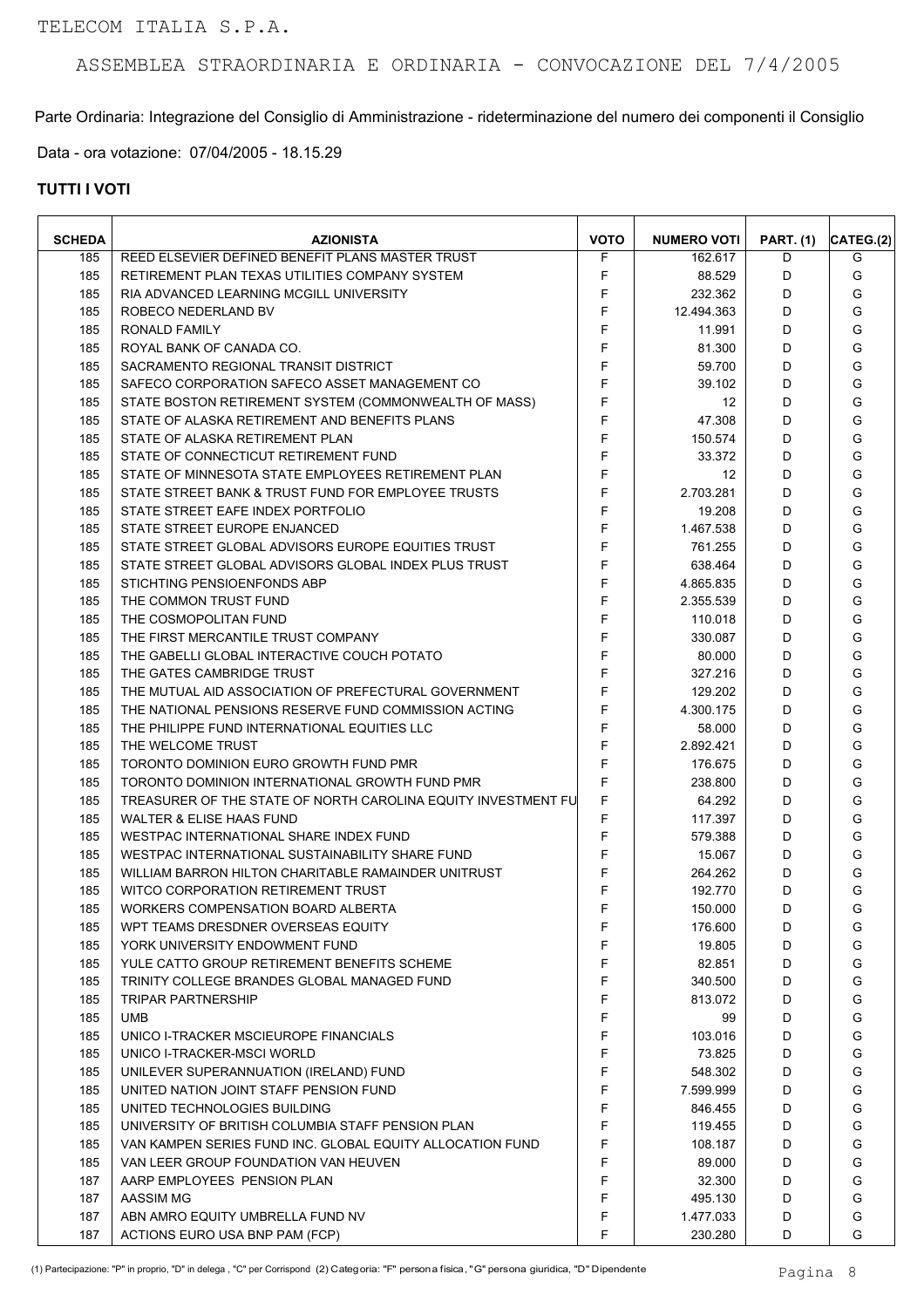TELECOM ITALIA S.P.A.

ASSEMBLEA STRAORDINARIA E ORDINARIA - CONVOCAZIONE DEL 7/4/2005

Parte Ordinaria: Integrazione del Consiglio di Amministrazione - rideterminazione del numero dei componenti il Consiglio

Data - ora votazione: 07/04/2005 - 18.15.29

**TUTTI I VOTI**

| SCHEDA | AZIONISTA | VOTO | NUMERO VOTI | PART. (1) | CATEG.(2) |
|---|---|---|---|---|---|
| 185 | REED ELSEVIER DEFINED BENEFIT PLANS MASTER TRUST | F | 162.617 | D | G |
| 185 | RETIREMENT PLAN TEXAS UTILITIES COMPANY SYSTEM | F | 88.529 | D | G |
| 185 | RIA ADVANCED LEARNING MCGILL UNIVERSITY | F | 232.362 | D | G |
| 185 | ROBECO NEDERLAND BV | F | 12.494.363 | D | G |
| 185 | RONALD FAMILY | F | 11.991 | D | G |
| 185 | ROYAL BANK OF CANADA CO. | F | 81.300 | D | G |
| 185 | SACRAMENTO REGIONAL TRANSIT DISTRICT | F | 59.700 | D | G |
| 185 | SAFECO CORPORATION SAFECO ASSET MANAGEMENT CO | F | 39.102 | D | G |
| 185 | STATE BOSTON RETIREMENT SYSTEM (COMMONWEALTH OF MASS) | F | 12 | D | G |
| 185 | STATE OF ALASKA RETIREMENT AND BENEFITS PLANS | F | 47.308 | D | G |
| 185 | STATE OF ALASKA RETIREMENT PLAN | F | 150.574 | D | G |
| 185 | STATE OF CONNECTICUT RETIREMENT FUND | F | 33.372 | D | G |
| 185 | STATE OF MINNESOTA STATE EMPLOYEES RETIREMENT PLAN | F | 12 | D | G |
| 185 | STATE STREET BANK & TRUST FUND FOR EMPLOYEE TRUSTS | F | 2.703.281 | D | G |
| 185 | STATE STREET EAFE INDEX PORTFOLIO | F | 19.208 | D | G |
| 185 | STATE STREET EUROPE ENJANCED | F | 1.467.538 | D | G |
| 185 | STATE STREET GLOBAL ADVISORS EUROPE EQUITIES TRUST | F | 761.255 | D | G |
| 185 | STATE STREET GLOBAL ADVISORS GLOBAL INDEX PLUS TRUST | F | 638.464 | D | G |
| 185 | STICHTING PENSIOENFONDS ABP | F | 4.865.835 | D | G |
| 185 | THE COMMON TRUST FUND | F | 2.355.539 | D | G |
| 185 | THE COSMOPOLITAN FUND | F | 110.018 | D | G |
| 185 | THE FIRST MERCANTILE TRUST COMPANY | F | 330.087 | D | G |
| 185 | THE GABELLI GLOBAL INTERACTIVE COUCH POTATO | F | 80.000 | D | G |
| 185 | THE GATES CAMBRIDGE TRUST | F | 327.216 | D | G |
| 185 | THE MUTUAL AID ASSOCIATION OF PREFECTURAL GOVERNMENT | F | 129.202 | D | G |
| 185 | THE NATIONAL PENSIONS RESERVE FUND COMMISSION ACTING | F | 4.300.175 | D | G |
| 185 | THE PHILIPPE FUND INTERNATIONAL EQUITIES LLC | F | 58.000 | D | G |
| 185 | THE WELCOME TRUST | F | 2.892.421 | D | G |
| 185 | TORONTO DOMINION EURO GROWTH FUND PMR | F | 176.675 | D | G |
| 185 | TORONTO DOMINION INTERNATIONAL GROWTH FUND PMR | F | 238.800 | D | G |
| 185 | TREASURER OF THE STATE OF NORTH CAROLINA EQUITY INVESTMENT FU | F | 64.292 | D | G |
| 185 | WALTER & ELISE HAAS FUND | F | 117.397 | D | G |
| 185 | WESTPAC INTERNATIONAL SHARE INDEX FUND | F | 579.388 | D | G |
| 185 | WESTPAC INTERNATIONAL SUSTAINABILITY SHARE FUND | F | 15.067 | D | G |
| 185 | WILLIAM BARRON HILTON CHARITABLE RAMAINDER UNITRUST | F | 264.262 | D | G |
| 185 | WITCO CORPORATION RETIREMENT TRUST | F | 192.770 | D | G |
| 185 | WORKERS COMPENSATION BOARD ALBERTA | F | 150.000 | D | G |
| 185 | WPT TEAMS DRESDNER OVERSEAS EQUITY | F | 176.600 | D | G |
| 185 | YORK UNIVERSITY ENDOWMENT FUND | F | 19.805 | D | G |
| 185 | YULE CATTO GROUP RETIREMENT BENEFITS SCHEME | F | 82.851 | D | G |
| 185 | TRINITY COLLEGE BRANDES GLOBAL MANAGED FUND | F | 340.500 | D | G |
| 185 | TRIPAR PARTNERSHIP | F | 813.072 | D | G |
| 185 | UMB | F | 99 | D | G |
| 185 | UNICO I-TRACKER MSCIEUROPE FINANCIALS | F | 103.016 | D | G |
| 185 | UNICO I-TRACKER-MSCI WORLD | F | 73.825 | D | G |
| 185 | UNILEVER SUPERANNUATION (IRELAND) FUND | F | 548.302 | D | G |
| 185 | UNITED NATION JOINT STAFF PENSION FUND | F | 7.599.999 | D | G |
| 185 | UNITED TECHNOLOGIES BUILDING | F | 846.455 | D | G |
| 185 | UNIVERSITY OF BRITISH COLUMBIA STAFF PENSION PLAN | F | 119.455 | D | G |
| 185 | VAN KAMPEN SERIES FUND INC. GLOBAL EQUITY ALLOCATION FUND | F | 108.187 | D | G |
| 185 | VAN LEER GROUP FOUNDATION VAN HEUVEN | F | 89.000 | D | G |
| 187 | AARP EMPLOYEES PENSION PLAN | F | 32.300 | D | G |
| 187 | AASSIM MG | F | 495.130 | D | G |
| 187 | ABN AMRO EQUITY UMBRELLA FUND NV | F | 1.477.033 | D | G |
| 187 | ACTIONS EURO USA BNP PAM (FCP) | F | 230.280 | D | G |

(1) Partecipazione: "P" in proprio, "D" in delega , "C" per Corrispond (2) Categoria: "F" persona fisica, "G" persona giuridica, "D" Dipendente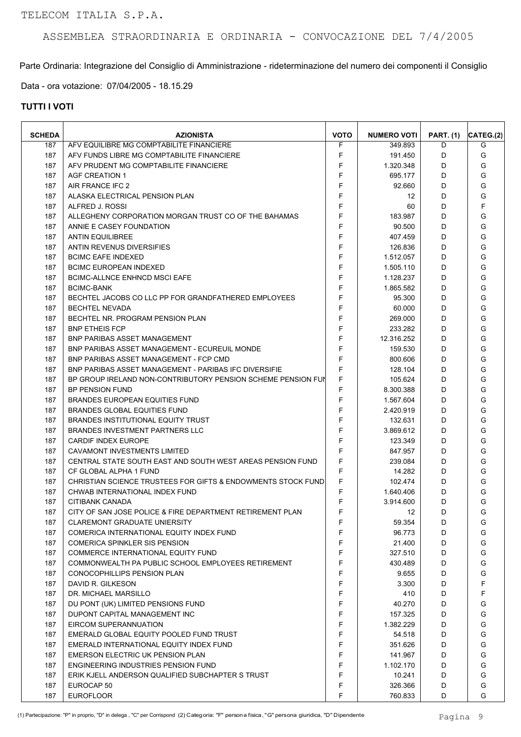TELECOM ITALIA S.P.A.

ASSEMBLEA STRAORDINARIA E ORDINARIA - CONVOCAZIONE DEL 7/4/2005

Parte Ordinaria: Integrazione del Consiglio di Amministrazione - rideterminazione del numero dei componenti il Consiglio

Data - ora votazione: 07/04/2005 - 18.15.29

**TUTTI I VOTI**

| SCHEDA | AZIONISTA | VOTO | NUMERO VOTI | PART. (1) | CATEG.(2) |
|---|---|---|---|---|---|
| 187 | AFV EQUILIBRE MG COMPTABILITE FINANCIERE | F | 349.893 | D | G |
| 187 | AFV FUNDS LIBRE MG COMPTABILITE FINANCIERE | F | 191.450 | D | G |
| 187 | AFV PRUDENT MG COMPTABILITE FINANCIERE | F | 1.320.348 | D | G |
| 187 | AGF CREATION 1 | F | 695.177 | D | G |
| 187 | AIR FRANCE IFC 2 | F | 92.660 | D | G |
| 187 | ALASKA ELECTRICAL PENSION PLAN | F | 12 | D | G |
| 187 | ALFRED J. ROSSI | F | 60 | D | F |
| 187 | ALLEGHENY CORPORATION MORGAN TRUST CO OF THE BAHAMAS | F | 183.987 | D | G |
| 187 | ANNIE E CASEY FOUNDATION | F | 90.500 | D | G |
| 187 | ANTIN EQUILIBREE | F | 407.459 | D | G |
| 187 | ANTIN REVENUS DIVERSIFIES | F | 126.836 | D | G |
| 187 | BCIMC EAFE INDEXED | F | 1.512.057 | D | G |
| 187 | BCIMC EUROPEAN INDEXED | F | 1.505.110 | D | G |
| 187 | BCIMC-ALLNCE ENHNCD MSCI EAFE | F | 1.128.237 | D | G |
| 187 | BCIMC-BANK | F | 1.865.582 | D | G |
| 187 | BECHTEL JACOBS CO LLC PP FOR GRANDFATHERED EMPLOYEES | F | 95.300 | D | G |
| 187 | BECHTEL NEVADA | F | 60.000 | D | G |
| 187 | BECHTEL NR. PROGRAM PENSION PLAN | F | 269.000 | D | G |
| 187 | BNP ETHEIS FCP | F | 233.282 | D | G |
| 187 | BNP PARIBAS ASSET MANAGEMENT | F | 12.316.252 | D | G |
| 187 | BNP PARIBAS ASSET MANAGEMENT - ECUREUIL MONDE | F | 159.530 | D | G |
| 187 | BNP PARIBAS ASSET MANAGEMENT - FCP CMD | F | 800.606 | D | G |
| 187 | BNP PARIBAS ASSET MANAGEMENT - PARIBAS IFC DIVERSIFIE | F | 128.104 | D | G |
| 187 | BP GROUP IRELAND NON-CONTRIBUTORY PENSION SCHEME PENSION FUN | F | 105.624 | D | G |
| 187 | BP PENSION FUND | F | 8.300.388 | D | G |
| 187 | BRANDES EUROPEAN EQUITIES FUND | F | 1.567.604 | D | G |
| 187 | BRANDES GLOBAL EQUITIES FUND | F | 2.420.919 | D | G |
| 187 | BRANDES INSTITUTIONAL EQUITY TRUST | F | 132.631 | D | G |
| 187 | BRANDES INVESTMENT PARTNERS LLC | F | 3.869.612 | D | G |
| 187 | CARDIF INDEX EUROPE | F | 123.349 | D | G |
| 187 | CAVAMONT INVESTMENTS LIMITED | F | 847.957 | D | G |
| 187 | CENTRAL STATE SOUTH EAST AND SOUTH WEST AREAS PENSION FUND | F | 239.084 | D | G |
| 187 | CF GLOBAL ALPHA 1 FUND | F | 14.282 | D | G |
| 187 | CHRISTIAN SCIENCE TRUSTEES FOR GIFTS & ENDOWMENTS STOCK FUND | F | 102.474 | D | G |
| 187 | CHWAB INTERNATIONAL INDEX FUND | F | 1.640.406 | D | G |
| 187 | CITIBANK CANADA | F | 3.914.600 | D | G |
| 187 | CITY OF SAN JOSE POLICE & FIRE DEPARTMENT RETIREMENT PLAN | F | 12 | D | G |
| 187 | CLAREMONT GRADUATE UNIERSITY | F | 59.354 | D | G |
| 187 | COMERICA INTERNATIONAL EQUITY INDEX FUND | F | 96.773 | D | G |
| 187 | COMERICA SPINKLER SIS PENSION | F | 21.400 | D | G |
| 187 | COMMERCE INTERNATIONAL EQUITY FUND | F | 327.510 | D | G |
| 187 | COMMONWEALTH PA PUBLIC SCHOOL EMPLOYEES RETIREMENT | F | 430.489 | D | G |
| 187 | CONOCOPHILLIPS PENSION PLAN | F | 9.655 | D | G |
| 187 | DAVID R. GILKESON | F | 3.300 | D | F |
| 187 | DR. MICHAEL MARSILLO | F | 410 | D | F |
| 187 | DU PONT (UK) LIMITED PENSIONS FUND | F | 40.270 | D | G |
| 187 | DUPONT CAPITAL MANAGEMENT INC | F | 157.325 | D | G |
| 187 | EIRCOM SUPERANNUATION | F | 1.382.229 | D | G |
| 187 | EMERALD GLOBAL EQUITY POOLED FUND TRUST | F | 54.518 | D | G |
| 187 | EMERALD INTERNATIONAL EQUITY INDEX FUND | F | 351.626 | D | G |
| 187 | EMERSON ELECTRIC UK PENSION PLAN | F | 141.967 | D | G |
| 187 | ENGINEERING INDUSTRIES PENSION FUND | F | 1.102.170 | D | G |
| 187 | ERIK KJELL ANDERSON QUALIFIED SUBCHAPTER S TRUST | F | 10.241 | D | G |
| 187 | EUROCAP 50 | F | 326.366 | D | G |
| 187 | EUROFLOOR | F | 760.833 | D | G |

(1) Partecipazione: "P" in proprio, "D" in delega , "C" per Corrispond (2) Categoria: "F" persona fisica, "G" persona giuridica, "D" Dipendente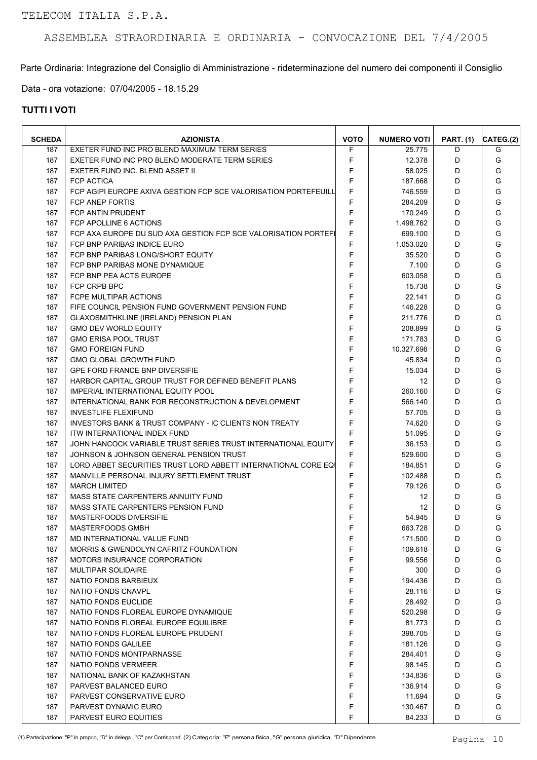TELECOM ITALIA S.P.A.

ASSEMBLEA STRAORDINARIA E ORDINARIA - CONVOCAZIONE DEL 7/4/2005

Parte Ordinaria: Integrazione del Consiglio di Amministrazione - rideterminazione del numero dei componenti il Consiglio

Data - ora votazione: 07/04/2005 - 18.15.29

**TUTTI I VOTI**

| SCHEDA | AZIONISTA | VOTO | NUMERO VOTI | PART. (1) | CATEG.(2) |
|---|---|---|---|---|---|
| 187 | EXETER FUND INC PRO BLEND MAXIMUM TERM SERIES | F | 25.775 | D | G |
| 187 | EXETER FUND INC PRO BLEND MODERATE TERM SERIES | F | 12.378 | D | G |
| 187 | EXETER FUND INC. BLEND ASSET II | F | 58.025 | D | G |
| 187 | FCP ACTICA | F | 187.668 | D | G |
| 187 | FCP AGIPI EUROPE AXIVA GESTION FCP SCE VALORISATION PORTEFEUILL | F | 746.559 | D | G |
| 187 | FCP ANEP FORTIS | F | 284.209 | D | G |
| 187 | FCP ANTIN PRUDENT | F | 170.249 | D | G |
| 187 | FCP APOLLINE 6 ACTIONS | F | 1.498.762 | D | G |
| 187 | FCP AXA EUROPE DU SUD AXA GESTION FCP SCE VALORISATION PORTEFI | F | 699.100 | D | G |
| 187 | FCP BNP PARIBAS INDICE EURO | F | 1.053.020 | D | G |
| 187 | FCP BNP PARIBAS LONG/SHORT EQUITY | F | 35.520 | D | G |
| 187 | FCP BNP PARIBAS MONE DYNAMIQUE | F | 7.100 | D | G |
| 187 | FCP BNP PEA ACTS EUROPE | F | 603.058 | D | G |
| 187 | FCP CRPB BPC | F | 15.738 | D | G |
| 187 | FCPE MULTIPAR ACTIONS | F | 22.141 | D | G |
| 187 | FIFE COUNCIL PENSION FUND GOVERNMENT PENSION FUND | F | 146.228 | D | G |
| 187 | GLAXOSMITHKLINE (IRELAND) PENSION PLAN | F | 211.776 | D | G |
| 187 | GMO DEV WORLD EQUITY | F | 208.899 | D | G |
| 187 | GMO ERISA POOL TRUST | F | 171.783 | D | G |
| 187 | GMO FOREIGN FUND | F | 10.327.698 | D | G |
| 187 | GMO GLOBAL GROWTH FUND | F | 45.834 | D | G |
| 187 | GPE FORD FRANCE BNP DIVERSIFIE | F | 15.034 | D | G |
| 187 | HARBOR CAPITAL GROUP TRUST FOR DEFINED BENEFIT PLANS | F | 12 | D | G |
| 187 | IMPERIAL INTERNATIONAL EQUITY POOL | F | 260.160 | D | G |
| 187 | INTERNATIONAL BANK FOR RECONSTRUCTION & DEVELOPMENT | F | 566.140 | D | G |
| 187 | INVESTLIFE FLEXIFUND | F | 57.705 | D | G |
| 187 | INVESTORS BANK & TRUST COMPANY - IC CLIENTS NON TREATY | F | 74.620 | D | G |
| 187 | ITW INTERNATIONAL INDEX FUND | F | 51.095 | D | G |
| 187 | JOHN HANCOCK VARIABLE TRUST SERIES TRUST INTERNATIONAL EQUITY | F | 36.153 | D | G |
| 187 | JOHNSON & JOHNSON GENERAL PENSION TRUST | F | 529.600 | D | G |
| 187 | LORD ABBET SECURITIES TRUST LORD ABBETT INTERNATIONAL CORE EQ | F | 184.851 | D | G |
| 187 | MANVILLE PERSONAL INJURY SETTLEMENT TRUST | F | 102.488 | D | G |
| 187 | MARCH LIMITED | F | 79.126 | D | G |
| 187 | MASS STATE CARPENTERS ANNUITY FUND | F | 12 | D | G |
| 187 | MASS STATE CARPENTERS PENSION FUND | F | 12 | D | G |
| 187 | MASTERFOODS DIVERSIFIE | F | 54.945 | D | G |
| 187 | MASTERFOODS GMBH | F | 663.728 | D | G |
| 187 | MD INTERNATIONAL VALUE FUND | F | 171.500 | D | G |
| 187 | MORRIS & GWENDOLYN CAFRITZ FOUNDATION | F | 109.618 | D | G |
| 187 | MOTORS INSURANCE CORPORATION | F | 99.556 | D | G |
| 187 | MULTIPAR SOLIDAIRE | F | 300 | D | G |
| 187 | NATIO FONDS BARBIEUX | F | 194.436 | D | G |
| 187 | NATIO FONDS CNAVPL | F | 28.116 | D | G |
| 187 | NATIO FONDS EUCLIDE | F | 28.492 | D | G |
| 187 | NATIO FONDS FLOREAL EUROPE DYNAMIQUE | F | 520.298 | D | G |
| 187 | NATIO FONDS FLOREAL EUROPE EQUILIBRE | F | 81.773 | D | G |
| 187 | NATIO FONDS FLOREAL EUROPE PRUDENT | F | 398.705 | D | G |
| 187 | NATIO FONDS GALILEE | F | 181.126 | D | G |
| 187 | NATIO FONDS MONTPARNASSE | F | 284.401 | D | G |
| 187 | NATIO FONDS VERMEER | F | 98.145 | D | G |
| 187 | NATIONAL BANK OF KAZAKHSTAN | F | 134.836 | D | G |
| 187 | PARVEST BALANCED EURO | F | 136.914 | D | G |
| 187 | PARVEST CONSERVATIVE EURO | F | 11.694 | D | G |
| 187 | PARVEST DYNAMIC EURO | F | 130.467 | D | G |
| 187 | PARVEST EURO EQUITIES | F | 84.233 | D | G |

(1) Partecipazione: "P" in proprio, "D" in delega , "C" per Corrispond (2) Categoria: "F" persona fisica, "G" persona giuridica, "D" Dipendente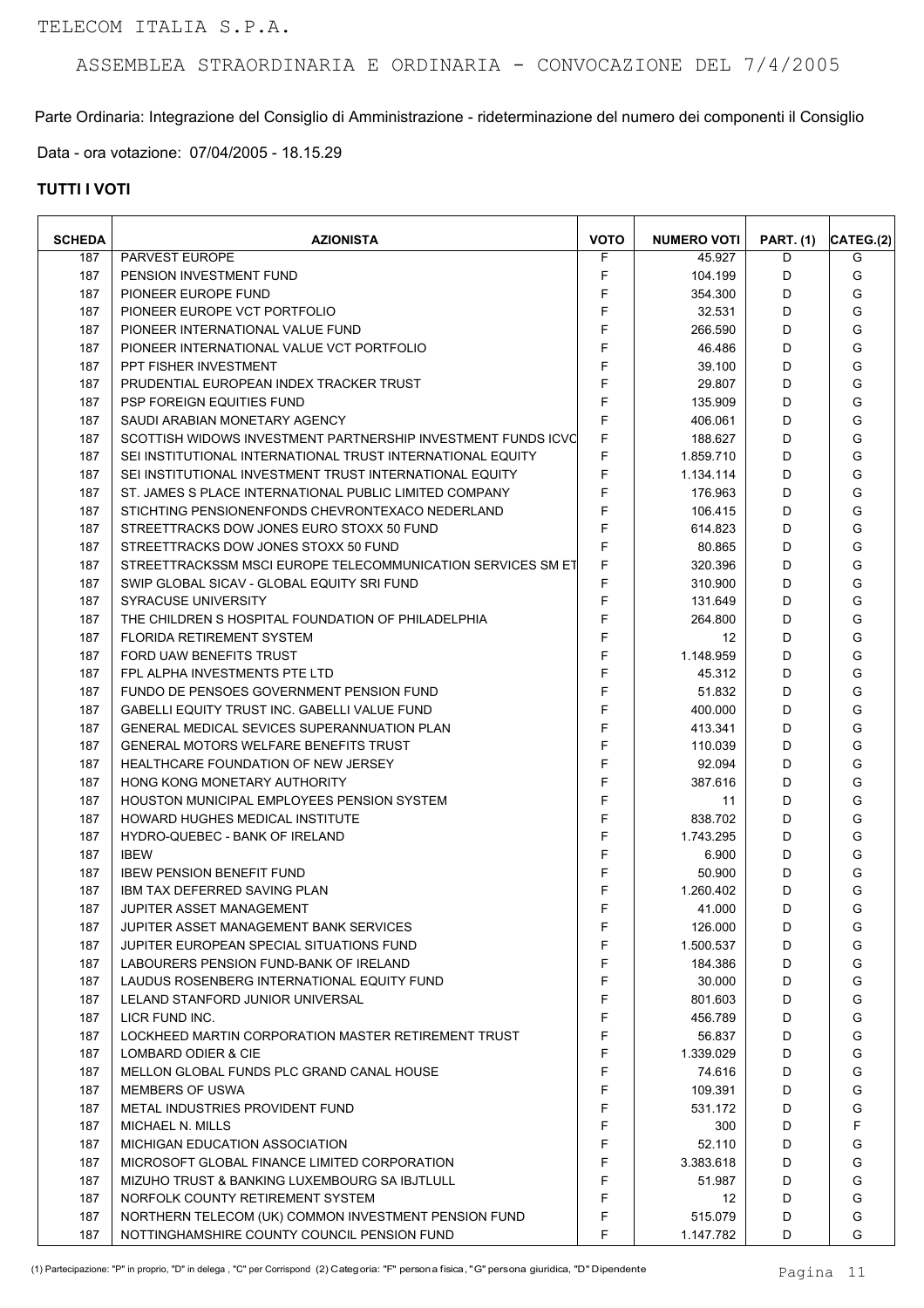TELECOM ITALIA S.P.A.

ASSEMBLEA STRAORDINARIA E ORDINARIA - CONVOCAZIONE DEL 7/4/2005

Parte Ordinaria: Integrazione del Consiglio di Amministrazione - rideterminazione del numero dei componenti il Consiglio

Data - ora votazione: 07/04/2005 - 18.15.29

**TUTTI I VOTI**

| SCHEDA | AZIONISTA | VOTO | NUMERO VOTI | PART. (1) | CATEG.(2) |
|---|---|---|---|---|---|
| 187 | PARVEST EUROPE | F | 45.927 | D | G |
| 187 | PENSION INVESTMENT FUND | F | 104.199 | D | G |
| 187 | PIONEER EUROPE FUND | F | 354.300 | D | G |
| 187 | PIONEER EUROPE VCT PORTFOLIO | F | 32.531 | D | G |
| 187 | PIONEER INTERNATIONAL VALUE FUND | F | 266.590 | D | G |
| 187 | PIONEER INTERNATIONAL VALUE VCT PORTFOLIO | F | 46.486 | D | G |
| 187 | PPT FISHER INVESTMENT | F | 39.100 | D | G |
| 187 | PRUDENTIAL EUROPEAN INDEX TRACKER TRUST | F | 29.807 | D | G |
| 187 | PSP FOREIGN EQUITIES FUND | F | 135.909 | D | G |
| 187 | SAUDI ARABIAN MONETARY AGENCY | F | 406.061 | D | G |
| 187 | SCOTTISH WIDOWS INVESTMENT PARTNERSHIP INVESTMENT FUNDS ICVC | F | 188.627 | D | G |
| 187 | SEI INSTITUTIONAL INTERNATIONAL TRUST INTERNATIONAL EQUITY | F | 1.859.710 | D | G |
| 187 | SEI INSTITUTIONAL INVESTMENT TRUST INTERNATIONAL EQUITY | F | 1.134.114 | D | G |
| 187 | ST. JAMES S PLACE INTERNATIONAL PUBLIC LIMITED COMPANY | F | 176.963 | D | G |
| 187 | STICHTING PENSIONENFONDS CHEVRONTEXACO NEDERLAND | F | 106.415 | D | G |
| 187 | STREETTRACKS DOW JONES EURO STOXX 50 FUND | F | 614.823 | D | G |
| 187 | STREETTRACKS DOW JONES STOXX 50 FUND | F | 80.865 | D | G |
| 187 | STREETTRACKSSM MSCI EUROPE TELECOMMUNICATION SERVICES SM ET | F | 320.396 | D | G |
| 187 | SWIP GLOBAL SICAV - GLOBAL EQUITY SRI FUND | F | 310.900 | D | G |
| 187 | SYRACUSE UNIVERSITY | F | 131.649 | D | G |
| 187 | THE CHILDREN S HOSPITAL FOUNDATION OF PHILADELPHIA | F | 264.800 | D | G |
| 187 | FLORIDA RETIREMENT SYSTEM | F | 12 | D | G |
| 187 | FORD UAW BENEFITS TRUST | F | 1.148.959 | D | G |
| 187 | FPL ALPHA INVESTMENTS PTE LTD | F | 45.312 | D | G |
| 187 | FUNDO DE PENSOES GOVERNMENT PENSION FUND | F | 51.832 | D | G |
| 187 | GABELLI EQUITY TRUST INC. GABELLI VALUE FUND | F | 400.000 | D | G |
| 187 | GENERAL MEDICAL SEVICES SUPERANNUATION PLAN | F | 413.341 | D | G |
| 187 | GENERAL MOTORS WELFARE BENEFITS TRUST | F | 110.039 | D | G |
| 187 | HEALTHCARE FOUNDATION OF NEW JERSEY | F | 92.094 | D | G |
| 187 | HONG KONG MONETARY AUTHORITY | F | 387.616 | D | G |
| 187 | HOUSTON MUNICIPAL EMPLOYEES PENSION SYSTEM | F | 11 | D | G |
| 187 | HOWARD HUGHES MEDICAL INSTITUTE | F | 838.702 | D | G |
| 187 | HYDRO-QUEBEC - BANK OF IRELAND | F | 1.743.295 | D | G |
| 187 | IBEW | F | 6.900 | D | G |
| 187 | IBEW PENSION BENEFIT FUND | F | 50.900 | D | G |
| 187 | IBM TAX DEFERRED SAVING PLAN | F | 1.260.402 | D | G |
| 187 | JUPITER ASSET MANAGEMENT | F | 41.000 | D | G |
| 187 | JUPITER ASSET MANAGEMENT BANK SERVICES | F | 126.000 | D | G |
| 187 | JUPITER EUROPEAN SPECIAL SITUATIONS FUND | F | 1.500.537 | D | G |
| 187 | LABOURERS PENSION FUND-BANK OF IRELAND | F | 184.386 | D | G |
| 187 | LAUDUS ROSENBERG INTERNATIONAL EQUITY FUND | F | 30.000 | D | G |
| 187 | LELAND STANFORD JUNIOR UNIVERSAL | F | 801.603 | D | G |
| 187 | LICR FUND INC. | F | 456.789 | D | G |
| 187 | LOCKHEED MARTIN CORPORATION MASTER RETIREMENT TRUST | F | 56.837 | D | G |
| 187 | LOMBARD ODIER & CIE | F | 1.339.029 | D | G |
| 187 | MELLON GLOBAL FUNDS PLC GRAND CANAL HOUSE | F | 74.616 | D | G |
| 187 | MEMBERS OF USWA | F | 109.391 | D | G |
| 187 | METAL INDUSTRIES PROVIDENT FUND | F | 531.172 | D | G |
| 187 | MICHAEL N. MILLS | F | 300 | D | F |
| 187 | MICHIGAN EDUCATION ASSOCIATION | F | 52.110 | D | G |
| 187 | MICROSOFT GLOBAL FINANCE LIMITED CORPORATION | F | 3.383.618 | D | G |
| 187 | MIZUHO TRUST & BANKING LUXEMBOURG SA IBJTLULL | F | 51.987 | D | G |
| 187 | NORFOLK COUNTY RETIREMENT SYSTEM | F | 12 | D | G |
| 187 | NORTHERN TELECOM (UK) COMMON INVESTMENT PENSION FUND | F | 515.079 | D | G |
| 187 | NOTTINGHAMSHIRE COUNTY COUNCIL PENSION FUND | F | 1.147.782 | D | G |

(1) Partecipazione: "P" in proprio, "D" in delega , "C" per Corrispond (2) Categoria: "F" persona fisica, "G" persona giuridica, "D" Dipendente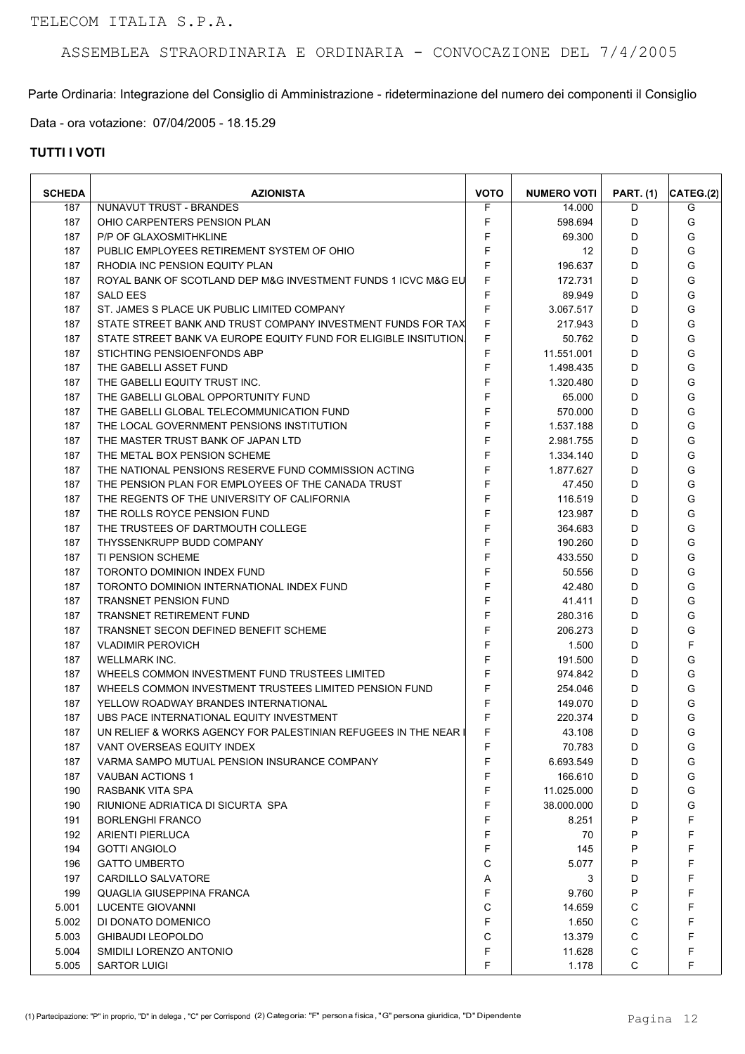TELECOM ITALIA S.P.A.

ASSEMBLEA STRAORDINARIA E ORDINARIA - CONVOCAZIONE DEL 7/4/2005

Parte Ordinaria: Integrazione del Consiglio di Amministrazione - rideterminazione del numero dei componenti il Consiglio

Data - ora votazione: 07/04/2005 - 18.15.29

**TUTTI I VOTI**

| SCHEDA | AZIONISTA | VOTO | NUMERO VOTI | PART. (1) | CATEG.(2) |
|---|---|---|---|---|---|
| 187 | NUNAVUT TRUST - BRANDES | F | 14.000 | D | G |
| 187 | OHIO CARPENTERS PENSION PLAN | F | 598.694 | D | G |
| 187 | P/P OF GLAXOSMITHKLINE | F | 69.300 | D | G |
| 187 | PUBLIC EMPLOYEES RETIREMENT SYSTEM OF OHIO | F | 12 | D | G |
| 187 | RHODIA INC PENSION EQUITY PLAN | F | 196.637 | D | G |
| 187 | ROYAL BANK OF SCOTLAND DEP M&G INVESTMENT FUNDS 1 ICVC M&G EU | F | 172.731 | D | G |
| 187 | SALD EES | F | 89.949 | D | G |
| 187 | ST. JAMES S PLACE UK PUBLIC LIMITED COMPANY | F | 3.067.517 | D | G |
| 187 | STATE STREET BANK AND TRUST COMPANY INVESTMENT FUNDS FOR TAX | F | 217.943 | D | G |
| 187 | STATE STREET BANK VA EUROPE EQUITY FUND FOR ELIGIBLE INSITUTION | F | 50.762 | D | G |
| 187 | STICHTING PENSIOENFONDS ABP | F | 11.551.001 | D | G |
| 187 | THE GABELLI ASSET FUND | F | 1.498.435 | D | G |
| 187 | THE GABELLI EQUITY TRUST INC. | F | 1.320.480 | D | G |
| 187 | THE GABELLI GLOBAL OPPORTUNITY FUND | F | 65.000 | D | G |
| 187 | THE GABELLI GLOBAL TELECOMMUNICATION FUND | F | 570.000 | D | G |
| 187 | THE LOCAL GOVERNMENT PENSIONS INSTITUTION | F | 1.537.188 | D | G |
| 187 | THE MASTER TRUST BANK OF JAPAN LTD | F | 2.981.755 | D | G |
| 187 | THE METAL BOX PENSION SCHEME | F | 1.334.140 | D | G |
| 187 | THE NATIONAL PENSIONS RESERVE FUND COMMISSION ACTING | F | 1.877.627 | D | G |
| 187 | THE PENSION PLAN FOR EMPLOYEES OF THE CANADA TRUST | F | 47.450 | D | G |
| 187 | THE REGENTS OF THE UNIVERSITY OF CALIFORNIA | F | 116.519 | D | G |
| 187 | THE ROLLS ROYCE PENSION FUND | F | 123.987 | D | G |
| 187 | THE TRUSTEES OF DARTMOUTH COLLEGE | F | 364.683 | D | G |
| 187 | THYSSENKRUPP BUDD COMPANY | F | 190.260 | D | G |
| 187 | TI PENSION SCHEME | F | 433.550 | D | G |
| 187 | TORONTO DOMINION INDEX FUND | F | 50.556 | D | G |
| 187 | TORONTO DOMINION INTERNATIONAL INDEX FUND | F | 42.480 | D | G |
| 187 | TRANSNET PENSION FUND | F | 41.411 | D | G |
| 187 | TRANSNET RETIREMENT FUND | F | 280.316 | D | G |
| 187 | TRANSNET SECON DEFINED BENEFIT SCHEME | F | 206.273 | D | G |
| 187 | VLADIMIR PEROVICH | F | 1.500 | D | F |
| 187 | WELLMARK INC. | F | 191.500 | D | G |
| 187 | WHEELS COMMON INVESTMENT FUND TRUSTEES LIMITED | F | 974.842 | D | G |
| 187 | WHEELS COMMON INVESTMENT TRUSTEES LIMITED PENSION FUND | F | 254.046 | D | G |
| 187 | YELLOW ROADWAY BRANDES INTERNATIONAL | F | 149.070 | D | G |
| 187 | UBS PACE INTERNATIONAL EQUITY INVESTMENT | F | 220.374 | D | G |
| 187 | UN RELIEF & WORKS AGENCY FOR PALESTINIAN REFUGEES IN THE NEAR I | F | 43.108 | D | G |
| 187 | VANT OVERSEAS EQUITY INDEX | F | 70.783 | D | G |
| 187 | VARMA SAMPO MUTUAL PENSION INSURANCE COMPANY | F | 6.693.549 | D | G |
| 187 | VAUBAN ACTIONS 1 | F | 166.610 | D | G |
| 190 | RASBANK VITA SPA | F | 11.025.000 | D | G |
| 190 | RIUNIONE ADRIATICA DI SICURTA SPA | F | 38.000.000 | D | G |
| 191 | BORLENGHI FRANCO | F | 8.251 | P | F |
| 192 | ARIENTI PIERLUCA | F | 70 | P | F |
| 194 | GOTTI ANGIOLO | F | 145 | P | F |
| 196 | GATTO UMBERTO | C | 5.077 | P | F |
| 197 | CARDILLO SALVATORE | A | 3 | D | F |
| 199 | QUAGLIA GIUSEPPINA FRANCA | F | 9.760 | P | F |
| 5.001 | LUCENTE GIOVANNI | C | 14.659 | C | F |
| 5.002 | DI DONATO DOMENICO | F | 1.650 | C | F |
| 5.003 | GHIBAUDI LEOPOLDO | C | 13.379 | C | F |
| 5.004 | SMIDILI LORENZO ANTONIO | F | 11.628 | C | F |
| 5.005 | SARTOR LUIGI | F | 1.178 | C | F |

(1) Partecipazione: "P" in proprio, "D" in delega , "C" per Corrispond (2) Categoria: "F" persona fisica, "G" persona giuridica, "D" Dipendente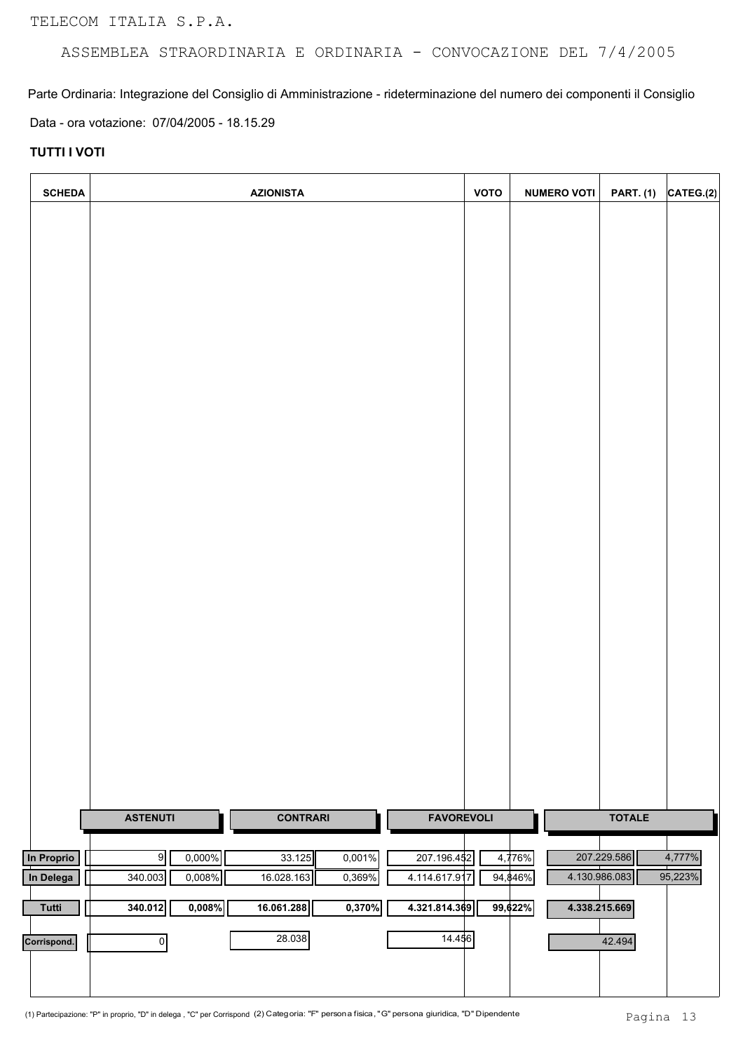TELECOM ITALIA S.P.A.

ASSEMBLEA STRAORDINARIA E ORDINARIA - CONVOCAZIONE DEL 7/4/2005

Parte Ordinaria: Integrazione del Consiglio di Amministrazione - rideterminazione del numero dei componenti il Consiglio

Data - ora votazione: 07/04/2005 - 18.15.29

**TUTTI I VOTI**

| SCHEDA | AZIONISTA | VOTO | NUMERO VOTI | PART. (1) | CATEG.(2) |
|---|---|---|---|---|---|

| | ASTENUTI | | CONTRARI | | FAVOREVOLI | | TOTALE | |
|---|---|---|---|---|---|---|---|---|
| In Proprio | 9 | 0,000% | 33.125 | 0,001% | 207.196.452 | 4,776% | 207.229.586 | 4,777% |
| In Delega | 340.003 | 0,008% | 16.028.163 | 0,369% | 4.114.617.917 | 94,846% | 4.130.986.083 | 95,223% |
| **Tutti** | **340.012** | **0,008%** | **16.061.288** | **0,370%** | **4.321.814.369** | **99,622%** | **4.338.215.669** | |
| Corrispond. | 0 | | 28.038 | | 14.456 | | 42.494 | |

(1) Partecipazione: "P" in proprio, "D" in delega , "C" per Corrispond (2) Categoria: "F" persona fisica, "G" persona giuridica, "D" Dipendente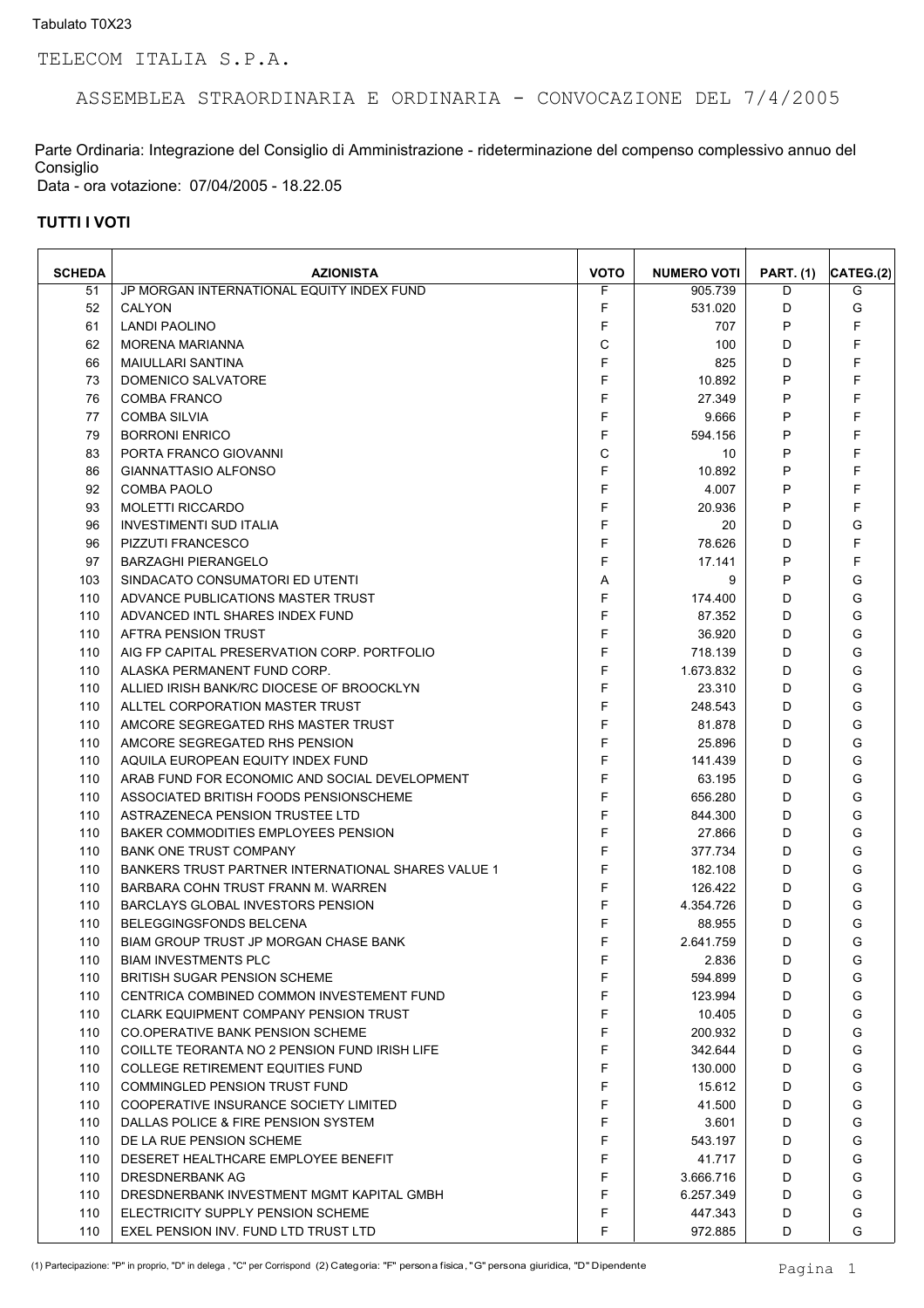Tabulato T0X23

TELECOM ITALIA S.P.A.

ASSEMBLEA STRAORDINARIA E ORDINARIA - CONVOCAZIONE DEL 7/4/2005

Parte Ordinaria: Integrazione del Consiglio di Amministrazione - rideterminazione del compenso complessivo annuo del Consiglio

Data - ora votazione: 07/04/2005 - 18.22.05

**TUTTI I VOTI**

| SCHEDA | AZIONISTA | VOTO | NUMERO VOTI | PART. (1) | CATEG.(2) |
|---|---|---|---|---|---|
| 51 | JP MORGAN INTERNATIONAL EQUITY INDEX FUND | F | 905.739 | D | G |
| 52 | CALYON | F | 531.020 | D | G |
| 61 | LANDI PAOLINO | F | 707 | P | F |
| 62 | MORENA MARIANNA | C | 100 | D | F |
| 66 | MAIULLARI SANTINA | F | 825 | D | F |
| 73 | DOMENICO SALVATORE | F | 10.892 | P | F |
| 76 | COMBA FRANCO | F | 27.349 | P | F |
| 77 | COMBA SILVIA | F | 9.666 | P | F |
| 79 | BORRONI ENRICO | F | 594.156 | P | F |
| 83 | PORTA FRANCO GIOVANNI | C | 10 | P | F |
| 86 | GIANNATTASIO ALFONSO | F | 10.892 | P | F |
| 92 | COMBA PAOLO | F | 4.007 | P | F |
| 93 | MOLETTI RICCARDO | F | 20.936 | P | F |
| 96 | INVESTIMENTI SUD ITALIA | F | 20 | D | G |
| 96 | PIZZUTI FRANCESCO | F | 78.626 | D | F |
| 97 | BARZAGHI PIERANGELO | F | 17.141 | P | F |
| 103 | SINDACATO CONSUMATORI ED UTENTI | A | 9 | P | G |
| 110 | ADVANCE PUBLICATIONS MASTER TRUST | F | 174.400 | D | G |
| 110 | ADVANCED INTL SHARES INDEX FUND | F | 87.352 | D | G |
| 110 | AFTRA PENSION TRUST | F | 36.920 | D | G |
| 110 | AIG FP CAPITAL PRESERVATION CORP. PORTFOLIO | F | 718.139 | D | G |
| 110 | ALASKA PERMANENT FUND CORP. | F | 1.673.832 | D | G |
| 110 | ALLIED IRISH BANK/RC DIOCESE OF BROOCKLYN | F | 23.310 | D | G |
| 110 | ALLTEL CORPORATION MASTER TRUST | F | 248.543 | D | G |
| 110 | AMCORE SEGREGATED RHS MASTER TRUST | F | 81.878 | D | G |
| 110 | AMCORE SEGREGATED RHS PENSION | F | 25.896 | D | G |
| 110 | AQUILA EUROPEAN EQUITY INDEX FUND | F | 141.439 | D | G |
| 110 | ARAB FUND FOR ECONOMIC AND SOCIAL DEVELOPMENT | F | 63.195 | D | G |
| 110 | ASSOCIATED BRITISH FOODS PENSIONSCHEME | F | 656.280 | D | G |
| 110 | ASTRAZENECA PENSION TRUSTEE LTD | F | 844.300 | D | G |
| 110 | BAKER COMMODITIES EMPLOYEES PENSION | F | 27.866 | D | G |
| 110 | BANK ONE TRUST COMPANY | F | 377.734 | D | G |
| 110 | BANKERS TRUST PARTNER INTERNATIONAL SHARES VALUE 1 | F | 182.108 | D | G |
| 110 | BARBARA COHN TRUST FRANN M. WARREN | F | 126.422 | D | G |
| 110 | BARCLAYS GLOBAL INVESTORS PENSION | F | 4.354.726 | D | G |
| 110 | BELEGGINGSFONDS BELCENA | F | 88.955 | D | G |
| 110 | BIAM GROUP TRUST JP MORGAN CHASE BANK | F | 2.641.759 | D | G |
| 110 | BIAM INVESTMENTS PLC | F | 2.836 | D | G |
| 110 | BRITISH SUGAR PENSION SCHEME | F | 594.899 | D | G |
| 110 | CENTRICA COMBINED COMMON INVESTEMENT FUND | F | 123.994 | D | G |
| 110 | CLARK EQUIPMENT COMPANY PENSION TRUST | F | 10.405 | D | G |
| 110 | CO.OPERATIVE BANK PENSION SCHEME | F | 200.932 | D | G |
| 110 | COILLTE TEORANTA NO 2 PENSION FUND IRISH LIFE | F | 342.644 | D | G |
| 110 | COLLEGE RETIREMENT EQUITIES FUND | F | 130.000 | D | G |
| 110 | COMMINGLED PENSION TRUST FUND | F | 15.612 | D | G |
| 110 | COOPERATIVE INSURANCE SOCIETY LIMITED | F | 41.500 | D | G |
| 110 | DALLAS POLICE & FIRE PENSION SYSTEM | F | 3.601 | D | G |
| 110 | DE LA RUE PENSION SCHEME | F | 543.197 | D | G |
| 110 | DESERET HEALTHCARE EMPLOYEE BENEFIT | F | 41.717 | D | G |
| 110 | DRESDNERBANK AG | F | 3.666.716 | D | G |
| 110 | DRESDNERBANK INVESTMENT MGMT KAPITAL GMBH | F | 6.257.349 | D | G |
| 110 | ELECTRICITY SUPPLY PENSION SCHEME | F | 447.343 | D | G |
| 110 | EXEL PENSION INV. FUND LTD TRUST LTD | F | 972.885 | D | G |

(1) Partecipazione: "P" in proprio, "D" in delega , "C" per Corrispond (2) Categoria: "F" persona fisica, "G" persona giuridica, "D" Dipendente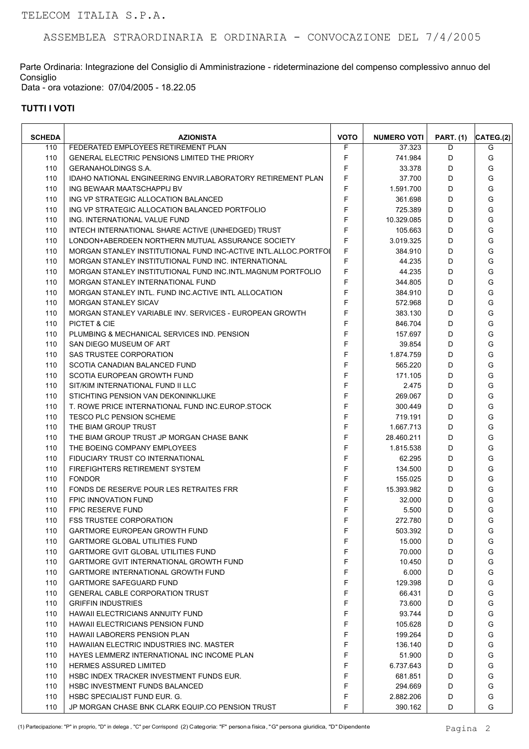TELECOM ITALIA S.P.A.

ASSEMBLEA STRAORDINARIA E ORDINARIA - CONVOCAZIONE DEL 7/4/2005

Parte Ordinaria: Integrazione del Consiglio di Amministrazione - rideterminazione del compenso complessivo annuo del Consiglio
Data - ora votazione: 07/04/2005 - 18.22.05

**TUTTI I VOTI**

| SCHEDA | AZIONISTA | VOTO | NUMERO VOTI | PART. (1) | CATEG.(2) |
|---|---|---|---|---|---|
| 110 | FEDERATED EMPLOYEES RETIREMENT PLAN | F | 37.323 | D | G |
| 110 | GENERAL ELECTRIC PENSIONS LIMITED THE PRIORY | F | 741.984 | D | G |
| 110 | GERANAHOLDINGS S.A. | F | 33.378 | D | G |
| 110 | IDAHO NATIONAL ENGINEERING ENVIR.LABORATORY RETIREMENT PLAN | F | 37.700 | D | G |
| 110 | ING BEWAAR MAATSCHAPPIJ BV | F | 1.591.700 | D | G |
| 110 | ING VP STRATEGIC ALLOCATION BALANCED | F | 361.698 | D | G |
| 110 | ING VP STRATEGIC ALLOCATION BALANCED PORTFOLIO | F | 725.389 | D | G |
| 110 | ING. INTERNATIONAL VALUE FUND | F | 10.329.085 | D | G |
| 110 | INTECH INTERNATIONAL SHARE ACTIVE (UNHEDGED) TRUST | F | 105.663 | D | G |
| 110 | LONDON+ABERDEEN NORTHERN MUTUAL ASSURANCE SOCIETY | F | 3.019.325 | D | G |
| 110 | MORGAN STANLEY INSTITUTIONAL FUND INC-ACTIVE INTL.ALLOC.PORTFOI | F | 384.910 | D | G |
| 110 | MORGAN STANLEY INSTITUTIONAL FUND INC. INTERNATIONAL | F | 44.235 | D | G |
| 110 | MORGAN STANLEY INSTITUTIONAL FUND INC.INTL.MAGNUM PORTFOLIO | F | 44.235 | D | G |
| 110 | MORGAN STANLEY INTERNATIONAL FUND | F | 344.805 | D | G |
| 110 | MORGAN STANLEY INTL. FUND INC.ACTIVE INTL ALLOCATION | F | 384.910 | D | G |
| 110 | MORGAN STANLEY SICAV | F | 572.968 | D | G |
| 110 | MORGAN STANLEY VARIABLE INV. SERVICES - EUROPEAN GROWTH | F | 383.130 | D | G |
| 110 | PICTET & CIE | F | 846.704 | D | G |
| 110 | PLUMBING & MECHANICAL SERVICES IND. PENSION | F | 157.697 | D | G |
| 110 | SAN DIEGO MUSEUM OF ART | F | 39.854 | D | G |
| 110 | SAS TRUSTEE CORPORATION | F | 1.874.759 | D | G |
| 110 | SCOTIA CANADIAN BALANCED FUND | F | 565.220 | D | G |
| 110 | SCOTIA EUROPEAN GROWTH FUND | F | 171.105 | D | G |
| 110 | SIT/KIM INTERNATIONAL FUND II LLC | F | 2.475 | D | G |
| 110 | STICHTING PENSION VAN DEKONINKLIJKE | F | 269.067 | D | G |
| 110 | T. ROWE PRICE INTERNATIONAL FUND INC.EUROP.STOCK | F | 300.449 | D | G |
| 110 | TESCO PLC PENSION SCHEME | F | 719.191 | D | G |
| 110 | THE BIAM GROUP TRUST | F | 1.667.713 | D | G |
| 110 | THE BIAM GROUP TRUST JP MORGAN CHASE BANK | F | 28.460.211 | D | G |
| 110 | THE BOEING COMPANY EMPLOYEES | F | 1.815.538 | D | G |
| 110 | FIDUCIARY TRUST CO INTERNATIONAL | F | 62.295 | D | G |
| 110 | FIREFIGHTERS RETIREMENT SYSTEM | F | 134.500 | D | G |
| 110 | FONDOR | F | 155.025 | D | G |
| 110 | FONDS DE RESERVE POUR LES RETRAITES FRR | F | 15.393.982 | D | G |
| 110 | FPIC INNOVATION FUND | F | 32.000 | D | G |
| 110 | FPIC RESERVE FUND | F | 5.500 | D | G |
| 110 | FSS TRUSTEE CORPORATION | F | 272.780 | D | G |
| 110 | GARTMORE EUROPEAN GROWTH FUND | F | 503.392 | D | G |
| 110 | GARTMORE GLOBAL UTILITIES FUND | F | 15.000 | D | G |
| 110 | GARTMORE GVIT GLOBAL UTILITIES FUND | F | 70.000 | D | G |
| 110 | GARTMORE GVIT INTERNATIONAL GROWTH FUND | F | 10.450 | D | G |
| 110 | GARTMORE INTERNATIONAL GROWTH FUND | F | 6.000 | D | G |
| 110 | GARTMORE SAFEGUARD FUND | F | 129.398 | D | G |
| 110 | GENERAL CABLE CORPORATION TRUST | F | 66.431 | D | G |
| 110 | GRIFFIN INDUSTRIES | F | 73.600 | D | G |
| 110 | HAWAII ELECTRICIANS ANNUITY FUND | F | 93.744 | D | G |
| 110 | HAWAII ELECTRICIANS PENSION FUND | F | 105.628 | D | G |
| 110 | HAWAII LABORERS PENSION PLAN | F | 199.264 | D | G |
| 110 | HAWAIIAN ELECTRIC INDUSTRIES INC. MASTER | F | 136.140 | D | G |
| 110 | HAYES LEMMERZ INTERNATIONAL INC INCOME PLAN | F | 51.900 | D | G |
| 110 | HERMES ASSURED LIMITED | F | 6.737.643 | D | G |
| 110 | HSBC INDEX TRACKER INVESTMENT FUNDS EUR. | F | 681.851 | D | G |
| 110 | HSBC INVESTMENT FUNDS BALANCED | F | 294.669 | D | G |
| 110 | HSBC SPECIALIST FUND EUR. G. | F | 2.882.206 | D | G |
| 110 | JP MORGAN CHASE BNK CLARK EQUIP.CO PENSION TRUST | F | 390.162 | D | G |

(1) Partecipazione: "P" in proprio, "D" in delega , "C" per Corrispond (2) Categoria: "F" persona fisica, "G" persona giuridica, "D" Dipendente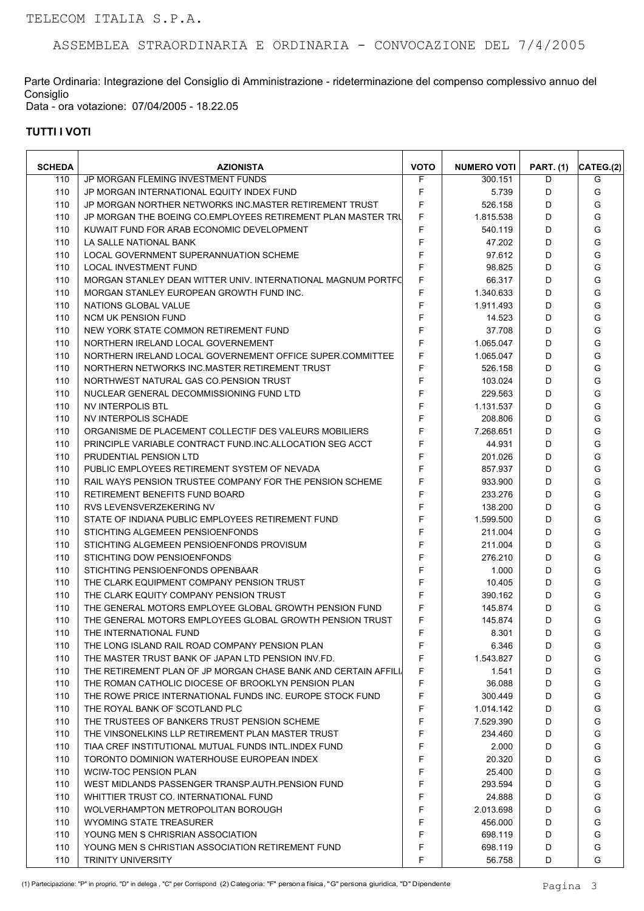TELECOM ITALIA S.P.A.

ASSEMBLEA STRAORDINARIA E ORDINARIA - CONVOCAZIONE DEL 7/4/2005

Parte Ordinaria: Integrazione del Consiglio di Amministrazione - rideterminazione del compenso complessivo annuo del Consiglio

Data - ora votazione: 07/04/2005 - 18.22.05

**TUTTI I VOTI**

| SCHEDA | AZIONISTA | VOTO | NUMERO VOTI | PART. (1) | CATEG.(2) |
|---|---|---|---|---|---|
| 110 | JP MORGAN FLEMING INVESTMENT FUNDS | F | 300.151 | D | G |
| 110 | JP MORGAN INTERNATIONAL EQUITY INDEX FUND | F | 5.739 | D | G |
| 110 | JP MORGAN NORTHER NETWORKS INC.MASTER RETIREMENT TRUST | F | 526.158 | D | G |
| 110 | JP MORGAN THE BOEING CO.EMPLOYEES RETIREMENT PLAN MASTER TRU | F | 1.815.538 | D | G |
| 110 | KUWAIT FUND FOR ARAB ECONOMIC DEVELOPMENT | F | 540.119 | D | G |
| 110 | LA SALLE NATIONAL BANK | F | 47.202 | D | G |
| 110 | LOCAL GOVERNMENT SUPERANNUATION SCHEME | F | 97.612 | D | G |
| 110 | LOCAL INVESTMENT FUND | F | 98.825 | D | G |
| 110 | MORGAN STANLEY DEAN WITTER UNIV. INTERNATIONAL MAGNUM PORTFO | F | 66.317 | D | G |
| 110 | MORGAN STANLEY EUROPEAN GROWTH FUND INC. | F | 1.340.633 | D | G |
| 110 | NATIONS GLOBAL VALUE | F | 1.911.493 | D | G |
| 110 | NCM UK PENSION FUND | F | 14.523 | D | G |
| 110 | NEW YORK STATE COMMON RETIREMENT FUND | F | 37.708 | D | G |
| 110 | NORTHERN IRELAND LOCAL GOVERNEMENT | F | 1.065.047 | D | G |
| 110 | NORTHERN IRELAND LOCAL GOVERNEMENT OFFICE SUPER.COMMITTEE | F | 1.065.047 | D | G |
| 110 | NORTHERN NETWORKS INC.MASTER RETIREMENT TRUST | F | 526.158 | D | G |
| 110 | NORTHWEST NATURAL GAS CO.PENSION TRUST | F | 103.024 | D | G |
| 110 | NUCLEAR GENERAL DECOMMISSIONING FUND LTD | F | 229.563 | D | G |
| 110 | NV INTERPOLIS BTL | F | 1.131.537 | D | G |
| 110 | NV INTERPOLIS SCHADE | F | 208.806 | D | G |
| 110 | ORGANISME DE PLACEMENT COLLECTIF DES VALEURS MOBILIERS | F | 7.268.651 | D | G |
| 110 | PRINCIPLE VARIABLE CONTRACT FUND.INC.ALLOCATION SEG ACCT | F | 44.931 | D | G |
| 110 | PRUDENTIAL PENSION LTD | F | 201.026 | D | G |
| 110 | PUBLIC EMPLOYEES RETIREMENT SYSTEM OF NEVADA | F | 857.937 | D | G |
| 110 | RAIL WAYS PENSION TRUSTEE COMPANY FOR THE PENSION SCHEME | F | 933.900 | D | G |
| 110 | RETIREMENT BENEFITS FUND BOARD | F | 233.276 | D | G |
| 110 | RVS LEVENSVERZEKERING NV | F | 138.200 | D | G |
| 110 | STATE OF INDIANA PUBLIC EMPLOYEES RETIREMENT FUND | F | 1.599.500 | D | G |
| 110 | STICHTING ALGEMEEN PENSIOENFONDS | F | 211.004 | D | G |
| 110 | STICHTING ALGEMEEN PENSIOENFONDS PROVISUM | F | 211.004 | D | G |
| 110 | STICHTING DOW PENSIOENFONDS | F | 276.210 | D | G |
| 110 | STICHTING PENSIOENFONDS OPENBAAR | F | 1.000 | D | G |
| 110 | THE CLARK EQUIPMENT COMPANY PENSION TRUST | F | 10.405 | D | G |
| 110 | THE CLARK EQUITY COMPANY PENSION TRUST | F | 390.162 | D | G |
| 110 | THE GENERAL MOTORS EMPLOYEE GLOBAL GROWTH PENSION FUND | F | 145.874 | D | G |
| 110 | THE GENERAL MOTORS EMPLOYEES GLOBAL GROWTH PENSION TRUST | F | 145.874 | D | G |
| 110 | THE INTERNATIONAL FUND | F | 8.301 | D | G |
| 110 | THE LONG ISLAND RAIL ROAD COMPANY PENSION PLAN | F | 6.346 | D | G |
| 110 | THE MASTER TRUST BANK OF JAPAN LTD PENSION INV.FD. | F | 1.543.827 | D | G |
| 110 | THE RETIREMENT PLAN OF JP MORGAN CHASE BANK AND CERTAIN AFFILI | F | 1.541 | D | G |
| 110 | THE ROMAN CATHOLIC DIOCESE OF BROOKLYN PENSION PLAN | F | 36.088 | D | G |
| 110 | THE ROWE PRICE INTERNATIONAL FUNDS INC. EUROPE STOCK FUND | F | 300.449 | D | G |
| 110 | THE ROYAL BANK OF SCOTLAND PLC | F | 1.014.142 | D | G |
| 110 | THE TRUSTEES OF BANKERS TRUST PENSION SCHEME | F | 7.529.390 | D | G |
| 110 | THE VINSONELKINS LLP RETIREMENT PLAN MASTER TRUST | F | 234.460 | D | G |
| 110 | TIAA CREF INSTITUTIONAL MUTUAL FUNDS INTL.INDEX FUND | F | 2.000 | D | G |
| 110 | TORONTO DOMINION WATERHOUSE EUROPEAN INDEX | F | 20.320 | D | G |
| 110 | WCIW-TOC PENSION PLAN | F | 25.400 | D | G |
| 110 | WEST MIDLANDS PASSENGER TRANSP.AUTH.PENSION FUND | F | 293.594 | D | G |
| 110 | WHITTIER TRUST CO. INTERNATIONAL FUND | F | 24.888 | D | G |
| 110 | WOLVERHAMPTON METROPOLITAN BOROUGH | F | 2.013.698 | D | G |
| 110 | WYOMING STATE TREASURER | F | 456.000 | D | G |
| 110 | YOUNG MEN S CHRISRIAN ASSOCIATION | F | 698.119 | D | G |
| 110 | YOUNG MEN S CHRISTIAN ASSOCIATION RETIREMENT FUND | F | 698.119 | D | G |
| 110 | TRINITY UNIVERSITY | F | 56.758 | D | G |

(1) Partecipazione: "P" in proprio, "D" in delega , "C" per Corrispond (2) Categoria: "F" persona fisica, "G" persona giuridica, "D" Dipendente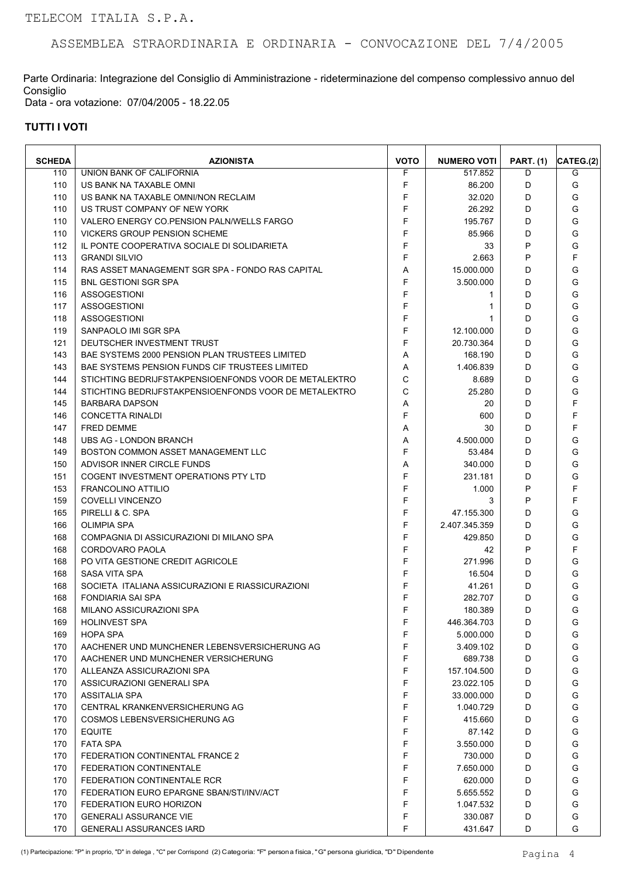TELECOM ITALIA S.P.A.

ASSEMBLEA STRAORDINARIA E ORDINARIA - CONVOCAZIONE DEL 7/4/2005

Parte Ordinaria: Integrazione del Consiglio di Amministrazione - rideterminazione del compenso complessivo annuo del Consiglio

Data - ora votazione: 07/04/2005 - 18.22.05

**TUTTI I VOTI**

| SCHEDA | AZIONISTA | VOTO | NUMERO VOTI | PART. (1) | CATEG.(2) |
|---|---|---|---|---|---|
| 110 | UNION BANK OF CALIFORNIA | F | 517.852 | D | G |
| 110 | US BANK NA TAXABLE OMNI | F | 86.200 | D | G |
| 110 | US BANK NA TAXABLE OMNI/NON RECLAIM | F | 32.020 | D | G |
| 110 | US TRUST COMPANY OF NEW YORK | F | 26.292 | D | G |
| 110 | VALERO ENERGY CO.PENSION PALN/WELLS FARGO | F | 195.767 | D | G |
| 110 | VICKERS GROUP PENSION SCHEME | F | 85.966 | D | G |
| 112 | IL PONTE COOPERATIVA SOCIALE DI SOLIDARIETA | F | 33 | P | G |
| 113 | GRANDI SILVIO | F | 2.663 | P | F |
| 114 | RAS ASSET MANAGEMENT SGR SPA - FONDO RAS CAPITAL | A | 15.000.000 | D | G |
| 115 | BNL GESTIONI SGR SPA | F | 3.500.000 | D | G |
| 116 | ASSOGESTIONI | F | 1 | D | G |
| 117 | ASSOGESTIONI | F | 1 | D | G |
| 118 | ASSOGESTIONI | F | 1 | D | G |
| 119 | SANPAOLO IMI SGR SPA | F | 12.100.000 | D | G |
| 121 | DEUTSCHER INVESTMENT TRUST | F | 20.730.364 | D | G |
| 143 | BAE SYSTEMS 2000 PENSION PLAN TRUSTEES LIMITED | A | 168.190 | D | G |
| 143 | BAE SYSTEMS PENSION FUNDS CIF TRUSTEES LIMITED | A | 1.406.839 | D | G |
| 144 | STICHTING BEDRIJFSTAKPENSIOENFONDS VOOR DE METALEKTRO | C | 8.689 | D | G |
| 144 | STICHTING BEDRIJFSTAKPENSIOENFONDS VOOR DE METALEKTRO | C | 25.280 | D | G |
| 145 | BARBARA DAPSON | A | 20 | D | F |
| 146 | CONCETTA RINALDI | F | 600 | D | F |
| 147 | FRED DEMME | A | 30 | D | F |
| 148 | UBS AG - LONDON BRANCH | A | 4.500.000 | D | G |
| 149 | BOSTON COMMON ASSET MANAGEMENT LLC | F | 53.484 | D | G |
| 150 | ADVISOR INNER CIRCLE FUNDS | A | 340.000 | D | G |
| 151 | COGENT INVESTMENT OPERATIONS PTY LTD | F | 231.181 | D | G |
| 153 | FRANCOLINO ATTILIO | F | 1.000 | P | F |
| 159 | COVELLI VINCENZO | F | 3 | P | F |
| 165 | PIRELLI & C. SPA | F | 47.155.300 | D | G |
| 166 | OLIMPIA SPA | F | 2.407.345.359 | D | G |
| 168 | COMPAGNIA DI ASSICURAZIONI DI MILANO SPA | F | 429.850 | D | G |
| 168 | CORDOVARO PAOLA | F | 42 | P | F |
| 168 | PO VITA GESTIONE CREDIT AGRICOLE | F | 271.996 | D | G |
| 168 | SASA VITA SPA | F | 16.504 | D | G |
| 168 | SOCIETA ITALIANA ASSICURAZIONI E RIASSICURAZIONI | F | 41.261 | D | G |
| 168 | FONDIARIA SAI SPA | F | 282.707 | D | G |
| 168 | MILANO ASSICURAZIONI SPA | F | 180.389 | D | G |
| 169 | HOLINVEST SPA | F | 446.364.703 | D | G |
| 169 | HOPA SPA | F | 5.000.000 | D | G |
| 170 | AACHENER UND MUNCHENER LEBENSVERSICHERUNG AG | F | 3.409.102 | D | G |
| 170 | AACHENER UND MUNCHENER VERSICHERUNG | F | 689.738 | D | G |
| 170 | ALLEANZA ASSICURAZIONI SPA | F | 157.104.500 | D | G |
| 170 | ASSICURAZIONI GENERALI SPA | F | 23.022.105 | D | G |
| 170 | ASSITALIA SPA | F | 33.000.000 | D | G |
| 170 | CENTRAL KRANKENVERSICHERUNG AG | F | 1.040.729 | D | G |
| 170 | COSMOS LEBENSVERSICHERUNG AG | F | 415.660 | D | G |
| 170 | EQUITE | F | 87.142 | D | G |
| 170 | FATA SPA | F | 3.550.000 | D | G |
| 170 | FEDERATION CONTINENTAL FRANCE 2 | F | 730.000 | D | G |
| 170 | FEDERATION CONTINENTALE | F | 7.650.000 | D | G |
| 170 | FEDERATION CONTINENTALE RCR | F | 620.000 | D | G |
| 170 | FEDERATION EURO EPARGNE SBAN/STI/INV/ACT | F | 5.655.552 | D | G |
| 170 | FEDERATION EURO HORIZON | F | 1.047.532 | D | G |
| 170 | GENERALI ASSURANCE VIE | F | 330.087 | D | G |
| 170 | GENERALI ASSURANCES IARD | F | 431.647 | D | G |

(1) Partecipazione: "P" in proprio, "D" in delega , "C" per Corrispond (2) Categoria: "F" persona fisica, "G" persona giuridica, "D" Dipendente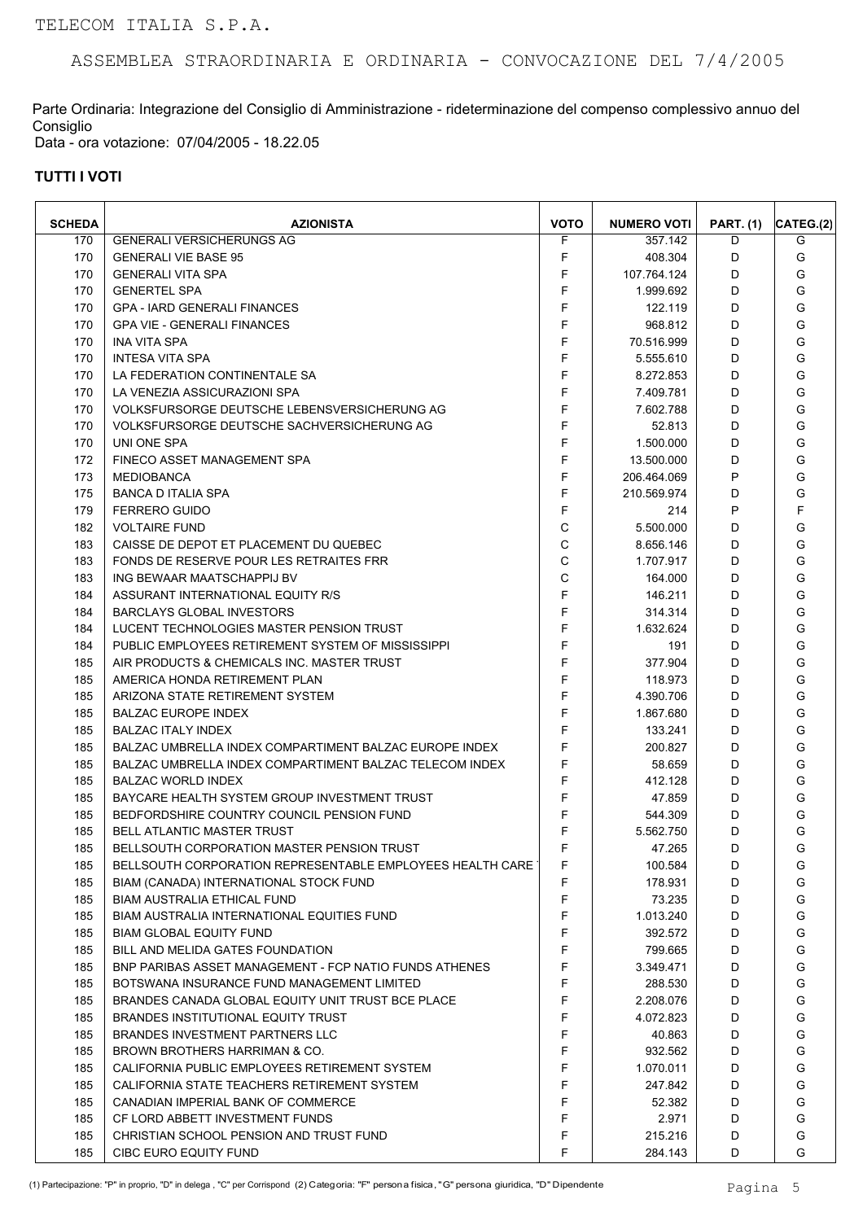Parte Ordinaria: Integrazione del Consiglio di Amministrazione - rideterminazione del compenso complessivo annuo del Consiglio

Data - ora votazione: 07/04/2005 - 18.22.05

**TUTTI I VOTI**

| SCHEDA | AZIONISTA | VOTO | NUMERO VOTI | PART. (1) | CATEG.(2) |
|---|---|---|---|---|---|
| 170 | GENERALI VERSICHERUNGS AG | F | 357.142 | D | G |
| 170 | GENERALI VIE BASE 95 | F | 408.304 | D | G |
| 170 | GENERALI VITA SPA | F | 107.764.124 | D | G |
| 170 | GENERTEL SPA | F | 1.999.692 | D | G |
| 170 | GPA - IARD GENERALI FINANCES | F | 122.119 | D | G |
| 170 | GPA VIE - GENERALI FINANCES | F | 968.812 | D | G |
| 170 | INA VITA SPA | F | 70.516.999 | D | G |
| 170 | INTESA VITA SPA | F | 5.555.610 | D | G |
| 170 | LA FEDERATION CONTINENTALE SA | F | 8.272.853 | D | G |
| 170 | LA VENEZIA ASSICURAZIONI SPA | F | 7.409.781 | D | G |
| 170 | VOLKSFURSORGE DEUTSCHE LEBENSVERSICHERUNG AG | F | 7.602.788 | D | G |
| 170 | VOLKSFURSORGE DEUTSCHE SACHVERSICHERUNG AG | F | 52.813 | D | G |
| 170 | UNI ONE SPA | F | 1.500.000 | D | G |
| 172 | FINECO ASSET MANAGEMENT SPA | F | 13.500.000 | D | G |
| 173 | MEDIOBANCA | F | 206.464.069 | P | G |
| 175 | BANCA D ITALIA SPA | F | 210.569.974 | D | G |
| 179 | FERRERO GUIDO | F | 214 | P | F |
| 182 | VOLTAIRE FUND | C | 5.500.000 | D | G |
| 183 | CAISSE DE DEPOT ET PLACEMENT DU QUEBEC | C | 8.656.146 | D | G |
| 183 | FONDS DE RESERVE POUR LES RETRAITES FRR | C | 1.707.917 | D | G |
| 183 | ING BEWAAR MAATSCHAPPIJ BV | C | 164.000 | D | G |
| 184 | ASSURANT INTERNATIONAL EQUITY R/S | F | 146.211 | D | G |
| 184 | BARCLAYS GLOBAL INVESTORS | F | 314.314 | D | G |
| 184 | LUCENT TECHNOLOGIES MASTER PENSION TRUST | F | 1.632.624 | D | G |
| 184 | PUBLIC EMPLOYEES RETIREMENT SYSTEM OF MISSISSIPPI | F | 191 | D | G |
| 185 | AIR PRODUCTS & CHEMICALS INC. MASTER TRUST | F | 377.904 | D | G |
| 185 | AMERICA HONDA RETIREMENT PLAN | F | 118.973 | D | G |
| 185 | ARIZONA STATE RETIREMENT SYSTEM | F | 4.390.706 | D | G |
| 185 | BALZAC EUROPE INDEX | F | 1.867.680 | D | G |
| 185 | BALZAC ITALY INDEX | F | 133.241 | D | G |
| 185 | BALZAC UMBRELLA INDEX COMPARTIMENT BALZAC EUROPE INDEX | F | 200.827 | D | G |
| 185 | BALZAC UMBRELLA INDEX COMPARTIMENT BALZAC TELECOM INDEX | F | 58.659 | D | G |
| 185 | BALZAC WORLD INDEX | F | 412.128 | D | G |
| 185 | BAYCARE HEALTH SYSTEM GROUP INVESTMENT TRUST | F | 47.859 | D | G |
| 185 | BEDFORDSHIRE COUNTRY COUNCIL PENSION FUND | F | 544.309 | D | G |
| 185 | BELL ATLANTIC MASTER TRUST | F | 5.562.750 | D | G |
| 185 | BELLSOUTH CORPORATION MASTER PENSION TRUST | F | 47.265 | D | G |
| 185 | BELLSOUTH CORPORATION REPRESENTABLE EMPLOYEES HEALTH CARE | F | 100.584 | D | G |
| 185 | BIAM (CANADA) INTERNATIONAL STOCK FUND | F | 178.931 | D | G |
| 185 | BIAM AUSTRALIA ETHICAL FUND | F | 73.235 | D | G |
| 185 | BIAM AUSTRALIA INTERNATIONAL EQUITIES FUND | F | 1.013.240 | D | G |
| 185 | BIAM GLOBAL EQUITY FUND | F | 392.572 | D | G |
| 185 | BILL AND MELIDA GATES FOUNDATION | F | 799.665 | D | G |
| 185 | BNP PARIBAS ASSET MANAGEMENT - FCP NATIO FUNDS ATHENES | F | 3.349.471 | D | G |
| 185 | BOTSWANA INSURANCE FUND MANAGEMENT LIMITED | F | 288.530 | D | G |
| 185 | BRANDES CANADA GLOBAL EQUITY UNIT TRUST BCE PLACE | F | 2.208.076 | D | G |
| 185 | BRANDES INSTITUTIONAL EQUITY TRUST | F | 4.072.823 | D | G |
| 185 | BRANDES INVESTMENT PARTNERS LLC | F | 40.863 | D | G |
| 185 | BROWN BROTHERS HARRIMAN & CO. | F | 932.562 | D | G |
| 185 | CALIFORNIA PUBLIC EMPLOYEES RETIREMENT SYSTEM | F | 1.070.011 | D | G |
| 185 | CALIFORNIA STATE TEACHERS RETIREMENT SYSTEM | F | 247.842 | D | G |
| 185 | CANADIAN IMPERIAL BANK OF COMMERCE | F | 52.382 | D | G |
| 185 | CF LORD ABBETT INVESTMENT FUNDS | F | 2.971 | D | G |
| 185 | CHRISTIAN SCHOOL PENSION AND TRUST FUND | F | 215.216 | D | G |
| 185 | CIBC EURO EQUITY FUND | F | 284.143 | D | G |

(1) Partecipazione: "P" in proprio, "D" in delega , "C" per Corrispond (2) Categoria: "F" persona fisica, "G" persona giuridica, "D" Dipendente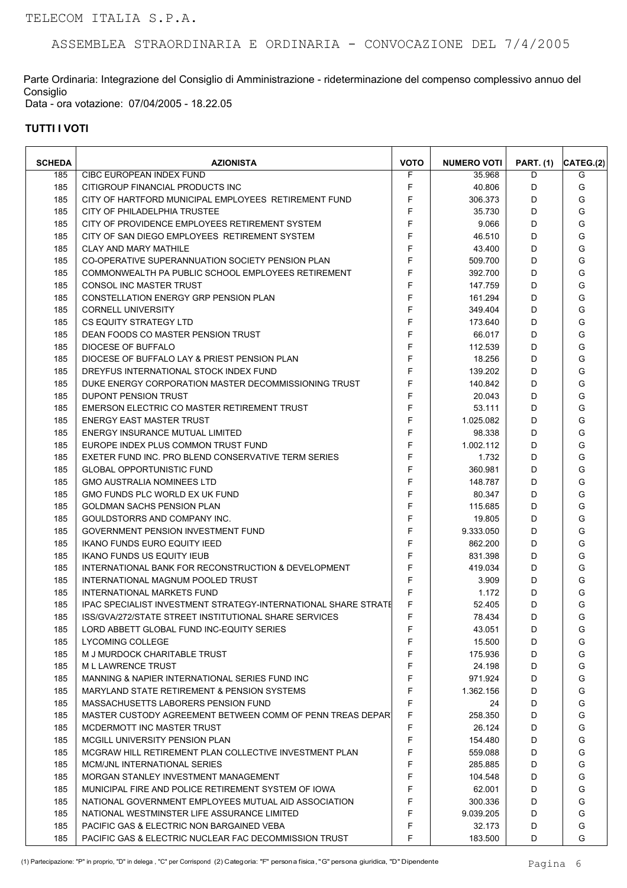TELECOM ITALIA S.P.A.

ASSEMBLEA STRAORDINARIA E ORDINARIA - CONVOCAZIONE DEL 7/4/2005

Parte Ordinaria: Integrazione del Consiglio di Amministrazione - rideterminazione del compenso complessivo annuo del Consiglio
Data - ora votazione: 07/04/2005 - 18.22.05

**TUTTI I VOTI**

| SCHEDA | AZIONISTA | VOTO | NUMERO VOTI | PART. (1) | CATEG.(2) |
|---|---|---|---|---|---|
| 185 | CIBC EUROPEAN INDEX FUND | F | 35.968 | D | G |
| 185 | CITIGROUP FINANCIAL PRODUCTS INC | F | 40.806 | D | G |
| 185 | CITY OF HARTFORD MUNICIPAL EMPLOYEES RETIREMENT FUND | F | 306.373 | D | G |
| 185 | CITY OF PHILADELPHIA TRUSTEE | F | 35.730 | D | G |
| 185 | CITY OF PROVIDENCE EMPLOYEES RETIREMENT SYSTEM | F | 9.066 | D | G |
| 185 | CITY OF SAN DIEGO EMPLOYEES RETIREMENT SYSTEM | F | 46.510 | D | G |
| 185 | CLAY AND MARY MATHILE | F | 43.400 | D | G |
| 185 | CO-OPERATIVE SUPERANNUATION SOCIETY PENSION PLAN | F | 509.700 | D | G |
| 185 | COMMONWEALTH PA PUBLIC SCHOOL EMPLOYEES RETIREMENT | F | 392.700 | D | G |
| 185 | CONSOL INC MASTER TRUST | F | 147.759 | D | G |
| 185 | CONSTELLATION ENERGY GRP PENSION PLAN | F | 161.294 | D | G |
| 185 | CORNELL UNIVERSITY | F | 349.404 | D | G |
| 185 | CS EQUITY STRATEGY LTD | F | 173.640 | D | G |
| 185 | DEAN FOODS CO MASTER PENSION TRUST | F | 66.017 | D | G |
| 185 | DIOCESE OF BUFFALO | F | 112.539 | D | G |
| 185 | DIOCESE OF BUFFALO LAY & PRIEST PENSION PLAN | F | 18.256 | D | G |
| 185 | DREYFUS INTERNATIONAL STOCK INDEX FUND | F | 139.202 | D | G |
| 185 | DUKE ENERGY CORPORATION MASTER DECOMMISSIONING TRUST | F | 140.842 | D | G |
| 185 | DUPONT PENSION TRUST | F | 20.043 | D | G |
| 185 | EMERSON ELECTRIC CO MASTER RETIREMENT TRUST | F | 53.111 | D | G |
| 185 | ENERGY EAST MASTER TRUST | F | 1.025.082 | D | G |
| 185 | ENERGY INSURANCE MUTUAL LIMITED | F | 98.338 | D | G |
| 185 | EUROPE INDEX PLUS COMMON TRUST FUND | F | 1.002.112 | D | G |
| 185 | EXETER FUND INC. PRO BLEND CONSERVATIVE TERM SERIES | F | 1.732 | D | G |
| 185 | GLOBAL OPPORTUNISTIC FUND | F | 360.981 | D | G |
| 185 | GMO AUSTRALIA NOMINEES LTD | F | 148.787 | D | G |
| 185 | GMO FUNDS PLC WORLD EX UK FUND | F | 80.347 | D | G |
| 185 | GOLDMAN SACHS PENSION PLAN | F | 115.685 | D | G |
| 185 | GOULDSTORRS AND COMPANY INC. | F | 19.805 | D | G |
| 185 | GOVERNMENT PENSION INVESTMENT FUND | F | 9.333.050 | D | G |
| 185 | IKANO FUNDS EURO EQUITY IEED | F | 862.200 | D | G |
| 185 | IKANO FUNDS US EQUITY IEUB | F | 831.398 | D | G |
| 185 | INTERNATIONAL BANK FOR RECONSTRUCTION & DEVELOPMENT | F | 419.034 | D | G |
| 185 | INTERNATIONAL MAGNUM POOLED TRUST | F | 3.909 | D | G |
| 185 | INTERNATIONAL MARKETS FUND | F | 1.172 | D | G |
| 185 | IPAC SPECIALIST INVESTMENT STRATEGY-INTERNATIONAL SHARE STRATE | F | 52.405 | D | G |
| 185 | ISS/GVA/272/STATE STREET INSTITUTIONAL SHARE SERVICES | F | 78.434 | D | G |
| 185 | LORD ABBETT GLOBAL FUND INC-EQUITY SERIES | F | 43.051 | D | G |
| 185 | LYCOMING COLLEGE | F | 15.500 | D | G |
| 185 | M J MURDOCK CHARITABLE TRUST | F | 175.936 | D | G |
| 185 | M L LAWRENCE TRUST | F | 24.198 | D | G |
| 185 | MANNING & NAPIER INTERNATIONAL SERIES FUND INC | F | 971.924 | D | G |
| 185 | MARYLAND STATE RETIREMENT & PENSION SYSTEMS | F | 1.362.156 | D | G |
| 185 | MASSACHUSETTS LABORERS PENSION FUND | F | 24 | D | G |
| 185 | MASTER CUSTODY AGREEMENT BETWEEN COMM OF PENN TREAS DEPAR | F | 258.350 | D | G |
| 185 | MCDERMOTT INC MASTER TRUST | F | 26.124 | D | G |
| 185 | MCGILL UNIVERSITY PENSION PLAN | F | 154.480 | D | G |
| 185 | MCGRAW HILL RETIREMENT PLAN COLLECTIVE INVESTMENT PLAN | F | 559.088 | D | G |
| 185 | MCM/JNL INTERNATIONAL SERIES | F | 285.885 | D | G |
| 185 | MORGAN STANLEY INVESTMENT MANAGEMENT | F | 104.548 | D | G |
| 185 | MUNICIPAL FIRE AND POLICE RETIREMENT SYSTEM OF IOWA | F | 62.001 | D | G |
| 185 | NATIONAL GOVERNMENT EMPLOYEES MUTUAL AID ASSOCIATION | F | 300.336 | D | G |
| 185 | NATIONAL WESTMINSTER LIFE ASSURANCE LIMITED | F | 9.039.205 | D | G |
| 185 | PACIFIC GAS & ELECTRIC NON BARGAINED VEBA | F | 32.173 | D | G |
| 185 | PACIFIC GAS & ELECTRIC NUCLEAR FAC DECOMMISSION TRUST | F | 183.500 | D | G |

(1) Partecipazione: "P" in proprio, "D" in delega , "C" per Corrispond (2) Categoria: "F" persona fisica, "G" persona giuridica, "D" Dipendente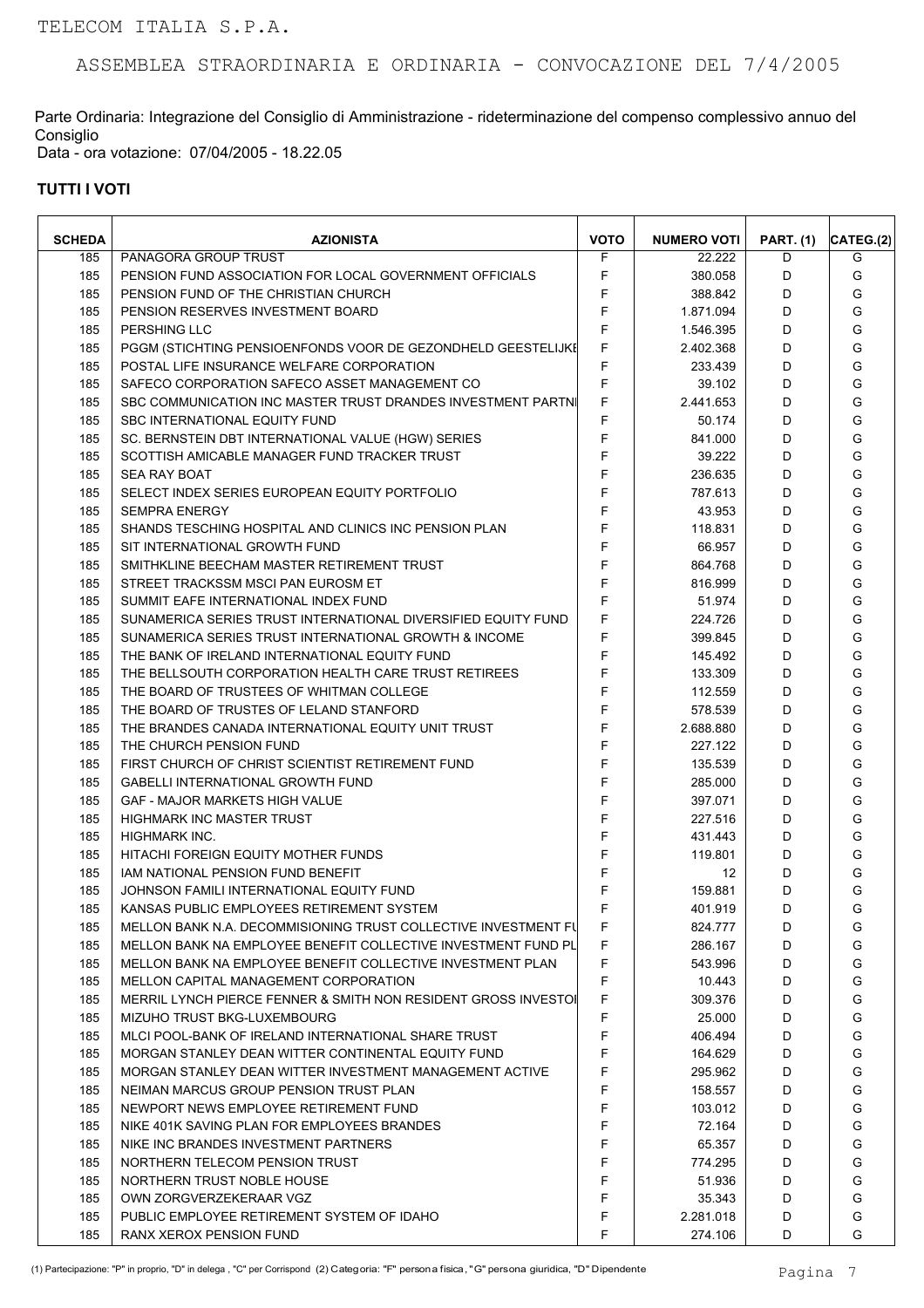TELECOM ITALIA S.P.A.

ASSEMBLEA STRAORDINARIA E ORDINARIA - CONVOCAZIONE DEL 7/4/2005

Parte Ordinaria: Integrazione del Consiglio di Amministrazione - rideterminazione del compenso complessivo annuo del Consiglio

Data - ora votazione: 07/04/2005 - 18.22.05

**TUTTI I VOTI**

| SCHEDA | AZIONISTA | VOTO | NUMERO VOTI | PART. (1) | CATEG.(2) |
|---|---|---|---|---|---|
| 185 | PANAGORA GROUP TRUST | F | 22.222 | D | G |
| 185 | PENSION FUND ASSOCIATION FOR LOCAL GOVERNMENT OFFICIALS | F | 380.058 | D | G |
| 185 | PENSION FUND OF THE CHRISTIAN CHURCH | F | 388.842 | D | G |
| 185 | PENSION RESERVES INVESTMENT BOARD | F | 1.871.094 | D | G |
| 185 | PERSHING LLC | F | 1.546.395 | D | G |
| 185 | PGGM (STICHTING PENSIOENFONDS VOOR DE GEZONDHELD GEESTELIJKE | F | 2.402.368 | D | G |
| 185 | POSTAL LIFE INSURANCE WELFARE CORPORATION | F | 233.439 | D | G |
| 185 | SAFECO CORPORATION SAFECO ASSET MANAGEMENT CO | F | 39.102 | D | G |
| 185 | SBC COMMUNICATION INC MASTER TRUST DRANDES INVESTMENT PARTNI | F | 2.441.653 | D | G |
| 185 | SBC INTERNATIONAL EQUITY FUND | F | 50.174 | D | G |
| 185 | SC. BERNSTEIN DBT INTERNATIONAL VALUE (HGW) SERIES | F | 841.000 | D | G |
| 185 | SCOTTISH AMICABLE MANAGER FUND TRACKER TRUST | F | 39.222 | D | G |
| 185 | SEA RAY BOAT | F | 236.635 | D | G |
| 185 | SELECT INDEX SERIES EUROPEAN EQUITY PORTFOLIO | F | 787.613 | D | G |
| 185 | SEMPRA ENERGY | F | 43.953 | D | G |
| 185 | SHANDS TESCHING HOSPITAL AND CLINICS INC PENSION PLAN | F | 118.831 | D | G |
| 185 | SIT INTERNATIONAL GROWTH FUND | F | 66.957 | D | G |
| 185 | SMITHKLINE BEECHAM MASTER RETIREMENT TRUST | F | 864.768 | D | G |
| 185 | STREET TRACKSSM MSCI PAN EUROSM ET | F | 816.999 | D | G |
| 185 | SUMMIT EAFE INTERNATIONAL INDEX FUND | F | 51.974 | D | G |
| 185 | SUNAMERICA SERIES TRUST INTERNATIONAL DIVERSIFIED EQUITY FUND | F | 224.726 | D | G |
| 185 | SUNAMERICA SERIES TRUST INTERNATIONAL GROWTH & INCOME | F | 399.845 | D | G |
| 185 | THE BANK OF IRELAND INTERNATIONAL EQUITY FUND | F | 145.492 | D | G |
| 185 | THE BELLSOUTH CORPORATION HEALTH CARE TRUST RETIREES | F | 133.309 | D | G |
| 185 | THE BOARD OF TRUSTEES OF WHITMAN COLLEGE | F | 112.559 | D | G |
| 185 | THE BOARD OF TRUSTES OF LELAND STANFORD | F | 578.539 | D | G |
| 185 | THE BRANDES CANADA INTERNATIONAL EQUITY UNIT TRUST | F | 2.688.880 | D | G |
| 185 | THE CHURCH PENSION FUND | F | 227.122 | D | G |
| 185 | FIRST CHURCH OF CHRIST SCIENTIST RETIREMENT FUND | F | 135.539 | D | G |
| 185 | GABELLI INTERNATIONAL GROWTH FUND | F | 285.000 | D | G |
| 185 | GAF - MAJOR MARKETS HIGH VALUE | F | 397.071 | D | G |
| 185 | HIGHMARK INC MASTER TRUST | F | 227.516 | D | G |
| 185 | HIGHMARK INC. | F | 431.443 | D | G |
| 185 | HITACHI FOREIGN EQUITY MOTHER FUNDS | F | 119.801 | D | G |
| 185 | IAM NATIONAL PENSION FUND BENEFIT | F | 12 | D | G |
| 185 | JOHNSON FAMILI INTERNATIONAL EQUITY FUND | F | 159.881 | D | G |
| 185 | KANSAS PUBLIC EMPLOYEES RETIREMENT SYSTEM | F | 401.919 | D | G |
| 185 | MELLON BANK N.A. DECOMMISIONING TRUST COLLECTIVE INVESTMENT FU | F | 824.777 | D | G |
| 185 | MELLON BANK NA EMPLOYEE BENEFIT COLLECTIVE INVESTMENT FUND PL | F | 286.167 | D | G |
| 185 | MELLON BANK NA EMPLOYEE BENEFIT COLLECTIVE INVESTMENT PLAN | F | 543.996 | D | G |
| 185 | MELLON CAPITAL MANAGEMENT CORPORATION | F | 10.443 | D | G |
| 185 | MERRIL LYNCH PIERCE FENNER & SMITH NON RESIDENT GROSS INVESTOI | F | 309.376 | D | G |
| 185 | MIZUHO TRUST BKG-LUXEMBOURG | F | 25.000 | D | G |
| 185 | MLCI POOL-BANK OF IRELAND INTERNATIONAL SHARE TRUST | F | 406.494 | D | G |
| 185 | MORGAN STANLEY DEAN WITTER CONTINENTAL EQUITY FUND | F | 164.629 | D | G |
| 185 | MORGAN STANLEY DEAN WITTER INVESTMENT MANAGEMENT ACTIVE | F | 295.962 | D | G |
| 185 | NEIMAN MARCUS GROUP PENSION TRUST PLAN | F | 158.557 | D | G |
| 185 | NEWPORT NEWS EMPLOYEE RETIREMENT FUND | F | 103.012 | D | G |
| 185 | NIKE 401K SAVING PLAN FOR EMPLOYEES BRANDES | F | 72.164 | D | G |
| 185 | NIKE INC BRANDES INVESTMENT PARTNERS | F | 65.357 | D | G |
| 185 | NORTHERN TELECOM PENSION TRUST | F | 774.295 | D | G |
| 185 | NORTHERN TRUST NOBLE HOUSE | F | 51.936 | D | G |
| 185 | OWN ZORGVERZEKERAAR VGZ | F | 35.343 | D | G |
| 185 | PUBLIC EMPLOYEE RETIREMENT SYSTEM OF IDAHO | F | 2.281.018 | D | G |
| 185 | RANX XEROX PENSION FUND | F | 274.106 | D | G |

(1) Partecipazione: "P" in proprio, "D" in delega , "C" per Corrispond (2) Categoria: "F" persona fisica, "G" persona giuridica, "D" Dipendente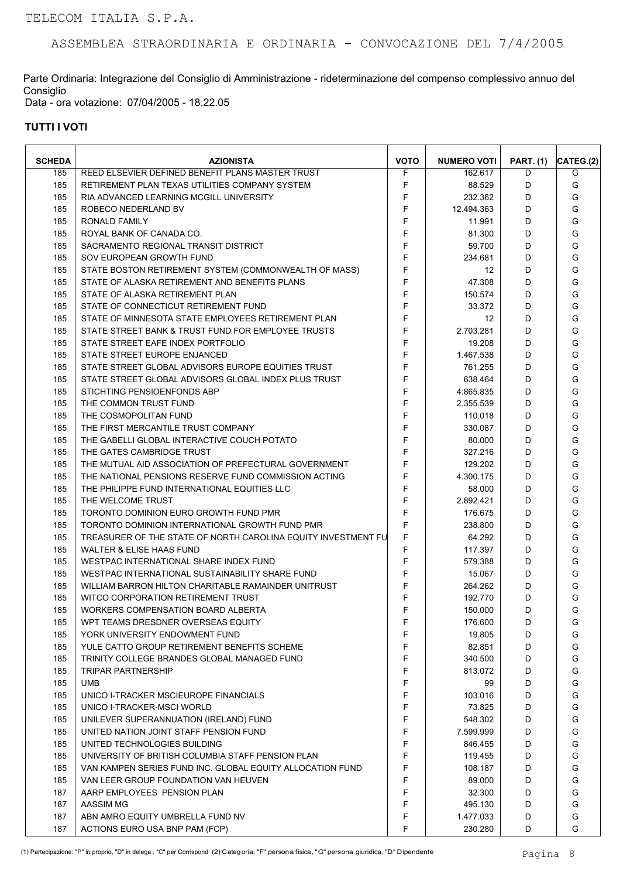TELECOM ITALIA S.P.A.

ASSEMBLEA STRAORDINARIA E ORDINARIA - CONVOCAZIONE DEL 7/4/2005

Parte Ordinaria: Integrazione del Consiglio di Amministrazione - rideterminazione del compenso complessivo annuo del Consiglio

Data - ora votazione: 07/04/2005 - 18.22.05

**TUTTI I VOTI**

| SCHEDA | AZIONISTA | VOTO | NUMERO VOTI | PART. (1) | CATEG.(2) |
|---|---|---|---|---|---|
| 185 | REED ELSEVIER DEFINED BENEFIT PLANS MASTER TRUST | F | 162.617 | D | G |
| 185 | RETIREMENT PLAN TEXAS UTILITIES COMPANY SYSTEM | F | 88.529 | D | G |
| 185 | RIA ADVANCED LEARNING MCGILL UNIVERSITY | F | 232.362 | D | G |
| 185 | ROBECO NEDERLAND BV | F | 12.494.363 | D | G |
| 185 | RONALD FAMILY | F | 11.991 | D | G |
| 185 | ROYAL BANK OF CANADA CO. | F | 81.300 | D | G |
| 185 | SACRAMENTO REGIONAL TRANSIT DISTRICT | F | 59.700 | D | G |
| 185 | SOV EUROPEAN GROWTH FUND | F | 234.681 | D | G |
| 185 | STATE BOSTON RETIREMENT SYSTEM (COMMONWEALTH OF MASS) | F | 12 | D | G |
| 185 | STATE OF ALASKA RETIREMENT AND BENEFITS PLANS | F | 47.308 | D | G |
| 185 | STATE OF ALASKA RETIREMENT PLAN | F | 150.574 | D | G |
| 185 | STATE OF CONNECTICUT RETIREMENT FUND | F | 33.372 | D | G |
| 185 | STATE OF MINNESOTA STATE EMPLOYEES RETIREMENT PLAN | F | 12 | D | G |
| 185 | STATE STREET BANK & TRUST FUND FOR EMPLOYEE TRUSTS | F | 2.703.281 | D | G |
| 185 | STATE STREET EAFE INDEX PORTFOLIO | F | 19.208 | D | G |
| 185 | STATE STREET EUROPE ENJANCED | F | 1.467.538 | D | G |
| 185 | STATE STREET GLOBAL ADVISORS EUROPE EQUITIES TRUST | F | 761.255 | D | G |
| 185 | STATE STREET GLOBAL ADVISORS GLOBAL INDEX PLUS TRUST | F | 638.464 | D | G |
| 185 | STICHTING PENSIOENFONDS ABP | F | 4.865.835 | D | G |
| 185 | THE COMMON TRUST FUND | F | 2.355.539 | D | G |
| 185 | THE COSMOPOLITAN FUND | F | 110.018 | D | G |
| 185 | THE FIRST MERCANTILE TRUST COMPANY | F | 330.087 | D | G |
| 185 | THE GABELLI GLOBAL INTERACTIVE COUCH POTATO | F | 80.000 | D | G |
| 185 | THE GATES CAMBRIDGE TRUST | F | 327.216 | D | G |
| 185 | THE MUTUAL AID ASSOCIATION OF PREFECTURAL GOVERNMENT | F | 129.202 | D | G |
| 185 | THE NATIONAL PENSIONS RESERVE FUND COMMISSION ACTING | F | 4.300.175 | D | G |
| 185 | THE PHILIPPE FUND INTERNATIONAL EQUITIES LLC | F | 58.000 | D | G |
| 185 | THE WELCOME TRUST | F | 2.892.421 | D | G |
| 185 | TORONTO DOMINION EURO GROWTH FUND PMR | F | 176.675 | D | G |
| 185 | TORONTO DOMINION INTERNATIONAL GROWTH FUND PMR | F | 238.800 | D | G |
| 185 | TREASURER OF THE STATE OF NORTH CAROLINA EQUITY INVESTMENT FU | F | 64.292 | D | G |
| 185 | WALTER & ELISE HAAS FUND | F | 117.397 | D | G |
| 185 | WESTPAC INTERNATIONAL SHARE INDEX FUND | F | 579.388 | D | G |
| 185 | WESTPAC INTERNATIONAL SUSTAINABILITY SHARE FUND | F | 15.067 | D | G |
| 185 | WILLIAM BARRON HILTON CHARITABLE RAMAINDER UNITRUST | F | 264.262 | D | G |
| 185 | WITCO CORPORATION RETIREMENT TRUST | F | 192.770 | D | G |
| 185 | WORKERS COMPENSATION BOARD ALBERTA | F | 150.000 | D | G |
| 185 | WPT TEAMS DRESDNER OVERSEAS EQUITY | F | 176.600 | D | G |
| 185 | YORK UNIVERSITY ENDOWMENT FUND | F | 19.805 | D | G |
| 185 | YULE CATTO GROUP RETIREMENT BENEFITS SCHEME | F | 82.851 | D | G |
| 185 | TRINITY COLLEGE BRANDES GLOBAL MANAGED FUND | F | 340.500 | D | G |
| 185 | TRIPAR PARTNERSHIP | F | 813.072 | D | G |
| 185 | UMB | F | 99 | D | G |
| 185 | UNICO I-TRACKER MSCIEUROPE FINANCIALS | F | 103.016 | D | G |
| 185 | UNICO I-TRACKER-MSCI WORLD | F | 73.825 | D | G |
| 185 | UNILEVER SUPERANNUATION (IRELAND) FUND | F | 548.302 | D | G |
| 185 | UNITED NATION JOINT STAFF PENSION FUND | F | 7.599.999 | D | G |
| 185 | UNITED TECHNOLOGIES BUILDING | F | 846.455 | D | G |
| 185 | UNIVERSITY OF BRITISH COLUMBIA STAFF PENSION PLAN | F | 119.455 | D | G |
| 185 | VAN KAMPEN SERIES FUND INC. GLOBAL EQUITY ALLOCATION FUND | F | 108.187 | D | G |
| 185 | VAN LEER GROUP FOUNDATION VAN HEUVEN | F | 89.000 | D | G |
| 187 | AARP EMPLOYEES PENSION PLAN | F | 32.300 | D | G |
| 187 | AASSIM MG | F | 495.130 | D | G |
| 187 | ABN AMRO EQUITY UMBRELLA FUND NV | F | 1.477.033 | D | G |
| 187 | ACTIONS EURO USA BNP PAM (FCP) | F | 230.280 | D | G |

(1) Partecipazione: "P" in proprio, "D" in delega , "C" per Corrispond (2) Categoria: "F" persona fisica, "G" persona giuridica, "D" Dipendente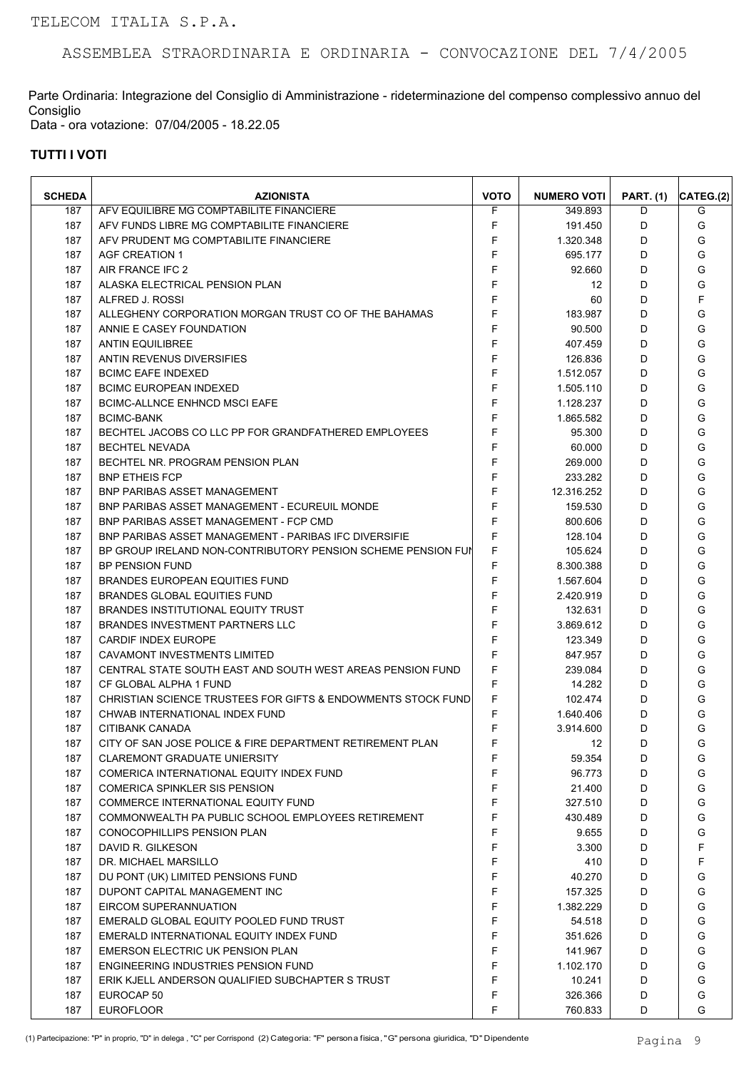TELECOM ITALIA S.P.A.

ASSEMBLEA STRAORDINARIA E ORDINARIA - CONVOCAZIONE DEL 7/4/2005

Parte Ordinaria: Integrazione del Consiglio di Amministrazione - rideterminazione del compenso complessivo annuo del Consiglio

Data - ora votazione: 07/04/2005 - 18.22.05

**TUTTI I VOTI**

| SCHEDA | AZIONISTA | VOTO | NUMERO VOTI | PART. (1) | CATEG.(2) |
|---|---|---|---|---|---|
| 187 | AFV EQUILIBRE MG COMPTABILITE FINANCIERE | F | 349.893 | D | G |
| 187 | AFV FUNDS LIBRE MG COMPTABILITE FINANCIERE | F | 191.450 | D | G |
| 187 | AFV PRUDENT MG COMPTABILITE FINANCIERE | F | 1.320.348 | D | G |
| 187 | AGF CREATION 1 | F | 695.177 | D | G |
| 187 | AIR FRANCE IFC 2 | F | 92.660 | D | G |
| 187 | ALASKA ELECTRICAL PENSION PLAN | F | 12 | D | G |
| 187 | ALFRED J. ROSSI | F | 60 | D | F |
| 187 | ALLEGHENY CORPORATION MORGAN TRUST CO OF THE BAHAMAS | F | 183.987 | D | G |
| 187 | ANNIE E CASEY FOUNDATION | F | 90.500 | D | G |
| 187 | ANTIN EQUILIBREE | F | 407.459 | D | G |
| 187 | ANTIN REVENUS DIVERSIFIES | F | 126.836 | D | G |
| 187 | BCIMC EAFE INDEXED | F | 1.512.057 | D | G |
| 187 | BCIMC EUROPEAN INDEXED | F | 1.505.110 | D | G |
| 187 | BCIMC-ALLNCE ENHNCD MSCI EAFE | F | 1.128.237 | D | G |
| 187 | BCIMC-BANK | F | 1.865.582 | D | G |
| 187 | BECHTEL JACOBS CO LLC PP FOR GRANDFATHERED EMPLOYEES | F | 95.300 | D | G |
| 187 | BECHTEL NEVADA | F | 60.000 | D | G |
| 187 | BECHTEL NR. PROGRAM PENSION PLAN | F | 269.000 | D | G |
| 187 | BNP ETHEIS FCP | F | 233.282 | D | G |
| 187 | BNP PARIBAS ASSET MANAGEMENT | F | 12.316.252 | D | G |
| 187 | BNP PARIBAS ASSET MANAGEMENT - ECUREUIL MONDE | F | 159.530 | D | G |
| 187 | BNP PARIBAS ASSET MANAGEMENT - FCP CMD | F | 800.606 | D | G |
| 187 | BNP PARIBAS ASSET MANAGEMENT - PARIBAS IFC DIVERSIFIE | F | 128.104 | D | G |
| 187 | BP GROUP IRELAND NON-CONTRIBUTORY PENSION SCHEME PENSION FUN | F | 105.624 | D | G |
| 187 | BP PENSION FUND | F | 8.300.388 | D | G |
| 187 | BRANDES EUROPEAN EQUITIES FUND | F | 1.567.604 | D | G |
| 187 | BRANDES GLOBAL EQUITIES FUND | F | 2.420.919 | D | G |
| 187 | BRANDES INSTITUTIONAL EQUITY TRUST | F | 132.631 | D | G |
| 187 | BRANDES INVESTMENT PARTNERS LLC | F | 3.869.612 | D | G |
| 187 | CARDIF INDEX EUROPE | F | 123.349 | D | G |
| 187 | CAVAMONT INVESTMENTS LIMITED | F | 847.957 | D | G |
| 187 | CENTRAL STATE SOUTH EAST AND SOUTH WEST AREAS PENSION FUND | F | 239.084 | D | G |
| 187 | CF GLOBAL ALPHA 1 FUND | F | 14.282 | D | G |
| 187 | CHRISTIAN SCIENCE TRUSTEES FOR GIFTS & ENDOWMENTS STOCK FUND | F | 102.474 | D | G |
| 187 | CHWAB INTERNATIONAL INDEX FUND | F | 1.640.406 | D | G |
| 187 | CITIBANK CANADA | F | 3.914.600 | D | G |
| 187 | CITY OF SAN JOSE POLICE & FIRE DEPARTMENT RETIREMENT PLAN | F | 12 | D | G |
| 187 | CLAREMONT GRADUATE UNIERSITY | F | 59.354 | D | G |
| 187 | COMERICA INTERNATIONAL EQUITY INDEX FUND | F | 96.773 | D | G |
| 187 | COMERICA SPINKLER SIS PENSION | F | 21.400 | D | G |
| 187 | COMMERCE INTERNATIONAL EQUITY FUND | F | 327.510 | D | G |
| 187 | COMMONWEALTH PA PUBLIC SCHOOL EMPLOYEES RETIREMENT | F | 430.489 | D | G |
| 187 | CONOCOPHILLIPS PENSION PLAN | F | 9.655 | D | G |
| 187 | DAVID R. GILKESON | F | 3.300 | D | F |
| 187 | DR. MICHAEL MARSILLO | F | 410 | D | F |
| 187 | DU PONT (UK) LIMITED PENSIONS FUND | F | 40.270 | D | G |
| 187 | DUPONT CAPITAL MANAGEMENT INC | F | 157.325 | D | G |
| 187 | EIRCOM SUPERANNUATION | F | 1.382.229 | D | G |
| 187 | EMERALD GLOBAL EQUITY POOLED FUND TRUST | F | 54.518 | D | G |
| 187 | EMERALD INTERNATIONAL EQUITY INDEX FUND | F | 351.626 | D | G |
| 187 | EMERSON ELECTRIC UK PENSION PLAN | F | 141.967 | D | G |
| 187 | ENGINEERING INDUSTRIES PENSION FUND | F | 1.102.170 | D | G |
| 187 | ERIK KJELL ANDERSON QUALIFIED SUBCHAPTER S TRUST | F | 10.241 | D | G |
| 187 | EUROCAP 50 | F | 326.366 | D | G |
| 187 | EUROFLOOR | F | 760.833 | D | G |

(1) Partecipazione: "P" in proprio, "D" in delega , "C" per Corrispond (2) Categoria: "F" persona fisica , "G" persona giuridica, "D" Dipendente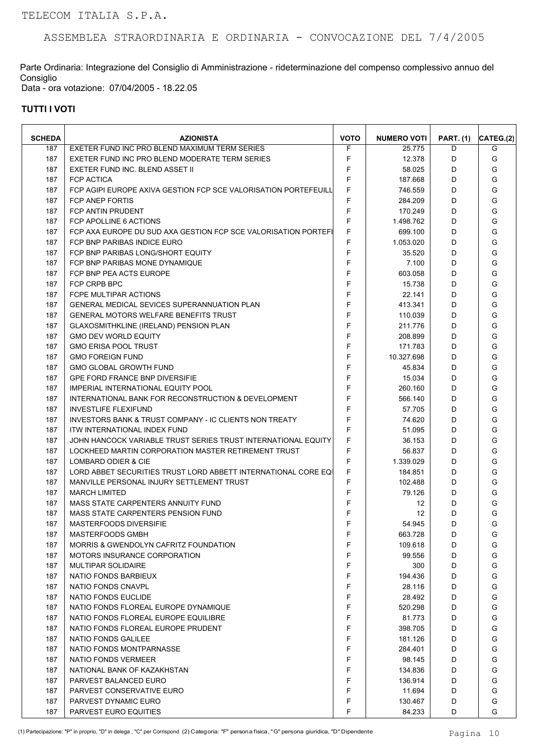TELECOM ITALIA S.P.A.

ASSEMBLEA STRAORDINARIA E ORDINARIA - CONVOCAZIONE DEL 7/4/2005

Parte Ordinaria: Integrazione del Consiglio di Amministrazione - rideterminazione del compenso complessivo annuo del Consiglio
Data - ora votazione: 07/04/2005 - 18.22.05

**TUTTI I VOTI**

| SCHEDA | AZIONISTA | VOTO | NUMERO VOTI | PART. (1) | CATEG.(2) |
|---|---|---|---|---|---|
| 187 | EXETER FUND INC PRO BLEND MAXIMUM TERM SERIES | F | 25.775 | D | G |
| 187 | EXETER FUND INC PRO BLEND MODERATE TERM SERIES | F | 12.378 | D | G |
| 187 | EXETER FUND INC. BLEND ASSET II | F | 58.025 | D | G |
| 187 | FCP ACTICA | F | 187.668 | D | G |
| 187 | FCP AGIPI EUROPE AXIVA GESTION FCP SCE VALORISATION PORTEFEUILL | F | 746.559 | D | G |
| 187 | FCP ANEP FORTIS | F | 284.209 | D | G |
| 187 | FCP ANTIN PRUDENT | F | 170.249 | D | G |
| 187 | FCP APOLLINE 6 ACTIONS | F | 1.498.762 | D | G |
| 187 | FCP AXA EUROPE DU SUD AXA GESTION FCP SCE VALORISATION PORTEFI | F | 699.100 | D | G |
| 187 | FCP BNP PARIBAS INDICE EURO | F | 1.053.020 | D | G |
| 187 | FCP BNP PARIBAS LONG/SHORT EQUITY | F | 35.520 | D | G |
| 187 | FCP BNP PARIBAS MONE DYNAMIQUE | F | 7.100 | D | G |
| 187 | FCP BNP PEA ACTS EUROPE | F | 603.058 | D | G |
| 187 | FCP CRPB BPC | F | 15.738 | D | G |
| 187 | FCPE MULTIPAR ACTIONS | F | 22.141 | D | G |
| 187 | GENERAL MEDICAL SEVICES SUPERANNUATION PLAN | F | 413.341 | D | G |
| 187 | GENERAL MOTORS WELFARE BENEFITS TRUST | F | 110.039 | D | G |
| 187 | GLAXOSMITHKLINE (IRELAND) PENSION PLAN | F | 211.776 | D | G |
| 187 | GMO DEV WORLD EQUITY | F | 208.899 | D | G |
| 187 | GMO ERISA POOL TRUST | F | 171.783 | D | G |
| 187 | GMO FOREIGN FUND | F | 10.327.698 | D | G |
| 187 | GMO GLOBAL GROWTH FUND | F | 45.834 | D | G |
| 187 | GPE FORD FRANCE BNP DIVERSIFIE | F | 15.034 | D | G |
| 187 | IMPERIAL INTERNATIONAL EQUITY POOL | F | 260.160 | D | G |
| 187 | INTERNATIONAL BANK FOR RECONSTRUCTION & DEVELOPMENT | F | 566.140 | D | G |
| 187 | INVESTLIFE FLEXIFUND | F | 57.705 | D | G |
| 187 | INVESTORS BANK & TRUST COMPANY - IC CLIENTS NON TREATY | F | 74.620 | D | G |
| 187 | ITW INTERNATIONAL INDEX FUND | F | 51.095 | D | G |
| 187 | JOHN HANCOCK VARIABLE TRUST SERIES TRUST INTERNATIONAL EQUITY | F | 36.153 | D | G |
| 187 | LOCKHEED MARTIN CORPORATION MASTER RETIREMENT TRUST | F | 56.837 | D | G |
| 187 | LOMBARD ODIER & CIE | F | 1.339.029 | D | G |
| 187 | LORD ABBET SECURITIES TRUST LORD ABBETT INTERNATIONAL CORE EQ | F | 184.851 | D | G |
| 187 | MANVILLE PERSONAL INJURY SETTLEMENT TRUST | F | 102.488 | D | G |
| 187 | MARCH LIMITED | F | 79.126 | D | G |
| 187 | MASS STATE CARPENTERS ANNUITY FUND | F | 12 | D | G |
| 187 | MASS STATE CARPENTERS PENSION FUND | F | 12 | D | G |
| 187 | MASTERFOODS DIVERSIFIE | F | 54.945 | D | G |
| 187 | MASTERFOODS GMBH | F | 663.728 | D | G |
| 187 | MORRIS & GWENDOLYN CAFRITZ FOUNDATION | F | 109.618 | D | G |
| 187 | MOTORS INSURANCE CORPORATION | F | 99.556 | D | G |
| 187 | MULTIPAR SOLIDAIRE | F | 300 | D | G |
| 187 | NATIO FONDS BARBIEUX | F | 194.436 | D | G |
| 187 | NATIO FONDS CNAVPL | F | 28.116 | D | G |
| 187 | NATIO FONDS EUCLIDE | F | 28.492 | D | G |
| 187 | NATIO FONDS FLOREAL EUROPE DYNAMIQUE | F | 520.298 | D | G |
| 187 | NATIO FONDS FLOREAL EUROPE EQUILIBRE | F | 81.773 | D | G |
| 187 | NATIO FONDS FLOREAL EUROPE PRUDENT | F | 398.705 | D | G |
| 187 | NATIO FONDS GALILEE | F | 181.126 | D | G |
| 187 | NATIO FONDS MONTPARNASSE | F | 284.401 | D | G |
| 187 | NATIO FONDS VERMEER | F | 98.145 | D | G |
| 187 | NATIONAL BANK OF KAZAKHSTAN | F | 134.836 | D | G |
| 187 | PARVEST BALANCED EURO | F | 136.914 | D | G |
| 187 | PARVEST CONSERVATIVE EURO | F | 11.694 | D | G |
| 187 | PARVEST DYNAMIC EURO | F | 130.467 | D | G |
| 187 | PARVEST EURO EQUITIES | F | 84.233 | D | G |

(1) Partecipazione: "P" in proprio, "D" in delega , "C" per Corrispond (2) Categoria: "F" persona fisica, "G" persona giuridica, "D" Dipendente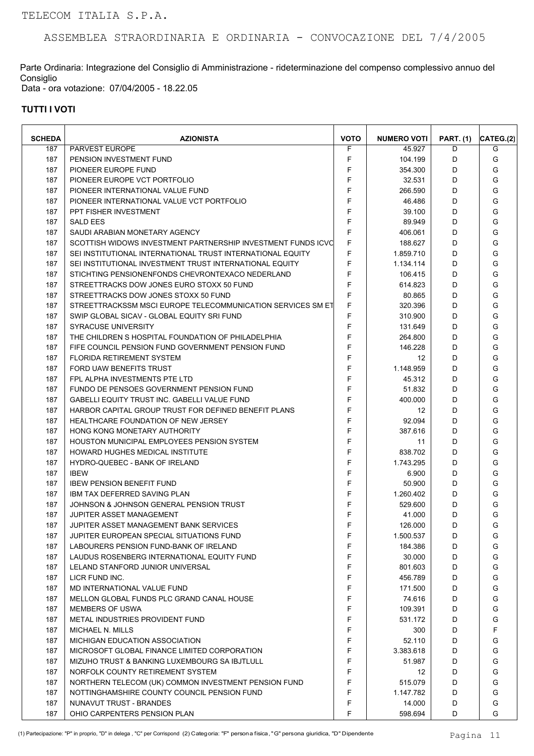TELECOM ITALIA S.P.A.

ASSEMBLEA STRAORDINARIA E ORDINARIA - CONVOCAZIONE DEL 7/4/2005

Parte Ordinaria: Integrazione del Consiglio di Amministrazione - rideterminazione del compenso complessivo annuo del Consiglio
Data - ora votazione: 07/04/2005 - 18.22.05

**TUTTI I VOTI**

| SCHEDA | AZIONISTA | VOTO | NUMERO VOTI | PART. (1) | CATEG.(2) |
|---|---|---|---|---|---|
| 187 | PARVEST EUROPE | F | 45.927 | D | G |
| 187 | PENSION INVESTMENT FUND | F | 104.199 | D | G |
| 187 | PIONEER EUROPE FUND | F | 354.300 | D | G |
| 187 | PIONEER EUROPE VCT PORTFOLIO | F | 32.531 | D | G |
| 187 | PIONEER INTERNATIONAL VALUE FUND | F | 266.590 | D | G |
| 187 | PIONEER INTERNATIONAL VALUE VCT PORTFOLIO | F | 46.486 | D | G |
| 187 | PPT FISHER INVESTMENT | F | 39.100 | D | G |
| 187 | SALD EES | F | 89.949 | D | G |
| 187 | SAUDI ARABIAN MONETARY AGENCY | F | 406.061 | D | G |
| 187 | SCOTTISH WIDOWS INVESTMENT PARTNERSHIP INVESTMENT FUNDS ICVC | F | 188.627 | D | G |
| 187 | SEI INSTITUTIONAL INTERNATIONAL TRUST INTERNATIONAL EQUITY | F | 1.859.710 | D | G |
| 187 | SEI INSTITUTIONAL INVESTMENT TRUST INTERNATIONAL EQUITY | F | 1.134.114 | D | G |
| 187 | STICHTING PENSIONENFONDS CHEVRONTEXACO NEDERLAND | F | 106.415 | D | G |
| 187 | STREETTRACKS DOW JONES EURO STOXX 50 FUND | F | 614.823 | D | G |
| 187 | STREETTRACKS DOW JONES STOXX 50 FUND | F | 80.865 | D | G |
| 187 | STREETTRACKSSM MSCI EUROPE TELECOMMUNICATION SERVICES SM ET | F | 320.396 | D | G |
| 187 | SWIP GLOBAL SICAV - GLOBAL EQUITY SRI FUND | F | 310.900 | D | G |
| 187 | SYRACUSE UNIVERSITY | F | 131.649 | D | G |
| 187 | THE CHILDREN S HOSPITAL FOUNDATION OF PHILADELPHIA | F | 264.800 | D | G |
| 187 | FIFE COUNCIL PENSION FUND GOVERNMENT PENSION FUND | F | 146.228 | D | G |
| 187 | FLORIDA RETIREMENT SYSTEM | F | 12 | D | G |
| 187 | FORD UAW BENEFITS TRUST | F | 1.148.959 | D | G |
| 187 | FPL ALPHA INVESTMENTS PTE LTD | F | 45.312 | D | G |
| 187 | FUNDO DE PENSOES GOVERNMENT PENSION FUND | F | 51.832 | D | G |
| 187 | GABELLI EQUITY TRUST INC. GABELLI VALUE FUND | F | 400.000 | D | G |
| 187 | HARBOR CAPITAL GROUP TRUST FOR DEFINED BENEFIT PLANS | F | 12 | D | G |
| 187 | HEALTHCARE FOUNDATION OF NEW JERSEY | F | 92.094 | D | G |
| 187 | HONG KONG MONETARY AUTHORITY | F | 387.616 | D | G |
| 187 | HOUSTON MUNICIPAL EMPLOYEES PENSION SYSTEM | F | 11 | D | G |
| 187 | HOWARD HUGHES MEDICAL INSTITUTE | F | 838.702 | D | G |
| 187 | HYDRO-QUEBEC - BANK OF IRELAND | F | 1.743.295 | D | G |
| 187 | IBEW | F | 6.900 | D | G |
| 187 | IBEW PENSION BENEFIT FUND | F | 50.900 | D | G |
| 187 | IBM TAX DEFERRED SAVING PLAN | F | 1.260.402 | D | G |
| 187 | JOHNSON & JOHNSON GENERAL PENSION TRUST | F | 529.600 | D | G |
| 187 | JUPITER ASSET MANAGEMENT | F | 41.000 | D | G |
| 187 | JUPITER ASSET MANAGEMENT BANK SERVICES | F | 126.000 | D | G |
| 187 | JUPITER EUROPEAN SPECIAL SITUATIONS FUND | F | 1.500.537 | D | G |
| 187 | LABOURERS PENSION FUND-BANK OF IRELAND | F | 184.386 | D | G |
| 187 | LAUDUS ROSENBERG INTERNATIONAL EQUITY FUND | F | 30.000 | D | G |
| 187 | LELAND STANFORD JUNIOR UNIVERSAL | F | 801.603 | D | G |
| 187 | LICR FUND INC. | F | 456.789 | D | G |
| 187 | MD INTERNATIONAL VALUE FUND | F | 171.500 | D | G |
| 187 | MELLON GLOBAL FUNDS PLC GRAND CANAL HOUSE | F | 74.616 | D | G |
| 187 | MEMBERS OF USWA | F | 109.391 | D | G |
| 187 | METAL INDUSTRIES PROVIDENT FUND | F | 531.172 | D | G |
| 187 | MICHAEL N. MILLS | F | 300 | D | F |
| 187 | MICHIGAN EDUCATION ASSOCIATION | F | 52.110 | D | G |
| 187 | MICROSOFT GLOBAL FINANCE LIMITED CORPORATION | F | 3.383.618 | D | G |
| 187 | MIZUHO TRUST & BANKING LUXEMBOURG SA IBJTLULL | F | 51.987 | D | G |
| 187 | NORFOLK COUNTY RETIREMENT SYSTEM | F | 12 | D | G |
| 187 | NORTHERN TELECOM (UK) COMMON INVESTMENT PENSION FUND | F | 515.079 | D | G |
| 187 | NOTTINGHAMSHIRE COUNTY COUNCIL PENSION FUND | F | 1.147.782 | D | G |
| 187 | NUNAVUT TRUST - BRANDES | F | 14.000 | D | G |
| 187 | OHIO CARPENTERS PENSION PLAN | F | 598.694 | D | G |

(1) Partecipazione: "P" in proprio, "D" in delega , "C" per Corrispond (2) Categoria: "F" persona fisica, "G" persona giuridica, "D" Dipendente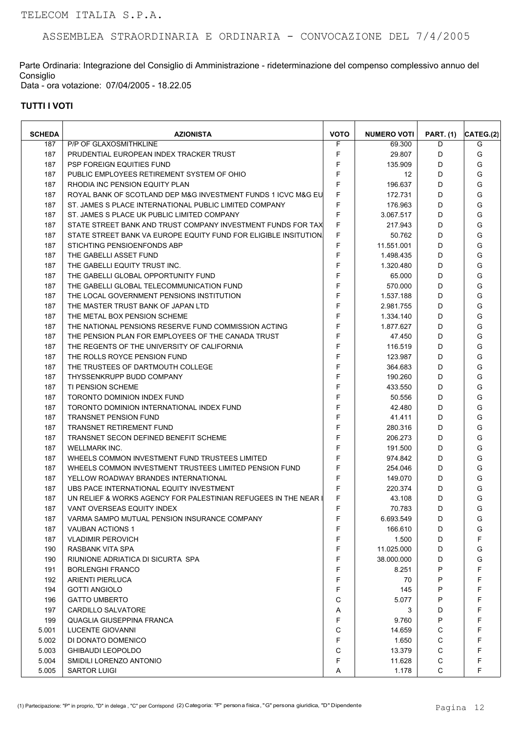Parte Ordinaria: Integrazione del Consiglio di Amministrazione - rideterminazione del compenso complessivo annuo del Consiglio

Data - ora votazione: 07/04/2005 - 18.22.05

**TUTTI I VOTI**

| SCHEDA | AZIONISTA | VOTO | NUMERO VOTI | PART. (1) | CATEG.(2) |
|---|---|---|---|---|---|
| 187 | P/P OF GLAXOSMITHKLINE | F | 69.300 | D | G |
| 187 | PRUDENTIAL EUROPEAN INDEX TRACKER TRUST | F | 29.807 | D | G |
| 187 | PSP FOREIGN EQUITIES FUND | F | 135.909 | D | G |
| 187 | PUBLIC EMPLOYEES RETIREMENT SYSTEM OF OHIO | F | 12 | D | G |
| 187 | RHODIA INC PENSION EQUITY PLAN | F | 196.637 | D | G |
| 187 | ROYAL BANK OF SCOTLAND DEP M&G INVESTMENT FUNDS 1 ICVC M&G EU | F | 172.731 | D | G |
| 187 | ST. JAMES S PLACE INTERNATIONAL PUBLIC LIMITED COMPANY | F | 176.963 | D | G |
| 187 | ST. JAMES S PLACE UK PUBLIC LIMITED COMPANY | F | 3.067.517 | D | G |
| 187 | STATE STREET BANK AND TRUST COMPANY INVESTMENT FUNDS FOR TAX | F | 217.943 | D | G |
| 187 | STATE STREET BANK VA EUROPE EQUITY FUND FOR ELIGIBLE INSITUTION | F | 50.762 | D | G |
| 187 | STICHTING PENSIOENFONDS ABP | F | 11.551.001 | D | G |
| 187 | THE GABELLI ASSET FUND | F | 1.498.435 | D | G |
| 187 | THE GABELLI EQUITY TRUST INC. | F | 1.320.480 | D | G |
| 187 | THE GABELLI GLOBAL OPPORTUNITY FUND | F | 65.000 | D | G |
| 187 | THE GABELLI GLOBAL TELECOMMUNICATION FUND | F | 570.000 | D | G |
| 187 | THE LOCAL GOVERNMENT PENSIONS INSTITUTION | F | 1.537.188 | D | G |
| 187 | THE MASTER TRUST BANK OF JAPAN LTD | F | 2.981.755 | D | G |
| 187 | THE METAL BOX PENSION SCHEME | F | 1.334.140 | D | G |
| 187 | THE NATIONAL PENSIONS RESERVE FUND COMMISSION ACTING | F | 1.877.627 | D | G |
| 187 | THE PENSION PLAN FOR EMPLOYEES OF THE CANADA TRUST | F | 47.450 | D | G |
| 187 | THE REGENTS OF THE UNIVERSITY OF CALIFORNIA | F | 116.519 | D | G |
| 187 | THE ROLLS ROYCE PENSION FUND | F | 123.987 | D | G |
| 187 | THE TRUSTEES OF DARTMOUTH COLLEGE | F | 364.683 | D | G |
| 187 | THYSSENKRUPP BUDD COMPANY | F | 190.260 | D | G |
| 187 | TI PENSION SCHEME | F | 433.550 | D | G |
| 187 | TORONTO DOMINION INDEX FUND | F | 50.556 | D | G |
| 187 | TORONTO DOMINION INTERNATIONAL INDEX FUND | F | 42.480 | D | G |
| 187 | TRANSNET PENSION FUND | F | 41.411 | D | G |
| 187 | TRANSNET RETIREMENT FUND | F | 280.316 | D | G |
| 187 | TRANSNET SECON DEFINED BENEFIT SCHEME | F | 206.273 | D | G |
| 187 | WELLMARK INC. | F | 191.500 | D | G |
| 187 | WHEELS COMMON INVESTMENT FUND TRUSTEES LIMITED | F | 974.842 | D | G |
| 187 | WHEELS COMMON INVESTMENT TRUSTEES LIMITED PENSION FUND | F | 254.046 | D | G |
| 187 | YELLOW ROADWAY BRANDES INTERNATIONAL | F | 149.070 | D | G |
| 187 | UBS PACE INTERNATIONAL EQUITY INVESTMENT | F | 220.374 | D | G |
| 187 | UN RELIEF & WORKS AGENCY FOR PALESTINIAN REFUGEES IN THE NEAR I | F | 43.108 | D | G |
| 187 | VANT OVERSEAS EQUITY INDEX | F | 70.783 | D | G |
| 187 | VARMA SAMPO MUTUAL PENSION INSURANCE COMPANY | F | 6.693.549 | D | G |
| 187 | VAUBAN ACTIONS 1 | F | 166.610 | D | G |
| 187 | VLADIMIR PEROVICH | F | 1.500 | D | F |
| 190 | RASBANK VITA SPA | F | 11.025.000 | D | G |
| 190 | RIUNIONE ADRIATICA DI SICURTA SPA | F | 38.000.000 | D | G |
| 191 | BORLENGHI FRANCO | F | 8.251 | P | F |
| 192 | ARIENTI PIERLUCA | F | 70 | P | F |
| 194 | GOTTI ANGIOLO | F | 145 | P | F |
| 196 | GATTO UMBERTO | C | 5.077 | P | F |
| 197 | CARDILLO SALVATORE | A | 3 | D | F |
| 199 | QUAGLIA GIUSEPPINA FRANCA | F | 9.760 | P | F |
| 5.001 | LUCENTE GIOVANNI | C | 14.659 | C | F |
| 5.002 | DI DONATO DOMENICO | F | 1.650 | C | F |
| 5.003 | GHIBAUDI LEOPOLDO | C | 13.379 | C | F |
| 5.004 | SMIDILI LORENZO ANTONIO | F | 11.628 | C | F |
| 5.005 | SARTOR LUIGI | A | 1.178 | C | F |

(1) Partecipazione: "P" in proprio, "D" in delega , "C" per Corrispond (2) Categoria: "F" persona fisica, "G" persona giuridica, "D" Dipendente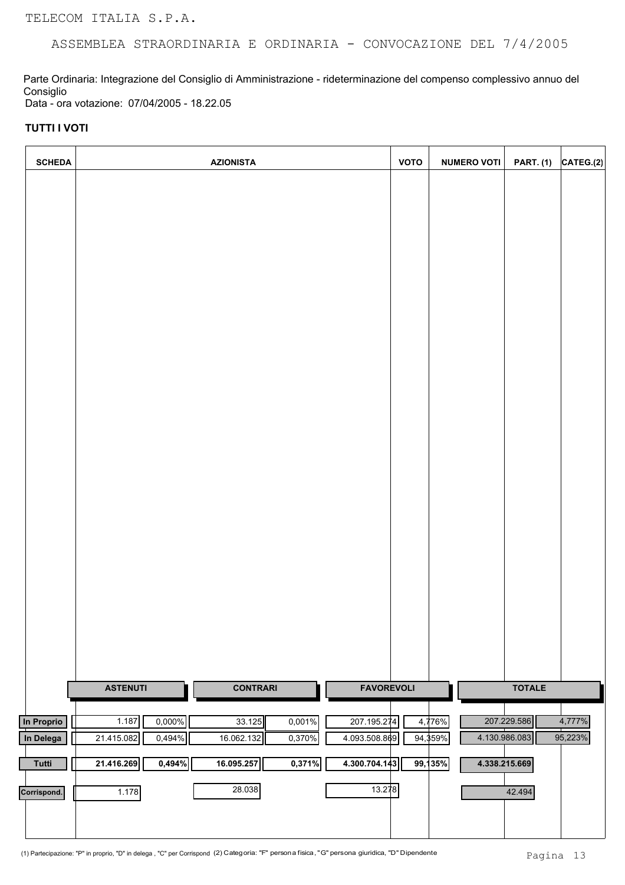TELECOM ITALIA S.P.A.

ASSEMBLEA STRAORDINARIA E ORDINARIA - CONVOCAZIONE DEL 7/4/2005

Parte Ordinaria: Integrazione del Consiglio di Amministrazione - rideterminazione del compenso complessivo annuo del Consiglio
Data - ora votazione: 07/04/2005 - 18.22.05

**TUTTI I VOTI**

| SCHEDA | AZIONISTA | VOTO | NUMERO VOTI | PART. (1) | CATEG.(2) |
|---|---|---|---|---|---|

| | ASTENUTI | | CONTRARI | | FAVOREVOLI | | TOTALE | |
|---|---|---|---|---|---|---|---|---|
| In Proprio | 1.187 | 0,000% | 33.125 | 0,001% | 207.195.274 | 4,776% | 207.229.586 | 4,777% |
| In Delega | 21.415.082 | 0,494% | 16.062.132 | 0,370% | 4.093.508.869 | 94,359% | 4.130.986.083 | 95,223% |
| **Tutti** | **21.416.269** | **0,494%** | **16.095.257** | **0,371%** | **4.300.704.143** | **99,135%** | **4.338.215.669** | |
| Corrispond. | 1.178 | | 28.038 | | 13.278 | | 42.494 | |

(1) Partecipazione: "P" in proprio, "D" in delega , "C" per Corrispond (2) Categoria: "F" persona fisica, "G" persona giuridica, "D" Dipendente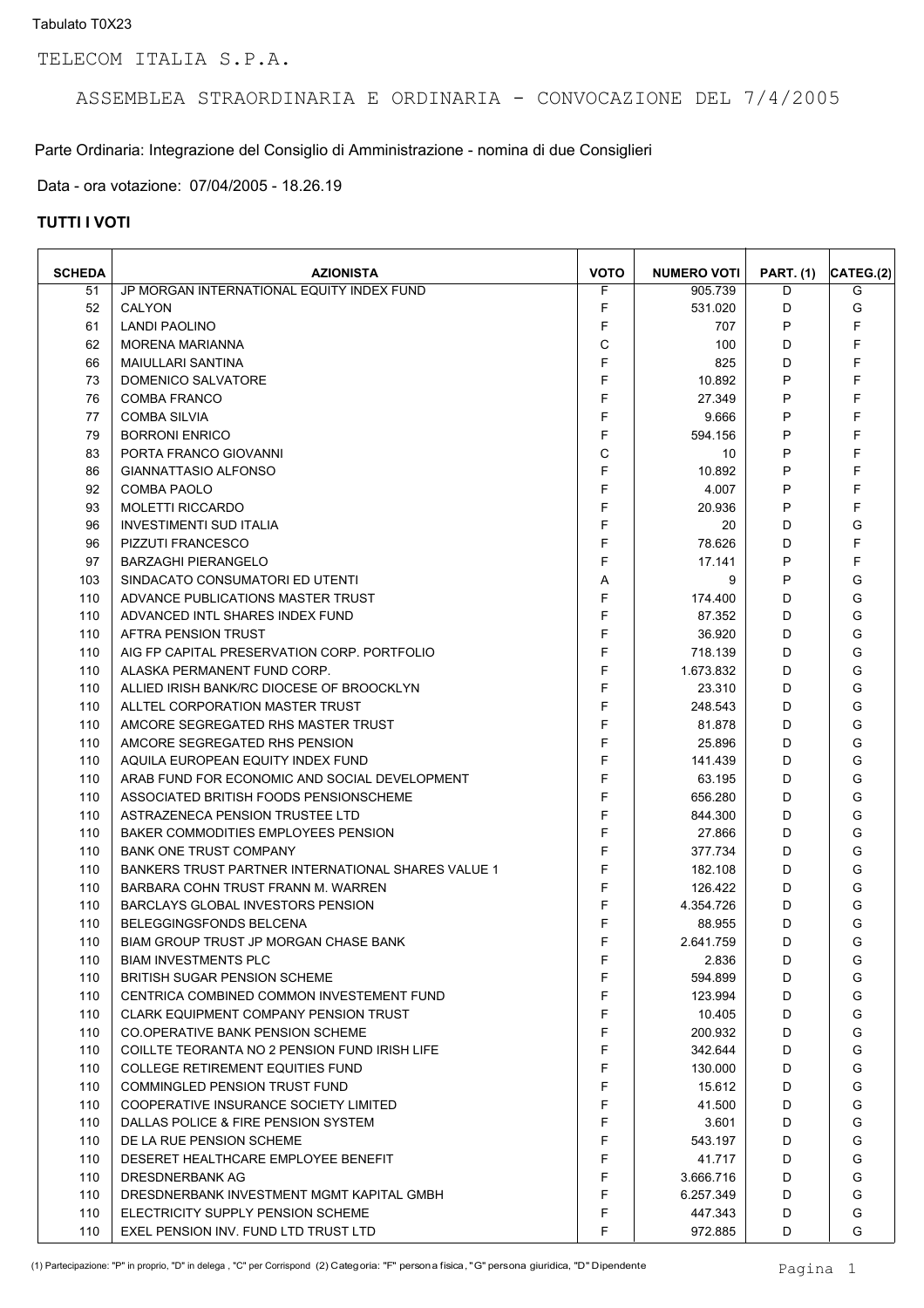Tabulato T0X23

TELECOM ITALIA S.P.A.

ASSEMBLEA STRAORDINARIA E ORDINARIA - CONVOCAZIONE DEL 7/4/2005

Parte Ordinaria: Integrazione del Consiglio di Amministrazione - nomina di due Consiglieri

Data - ora votazione: 07/04/2005 - 18.26.19

**TUTTI I VOTI**

| SCHEDA | AZIONISTA | VOTO | NUMERO VOTI | PART. (1) | CATEG.(2) |
|---|---|---|---|---|---|
| 51 | JP MORGAN INTERNATIONAL EQUITY INDEX FUND | F | 905.739 | D | G |
| 52 | CALYON | F | 531.020 | D | G |
| 61 | LANDI PAOLINO | F | 707 | P | F |
| 62 | MORENA MARIANNA | C | 100 | D | F |
| 66 | MAIULLARI SANTINA | F | 825 | D | F |
| 73 | DOMENICO SALVATORE | F | 10.892 | P | F |
| 76 | COMBA FRANCO | F | 27.349 | P | F |
| 77 | COMBA SILVIA | F | 9.666 | P | F |
| 79 | BORRONI ENRICO | F | 594.156 | P | F |
| 83 | PORTA FRANCO GIOVANNI | C | 10 | P | F |
| 86 | GIANNATTASIO ALFONSO | F | 10.892 | P | F |
| 92 | COMBA PAOLO | F | 4.007 | P | F |
| 93 | MOLETTI RICCARDO | F | 20.936 | P | F |
| 96 | INVESTIMENTI SUD ITALIA | F | 20 | D | G |
| 96 | PIZZUTI FRANCESCO | F | 78.626 | D | F |
| 97 | BARZAGHI PIERANGELO | F | 17.141 | P | F |
| 103 | SINDACATO CONSUMATORI ED UTENTI | A | 9 | P | G |
| 110 | ADVANCE PUBLICATIONS MASTER TRUST | F | 174.400 | D | G |
| 110 | ADVANCED INTL SHARES INDEX FUND | F | 87.352 | D | G |
| 110 | AFTRA PENSION TRUST | F | 36.920 | D | G |
| 110 | AIG FP CAPITAL PRESERVATION CORP. PORTFOLIO | F | 718.139 | D | G |
| 110 | ALASKA PERMANENT FUND CORP. | F | 1.673.832 | D | G |
| 110 | ALLIED IRISH BANK/RC DIOCESE OF BROOCKLYN | F | 23.310 | D | G |
| 110 | ALLTEL CORPORATION MASTER TRUST | F | 248.543 | D | G |
| 110 | AMCORE SEGREGATED RHS MASTER TRUST | F | 81.878 | D | G |
| 110 | AMCORE SEGREGATED RHS PENSION | F | 25.896 | D | G |
| 110 | AQUILA EUROPEAN EQUITY INDEX FUND | F | 141.439 | D | G |
| 110 | ARAB FUND FOR ECONOMIC AND SOCIAL DEVELOPMENT | F | 63.195 | D | G |
| 110 | ASSOCIATED BRITISH FOODS PENSIONSCHEME | F | 656.280 | D | G |
| 110 | ASTRAZENECA PENSION TRUSTEE LTD | F | 844.300 | D | G |
| 110 | BAKER COMMODITIES EMPLOYEES PENSION | F | 27.866 | D | G |
| 110 | BANK ONE TRUST COMPANY | F | 377.734 | D | G |
| 110 | BANKERS TRUST PARTNER INTERNATIONAL SHARES VALUE 1 | F | 182.108 | D | G |
| 110 | BARBARA COHN TRUST FRANN M. WARREN | F | 126.422 | D | G |
| 110 | BARCLAYS GLOBAL INVESTORS PENSION | F | 4.354.726 | D | G |
| 110 | BELEGGINGSFONDS BELCENA | F | 88.955 | D | G |
| 110 | BIAM GROUP TRUST JP MORGAN CHASE BANK | F | 2.641.759 | D | G |
| 110 | BIAM INVESTMENTS PLC | F | 2.836 | D | G |
| 110 | BRITISH SUGAR PENSION SCHEME | F | 594.899 | D | G |
| 110 | CENTRICA COMBINED COMMON INVESTEMENT FUND | F | 123.994 | D | G |
| 110 | CLARK EQUIPMENT COMPANY PENSION TRUST | F | 10.405 | D | G |
| 110 | CO.OPERATIVE BANK PENSION SCHEME | F | 200.932 | D | G |
| 110 | COILLTE TEORANTA NO 2 PENSION FUND IRISH LIFE | F | 342.644 | D | G |
| 110 | COLLEGE RETIREMENT EQUITIES FUND | F | 130.000 | D | G |
| 110 | COMMINGLED PENSION TRUST FUND | F | 15.612 | D | G |
| 110 | COOPERATIVE INSURANCE SOCIETY LIMITED | F | 41.500 | D | G |
| 110 | DALLAS POLICE & FIRE PENSION SYSTEM | F | 3.601 | D | G |
| 110 | DE LA RUE PENSION SCHEME | F | 543.197 | D | G |
| 110 | DESERET HEALTHCARE EMPLOYEE BENEFIT | F | 41.717 | D | G |
| 110 | DRESDNERBANK AG | F | 3.666.716 | D | G |
| 110 | DRESDNERBANK INVESTMENT MGMT KAPITAL GMBH | F | 6.257.349 | D | G |
| 110 | ELECTRICITY SUPPLY PENSION SCHEME | F | 447.343 | D | G |
| 110 | EXEL PENSION INV. FUND LTD TRUST LTD | F | 972.885 | D | G |

(1) Partecipazione: "P" in proprio, "D" in delega , "C" per Corrispond (2) Categoria: "F" persona fisica, "G" persona giuridica, "D" Dipendente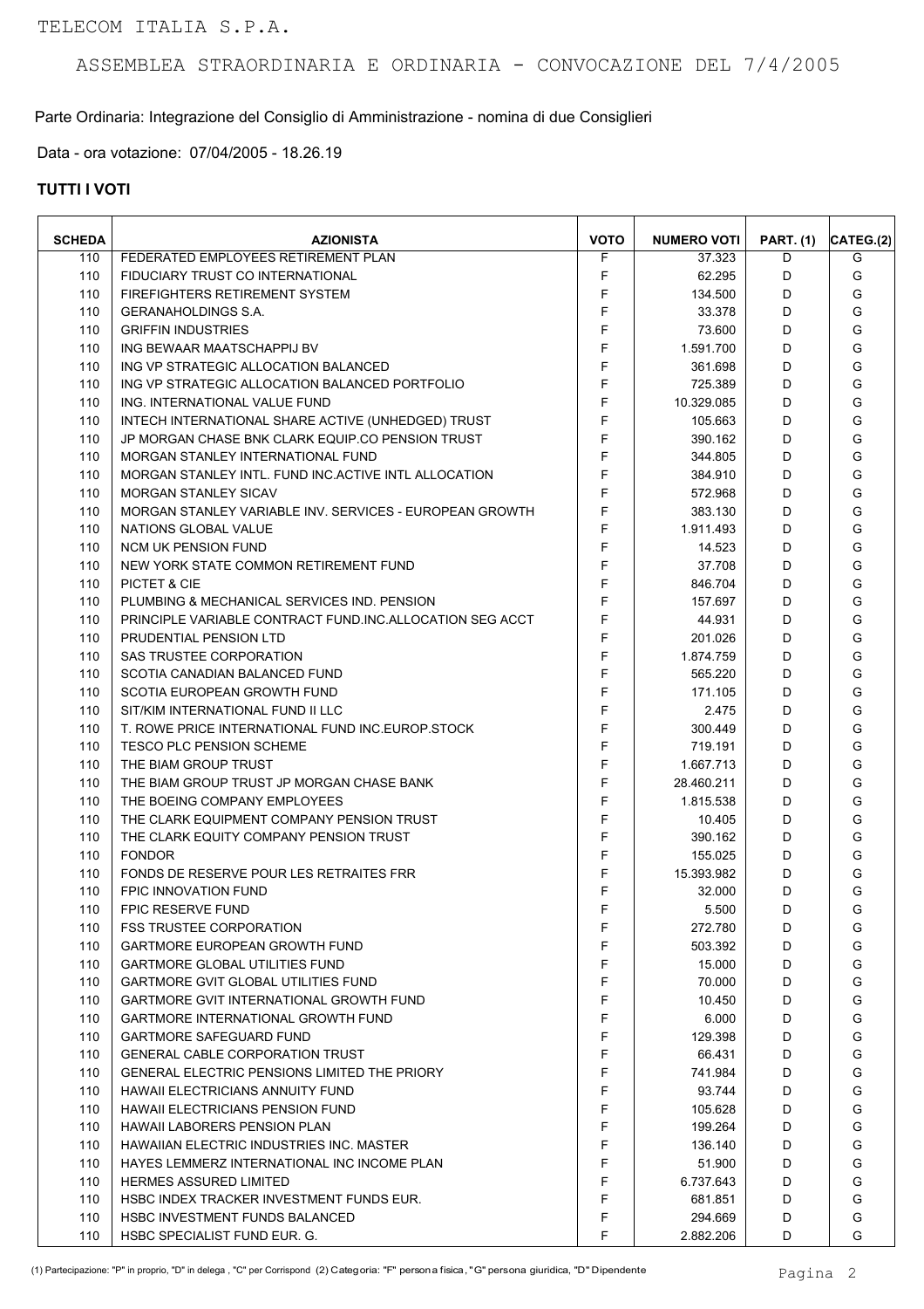TELECOM ITALIA S.P.A.

ASSEMBLEA STRAORDINARIA E ORDINARIA - CONVOCAZIONE DEL 7/4/2005

Parte Ordinaria: Integrazione del Consiglio di Amministrazione - nomina di due Consiglieri

Data - ora votazione: 07/04/2005 - 18.26.19

**TUTTI I VOTI**

| SCHEDA | AZIONISTA | VOTO | NUMERO VOTI | PART. (1) | CATEG.(2) |
|---|---|---|---|---|---|
| 110 | FEDERATED EMPLOYEES RETIREMENT PLAN | F | 37.323 | D | G |
| 110 | FIDUCIARY TRUST CO INTERNATIONAL | F | 62.295 | D | G |
| 110 | FIREFIGHTERS RETIREMENT SYSTEM | F | 134.500 | D | G |
| 110 | GERANAHOLDINGS S.A. | F | 33.378 | D | G |
| 110 | GRIFFIN INDUSTRIES | F | 73.600 | D | G |
| 110 | ING BEWAAR MAATSCHAPPIJ BV | F | 1.591.700 | D | G |
| 110 | ING VP STRATEGIC ALLOCATION BALANCED | F | 361.698 | D | G |
| 110 | ING VP STRATEGIC ALLOCATION BALANCED PORTFOLIO | F | 725.389 | D | G |
| 110 | ING. INTERNATIONAL VALUE FUND | F | 10.329.085 | D | G |
| 110 | INTECH INTERNATIONAL SHARE ACTIVE (UNHEDGED) TRUST | F | 105.663 | D | G |
| 110 | JP MORGAN CHASE BNK CLARK EQUIP.CO PENSION TRUST | F | 390.162 | D | G |
| 110 | MORGAN STANLEY INTERNATIONAL FUND | F | 344.805 | D | G |
| 110 | MORGAN STANLEY INTL. FUND INC.ACTIVE INTL ALLOCATION | F | 384.910 | D | G |
| 110 | MORGAN STANLEY SICAV | F | 572.968 | D | G |
| 110 | MORGAN STANLEY VARIABLE INV. SERVICES - EUROPEAN GROWTH | F | 383.130 | D | G |
| 110 | NATIONS GLOBAL VALUE | F | 1.911.493 | D | G |
| 110 | NCM UK PENSION FUND | F | 14.523 | D | G |
| 110 | NEW YORK STATE COMMON RETIREMENT FUND | F | 37.708 | D | G |
| 110 | PICTET & CIE | F | 846.704 | D | G |
| 110 | PLUMBING & MECHANICAL SERVICES IND. PENSION | F | 157.697 | D | G |
| 110 | PRINCIPLE VARIABLE CONTRACT FUND.INC.ALLOCATION SEG ACCT | F | 44.931 | D | G |
| 110 | PRUDENTIAL PENSION LTD | F | 201.026 | D | G |
| 110 | SAS TRUSTEE CORPORATION | F | 1.874.759 | D | G |
| 110 | SCOTIA CANADIAN BALANCED FUND | F | 565.220 | D | G |
| 110 | SCOTIA EUROPEAN GROWTH FUND | F | 171.105 | D | G |
| 110 | SIT/KIM INTERNATIONAL FUND II LLC | F | 2.475 | D | G |
| 110 | T. ROWE PRICE INTERNATIONAL FUND INC.EUROP.STOCK | F | 300.449 | D | G |
| 110 | TESCO PLC PENSION SCHEME | F | 719.191 | D | G |
| 110 | THE BIAM GROUP TRUST | F | 1.667.713 | D | G |
| 110 | THE BIAM GROUP TRUST JP MORGAN CHASE BANK | F | 28.460.211 | D | G |
| 110 | THE BOEING COMPANY EMPLOYEES | F | 1.815.538 | D | G |
| 110 | THE CLARK EQUIPMENT COMPANY PENSION TRUST | F | 10.405 | D | G |
| 110 | THE CLARK EQUITY COMPANY PENSION TRUST | F | 390.162 | D | G |
| 110 | FONDOR | F | 155.025 | D | G |
| 110 | FONDS DE RESERVE POUR LES RETRAITES FRR | F | 15.393.982 | D | G |
| 110 | FPIC INNOVATION FUND | F | 32.000 | D | G |
| 110 | FPIC RESERVE FUND | F | 5.500 | D | G |
| 110 | FSS TRUSTEE CORPORATION | F | 272.780 | D | G |
| 110 | GARTMORE EUROPEAN GROWTH FUND | F | 503.392 | D | G |
| 110 | GARTMORE GLOBAL UTILITIES FUND | F | 15.000 | D | G |
| 110 | GARTMORE GVIT GLOBAL UTILITIES FUND | F | 70.000 | D | G |
| 110 | GARTMORE GVIT INTERNATIONAL GROWTH FUND | F | 10.450 | D | G |
| 110 | GARTMORE INTERNATIONAL GROWTH FUND | F | 6.000 | D | G |
| 110 | GARTMORE SAFEGUARD FUND | F | 129.398 | D | G |
| 110 | GENERAL CABLE CORPORATION TRUST | F | 66.431 | D | G |
| 110 | GENERAL ELECTRIC PENSIONS LIMITED THE PRIORY | F | 741.984 | D | G |
| 110 | HAWAII ELECTRICIANS ANNUITY FUND | F | 93.744 | D | G |
| 110 | HAWAII ELECTRICIANS PENSION FUND | F | 105.628 | D | G |
| 110 | HAWAII LABORERS PENSION PLAN | F | 199.264 | D | G |
| 110 | HAWAIIAN ELECTRIC INDUSTRIES INC. MASTER | F | 136.140 | D | G |
| 110 | HAYES LEMMERZ INTERNATIONAL INC INCOME PLAN | F | 51.900 | D | G |
| 110 | HERMES ASSURED LIMITED | F | 6.737.643 | D | G |
| 110 | HSBC INDEX TRACKER INVESTMENT FUNDS EUR. | F | 681.851 | D | G |
| 110 | HSBC INVESTMENT FUNDS BALANCED | F | 294.669 | D | G |
| 110 | HSBC SPECIALIST FUND EUR. G. | F | 2.882.206 | D | G |

(1) Partecipazione: "P" in proprio, "D" in delega , "C" per Corrispond (2) Categoria: "F" persona fisica, "G" persona giuridica, "D" Dipendente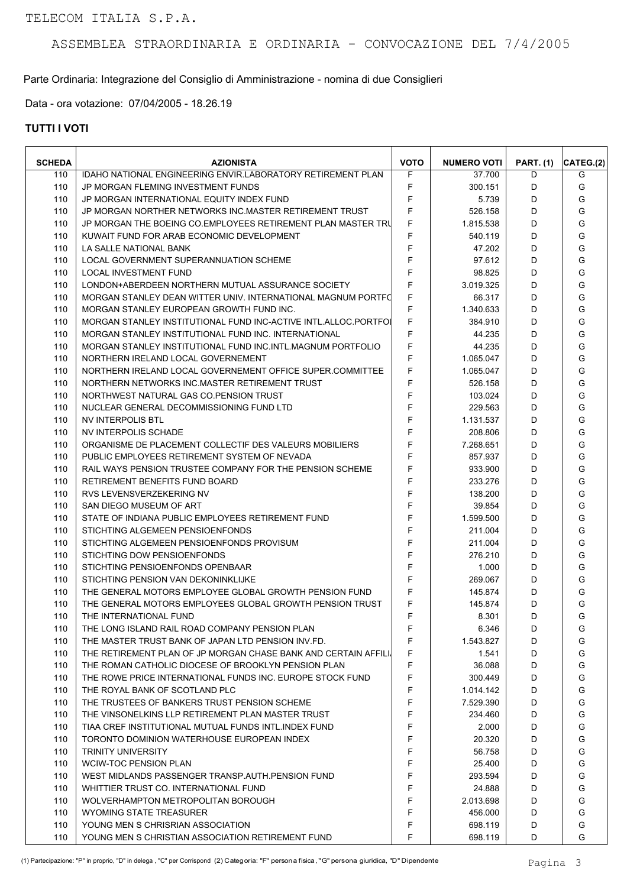TELECOM ITALIA S.P.A.

ASSEMBLEA STRAORDINARIA E ORDINARIA - CONVOCAZIONE DEL 7/4/2005

Parte Ordinaria: Integrazione del Consiglio di Amministrazione - nomina di due Consiglieri

Data - ora votazione: 07/04/2005 - 18.26.19

**TUTTI I VOTI**

| SCHEDA | AZIONISTA | VOTO | NUMERO VOTI | PART. (1) | CATEG.(2) |
|---|---|---|---|---|---|
| 110 | IDAHO NATIONAL ENGINEERING ENVIR.LABORATORY RETIREMENT PLAN | F | 37.700 | D | G |
| 110 | JP MORGAN FLEMING INVESTMENT FUNDS | F | 300.151 | D | G |
| 110 | JP MORGAN INTERNATIONAL EQUITY INDEX FUND | F | 5.739 | D | G |
| 110 | JP MORGAN NORTHER NETWORKS INC.MASTER RETIREMENT TRUST | F | 526.158 | D | G |
| 110 | JP MORGAN THE BOEING CO.EMPLOYEES RETIREMENT PLAN MASTER TRU | F | 1.815.538 | D | G |
| 110 | KUWAIT FUND FOR ARAB ECONOMIC DEVELOPMENT | F | 540.119 | D | G |
| 110 | LA SALLE NATIONAL BANK | F | 47.202 | D | G |
| 110 | LOCAL GOVERNMENT SUPERANNUATION SCHEME | F | 97.612 | D | G |
| 110 | LOCAL INVESTMENT FUND | F | 98.825 | D | G |
| 110 | LONDON+ABERDEEN NORTHERN MUTUAL ASSURANCE SOCIETY | F | 3.019.325 | D | G |
| 110 | MORGAN STANLEY DEAN WITTER UNIV. INTERNATIONAL MAGNUM PORTFO | F | 66.317 | D | G |
| 110 | MORGAN STANLEY EUROPEAN GROWTH FUND INC. | F | 1.340.633 | D | G |
| 110 | MORGAN STANLEY INSTITUTIONAL FUND INC-ACTIVE INTL.ALLOC.PORTFOI | F | 384.910 | D | G |
| 110 | MORGAN STANLEY INSTITUTIONAL FUND INC. INTERNATIONAL | F | 44.235 | D | G |
| 110 | MORGAN STANLEY INSTITUTIONAL FUND INC.INTL.MAGNUM PORTFOLIO | F | 44.235 | D | G |
| 110 | NORTHERN IRELAND LOCAL GOVERNEMENT | F | 1.065.047 | D | G |
| 110 | NORTHERN IRELAND LOCAL GOVERNEMENT OFFICE SUPER.COMMITTEE | F | 1.065.047 | D | G |
| 110 | NORTHERN NETWORKS INC.MASTER RETIREMENT TRUST | F | 526.158 | D | G |
| 110 | NORTHWEST NATURAL GAS CO.PENSION TRUST | F | 103.024 | D | G |
| 110 | NUCLEAR GENERAL DECOMMISSIONING FUND LTD | F | 229.563 | D | G |
| 110 | NV INTERPOLIS BTL | F | 1.131.537 | D | G |
| 110 | NV INTERPOLIS SCHADE | F | 208.806 | D | G |
| 110 | ORGANISME DE PLACEMENT COLLECTIF DES VALEURS MOBILIERS | F | 7.268.651 | D | G |
| 110 | PUBLIC EMPLOYEES RETIREMENT SYSTEM OF NEVADA | F | 857.937 | D | G |
| 110 | RAIL WAYS PENSION TRUSTEE COMPANY FOR THE PENSION SCHEME | F | 933.900 | D | G |
| 110 | RETIREMENT BENEFITS FUND BOARD | F | 233.276 | D | G |
| 110 | RVS LEVENSVERZEKERING NV | F | 138.200 | D | G |
| 110 | SAN DIEGO MUSEUM OF ART | F | 39.854 | D | G |
| 110 | STATE OF INDIANA PUBLIC EMPLOYEES RETIREMENT FUND | F | 1.599.500 | D | G |
| 110 | STICHTING ALGEMEEN PENSIOENFONDS | F | 211.004 | D | G |
| 110 | STICHTING ALGEMEEN PENSIOENFONDS PROVISUM | F | 211.004 | D | G |
| 110 | STICHTING DOW PENSIOENFONDS | F | 276.210 | D | G |
| 110 | STICHTING PENSIOENFONDS OPENBAAR | F | 1.000 | D | G |
| 110 | STICHTING PENSION VAN DEKONINKLIJKE | F | 269.067 | D | G |
| 110 | THE GENERAL MOTORS EMPLOYEE GLOBAL GROWTH PENSION FUND | F | 145.874 | D | G |
| 110 | THE GENERAL MOTORS EMPLOYEES GLOBAL GROWTH PENSION TRUST | F | 145.874 | D | G |
| 110 | THE INTERNATIONAL FUND | F | 8.301 | D | G |
| 110 | THE LONG ISLAND RAIL ROAD COMPANY PENSION PLAN | F | 6.346 | D | G |
| 110 | THE MASTER TRUST BANK OF JAPAN LTD PENSION INV.FD. | F | 1.543.827 | D | G |
| 110 | THE RETIREMENT PLAN OF JP MORGAN CHASE BANK AND CERTAIN AFFILI | F | 1.541 | D | G |
| 110 | THE ROMAN CATHOLIC DIOCESE OF BROOKLYN PENSION PLAN | F | 36.088 | D | G |
| 110 | THE ROWE PRICE INTERNATIONAL FUNDS INC. EUROPE STOCK FUND | F | 300.449 | D | G |
| 110 | THE ROYAL BANK OF SCOTLAND PLC | F | 1.014.142 | D | G |
| 110 | THE TRUSTEES OF BANKERS TRUST PENSION SCHEME | F | 7.529.390 | D | G |
| 110 | THE VINSONELKINS LLP RETIREMENT PLAN MASTER TRUST | F | 234.460 | D | G |
| 110 | TIAA CREF INSTITUTIONAL MUTUAL FUNDS INTL.INDEX FUND | F | 2.000 | D | G |
| 110 | TORONTO DOMINION WATERHOUSE EUROPEAN INDEX | F | 20.320 | D | G |
| 110 | TRINITY UNIVERSITY | F | 56.758 | D | G |
| 110 | WCIW-TOC PENSION PLAN | F | 25.400 | D | G |
| 110 | WEST MIDLANDS PASSENGER TRANSP.AUTH.PENSION FUND | F | 293.594 | D | G |
| 110 | WHITTIER TRUST CO. INTERNATIONAL FUND | F | 24.888 | D | G |
| 110 | WOLVERHAMPTON METROPOLITAN BOROUGH | F | 2.013.698 | D | G |
| 110 | WYOMING STATE TREASURER | F | 456.000 | D | G |
| 110 | YOUNG MEN S CHRISRIAN ASSOCIATION | F | 698.119 | D | G |
| 110 | YOUNG MEN S CHRISTIAN ASSOCIATION RETIREMENT FUND | F | 698.119 | D | G |

(1) Partecipazione: "P" in proprio, "D" in delega , "C" per Corrispond (2) Categoria: "F" persona fisica, "G" persona giuridica, "D" Dipendente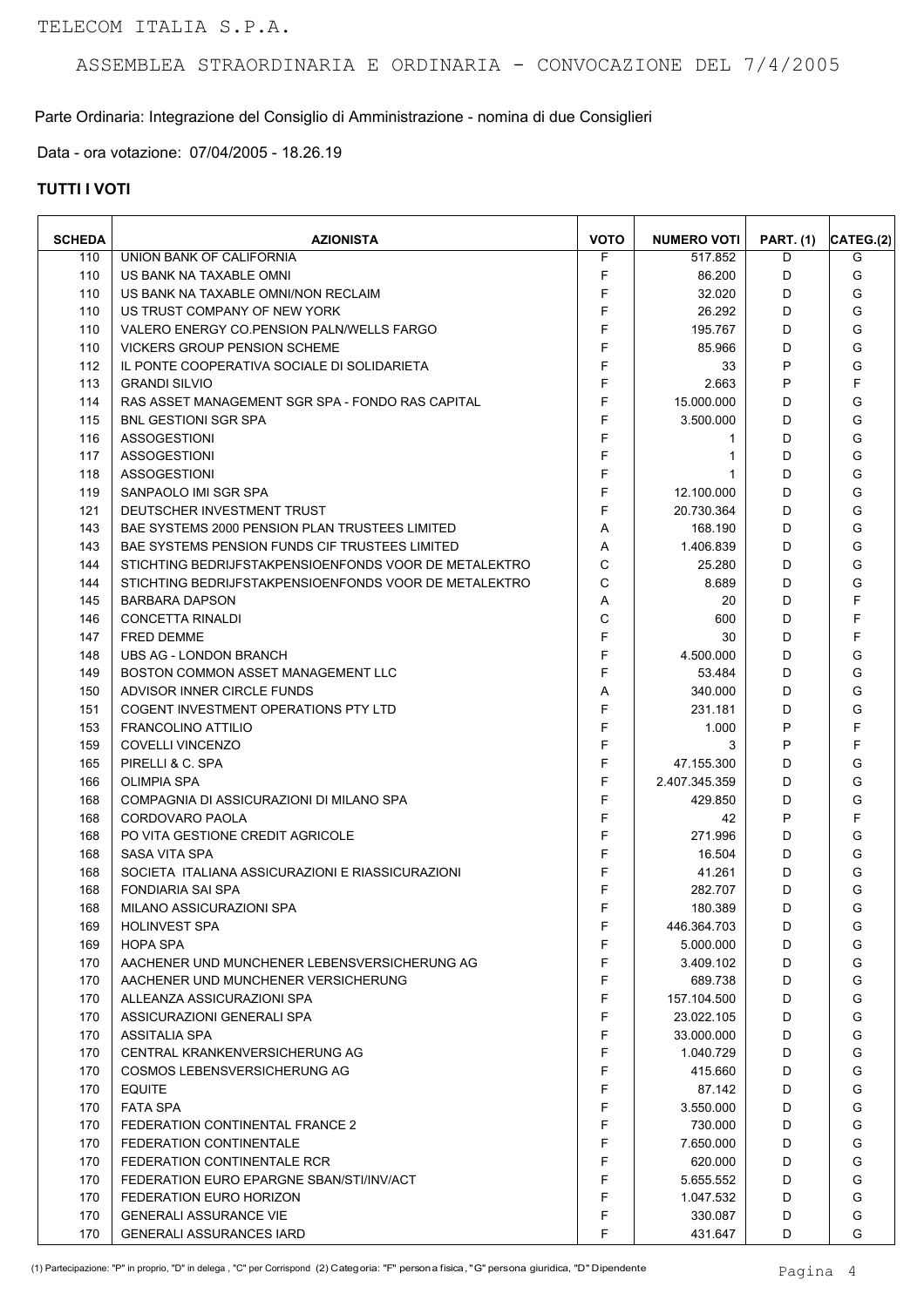TELECOM ITALIA S.P.A.

ASSEMBLEA STRAORDINARIA E ORDINARIA - CONVOCAZIONE DEL 7/4/2005

Parte Ordinaria: Integrazione del Consiglio di Amministrazione - nomina di due Consiglieri

Data - ora votazione: 07/04/2005 - 18.26.19

**TUTTI I VOTI**

| SCHEDA | AZIONISTA | VOTO | NUMERO VOTI | PART. (1) | CATEG.(2) |
|---|---|---|---|---|---|
| 110 | UNION BANK OF CALIFORNIA | F | 517.852 | D | G |
| 110 | US BANK NA TAXABLE OMNI | F | 86.200 | D | G |
| 110 | US BANK NA TAXABLE OMNI/NON RECLAIM | F | 32.020 | D | G |
| 110 | US TRUST COMPANY OF NEW YORK | F | 26.292 | D | G |
| 110 | VALERO ENERGY CO.PENSION PALN/WELLS FARGO | F | 195.767 | D | G |
| 110 | VICKERS GROUP PENSION SCHEME | F | 85.966 | D | G |
| 112 | IL PONTE COOPERATIVA SOCIALE DI SOLIDARIETA | F | 33 | P | G |
| 113 | GRANDI SILVIO | F | 2.663 | P | F |
| 114 | RAS ASSET MANAGEMENT SGR SPA - FONDO RAS CAPITAL | F | 15.000.000 | D | G |
| 115 | BNL GESTIONI SGR SPA | F | 3.500.000 | D | G |
| 116 | ASSOGESTIONI | F | 1 | D | G |
| 117 | ASSOGESTIONI | F | 1 | D | G |
| 118 | ASSOGESTIONI | F | 1 | D | G |
| 119 | SANPAOLO IMI SGR SPA | F | 12.100.000 | D | G |
| 121 | DEUTSCHER INVESTMENT TRUST | F | 20.730.364 | D | G |
| 143 | BAE SYSTEMS 2000 PENSION PLAN TRUSTEES LIMITED | A | 168.190 | D | G |
| 143 | BAE SYSTEMS PENSION FUNDS CIF TRUSTEES LIMITED | A | 1.406.839 | D | G |
| 144 | STICHTING BEDRIJFSTAKPENSIOENFONDS VOOR DE METALEKTRO | C | 25.280 | D | G |
| 144 | STICHTING BEDRIJFSTAKPENSIOENFONDS VOOR DE METALEKTRO | C | 8.689 | D | G |
| 145 | BARBARA DAPSON | A | 20 | D | F |
| 146 | CONCETTA RINALDI | C | 600 | D | F |
| 147 | FRED DEMME | F | 30 | D | F |
| 148 | UBS AG - LONDON BRANCH | F | 4.500.000 | D | G |
| 149 | BOSTON COMMON ASSET MANAGEMENT LLC | F | 53.484 | D | G |
| 150 | ADVISOR INNER CIRCLE FUNDS | A | 340.000 | D | G |
| 151 | COGENT INVESTMENT OPERATIONS PTY LTD | F | 231.181 | D | G |
| 153 | FRANCOLINO ATTILIO | F | 1.000 | P | F |
| 159 | COVELLI VINCENZO | F | 3 | P | F |
| 165 | PIRELLI & C. SPA | F | 47.155.300 | D | G |
| 166 | OLIMPIA SPA | F | 2.407.345.359 | D | G |
| 168 | COMPAGNIA DI ASSICURAZIONI DI MILANO SPA | F | 429.850 | D | G |
| 168 | CORDOVARO PAOLA | F | 42 | P | F |
| 168 | PO VITA GESTIONE CREDIT AGRICOLE | F | 271.996 | D | G |
| 168 | SASA VITA SPA | F | 16.504 | D | G |
| 168 | SOCIETA ITALIANA ASSICURAZIONI E RIASSICURAZIONI | F | 41.261 | D | G |
| 168 | FONDIARIA SAI SPA | F | 282.707 | D | G |
| 168 | MILANO ASSICURAZIONI SPA | F | 180.389 | D | G |
| 169 | HOLINVEST SPA | F | 446.364.703 | D | G |
| 169 | HOPA SPA | F | 5.000.000 | D | G |
| 170 | AACHENER UND MUNCHENER LEBENSVERSICHERUNG AG | F | 3.409.102 | D | G |
| 170 | AACHENER UND MUNCHENER VERSICHERUNG | F | 689.738 | D | G |
| 170 | ALLEANZA ASSICURAZIONI SPA | F | 157.104.500 | D | G |
| 170 | ASSICURAZIONI GENERALI SPA | F | 23.022.105 | D | G |
| 170 | ASSITALIA SPA | F | 33.000.000 | D | G |
| 170 | CENTRAL KRANKENVERSICHERUNG AG | F | 1.040.729 | D | G |
| 170 | COSMOS LEBENSVERSICHERUNG AG | F | 415.660 | D | G |
| 170 | EQUITE | F | 87.142 | D | G |
| 170 | FATA SPA | F | 3.550.000 | D | G |
| 170 | FEDERATION CONTINENTAL FRANCE 2 | F | 730.000 | D | G |
| 170 | FEDERATION CONTINENTALE | F | 7.650.000 | D | G |
| 170 | FEDERATION CONTINENTALE RCR | F | 620.000 | D | G |
| 170 | FEDERATION EURO EPARGNE SBAN/STI/INV/ACT | F | 5.655.552 | D | G |
| 170 | FEDERATION EURO HORIZON | F | 1.047.532 | D | G |
| 170 | GENERALI ASSURANCE VIE | F | 330.087 | D | G |
| 170 | GENERALI ASSURANCES IARD | F | 431.647 | D | G |

(1) Partecipazione: "P" in proprio, "D" in delega , "C" per Corrispond (2) Categoria: "F" persona fisica, "G" persona giuridica, "D" Dipendente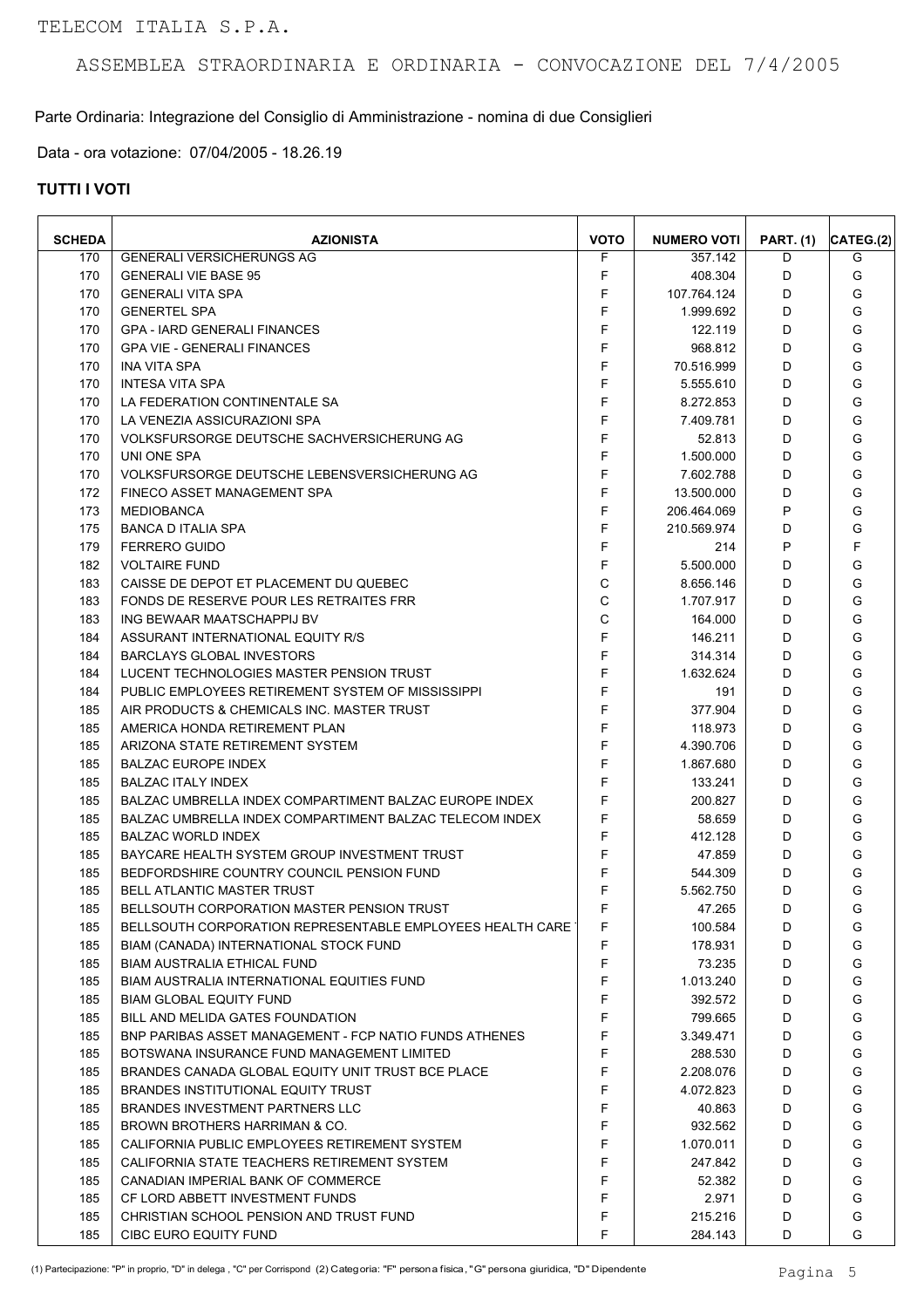TELECOM ITALIA S.P.A.

ASSEMBLEA STRAORDINARIA E ORDINARIA - CONVOCAZIONE DEL 7/4/2005

Parte Ordinaria: Integrazione del Consiglio di Amministrazione - nomina di due Consiglieri

Data - ora votazione: 07/04/2005 - 18.26.19

**TUTTI I VOTI**

| SCHEDA | AZIONISTA | VOTO | NUMERO VOTI | PART. (1) | CATEG.(2) |
|---|---|---|---|---|---|
| 170 | GENERALI VERSICHERUNGS AG | F | 357.142 | D | G |
| 170 | GENERALI VIE BASE 95 | F | 408.304 | D | G |
| 170 | GENERALI VITA SPA | F | 107.764.124 | D | G |
| 170 | GENERTEL SPA | F | 1.999.692 | D | G |
| 170 | GPA - IARD GENERALI FINANCES | F | 122.119 | D | G |
| 170 | GPA VIE - GENERALI FINANCES | F | 968.812 | D | G |
| 170 | INA VITA SPA | F | 70.516.999 | D | G |
| 170 | INTESA VITA SPA | F | 5.555.610 | D | G |
| 170 | LA FEDERATION CONTINENTALE SA | F | 8.272.853 | D | G |
| 170 | LA VENEZIA ASSICURAZIONI SPA | F | 7.409.781 | D | G |
| 170 | VOLKSFURSORGE DEUTSCHE SACHVERSICHERUNG AG | F | 52.813 | D | G |
| 170 | UNI ONE SPA | F | 1.500.000 | D | G |
| 170 | VOLKSFURSORGE DEUTSCHE LEBENSVERSICHERUNG AG | F | 7.602.788 | D | G |
| 172 | FINECO ASSET MANAGEMENT SPA | F | 13.500.000 | D | G |
| 173 | MEDIOBANCA | F | 206.464.069 | P | G |
| 175 | BANCA D ITALIA SPA | F | 210.569.974 | D | G |
| 179 | FERRERO GUIDO | F | 214 | P | F |
| 182 | VOLTAIRE FUND | F | 5.500.000 | D | G |
| 183 | CAISSE DE DEPOT ET PLACEMENT DU QUEBEC | C | 8.656.146 | D | G |
| 183 | FONDS DE RESERVE POUR LES RETRAITES FRR | C | 1.707.917 | D | G |
| 183 | ING BEWAAR MAATSCHAPPIJ BV | C | 164.000 | D | G |
| 184 | ASSURANT INTERNATIONAL EQUITY R/S | F | 146.211 | D | G |
| 184 | BARCLAYS GLOBAL INVESTORS | F | 314.314 | D | G |
| 184 | LUCENT TECHNOLOGIES MASTER PENSION TRUST | F | 1.632.624 | D | G |
| 184 | PUBLIC EMPLOYEES RETIREMENT SYSTEM OF MISSISSIPPI | F | 191 | D | G |
| 185 | AIR PRODUCTS & CHEMICALS INC. MASTER TRUST | F | 377.904 | D | G |
| 185 | AMERICA HONDA RETIREMENT PLAN | F | 118.973 | D | G |
| 185 | ARIZONA STATE RETIREMENT SYSTEM | F | 4.390.706 | D | G |
| 185 | BALZAC EUROPE INDEX | F | 1.867.680 | D | G |
| 185 | BALZAC ITALY INDEX | F | 133.241 | D | G |
| 185 | BALZAC UMBRELLA INDEX COMPARTIMENT BALZAC EUROPE INDEX | F | 200.827 | D | G |
| 185 | BALZAC UMBRELLA INDEX COMPARTIMENT BALZAC TELECOM INDEX | F | 58.659 | D | G |
| 185 | BALZAC WORLD INDEX | F | 412.128 | D | G |
| 185 | BAYCARE HEALTH SYSTEM GROUP INVESTMENT TRUST | F | 47.859 | D | G |
| 185 | BEDFORDSHIRE COUNTRY COUNCIL PENSION FUND | F | 544.309 | D | G |
| 185 | BELL ATLANTIC MASTER TRUST | F | 5.562.750 | D | G |
| 185 | BELLSOUTH CORPORATION MASTER PENSION TRUST | F | 47.265 | D | G |
| 185 | BELLSOUTH CORPORATION REPRESENTABLE EMPLOYEES HEALTH CARE | F | 100.584 | D | G |
| 185 | BIAM (CANADA) INTERNATIONAL STOCK FUND | F | 178.931 | D | G |
| 185 | BIAM AUSTRALIA ETHICAL FUND | F | 73.235 | D | G |
| 185 | BIAM AUSTRALIA INTERNATIONAL EQUITIES FUND | F | 1.013.240 | D | G |
| 185 | BIAM GLOBAL EQUITY FUND | F | 392.572 | D | G |
| 185 | BILL AND MELIDA GATES FOUNDATION | F | 799.665 | D | G |
| 185 | BNP PARIBAS ASSET MANAGEMENT - FCP NATIO FUNDS ATHENES | F | 3.349.471 | D | G |
| 185 | BOTSWANA INSURANCE FUND MANAGEMENT LIMITED | F | 288.530 | D | G |
| 185 | BRANDES CANADA GLOBAL EQUITY UNIT TRUST BCE PLACE | F | 2.208.076 | D | G |
| 185 | BRANDES INSTITUTIONAL EQUITY TRUST | F | 4.072.823 | D | G |
| 185 | BRANDES INVESTMENT PARTNERS LLC | F | 40.863 | D | G |
| 185 | BROWN BROTHERS HARRIMAN & CO. | F | 932.562 | D | G |
| 185 | CALIFORNIA PUBLIC EMPLOYEES RETIREMENT SYSTEM | F | 1.070.011 | D | G |
| 185 | CALIFORNIA STATE TEACHERS RETIREMENT SYSTEM | F | 247.842 | D | G |
| 185 | CANADIAN IMPERIAL BANK OF COMMERCE | F | 52.382 | D | G |
| 185 | CF LORD ABBETT INVESTMENT FUNDS | F | 2.971 | D | G |
| 185 | CHRISTIAN SCHOOL PENSION AND TRUST FUND | F | 215.216 | D | G |
| 185 | CIBC EURO EQUITY FUND | F | 284.143 | D | G |

(1) Partecipazione: "P" in proprio, "D" in delega , "C" per Corrispond (2) Categoria: "F" persona fisica, "G" persona giuridica, "D" Dipendente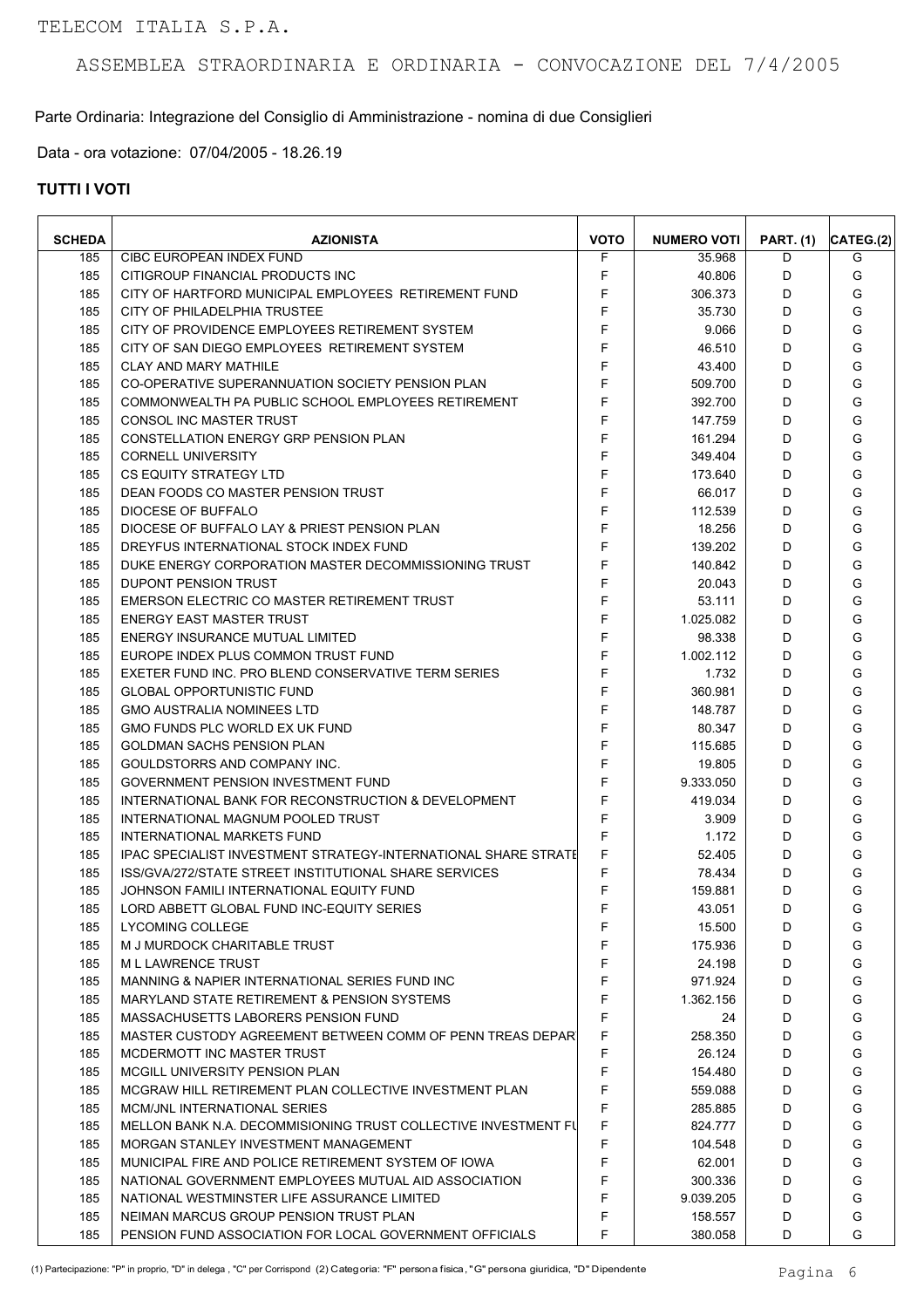TELECOM ITALIA S.P.A.

ASSEMBLEA STRAORDINARIA E ORDINARIA - CONVOCAZIONE DEL 7/4/2005

Parte Ordinaria: Integrazione del Consiglio di Amministrazione - nomina di due Consiglieri

Data - ora votazione: 07/04/2005 - 18.26.19

**TUTTI I VOTI**

| SCHEDA | AZIONISTA | VOTO | NUMERO VOTI | PART. (1) | CATEG.(2) |
|---|---|---|---|---|---|
| 185 | CIBC EUROPEAN INDEX FUND | F | 35.968 | D | G |
| 185 | CITIGROUP FINANCIAL PRODUCTS INC | F | 40.806 | D | G |
| 185 | CITY OF HARTFORD MUNICIPAL EMPLOYEES RETIREMENT FUND | F | 306.373 | D | G |
| 185 | CITY OF PHILADELPHIA TRUSTEE | F | 35.730 | D | G |
| 185 | CITY OF PROVIDENCE EMPLOYEES RETIREMENT SYSTEM | F | 9.066 | D | G |
| 185 | CITY OF SAN DIEGO EMPLOYEES RETIREMENT SYSTEM | F | 46.510 | D | G |
| 185 | CLAY AND MARY MATHILE | F | 43.400 | D | G |
| 185 | CO-OPERATIVE SUPERANNUATION SOCIETY PENSION PLAN | F | 509.700 | D | G |
| 185 | COMMONWEALTH PA PUBLIC SCHOOL EMPLOYEES RETIREMENT | F | 392.700 | D | G |
| 185 | CONSOL INC MASTER TRUST | F | 147.759 | D | G |
| 185 | CONSTELLATION ENERGY GRP PENSION PLAN | F | 161.294 | D | G |
| 185 | CORNELL UNIVERSITY | F | 349.404 | D | G |
| 185 | CS EQUITY STRATEGY LTD | F | 173.640 | D | G |
| 185 | DEAN FOODS CO MASTER PENSION TRUST | F | 66.017 | D | G |
| 185 | DIOCESE OF BUFFALO | F | 112.539 | D | G |
| 185 | DIOCESE OF BUFFALO LAY & PRIEST PENSION PLAN | F | 18.256 | D | G |
| 185 | DREYFUS INTERNATIONAL STOCK INDEX FUND | F | 139.202 | D | G |
| 185 | DUKE ENERGY CORPORATION MASTER DECOMMISSIONING TRUST | F | 140.842 | D | G |
| 185 | DUPONT PENSION TRUST | F | 20.043 | D | G |
| 185 | EMERSON ELECTRIC CO MASTER RETIREMENT TRUST | F | 53.111 | D | G |
| 185 | ENERGY EAST MASTER TRUST | F | 1.025.082 | D | G |
| 185 | ENERGY INSURANCE MUTUAL LIMITED | F | 98.338 | D | G |
| 185 | EUROPE INDEX PLUS COMMON TRUST FUND | F | 1.002.112 | D | G |
| 185 | EXETER FUND INC. PRO BLEND CONSERVATIVE TERM SERIES | F | 1.732 | D | G |
| 185 | GLOBAL OPPORTUNISTIC FUND | F | 360.981 | D | G |
| 185 | GMO AUSTRALIA NOMINEES LTD | F | 148.787 | D | G |
| 185 | GMO FUNDS PLC WORLD EX UK FUND | F | 80.347 | D | G |
| 185 | GOLDMAN SACHS PENSION PLAN | F | 115.685 | D | G |
| 185 | GOULDSTORRS AND COMPANY INC. | F | 19.805 | D | G |
| 185 | GOVERNMENT PENSION INVESTMENT FUND | F | 9.333.050 | D | G |
| 185 | INTERNATIONAL BANK FOR RECONSTRUCTION & DEVELOPMENT | F | 419.034 | D | G |
| 185 | INTERNATIONAL MAGNUM POOLED TRUST | F | 3.909 | D | G |
| 185 | INTERNATIONAL MARKETS FUND | F | 1.172 | D | G |
| 185 | IPAC SPECIALIST INVESTMENT STRATEGY-INTERNATIONAL SHARE STRATE | F | 52.405 | D | G |
| 185 | ISS/GVA/272/STATE STREET INSTITUTIONAL SHARE SERVICES | F | 78.434 | D | G |
| 185 | JOHNSON FAMILI INTERNATIONAL EQUITY FUND | F | 159.881 | D | G |
| 185 | LORD ABBETT GLOBAL FUND INC-EQUITY SERIES | F | 43.051 | D | G |
| 185 | LYCOMING COLLEGE | F | 15.500 | D | G |
| 185 | M J MURDOCK CHARITABLE TRUST | F | 175.936 | D | G |
| 185 | M L LAWRENCE TRUST | F | 24.198 | D | G |
| 185 | MANNING & NAPIER INTERNATIONAL SERIES FUND INC | F | 971.924 | D | G |
| 185 | MARYLAND STATE RETIREMENT & PENSION SYSTEMS | F | 1.362.156 | D | G |
| 185 | MASSACHUSETTS LABORERS PENSION FUND | F | 24 | D | G |
| 185 | MASTER CUSTODY AGREEMENT BETWEEN COMM OF PENN TREAS DEPAR | F | 258.350 | D | G |
| 185 | MCDERMOTT INC MASTER TRUST | F | 26.124 | D | G |
| 185 | MCGILL UNIVERSITY PENSION PLAN | F | 154.480 | D | G |
| 185 | MCGRAW HILL RETIREMENT PLAN COLLECTIVE INVESTMENT PLAN | F | 559.088 | D | G |
| 185 | MCM/JNL INTERNATIONAL SERIES | F | 285.885 | D | G |
| 185 | MELLON BANK N.A. DECOMMISIONING TRUST COLLECTIVE INVESTMENT FU | F | 824.777 | D | G |
| 185 | MORGAN STANLEY INVESTMENT MANAGEMENT | F | 104.548 | D | G |
| 185 | MUNICIPAL FIRE AND POLICE RETIREMENT SYSTEM OF IOWA | F | 62.001 | D | G |
| 185 | NATIONAL GOVERNMENT EMPLOYEES MUTUAL AID ASSOCIATION | F | 300.336 | D | G |
| 185 | NATIONAL WESTMINSTER LIFE ASSURANCE LIMITED | F | 9.039.205 | D | G |
| 185 | NEIMAN MARCUS GROUP PENSION TRUST PLAN | F | 158.557 | D | G |
| 185 | PENSION FUND ASSOCIATION FOR LOCAL GOVERNMENT OFFICIALS | F | 380.058 | D | G |

(1) Partecipazione: "P" in proprio, "D" in delega , "C" per Corrispond (2) Categoria: "F" persona fisica, "G" persona giuridica, "D" Dipendente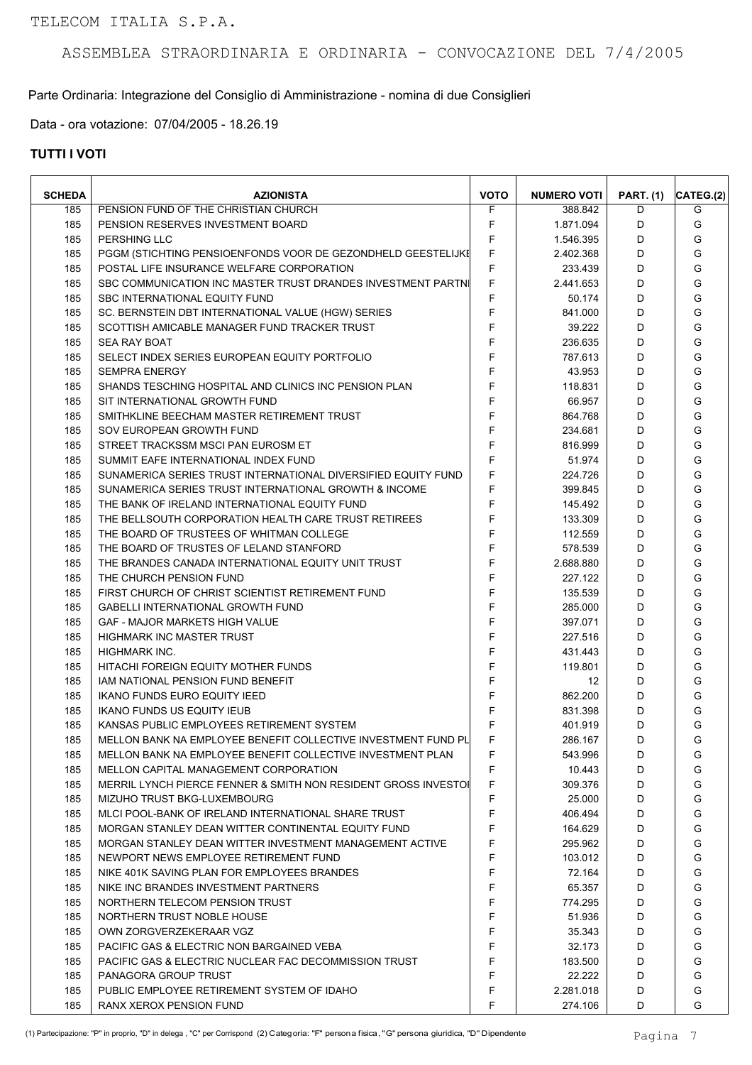TELECOM ITALIA S.P.A.

ASSEMBLEA STRAORDINARIA E ORDINARIA - CONVOCAZIONE DEL 7/4/2005

Parte Ordinaria: Integrazione del Consiglio di Amministrazione - nomina di due Consiglieri

Data - ora votazione: 07/04/2005 - 18.26.19

**TUTTI I VOTI**

| SCHEDA | AZIONISTA | VOTO | NUMERO VOTI | PART. (1) | CATEG.(2) |
|---|---|---|---|---|---|
| 185 | PENSION FUND OF THE CHRISTIAN CHURCH | F | 388.842 | D | G |
| 185 | PENSION RESERVES INVESTMENT BOARD | F | 1.871.094 | D | G |
| 185 | PERSHING LLC | F | 1.546.395 | D | G |
| 185 | PGGM (STICHTING PENSIOENFONDS VOOR DE GEZONDHELD GEESTELIJKE | F | 2.402.368 | D | G |
| 185 | POSTAL LIFE INSURANCE WELFARE CORPORATION | F | 233.439 | D | G |
| 185 | SBC COMMUNICATION INC MASTER TRUST DRANDES INVESTMENT PARTNI | F | 2.441.653 | D | G |
| 185 | SBC INTERNATIONAL EQUITY FUND | F | 50.174 | D | G |
| 185 | SC. BERNSTEIN DBT INTERNATIONAL VALUE (HGW) SERIES | F | 841.000 | D | G |
| 185 | SCOTTISH AMICABLE MANAGER FUND TRACKER TRUST | F | 39.222 | D | G |
| 185 | SEA RAY BOAT | F | 236.635 | D | G |
| 185 | SELECT INDEX SERIES EUROPEAN EQUITY PORTFOLIO | F | 787.613 | D | G |
| 185 | SEMPRA ENERGY | F | 43.953 | D | G |
| 185 | SHANDS TESCHING HOSPITAL AND CLINICS INC PENSION PLAN | F | 118.831 | D | G |
| 185 | SIT INTERNATIONAL GROWTH FUND | F | 66.957 | D | G |
| 185 | SMITHKLINE BEECHAM MASTER RETIREMENT TRUST | F | 864.768 | D | G |
| 185 | SOV EUROPEAN GROWTH FUND | F | 234.681 | D | G |
| 185 | STREET TRACKSSM MSCI PAN EUROSM ET | F | 816.999 | D | G |
| 185 | SUMMIT EAFE INTERNATIONAL INDEX FUND | F | 51.974 | D | G |
| 185 | SUNAMERICA SERIES TRUST INTERNATIONAL DIVERSIFIED EQUITY FUND | F | 224.726 | D | G |
| 185 | SUNAMERICA SERIES TRUST INTERNATIONAL GROWTH & INCOME | F | 399.845 | D | G |
| 185 | THE BANK OF IRELAND INTERNATIONAL EQUITY FUND | F | 145.492 | D | G |
| 185 | THE BELLSOUTH CORPORATION HEALTH CARE TRUST RETIREES | F | 133.309 | D | G |
| 185 | THE BOARD OF TRUSTEES OF WHITMAN COLLEGE | F | 112.559 | D | G |
| 185 | THE BOARD OF TRUSTES OF LELAND STANFORD | F | 578.539 | D | G |
| 185 | THE BRANDES CANADA INTERNATIONAL EQUITY UNIT TRUST | F | 2.688.880 | D | G |
| 185 | THE CHURCH PENSION FUND | F | 227.122 | D | G |
| 185 | FIRST CHURCH OF CHRIST SCIENTIST RETIREMENT FUND | F | 135.539 | D | G |
| 185 | GABELLI INTERNATIONAL GROWTH FUND | F | 285.000 | D | G |
| 185 | GAF - MAJOR MARKETS HIGH VALUE | F | 397.071 | D | G |
| 185 | HIGHMARK INC MASTER TRUST | F | 227.516 | D | G |
| 185 | HIGHMARK INC. | F | 431.443 | D | G |
| 185 | HITACHI FOREIGN EQUITY MOTHER FUNDS | F | 119.801 | D | G |
| 185 | IAM NATIONAL PENSION FUND BENEFIT | F | 12 | D | G |
| 185 | IKANO FUNDS EURO EQUITY IEED | F | 862.200 | D | G |
| 185 | IKANO FUNDS US EQUITY IEUB | F | 831.398 | D | G |
| 185 | KANSAS PUBLIC EMPLOYEES RETIREMENT SYSTEM | F | 401.919 | D | G |
| 185 | MELLON BANK NA EMPLOYEE BENEFIT COLLECTIVE INVESTMENT FUND PL | F | 286.167 | D | G |
| 185 | MELLON BANK NA EMPLOYEE BENEFIT COLLECTIVE INVESTMENT PLAN | F | 543.996 | D | G |
| 185 | MELLON CAPITAL MANAGEMENT CORPORATION | F | 10.443 | D | G |
| 185 | MERRIL LYNCH PIERCE FENNER & SMITH NON RESIDENT GROSS INVESTOI | F | 309.376 | D | G |
| 185 | MIZUHO TRUST BKG-LUXEMBOURG | F | 25.000 | D | G |
| 185 | MLCI POOL-BANK OF IRELAND INTERNATIONAL SHARE TRUST | F | 406.494 | D | G |
| 185 | MORGAN STANLEY DEAN WITTER CONTINENTAL EQUITY FUND | F | 164.629 | D | G |
| 185 | MORGAN STANLEY DEAN WITTER INVESTMENT MANAGEMENT ACTIVE | F | 295.962 | D | G |
| 185 | NEWPORT NEWS EMPLOYEE RETIREMENT FUND | F | 103.012 | D | G |
| 185 | NIKE 401K SAVING PLAN FOR EMPLOYEES BRANDES | F | 72.164 | D | G |
| 185 | NIKE INC BRANDES INVESTMENT PARTNERS | F | 65.357 | D | G |
| 185 | NORTHERN TELECOM PENSION TRUST | F | 774.295 | D | G |
| 185 | NORTHERN TRUST NOBLE HOUSE | F | 51.936 | D | G |
| 185 | OWN ZORGVERZEKERAAR VGZ | F | 35.343 | D | G |
| 185 | PACIFIC GAS & ELECTRIC NON BARGAINED VEBA | F | 32.173 | D | G |
| 185 | PACIFIC GAS & ELECTRIC NUCLEAR FAC DECOMMISSION TRUST | F | 183.500 | D | G |
| 185 | PANAGORA GROUP TRUST | F | 22.222 | D | G |
| 185 | PUBLIC EMPLOYEE RETIREMENT SYSTEM OF IDAHO | F | 2.281.018 | D | G |
| 185 | RANX XEROX PENSION FUND | F | 274.106 | D | G |

(1) Partecipazione: "P" in proprio, "D" in delega , "C" per Corrispond (2) Categoria: "F" persona fisica, "G" persona giuridica, "D" Dipendente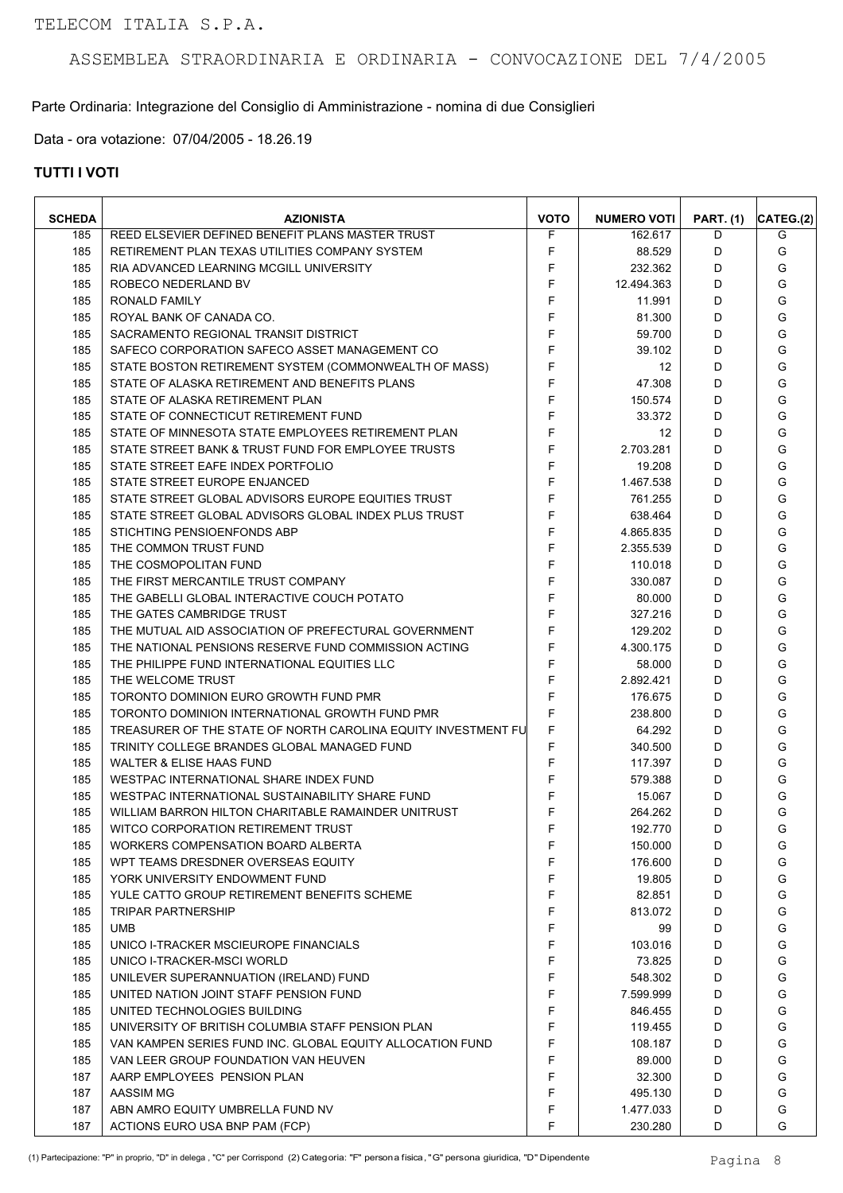TELECOM ITALIA S.P.A.

ASSEMBLEA STRAORDINARIA E ORDINARIA - CONVOCAZIONE DEL 7/4/2005

Parte Ordinaria: Integrazione del Consiglio di Amministrazione - nomina di due Consiglieri

Data - ora votazione: 07/04/2005 - 18.26.19

**TUTTI I VOTI**

| SCHEDA | AZIONISTA | VOTO | NUMERO VOTI | PART. (1) | CATEG.(2) |
|---|---|---|---|---|---|
| 185 | REED ELSEVIER DEFINED BENEFIT PLANS MASTER TRUST | F | 162.617 | D | G |
| 185 | RETIREMENT PLAN TEXAS UTILITIES COMPANY SYSTEM | F | 88.529 | D | G |
| 185 | RIA ADVANCED LEARNING MCGILL UNIVERSITY | F | 232.362 | D | G |
| 185 | ROBECO NEDERLAND BV | F | 12.494.363 | D | G |
| 185 | RONALD FAMILY | F | 11.991 | D | G |
| 185 | ROYAL BANK OF CANADA CO. | F | 81.300 | D | G |
| 185 | SACRAMENTO REGIONAL TRANSIT DISTRICT | F | 59.700 | D | G |
| 185 | SAFECO CORPORATION SAFECO ASSET MANAGEMENT CO | F | 39.102 | D | G |
| 185 | STATE BOSTON RETIREMENT SYSTEM (COMMONWEALTH OF MASS) | F | 12 | D | G |
| 185 | STATE OF ALASKA RETIREMENT AND BENEFITS PLANS | F | 47.308 | D | G |
| 185 | STATE OF ALASKA RETIREMENT PLAN | F | 150.574 | D | G |
| 185 | STATE OF CONNECTICUT RETIREMENT FUND | F | 33.372 | D | G |
| 185 | STATE OF MINNESOTA STATE EMPLOYEES RETIREMENT PLAN | F | 12 | D | G |
| 185 | STATE STREET BANK & TRUST FUND FOR EMPLOYEE TRUSTS | F | 2.703.281 | D | G |
| 185 | STATE STREET EAFE INDEX PORTFOLIO | F | 19.208 | D | G |
| 185 | STATE STREET EUROPE ENJANCED | F | 1.467.538 | D | G |
| 185 | STATE STREET GLOBAL ADVISORS EUROPE EQUITIES TRUST | F | 761.255 | D | G |
| 185 | STATE STREET GLOBAL ADVISORS GLOBAL INDEX PLUS TRUST | F | 638.464 | D | G |
| 185 | STICHTING PENSIOENFONDS ABP | F | 4.865.835 | D | G |
| 185 | THE COMMON TRUST FUND | F | 2.355.539 | D | G |
| 185 | THE COSMOPOLITAN FUND | F | 110.018 | D | G |
| 185 | THE FIRST MERCANTILE TRUST COMPANY | F | 330.087 | D | G |
| 185 | THE GABELLI GLOBAL INTERACTIVE COUCH POTATO | F | 80.000 | D | G |
| 185 | THE GATES CAMBRIDGE TRUST | F | 327.216 | D | G |
| 185 | THE MUTUAL AID ASSOCIATION OF PREFECTURAL GOVERNMENT | F | 129.202 | D | G |
| 185 | THE NATIONAL PENSIONS RESERVE FUND COMMISSION ACTING | F | 4.300.175 | D | G |
| 185 | THE PHILIPPE FUND INTERNATIONAL EQUITIES LLC | F | 58.000 | D | G |
| 185 | THE WELCOME TRUST | F | 2.892.421 | D | G |
| 185 | TORONTO DOMINION EURO GROWTH FUND PMR | F | 176.675 | D | G |
| 185 | TORONTO DOMINION INTERNATIONAL GROWTH FUND PMR | F | 238.800 | D | G |
| 185 | TREASURER OF THE STATE OF NORTH CAROLINA EQUITY INVESTMENT FU | F | 64.292 | D | G |
| 185 | TRINITY COLLEGE BRANDES GLOBAL MANAGED FUND | F | 340.500 | D | G |
| 185 | WALTER & ELISE HAAS FUND | F | 117.397 | D | G |
| 185 | WESTPAC INTERNATIONAL SHARE INDEX FUND | F | 579.388 | D | G |
| 185 | WESTPAC INTERNATIONAL SUSTAINABILITY SHARE FUND | F | 15.067 | D | G |
| 185 | WILLIAM BARRON HILTON CHARITABLE RAMAINDER UNITRUST | F | 264.262 | D | G |
| 185 | WITCO CORPORATION RETIREMENT TRUST | F | 192.770 | D | G |
| 185 | WORKERS COMPENSATION BOARD ALBERTA | F | 150.000 | D | G |
| 185 | WPT TEAMS DRESDNER OVERSEAS EQUITY | F | 176.600 | D | G |
| 185 | YORK UNIVERSITY ENDOWMENT FUND | F | 19.805 | D | G |
| 185 | YULE CATTO GROUP RETIREMENT BENEFITS SCHEME | F | 82.851 | D | G |
| 185 | TRIPAR PARTNERSHIP | F | 813.072 | D | G |
| 185 | UMB | F | 99 | D | G |
| 185 | UNICO I-TRACKER MSCIEUROPE FINANCIALS | F | 103.016 | D | G |
| 185 | UNICO I-TRACKER-MSCI WORLD | F | 73.825 | D | G |
| 185 | UNILEVER SUPERANNUATION (IRELAND) FUND | F | 548.302 | D | G |
| 185 | UNITED NATION JOINT STAFF PENSION FUND | F | 7.599.999 | D | G |
| 185 | UNITED TECHNOLOGIES BUILDING | F | 846.455 | D | G |
| 185 | UNIVERSITY OF BRITISH COLUMBIA STAFF PENSION PLAN | F | 119.455 | D | G |
| 185 | VAN KAMPEN SERIES FUND INC. GLOBAL EQUITY ALLOCATION FUND | F | 108.187 | D | G |
| 185 | VAN LEER GROUP FOUNDATION VAN HEUVEN | F | 89.000 | D | G |
| 187 | AARP EMPLOYEES PENSION PLAN | F | 32.300 | D | G |
| 187 | AASSIM MG | F | 495.130 | D | G |
| 187 | ABN AMRO EQUITY UMBRELLA FUND NV | F | 1.477.033 | D | G |
| 187 | ACTIONS EURO USA BNP PAM (FCP) | F | 230.280 | D | G |

(1) Partecipazione: "P" in proprio, "D" in delega , "C" per Corrispond (2) Categoria: "F" persona fisica, "G" persona giuridica, "D" Dipendente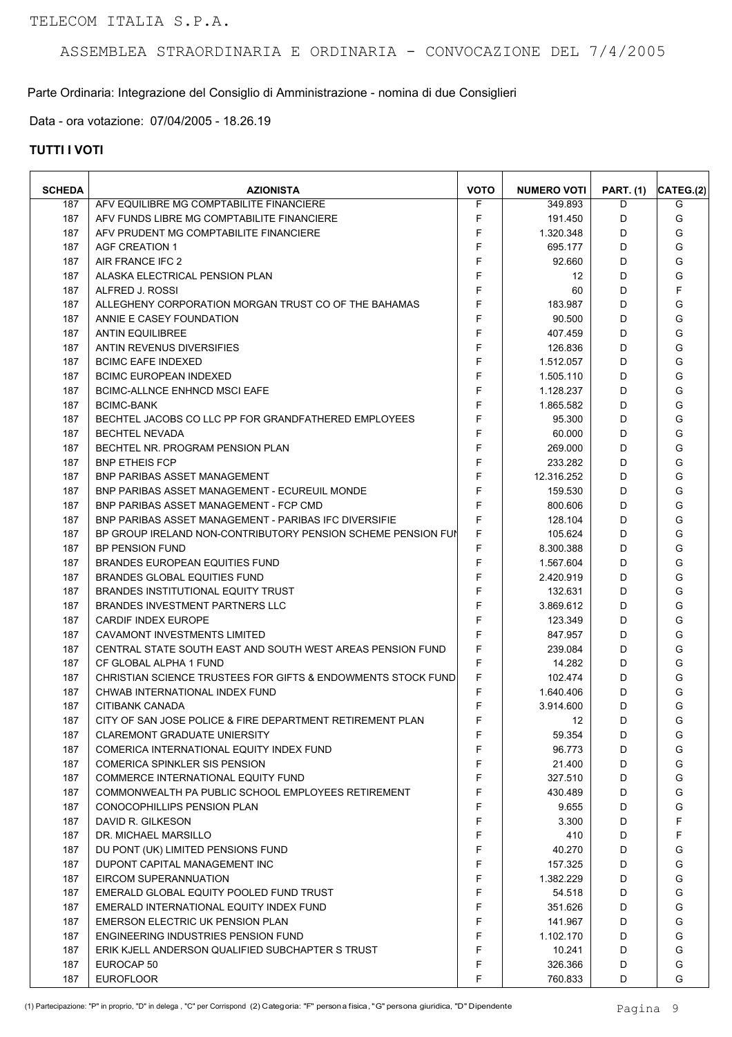TELECOM ITALIA S.P.A.

ASSEMBLEA STRAORDINARIA E ORDINARIA - CONVOCAZIONE DEL 7/4/2005

Parte Ordinaria: Integrazione del Consiglio di Amministrazione - nomina di due Consiglieri

Data - ora votazione: 07/04/2005 - 18.26.19

**TUTTI I VOTI**

| SCHEDA | AZIONISTA | VOTO | NUMERO VOTI | PART. (1) | CATEG.(2) |
|---|---|---|---|---|---|
| 187 | AFV EQUILIBRE MG COMPTABILITE FINANCIERE | F | 349.893 | D | G |
| 187 | AFV FUNDS LIBRE MG COMPTABILITE FINANCIERE | F | 191.450 | D | G |
| 187 | AFV PRUDENT MG COMPTABILITE FINANCIERE | F | 1.320.348 | D | G |
| 187 | AGF CREATION 1 | F | 695.177 | D | G |
| 187 | AIR FRANCE IFC 2 | F | 92.660 | D | G |
| 187 | ALASKA ELECTRICAL PENSION PLAN | F | 12 | D | G |
| 187 | ALFRED J. ROSSI | F | 60 | D | F |
| 187 | ALLEGHENY CORPORATION MORGAN TRUST CO OF THE BAHAMAS | F | 183.987 | D | G |
| 187 | ANNIE E CASEY FOUNDATION | F | 90.500 | D | G |
| 187 | ANTIN EQUILIBREE | F | 407.459 | D | G |
| 187 | ANTIN REVENUS DIVERSIFIES | F | 126.836 | D | G |
| 187 | BCIMC EAFE INDEXED | F | 1.512.057 | D | G |
| 187 | BCIMC EUROPEAN INDEXED | F | 1.505.110 | D | G |
| 187 | BCIMC-ALLNCE ENHNCD MSCI EAFE | F | 1.128.237 | D | G |
| 187 | BCIMC-BANK | F | 1.865.582 | D | G |
| 187 | BECHTEL JACOBS CO LLC PP FOR GRANDFATHERED EMPLOYEES | F | 95.300 | D | G |
| 187 | BECHTEL NEVADA | F | 60.000 | D | G |
| 187 | BECHTEL NR. PROGRAM PENSION PLAN | F | 269.000 | D | G |
| 187 | BNP ETHEIS FCP | F | 233.282 | D | G |
| 187 | BNP PARIBAS ASSET MANAGEMENT | F | 12.316.252 | D | G |
| 187 | BNP PARIBAS ASSET MANAGEMENT - ECUREUIL MONDE | F | 159.530 | D | G |
| 187 | BNP PARIBAS ASSET MANAGEMENT - FCP CMD | F | 800.606 | D | G |
| 187 | BNP PARIBAS ASSET MANAGEMENT - PARIBAS IFC DIVERSIFIE | F | 128.104 | D | G |
| 187 | BP GROUP IRELAND NON-CONTRIBUTORY PENSION SCHEME PENSION FUN | F | 105.624 | D | G |
| 187 | BP PENSION FUND | F | 8.300.388 | D | G |
| 187 | BRANDES EUROPEAN EQUITIES FUND | F | 1.567.604 | D | G |
| 187 | BRANDES GLOBAL EQUITIES FUND | F | 2.420.919 | D | G |
| 187 | BRANDES INSTITUTIONAL EQUITY TRUST | F | 132.631 | D | G |
| 187 | BRANDES INVESTMENT PARTNERS LLC | F | 3.869.612 | D | G |
| 187 | CARDIF INDEX EUROPE | F | 123.349 | D | G |
| 187 | CAVAMONT INVESTMENTS LIMITED | F | 847.957 | D | G |
| 187 | CENTRAL STATE SOUTH EAST AND SOUTH WEST AREAS PENSION FUND | F | 239.084 | D | G |
| 187 | CF GLOBAL ALPHA 1 FUND | F | 14.282 | D | G |
| 187 | CHRISTIAN SCIENCE TRUSTEES FOR GIFTS & ENDOWMENTS STOCK FUND | F | 102.474 | D | G |
| 187 | CHWAB INTERNATIONAL INDEX FUND | F | 1.640.406 | D | G |
| 187 | CITIBANK CANADA | F | 3.914.600 | D | G |
| 187 | CITY OF SAN JOSE POLICE & FIRE DEPARTMENT RETIREMENT PLAN | F | 12 | D | G |
| 187 | CLAREMONT GRADUATE UNIERSITY | F | 59.354 | D | G |
| 187 | COMERICA INTERNATIONAL EQUITY INDEX FUND | F | 96.773 | D | G |
| 187 | COMERICA SPINKLER SIS PENSION | F | 21.400 | D | G |
| 187 | COMMERCE INTERNATIONAL EQUITY FUND | F | 327.510 | D | G |
| 187 | COMMONWEALTH PA PUBLIC SCHOOL EMPLOYEES RETIREMENT | F | 430.489 | D | G |
| 187 | CONOCOPHILLIPS PENSION PLAN | F | 9.655 | D | G |
| 187 | DAVID R. GILKESON | F | 3.300 | D | F |
| 187 | DR. MICHAEL MARSILLO | F | 410 | D | F |
| 187 | DU PONT (UK) LIMITED PENSIONS FUND | F | 40.270 | D | G |
| 187 | DUPONT CAPITAL MANAGEMENT INC | F | 157.325 | D | G |
| 187 | EIRCOM SUPERANNUATION | F | 1.382.229 | D | G |
| 187 | EMERALD GLOBAL EQUITY POOLED FUND TRUST | F | 54.518 | D | G |
| 187 | EMERALD INTERNATIONAL EQUITY INDEX FUND | F | 351.626 | D | G |
| 187 | EMERSON ELECTRIC UK PENSION PLAN | F | 141.967 | D | G |
| 187 | ENGINEERING INDUSTRIES PENSION FUND | F | 1.102.170 | D | G |
| 187 | ERIK KJELL ANDERSON QUALIFIED SUBCHAPTER S TRUST | F | 10.241 | D | G |
| 187 | EUROCAP 50 | F | 326.366 | D | G |
| 187 | EUROFLOOR | F | 760.833 | D | G |

(1) Partecipazione: "P" in proprio, "D" in delega , "C" per Corrispond (2) Categoria: "F" persona fisica, "G" persona giuridica, "D" Dipendente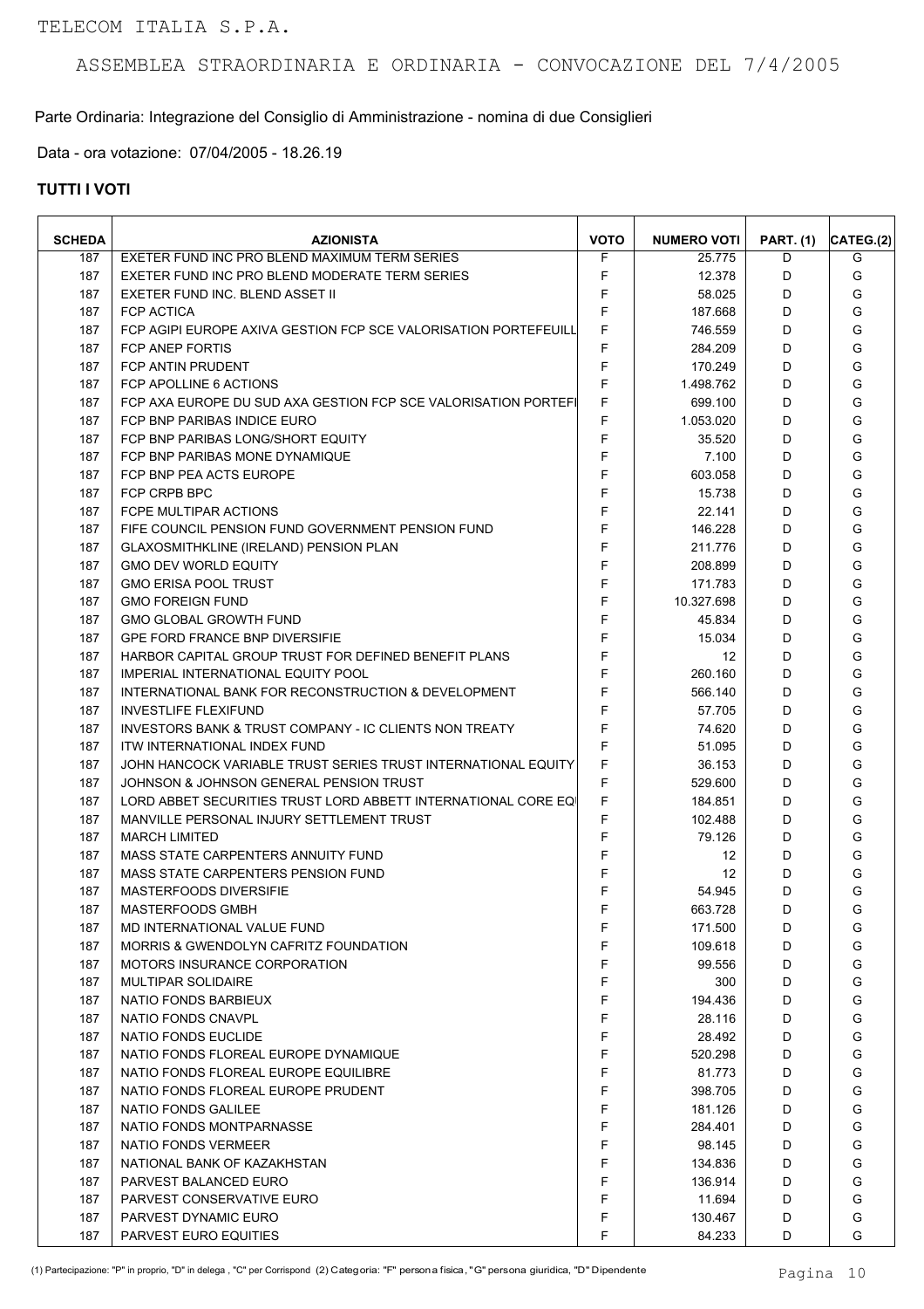TELECOM ITALIA S.P.A.

ASSEMBLEA STRAORDINARIA E ORDINARIA - CONVOCAZIONE DEL 7/4/2005

Parte Ordinaria: Integrazione del Consiglio di Amministrazione - nomina di due Consiglieri

Data - ora votazione: 07/04/2005 - 18.26.19

**TUTTI I VOTI**

| SCHEDA | AZIONISTA | VOTO | NUMERO VOTI | PART. (1) | CATEG.(2) |
|---|---|---|---|---|---|
| 187 | EXETER FUND INC PRO BLEND MAXIMUM TERM SERIES | F | 25.775 | D | G |
| 187 | EXETER FUND INC PRO BLEND MODERATE TERM SERIES | F | 12.378 | D | G |
| 187 | EXETER FUND INC. BLEND ASSET II | F | 58.025 | D | G |
| 187 | FCP ACTICA | F | 187.668 | D | G |
| 187 | FCP AGIPI EUROPE AXIVA GESTION FCP SCE VALORISATION PORTEFEUILL | F | 746.559 | D | G |
| 187 | FCP ANEP FORTIS | F | 284.209 | D | G |
| 187 | FCP ANTIN PRUDENT | F | 170.249 | D | G |
| 187 | FCP APOLLINE 6 ACTIONS | F | 1.498.762 | D | G |
| 187 | FCP AXA EUROPE DU SUD AXA GESTION FCP SCE VALORISATION PORTEFI | F | 699.100 | D | G |
| 187 | FCP BNP PARIBAS INDICE EURO | F | 1.053.020 | D | G |
| 187 | FCP BNP PARIBAS LONG/SHORT EQUITY | F | 35.520 | D | G |
| 187 | FCP BNP PARIBAS MONE DYNAMIQUE | F | 7.100 | D | G |
| 187 | FCP BNP PEA ACTS EUROPE | F | 603.058 | D | G |
| 187 | FCP CRPB BPC | F | 15.738 | D | G |
| 187 | FCPE MULTIPAR ACTIONS | F | 22.141 | D | G |
| 187 | FIFE COUNCIL PENSION FUND GOVERNMENT PENSION FUND | F | 146.228 | D | G |
| 187 | GLAXOSMITHKLINE (IRELAND) PENSION PLAN | F | 211.776 | D | G |
| 187 | GMO DEV WORLD EQUITY | F | 208.899 | D | G |
| 187 | GMO ERISA POOL TRUST | F | 171.783 | D | G |
| 187 | GMO FOREIGN FUND | F | 10.327.698 | D | G |
| 187 | GMO GLOBAL GROWTH FUND | F | 45.834 | D | G |
| 187 | GPE FORD FRANCE BNP DIVERSIFIE | F | 15.034 | D | G |
| 187 | HARBOR CAPITAL GROUP TRUST FOR DEFINED BENEFIT PLANS | F | 12 | D | G |
| 187 | IMPERIAL INTERNATIONAL EQUITY POOL | F | 260.160 | D | G |
| 187 | INTERNATIONAL BANK FOR RECONSTRUCTION & DEVELOPMENT | F | 566.140 | D | G |
| 187 | INVESTLIFE FLEXIFUND | F | 57.705 | D | G |
| 187 | INVESTORS BANK & TRUST COMPANY - IC CLIENTS NON TREATY | F | 74.620 | D | G |
| 187 | ITW INTERNATIONAL INDEX FUND | F | 51.095 | D | G |
| 187 | JOHN HANCOCK VARIABLE TRUST SERIES TRUST INTERNATIONAL EQUITY | F | 36.153 | D | G |
| 187 | JOHNSON & JOHNSON GENERAL PENSION TRUST | F | 529.600 | D | G |
| 187 | LORD ABBET SECURITIES TRUST LORD ABBETT INTERNATIONAL CORE EQ | F | 184.851 | D | G |
| 187 | MANVILLE PERSONAL INJURY SETTLEMENT TRUST | F | 102.488 | D | G |
| 187 | MARCH LIMITED | F | 79.126 | D | G |
| 187 | MASS STATE CARPENTERS ANNUITY FUND | F | 12 | D | G |
| 187 | MASS STATE CARPENTERS PENSION FUND | F | 12 | D | G |
| 187 | MASTERFOODS DIVERSIFIE | F | 54.945 | D | G |
| 187 | MASTERFOODS GMBH | F | 663.728 | D | G |
| 187 | MD INTERNATIONAL VALUE FUND | F | 171.500 | D | G |
| 187 | MORRIS & GWENDOLYN CAFRITZ FOUNDATION | F | 109.618 | D | G |
| 187 | MOTORS INSURANCE CORPORATION | F | 99.556 | D | G |
| 187 | MULTIPAR SOLIDAIRE | F | 300 | D | G |
| 187 | NATIO FONDS BARBIEUX | F | 194.436 | D | G |
| 187 | NATIO FONDS CNAVPL | F | 28.116 | D | G |
| 187 | NATIO FONDS EUCLIDE | F | 28.492 | D | G |
| 187 | NATIO FONDS FLOREAL EUROPE DYNAMIQUE | F | 520.298 | D | G |
| 187 | NATIO FONDS FLOREAL EUROPE EQUILIBRE | F | 81.773 | D | G |
| 187 | NATIO FONDS FLOREAL EUROPE PRUDENT | F | 398.705 | D | G |
| 187 | NATIO FONDS GALILEE | F | 181.126 | D | G |
| 187 | NATIO FONDS MONTPARNASSE | F | 284.401 | D | G |
| 187 | NATIO FONDS VERMEER | F | 98.145 | D | G |
| 187 | NATIONAL BANK OF KAZAKHSTAN | F | 134.836 | D | G |
| 187 | PARVEST BALANCED EURO | F | 136.914 | D | G |
| 187 | PARVEST CONSERVATIVE EURO | F | 11.694 | D | G |
| 187 | PARVEST DYNAMIC EURO | F | 130.467 | D | G |
| 187 | PARVEST EURO EQUITIES | F | 84.233 | D | G |

(1) Partecipazione: "P" in proprio, "D" in delega , "C" per Corrispond (2) Categoria: "F" persona fisica, "G" persona giuridica, "D" Dipendente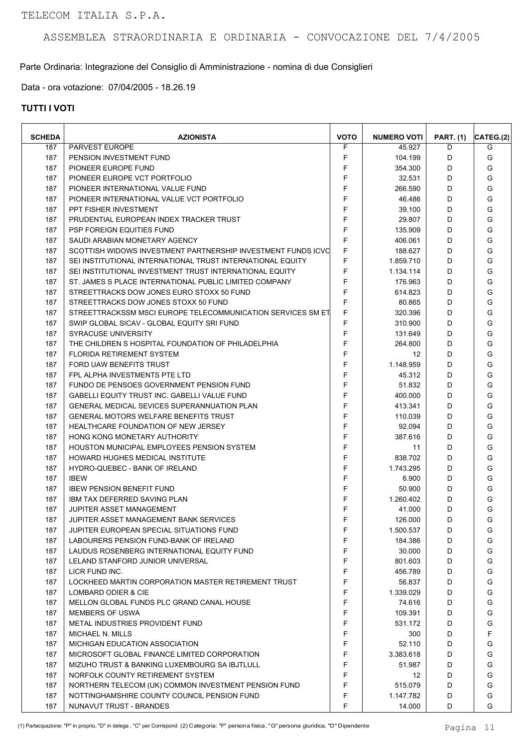TELECOM ITALIA S.P.A.

ASSEMBLEA STRAORDINARIA E ORDINARIA - CONVOCAZIONE DEL 7/4/2005

Parte Ordinaria: Integrazione del Consiglio di Amministrazione - nomina di due Consiglieri

Data - ora votazione: 07/04/2005 - 18.26.19

**TUTTI I VOTI**

| SCHEDA | AZIONISTA | VOTO | NUMERO VOTI | PART. (1) | CATEG.(2) |
|---|---|---|---|---|---|
| 187 | PARVEST EUROPE | F | 45.927 | D | G |
| 187 | PENSION INVESTMENT FUND | F | 104.199 | D | G |
| 187 | PIONEER EUROPE FUND | F | 354.300 | D | G |
| 187 | PIONEER EUROPE VCT PORTFOLIO | F | 32.531 | D | G |
| 187 | PIONEER INTERNATIONAL VALUE FUND | F | 266.590 | D | G |
| 187 | PIONEER INTERNATIONAL VALUE VCT PORTFOLIO | F | 46.486 | D | G |
| 187 | PPT FISHER INVESTMENT | F | 39.100 | D | G |
| 187 | PRUDENTIAL EUROPEAN INDEX TRACKER TRUST | F | 29.807 | D | G |
| 187 | PSP FOREIGN EQUITIES FUND | F | 135.909 | D | G |
| 187 | SAUDI ARABIAN MONETARY AGENCY | F | 406.061 | D | G |
| 187 | SCOTTISH WIDOWS INVESTMENT PARTNERSHIP INVESTMENT FUNDS ICVC | F | 188.627 | D | G |
| 187 | SEI INSTITUTIONAL INTERNATIONAL TRUST INTERNATIONAL EQUITY | F | 1.859.710 | D | G |
| 187 | SEI INSTITUTIONAL INVESTMENT TRUST INTERNATIONAL EQUITY | F | 1.134.114 | D | G |
| 187 | ST. JAMES S PLACE INTERNATIONAL PUBLIC LIMITED COMPANY | F | 176.963 | D | G |
| 187 | STREETTRACKS DOW JONES EURO STOXX 50 FUND | F | 614.823 | D | G |
| 187 | STREETTRACKS DOW JONES STOXX 50 FUND | F | 80.865 | D | G |
| 187 | STREETTRACKSSM MSCI EUROPE TELECOMMUNICATION SERVICES SM ET | F | 320.396 | D | G |
| 187 | SWIP GLOBAL SICAV - GLOBAL EQUITY SRI FUND | F | 310.900 | D | G |
| 187 | SYRACUSE UNIVERSITY | F | 131.649 | D | G |
| 187 | THE CHILDREN S HOSPITAL FOUNDATION OF PHILADELPHIA | F | 264.800 | D | G |
| 187 | FLORIDA RETIREMENT SYSTEM | F | 12 | D | G |
| 187 | FORD UAW BENEFITS TRUST | F | 1.148.959 | D | G |
| 187 | FPL ALPHA INVESTMENTS PTE LTD | F | 45.312 | D | G |
| 187 | FUNDO DE PENSOES GOVERNMENT PENSION FUND | F | 51.832 | D | G |
| 187 | GABELLI EQUITY TRUST INC. GABELLI VALUE FUND | F | 400.000 | D | G |
| 187 | GENERAL MEDICAL SEVICES SUPERANNUATION PLAN | F | 413.341 | D | G |
| 187 | GENERAL MOTORS WELFARE BENEFITS TRUST | F | 110.039 | D | G |
| 187 | HEALTHCARE FOUNDATION OF NEW JERSEY | F | 92.094 | D | G |
| 187 | HONG KONG MONETARY AUTHORITY | F | 387.616 | D | G |
| 187 | HOUSTON MUNICIPAL EMPLOYEES PENSION SYSTEM | F | 11 | D | G |
| 187 | HOWARD HUGHES MEDICAL INSTITUTE | F | 838.702 | D | G |
| 187 | HYDRO-QUEBEC - BANK OF IRELAND | F | 1.743.295 | D | G |
| 187 | IBEW | F | 6.900 | D | G |
| 187 | IBEW PENSION BENEFIT FUND | F | 50.900 | D | G |
| 187 | IBM TAX DEFERRED SAVING PLAN | F | 1.260.402 | D | G |
| 187 | JUPITER ASSET MANAGEMENT | F | 41.000 | D | G |
| 187 | JUPITER ASSET MANAGEMENT BANK SERVICES | F | 126.000 | D | G |
| 187 | JUPITER EUROPEAN SPECIAL SITUATIONS FUND | F | 1.500.537 | D | G |
| 187 | LABOURERS PENSION FUND-BANK OF IRELAND | F | 184.386 | D | G |
| 187 | LAUDUS ROSENBERG INTERNATIONAL EQUITY FUND | F | 30.000 | D | G |
| 187 | LELAND STANFORD JUNIOR UNIVERSAL | F | 801.603 | D | G |
| 187 | LICR FUND INC. | F | 456.789 | D | G |
| 187 | LOCKHEED MARTIN CORPORATION MASTER RETIREMENT TRUST | F | 56.837 | D | G |
| 187 | LOMBARD ODIER & CIE | F | 1.339.029 | D | G |
| 187 | MELLON GLOBAL FUNDS PLC GRAND CANAL HOUSE | F | 74.616 | D | G |
| 187 | MEMBERS OF USWA | F | 109.391 | D | G |
| 187 | METAL INDUSTRIES PROVIDENT FUND | F | 531.172 | D | G |
| 187 | MICHAEL N. MILLS | F | 300 | D | F |
| 187 | MICHIGAN EDUCATION ASSOCIATION | F | 52.110 | D | G |
| 187 | MICROSOFT GLOBAL FINANCE LIMITED CORPORATION | F | 3.383.618 | D | G |
| 187 | MIZUHO TRUST & BANKING LUXEMBOURG SA IBJTLULL | F | 51.987 | D | G |
| 187 | NORFOLK COUNTY RETIREMENT SYSTEM | F | 12 | D | G |
| 187 | NORTHERN TELECOM (UK) COMMON INVESTMENT PENSION FUND | F | 515.079 | D | G |
| 187 | NOTTINGHAMSHIRE COUNTY COUNCIL PENSION FUND | F | 1.147.782 | D | G |
| 187 | NUNAVUT TRUST - BRANDES | F | 14.000 | D | G |

(1) Partecipazione: "P" in proprio, "D" in delega , "C" per Corrispond (2) Categoria: "F" persona fisica, "G" persona giuridica, "D" Dipendente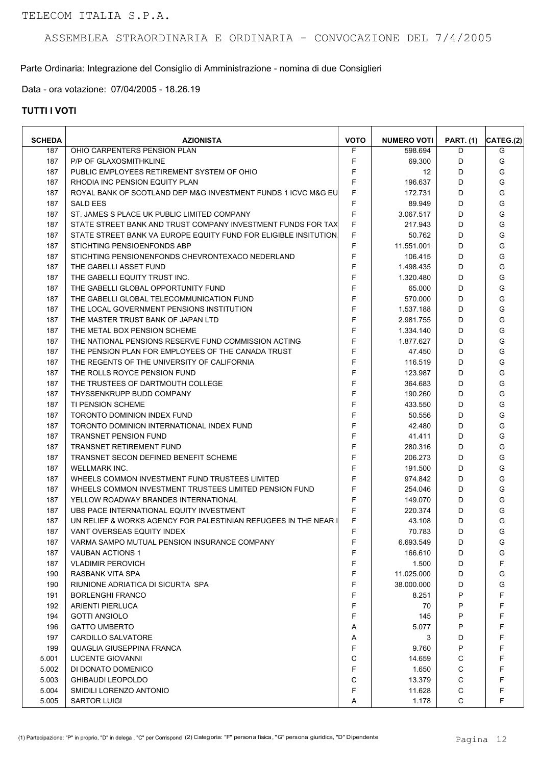TELECOM ITALIA S.P.A.

ASSEMBLEA STRAORDINARIA E ORDINARIA - CONVOCAZIONE DEL 7/4/2005

Parte Ordinaria: Integrazione del Consiglio di Amministrazione - nomina di due Consiglieri

Data - ora votazione: 07/04/2005 - 18.26.19

**TUTTI I VOTI**

| SCHEDA | AZIONISTA | VOTO | NUMERO VOTI | PART. (1) | CATEG.(2) |
|---|---|---|---|---|---|
| 187 | OHIO CARPENTERS PENSION PLAN | F | 598.694 | D | G |
| 187 | P/P OF GLAXOSMITHKLINE | F | 69.300 | D | G |
| 187 | PUBLIC EMPLOYEES RETIREMENT SYSTEM OF OHIO | F | 12 | D | G |
| 187 | RHODIA INC PENSION EQUITY PLAN | F | 196.637 | D | G |
| 187 | ROYAL BANK OF SCOTLAND DEP M&G INVESTMENT FUNDS 1 ICVC M&G EU | F | 172.731 | D | G |
| 187 | SALD EES | F | 89.949 | D | G |
| 187 | ST. JAMES S PLACE UK PUBLIC LIMITED COMPANY | F | 3.067.517 | D | G |
| 187 | STATE STREET BANK AND TRUST COMPANY INVESTMENT FUNDS FOR TAX | F | 217.943 | D | G |
| 187 | STATE STREET BANK VA EUROPE EQUITY FUND FOR ELIGIBLE INSITUTION | F | 50.762 | D | G |
| 187 | STICHTING PENSIOENFONDS ABP | F | 11.551.001 | D | G |
| 187 | STICHTING PENSIONENFONDS CHEVRONTEXACO NEDERLAND | F | 106.415 | D | G |
| 187 | THE GABELLI ASSET FUND | F | 1.498.435 | D | G |
| 187 | THE GABELLI EQUITY TRUST INC. | F | 1.320.480 | D | G |
| 187 | THE GABELLI GLOBAL OPPORTUNITY FUND | F | 65.000 | D | G |
| 187 | THE GABELLI GLOBAL TELECOMMUNICATION FUND | F | 570.000 | D | G |
| 187 | THE LOCAL GOVERNMENT PENSIONS INSTITUTION | F | 1.537.188 | D | G |
| 187 | THE MASTER TRUST BANK OF JAPAN LTD | F | 2.981.755 | D | G |
| 187 | THE METAL BOX PENSION SCHEME | F | 1.334.140 | D | G |
| 187 | THE NATIONAL PENSIONS RESERVE FUND COMMISSION ACTING | F | 1.877.627 | D | G |
| 187 | THE PENSION PLAN FOR EMPLOYEES OF THE CANADA TRUST | F | 47.450 | D | G |
| 187 | THE REGENTS OF THE UNIVERSITY OF CALIFORNIA | F | 116.519 | D | G |
| 187 | THE ROLLS ROYCE PENSION FUND | F | 123.987 | D | G |
| 187 | THE TRUSTEES OF DARTMOUTH COLLEGE | F | 364.683 | D | G |
| 187 | THYSSENKRUPP BUDD COMPANY | F | 190.260 | D | G |
| 187 | TI PENSION SCHEME | F | 433.550 | D | G |
| 187 | TORONTO DOMINION INDEX FUND | F | 50.556 | D | G |
| 187 | TORONTO DOMINION INTERNATIONAL INDEX FUND | F | 42.480 | D | G |
| 187 | TRANSNET PENSION FUND | F | 41.411 | D | G |
| 187 | TRANSNET RETIREMENT FUND | F | 280.316 | D | G |
| 187 | TRANSNET SECON DEFINED BENEFIT SCHEME | F | 206.273 | D | G |
| 187 | WELLMARK INC. | F | 191.500 | D | G |
| 187 | WHEELS COMMON INVESTMENT FUND TRUSTEES LIMITED | F | 974.842 | D | G |
| 187 | WHEELS COMMON INVESTMENT TRUSTEES LIMITED PENSION FUND | F | 254.046 | D | G |
| 187 | YELLOW ROADWAY BRANDES INTERNATIONAL | F | 149.070 | D | G |
| 187 | UBS PACE INTERNATIONAL EQUITY INVESTMENT | F | 220.374 | D | G |
| 187 | UN RELIEF & WORKS AGENCY FOR PALESTINIAN REFUGEES IN THE NEAR I | F | 43.108 | D | G |
| 187 | VANT OVERSEAS EQUITY INDEX | F | 70.783 | D | G |
| 187 | VARMA SAMPO MUTUAL PENSION INSURANCE COMPANY | F | 6.693.549 | D | G |
| 187 | VAUBAN ACTIONS 1 | F | 166.610 | D | G |
| 187 | VLADIMIR PEROVICH | F | 1.500 | D | F |
| 190 | RASBANK VITA SPA | F | 11.025.000 | D | G |
| 190 | RIUNIONE ADRIATICA DI SICURTA SPA | F | 38.000.000 | D | G |
| 191 | BORLENGHI FRANCO | F | 8.251 | P | F |
| 192 | ARIENTI PIERLUCA | F | 70 | P | F |
| 194 | GOTTI ANGIOLO | F | 145 | P | F |
| 196 | GATTO UMBERTO | A | 5.077 | P | F |
| 197 | CARDILLO SALVATORE | A | 3 | D | F |
| 199 | QUAGLIA GIUSEPPINA FRANCA | F | 9.760 | P | F |
| 5.001 | LUCENTE GIOVANNI | C | 14.659 | C | F |
| 5.002 | DI DONATO DOMENICO | F | 1.650 | C | F |
| 5.003 | GHIBAUDI LEOPOLDO | C | 13.379 | C | F |
| 5.004 | SMIDILI LORENZO ANTONIO | F | 11.628 | C | F |
| 5.005 | SARTOR LUIGI | A | 1.178 | C | F |

(1) Partecipazione: "P" in proprio, "D" in delega , "C" per Corrispond (2) Categoria: "F" persona fisica, "G" persona giuridica, "D" Dipendente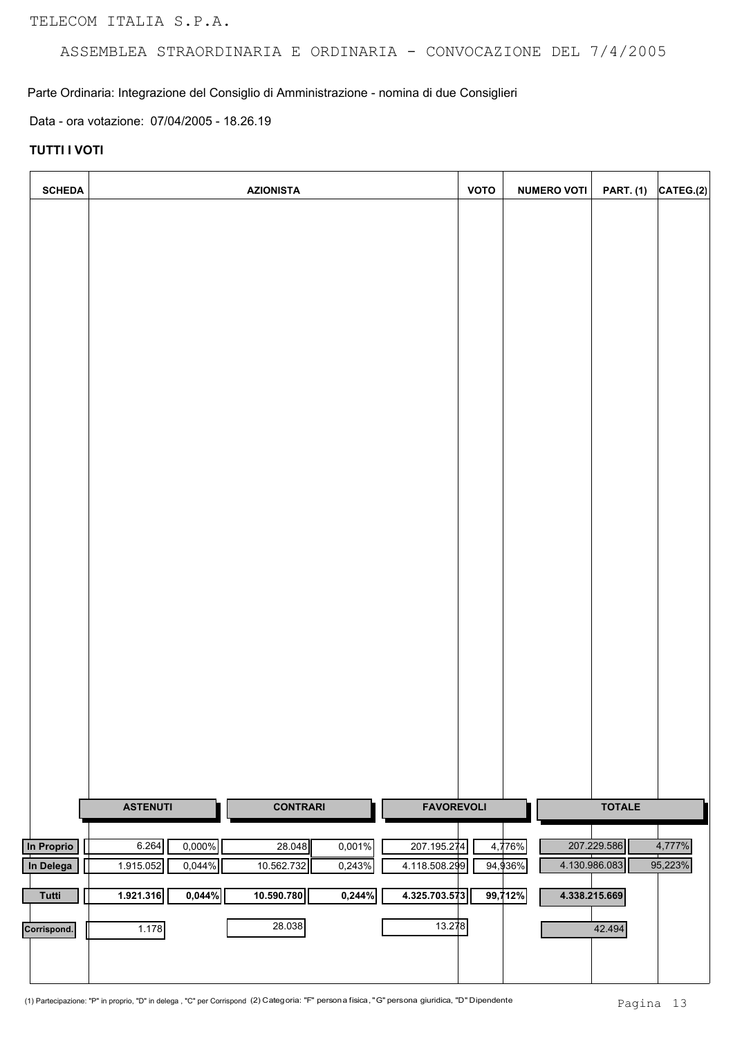TELECOM ITALIA S.P.A.

ASSEMBLEA STRAORDINARIA E ORDINARIA - CONVOCAZIONE DEL 7/4/2005

Parte Ordinaria: Integrazione del Consiglio di Amministrazione - nomina di due Consiglieri

Data - ora votazione: 07/04/2005 - 18.26.19

**TUTTI I VOTI**

| SCHEDA | AZIONISTA | VOTO | NUMERO VOTI | PART. (1) | CATEG.(2) |
|---|---|---|---|---|---|

| | ASTENUTI | | CONTRARI | | FAVOREVOLI | | TOTALE | |
|---|---|---|---|---|---|---|---|---|
| **In Proprio** | 6.264 | 0,000% | 28.048 | 0,001% | 207.195.274 | 4,776% | 207.229.586 | 4,777% |
| **In Delega** | 1.915.052 | 0,044% | 10.562.732 | 0,243% | 4.118.508.299 | 94,936% | 4.130.986.083 | 95,223% |
| **Tutti** | **1.921.316** | **0,044%** | **10.590.780** | **0,244%** | **4.325.703.573** | **99,712%** | **4.338.215.669** | |
| **Corrispond.** | 1.178 | | 28.038 | | 13.278 | | 42.494 | |

(1) Partecipazione: "P" in proprio, "D" in delega , "C" per Corrispond (2) Categoria: "F" persona fisica, "G" persona giuridica, "D" Dipendente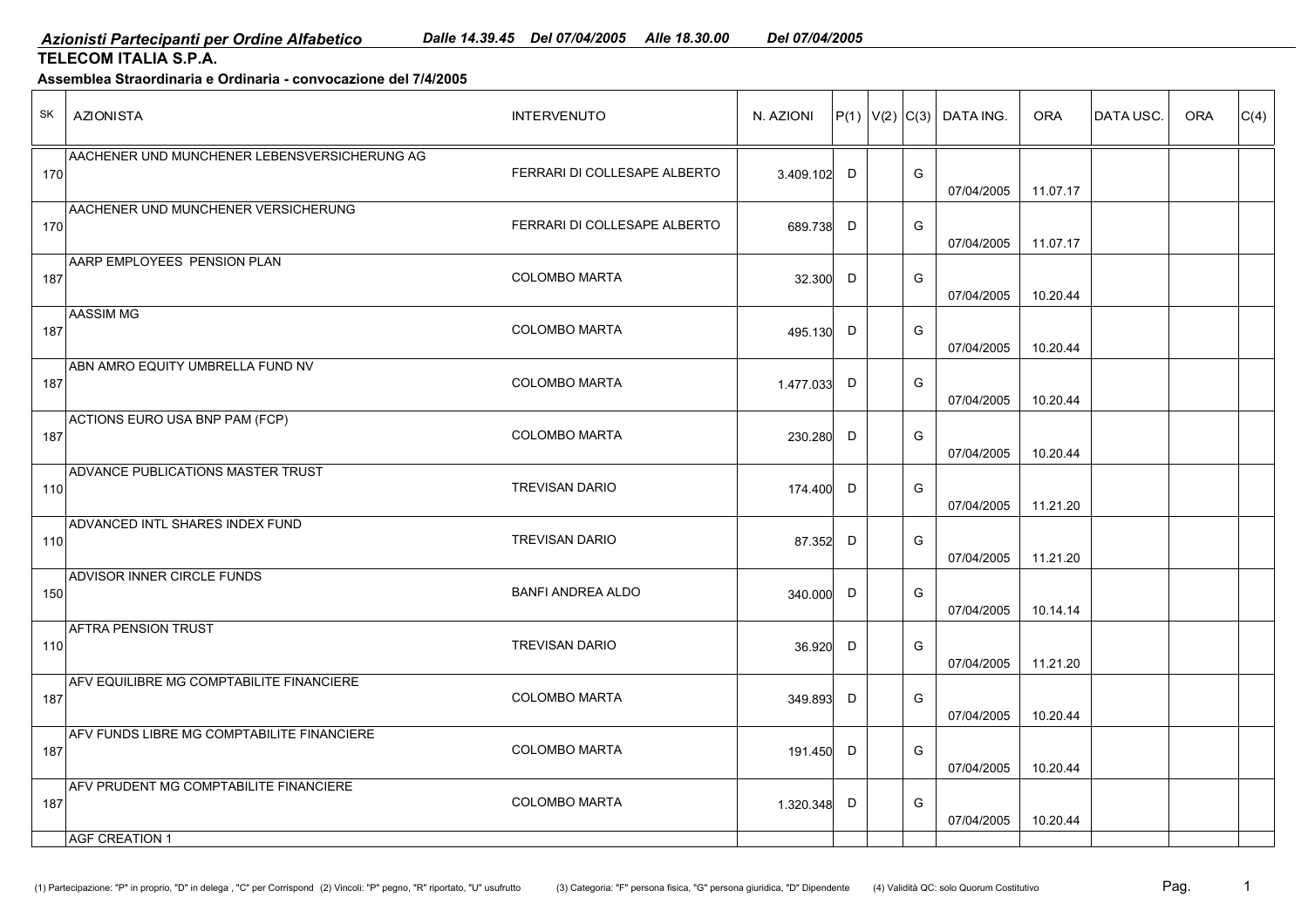**Azionisti Partecipanti per Ordine Alfabetico** *Dalle 14.39.45 Del 07/04/2005 Alle 18.30.00 Del 07/04/2005*

**TELECOM ITALIA S.P.A.**

**Assemblea Straordinaria e Ordinaria - convocazione del 7/4/2005**

| SK | AZIONISTA | INTERVENUTO | N. AZIONI | P(1) | V(2) | C(3) | DATA ING. | ORA | DATA USC. | ORA | C(4) |
|---|---|---|---|---|---|---|---|---|---|---|---|
| 170 | AACHENER UND MUNCHENER LEBENSVERSICHERUNG AG | FERRARI DI COLLESAPE ALBERTO | 3.409.102 | D | | G | 07/04/2005 | 11.07.17 | | | |
| 170 | AACHENER UND MUNCHENER VERSICHERUNG | FERRARI DI COLLESAPE ALBERTO | 689.738 | D | | G | 07/04/2005 | 11.07.17 | | | |
| 187 | AARP EMPLOYEES PENSION PLAN | COLOMBO MARTA | 32.300 | D | | G | 07/04/2005 | 10.20.44 | | | |
| 187 | AASSIM MG | COLOMBO MARTA | 495.130 | D | | G | 07/04/2005 | 10.20.44 | | | |
| 187 | ABN AMRO EQUITY UMBRELLA FUND NV | COLOMBO MARTA | 1.477.033 | D | | G | 07/04/2005 | 10.20.44 | | | |
| 187 | ACTIONS EURO USA BNP PAM (FCP) | COLOMBO MARTA | 230.280 | D | | G | 07/04/2005 | 10.20.44 | | | |
| 110 | ADVANCE PUBLICATIONS MASTER TRUST | TREVISAN DARIO | 174.400 | D | | G | 07/04/2005 | 11.21.20 | | | |
| 110 | ADVANCED INTL SHARES INDEX FUND | TREVISAN DARIO | 87.352 | D | | G | 07/04/2005 | 11.21.20 | | | |
| 150 | ADVISOR INNER CIRCLE FUNDS | BANFI ANDREA ALDO | 340.000 | D | | G | 07/04/2005 | 10.14.14 | | | |
| 110 | AFTRA PENSION TRUST | TREVISAN DARIO | 36.920 | D | | G | 07/04/2005 | 11.21.20 | | | |
| 187 | AFV EQUILIBRE MG COMPTABILITE FINANCIERE | COLOMBO MARTA | 349.893 | D | | G | 07/04/2005 | 10.20.44 | | | |
| 187 | AFV FUNDS LIBRE MG COMPTABILITE FINANCIERE | COLOMBO MARTA | 191.450 | D | | G | 07/04/2005 | 10.20.44 | | | |
| 187 | AFV PRUDENT MG COMPTABILITE FINANCIERE | COLOMBO MARTA | 1.320.348 | D | | G | 07/04/2005 | 10.20.44 | | | |
| | AGF CREATION 1 | | | | | | | | | | |

(1) Partecipazione: "P" in proprio, "D" in delega , "C" per Corrispond (2) Vincoli: "P" pegno, "R" riportato, "U" usufrutto (3) Categoria: "F" persona fisica, "G" persona giuridica, "D" Dipendente (4) Validità QC: solo Quorum Costitutivo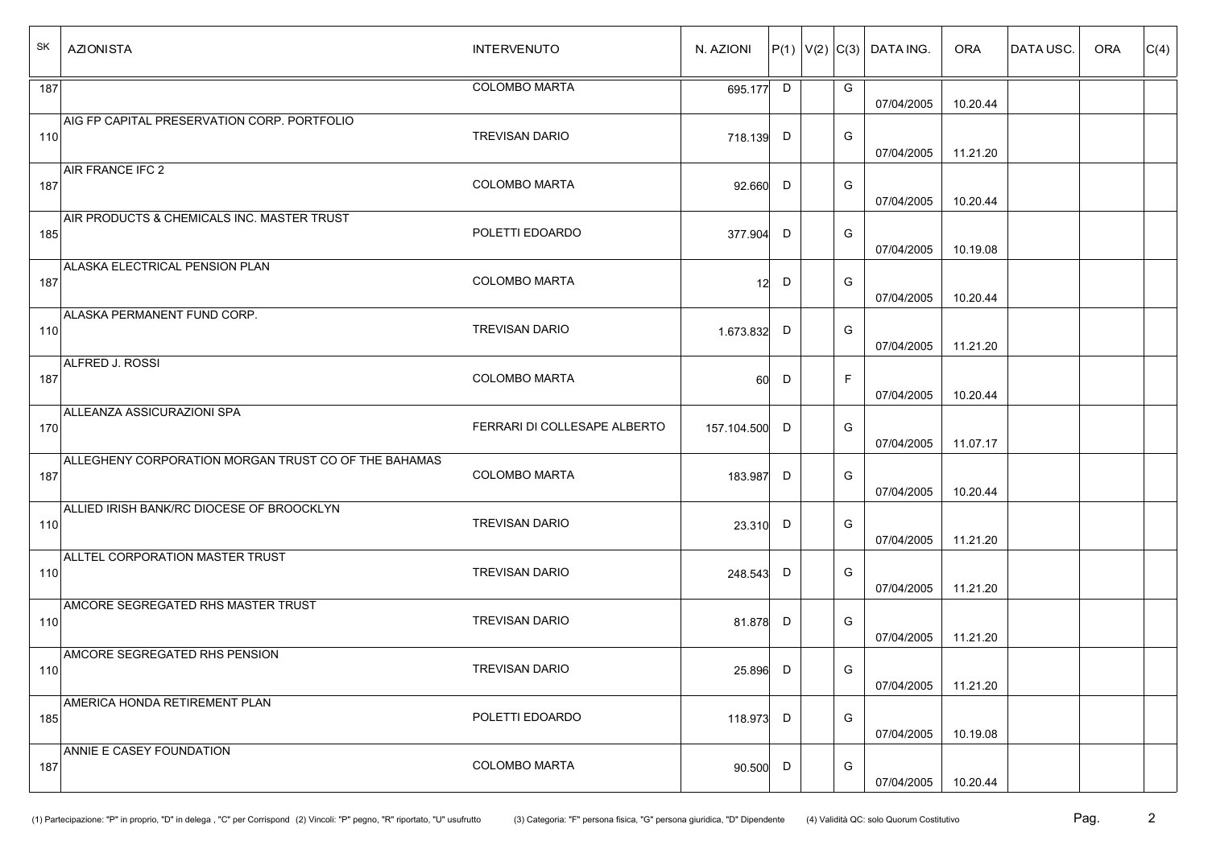| SK | AZIONISTA | INTERVENUTO | N. AZIONI | P(1) | V(2) | C(3) | DATA ING. | ORA | DATA USC. | ORA | C(4) |
|---|---|---|---|---|---|---|---|---|---|---|---|
| 187 | | COLOMBO MARTA | 695.177 | D | | G | 07/04/2005 | 10.20.44 | | | |
| 110 | AIG FP CAPITAL PRESERVATION CORP. PORTFOLIO | TREVISAN DARIO | 718.139 | D | | G | 07/04/2005 | 11.21.20 | | | |
| 187 | AIR FRANCE IFC 2 | COLOMBO MARTA | 92.660 | D | | G | 07/04/2005 | 10.20.44 | | | |
| 185 | AIR PRODUCTS & CHEMICALS INC. MASTER TRUST | POLETTI EDOARDO | 377.904 | D | | G | 07/04/2005 | 10.19.08 | | | |
| 187 | ALASKA ELECTRICAL PENSION PLAN | COLOMBO MARTA | 12 | D | | G | 07/04/2005 | 10.20.44 | | | |
| 110 | ALASKA PERMANENT FUND CORP. | TREVISAN DARIO | 1.673.832 | D | | G | 07/04/2005 | 11.21.20 | | | |
| 187 | ALFRED J. ROSSI | COLOMBO MARTA | 60 | D | | F | 07/04/2005 | 10.20.44 | | | |
| 170 | ALLEANZA ASSICURAZIONI SPA | FERRARI DI COLLESAPE ALBERTO | 157.104.500 | D | | G | 07/04/2005 | 11.07.17 | | | |
| 187 | ALLEGHENY CORPORATION MORGAN TRUST CO OF THE BAHAMAS | COLOMBO MARTA | 183.987 | D | | G | 07/04/2005 | 10.20.44 | | | |
| 110 | ALLIED IRISH BANK/RC DIOCESE OF BROOCKLYN | TREVISAN DARIO | 23.310 | D | | G | 07/04/2005 | 11.21.20 | | | |
| 110 | ALLTEL CORPORATION MASTER TRUST | TREVISAN DARIO | 248.543 | D | | G | 07/04/2005 | 11.21.20 | | | |
| 110 | AMCORE SEGREGATED RHS MASTER TRUST | TREVISAN DARIO | 81.878 | D | | G | 07/04/2005 | 11.21.20 | | | |
| 110 | AMCORE SEGREGATED RHS PENSION | TREVISAN DARIO | 25.896 | D | | G | 07/04/2005 | 11.21.20 | | | |
| 185 | AMERICA HONDA RETIREMENT PLAN | POLETTI EDOARDO | 118.973 | D | | G | 07/04/2005 | 10.19.08 | | | |
| 187 | ANNIE E CASEY FOUNDATION | COLOMBO MARTA | 90.500 | D | | G | 07/04/2005 | 10.20.44 | | | |

(1) Partecipazione: "P" in proprio, "D" in delega , "C" per Corrispond (2) Vincoli: "P" pegno, "R" riportato, "U" usufrutto (3) Categoria: "F" persona fisica, "G" persona giuridica, "D" Dipendente (4) Validità QC: solo Quorum Costitutivo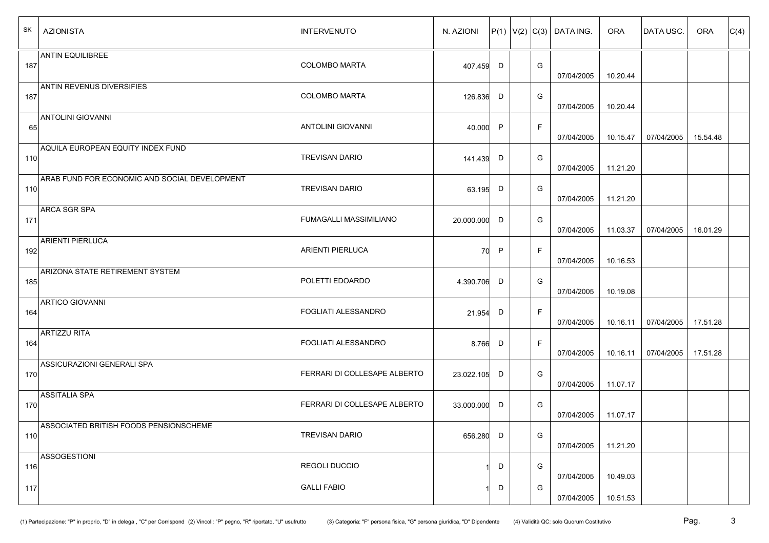| SK | AZIONISTA | INTERVENUTO | N. AZIONI | P(1) | V(2) | C(3) | DATA ING. | ORA | DATA USC. | ORA | C(4) |
|---|---|---|---|---|---|---|---|---|---|---|---|
| 187 | ANTIN EQUILIBREE | COLOMBO MARTA | 407.459 | D | | G | 07/04/2005 | 10.20.44 | | | |
| 187 | ANTIN REVENUS DIVERSIFIES | COLOMBO MARTA | 126.836 | D | | G | 07/04/2005 | 10.20.44 | | | |
| 65 | ANTOLINI GIOVANNI | ANTOLINI GIOVANNI | 40.000 | P | | F | 07/04/2005 | 10.15.47 | 07/04/2005 | 15.54.48 | |
| 110 | AQUILA EUROPEAN EQUITY INDEX FUND | TREVISAN DARIO | 141.439 | D | | G | 07/04/2005 | 11.21.20 | | | |
| 110 | ARAB FUND FOR ECONOMIC AND SOCIAL DEVELOPMENT | TREVISAN DARIO | 63.195 | D | | G | 07/04/2005 | 11.21.20 | | | |
| 171 | ARCA SGR SPA | FUMAGALLI MASSIMILIANO | 20.000.000 | D | | G | 07/04/2005 | 11.03.37 | 07/04/2005 | 16.01.29 | |
| 192 | ARIENTI PIERLUCA | ARIENTI PIERLUCA | 70 | P | | F | 07/04/2005 | 10.16.53 | | | |
| 185 | ARIZONA STATE RETIREMENT SYSTEM | POLETTI EDOARDO | 4.390.706 | D | | G | 07/04/2005 | 10.19.08 | | | |
| 164 | ARTICO GIOVANNI | FOGLIATI ALESSANDRO | 21.954 | D | | F | 07/04/2005 | 10.16.11 | 07/04/2005 | 17.51.28 | |
| 164 | ARTIZZU RITA | FOGLIATI ALESSANDRO | 8.766 | D | | F | 07/04/2005 | 10.16.11 | 07/04/2005 | 17.51.28 | |
| 170 | ASSICURAZIONI GENERALI SPA | FERRARI DI COLLESAPE ALBERTO | 23.022.105 | D | | G | 07/04/2005 | 11.07.17 | | | |
| 170 | ASSITALIA SPA | FERRARI DI COLLESAPE ALBERTO | 33.000.000 | D | | G | 07/04/2005 | 11.07.17 | | | |
| 110 | ASSOCIATED BRITISH FOODS PENSIONSCHEME | TREVISAN DARIO | 656.280 | D | | G | 07/04/2005 | 11.21.20 | | | |
| 116 | ASSOGESTIONI | REGOLI DUCCIO | 1 | D | | G | 07/04/2005 | 10.49.03 | | | |
| 117 | | GALLI FABIO | 1 | D | | G | 07/04/2005 | 10.51.53 | | | |

(1) Partecipazione: "P" in proprio, "D" in delega , "C" per Corrispond (2) Vincoli: "P" pegno, "R" riportato, "U" usufrutto (3) Categoria: "F" persona fisica, "G" persona giuridica, "D" Dipendente (4) Validità QC: solo Quorum Costitutivo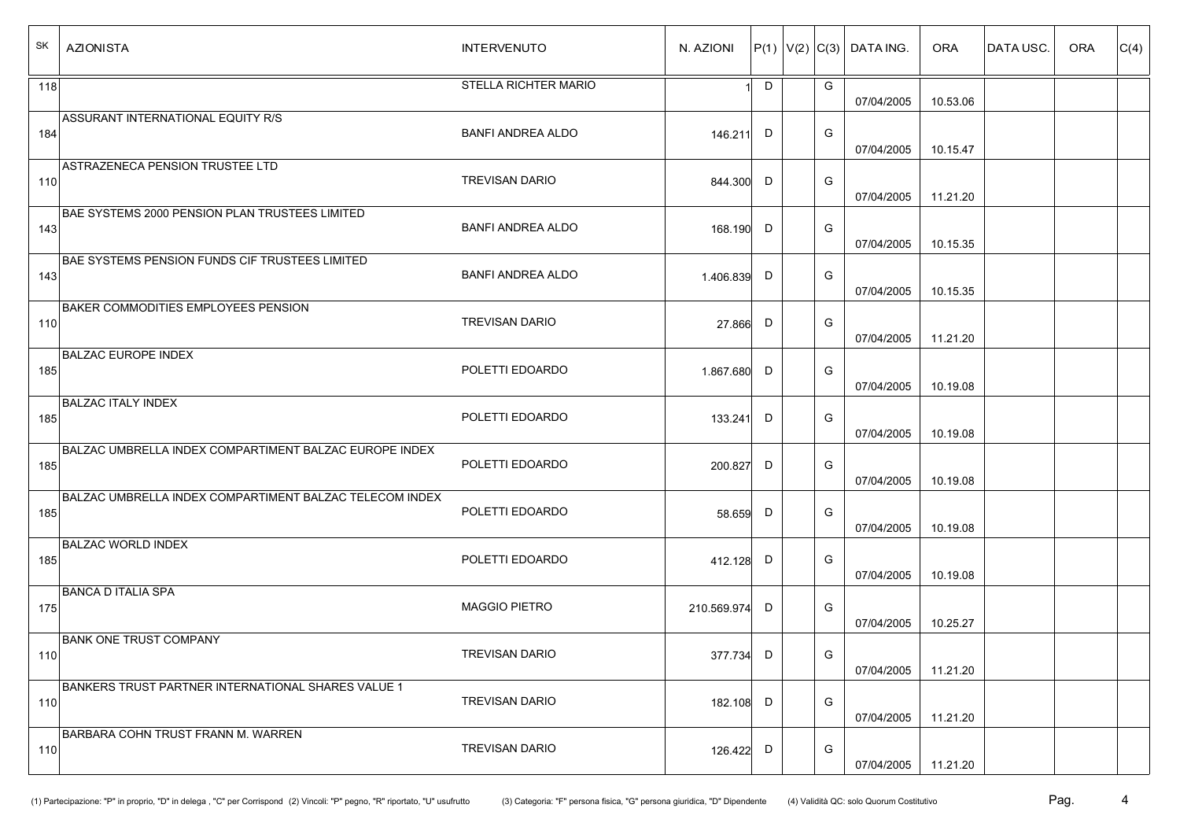| SK | AZIONISTA | INTERVENUTO | N. AZIONI | P(1) | V(2) | C(3) | DATA ING. | ORA | DATA USC. | ORA | C(4) |
|---|---|---|---|---|---|---|---|---|---|---|---|
| 118 | | STELLA RICHTER MARIO | 1 | D | | G | 07/04/2005 | 10.53.06 | | | |
| 184 | ASSURANT INTERNATIONAL EQUITY R/S | BANFI ANDREA ALDO | 146.211 | D | | G | 07/04/2005 | 10.15.47 | | | |
| 110 | ASTRAZENECA PENSION TRUSTEE LTD | TREVISAN DARIO | 844.300 | D | | G | 07/04/2005 | 11.21.20 | | | |
| 143 | BAE SYSTEMS 2000 PENSION PLAN TRUSTEES LIMITED | BANFI ANDREA ALDO | 168.190 | D | | G | 07/04/2005 | 10.15.35 | | | |
| 143 | BAE SYSTEMS PENSION FUNDS CIF TRUSTEES LIMITED | BANFI ANDREA ALDO | 1.406.839 | D | | G | 07/04/2005 | 10.15.35 | | | |
| 110 | BAKER COMMODITIES EMPLOYEES PENSION | TREVISAN DARIO | 27.866 | D | | G | 07/04/2005 | 11.21.20 | | | |
| 185 | BALZAC EUROPE INDEX | POLETTI EDOARDO | 1.867.680 | D | | G | 07/04/2005 | 10.19.08 | | | |
| 185 | BALZAC ITALY INDEX | POLETTI EDOARDO | 133.241 | D | | G | 07/04/2005 | 10.19.08 | | | |
| 185 | BALZAC UMBRELLA INDEX COMPARTIMENT BALZAC EUROPE INDEX | POLETTI EDOARDO | 200.827 | D | | G | 07/04/2005 | 10.19.08 | | | |
| 185 | BALZAC UMBRELLA INDEX COMPARTIMENT BALZAC TELECOM INDEX | POLETTI EDOARDO | 58.659 | D | | G | 07/04/2005 | 10.19.08 | | | |
| 185 | BALZAC WORLD INDEX | POLETTI EDOARDO | 412.128 | D | | G | 07/04/2005 | 10.19.08 | | | |
| 175 | BANCA D ITALIA SPA | MAGGIO PIETRO | 210.569.974 | D | | G | 07/04/2005 | 10.25.27 | | | |
| 110 | BANK ONE TRUST COMPANY | TREVISAN DARIO | 377.734 | D | | G | 07/04/2005 | 11.21.20 | | | |
| 110 | BANKERS TRUST PARTNER INTERNATIONAL SHARES VALUE 1 | TREVISAN DARIO | 182.108 | D | | G | 07/04/2005 | 11.21.20 | | | |
| 110 | BARBARA COHN TRUST FRANN M. WARREN | TREVISAN DARIO | 126.422 | D | | G | 07/04/2005 | 11.21.20 | | | |

(1) Partecipazione: "P" in proprio, "D" in delega , "C" per Corrispond (2) Vincoli: "P" pegno, "R" riportato, "U" usufrutto (3) Categoria: "F" persona fisica, "G" persona giuridica, "D" Dipendente (4) Validità QC: solo Quorum Costitutivo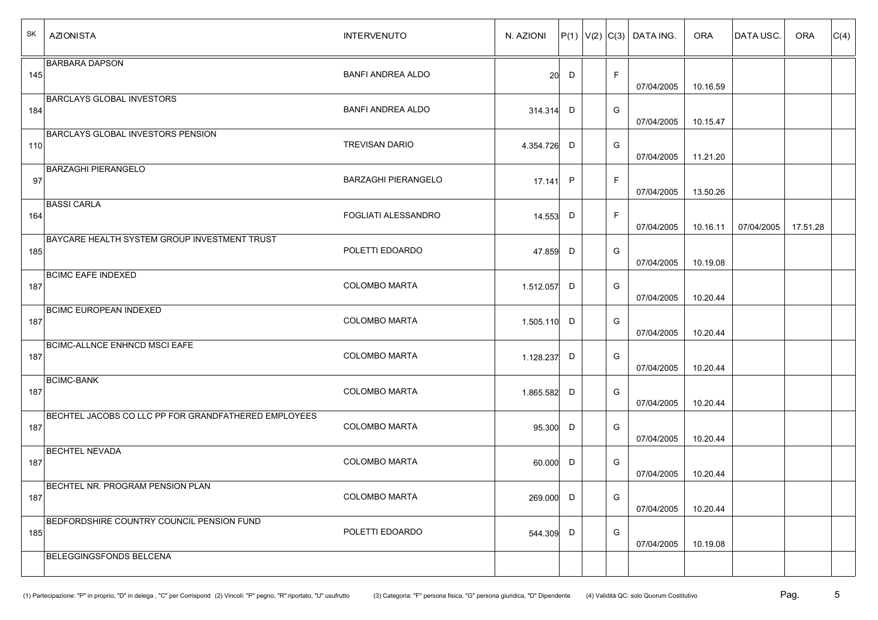| SK | AZIONISTA | INTERVENUTO | N. AZIONI | P(1) | V(2) | C(3) | DATA ING. | ORA | DATA USC. | ORA | C(4) |
|---|---|---|---|---|---|---|---|---|---|---|---|
| 145 | BARBARA DAPSON | BANFI ANDREA ALDO | 20 | D | | F | 07/04/2005 | 10.16.59 | | | |
| 184 | BARCLAYS GLOBAL INVESTORS | BANFI ANDREA ALDO | 314.314 | D | | G | 07/04/2005 | 10.15.47 | | | |
| 110 | BARCLAYS GLOBAL INVESTORS PENSION | TREVISAN DARIO | 4.354.726 | D | | G | 07/04/2005 | 11.21.20 | | | |
| 97 | BARZAGHI PIERANGELO | BARZAGHI PIERANGELO | 17.141 | P | | F | 07/04/2005 | 13.50.26 | | | |
| 164 | BASSI CARLA | FOGLIATI ALESSANDRO | 14.553 | D | | F | 07/04/2005 | 10.16.11 | 07/04/2005 | 17.51.28 | |
| 185 | BAYCARE HEALTH SYSTEM GROUP INVESTMENT TRUST | POLETTI EDOARDO | 47.859 | D | | G | 07/04/2005 | 10.19.08 | | | |
| 187 | BCIMC EAFE INDEXED | COLOMBO MARTA | 1.512.057 | D | | G | 07/04/2005 | 10.20.44 | | | |
| 187 | BCIMC EUROPEAN INDEXED | COLOMBO MARTA | 1.505.110 | D | | G | 07/04/2005 | 10.20.44 | | | |
| 187 | BCIMC-ALLNCE ENHNCD MSCI EAFE | COLOMBO MARTA | 1.128.237 | D | | G | 07/04/2005 | 10.20.44 | | | |
| 187 | BCIMC-BANK | COLOMBO MARTA | 1.865.582 | D | | G | 07/04/2005 | 10.20.44 | | | |
| 187 | BECHTEL JACOBS CO LLC PP FOR GRANDFATHERED EMPLOYEES | COLOMBO MARTA | 95.300 | D | | G | 07/04/2005 | 10.20.44 | | | |
| 187 | BECHTEL NEVADA | COLOMBO MARTA | 60.000 | D | | G | 07/04/2005 | 10.20.44 | | | |
| 187 | BECHTEL NR. PROGRAM PENSION PLAN | COLOMBO MARTA | 269.000 | D | | G | 07/04/2005 | 10.20.44 | | | |
| 185 | BEDFORDSHIRE COUNTRY COUNCIL PENSION FUND | POLETTI EDOARDO | 544.309 | D | | G | 07/04/2005 | 10.19.08 | | | |
| | BELEGGINGSFONDS BELCENA | | | | | | | | | | |

(1) Partecipazione: "P" in proprio, "D" in delega , "C" per Corrispond (2) Vincoli: "P" pegno, "R" riportato, "U" usufrutto (3) Categoria: "F" persona fisica, "G" persona giuridica, "D" Dipendente (4) Validità QC: solo Quorum Costitutivo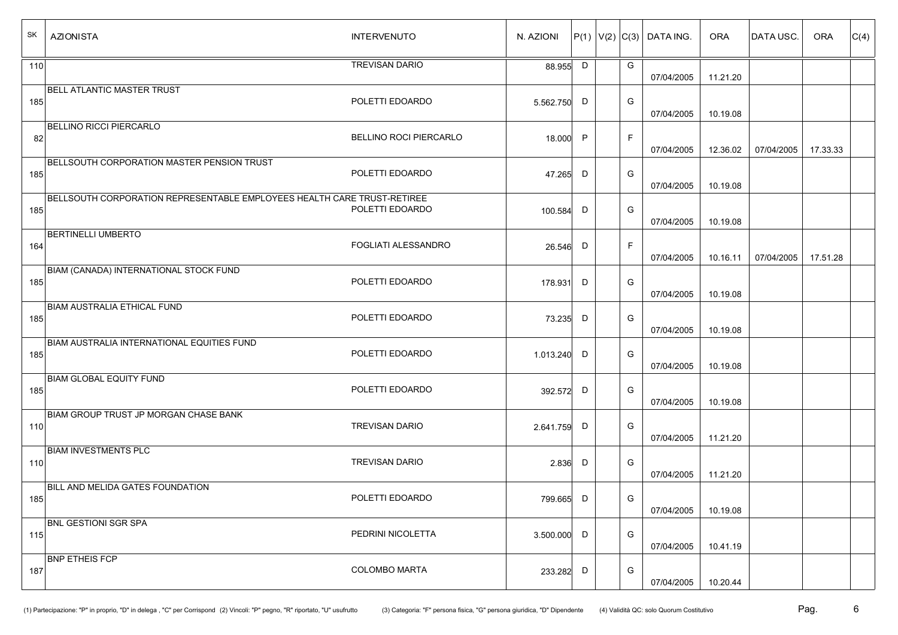| SK | AZIONISTA | INTERVENUTO | N. AZIONI | P(1) | V(2) | C(3) | DATA ING. | ORA | DATA USC. | ORA | C(4) |
|---|---|---|---|---|---|---|---|---|---|---|---|
| 110 | | TREVISAN DARIO | 88.955 | D | | G | 07/04/2005 | 11.21.20 | | | |
| 185 | BELL ATLANTIC MASTER TRUST | POLETTI EDOARDO | 5.562.750 | D | | G | 07/04/2005 | 10.19.08 | | | |
| 82 | BELLINO RICCI PIERCARLO | BELLINO ROCI PIERCARLO | 18.000 | P | | F | 07/04/2005 | 12.36.02 | 07/04/2005 | 17.33.33 | |
| 185 | BELLSOUTH CORPORATION MASTER PENSION TRUST | POLETTI EDOARDO | 47.265 | D | | G | 07/04/2005 | 10.19.08 | | | |
| 185 | BELLSOUTH CORPORATION REPRESENTABLE EMPLOYEES HEALTH CARE TRUST-RETIREE | POLETTI EDOARDO | 100.584 | D | | G | 07/04/2005 | 10.19.08 | | | |
| 164 | BERTINELLI UMBERTO | FOGLIATI ALESSANDRO | 26.546 | D | | F | 07/04/2005 | 10.16.11 | 07/04/2005 | 17.51.28 | |
| 185 | BIAM (CANADA) INTERNATIONAL STOCK FUND | POLETTI EDOARDO | 178.931 | D | | G | 07/04/2005 | 10.19.08 | | | |
| 185 | BIAM AUSTRALIA ETHICAL FUND | POLETTI EDOARDO | 73.235 | D | | G | 07/04/2005 | 10.19.08 | | | |
| 185 | BIAM AUSTRALIA INTERNATIONAL EQUITIES FUND | POLETTI EDOARDO | 1.013.240 | D | | G | 07/04/2005 | 10.19.08 | | | |
| 185 | BIAM GLOBAL EQUITY FUND | POLETTI EDOARDO | 392.572 | D | | G | 07/04/2005 | 10.19.08 | | | |
| 110 | BIAM GROUP TRUST JP MORGAN CHASE BANK | TREVISAN DARIO | 2.641.759 | D | | G | 07/04/2005 | 11.21.20 | | | |
| 110 | BIAM INVESTMENTS PLC | TREVISAN DARIO | 2.836 | D | | G | 07/04/2005 | 11.21.20 | | | |
| 185 | BILL AND MELIDA GATES FOUNDATION | POLETTI EDOARDO | 799.665 | D | | G | 07/04/2005 | 10.19.08 | | | |
| 115 | BNL GESTIONI SGR SPA | PEDRINI NICOLETTA | 3.500.000 | D | | G | 07/04/2005 | 10.41.19 | | | |
| 187 | BNP ETHEIS FCP | COLOMBO MARTA | 233.282 | D | | G | 07/04/2005 | 10.20.44 | | | |

(1) Partecipazione: "P" in proprio, "D" in delega , "C" per Corrispond (2) Vincoli: "P" pegno, "R" riportato, "U" usufrutto (3) Categoria: "F" persona fisica, "G" persona giuridica, "D" Dipendente (4) Validità QC: solo Quorum Costitutivo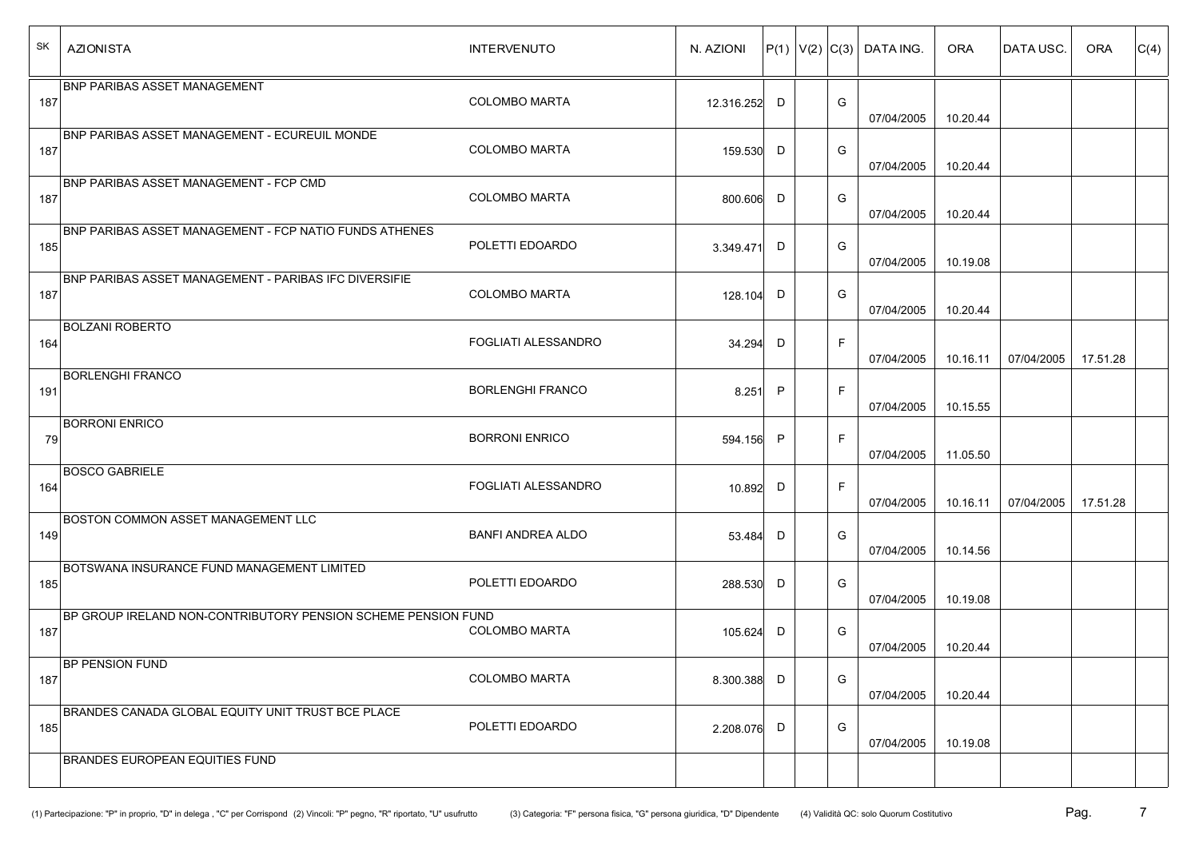| SK | AZIONISTA | INTERVENUTO | N. AZIONI | P(1) | V(2) | C(3) | DATA ING. | ORA | DATA USC. | ORA | C(4) |
|---|---|---|---|---|---|---|---|---|---|---|---|
| 187 | BNP PARIBAS ASSET MANAGEMENT | COLOMBO MARTA | 12.316.252 | D | | G | 07/04/2005 | 10.20.44 | | | |
| 187 | BNP PARIBAS ASSET MANAGEMENT - ECUREUIL MONDE | COLOMBO MARTA | 159.530 | D | | G | 07/04/2005 | 10.20.44 | | | |
| 187 | BNP PARIBAS ASSET MANAGEMENT - FCP CMD | COLOMBO MARTA | 800.606 | D | | G | 07/04/2005 | 10.20.44 | | | |
| 185 | BNP PARIBAS ASSET MANAGEMENT - FCP NATIO FUNDS ATHENES | POLETTI EDOARDO | 3.349.471 | D | | G | 07/04/2005 | 10.19.08 | | | |
| 187 | BNP PARIBAS ASSET MANAGEMENT - PARIBAS IFC DIVERSIFIE | COLOMBO MARTA | 128.104 | D | | G | 07/04/2005 | 10.20.44 | | | |
| 164 | BOLZANI ROBERTO | FOGLIATI ALESSANDRO | 34.294 | D | | F | 07/04/2005 | 10.16.11 | 07/04/2005 | 17.51.28 | |
| 191 | BORLENGHI FRANCO | BORLENGHI FRANCO | 8.251 | P | | F | 07/04/2005 | 10.15.55 | | | |
| 79 | BORRONI ENRICO | BORRONI ENRICO | 594.156 | P | | F | 07/04/2005 | 11.05.50 | | | |
| 164 | BOSCO GABRIELE | FOGLIATI ALESSANDRO | 10.892 | D | | F | 07/04/2005 | 10.16.11 | 07/04/2005 | 17.51.28 | |
| 149 | BOSTON COMMON ASSET MANAGEMENT LLC | BANFI ANDREA ALDO | 53.484 | D | | G | 07/04/2005 | 10.14.56 | | | |
| 185 | BOTSWANA INSURANCE FUND MANAGEMENT LIMITED | POLETTI EDOARDO | 288.530 | D | | G | 07/04/2005 | 10.19.08 | | | |
| 187 | BP GROUP IRELAND NON-CONTRIBUTORY PENSION SCHEME PENSION FUND | COLOMBO MARTA | 105.624 | D | | G | 07/04/2005 | 10.20.44 | | | |
| 187 | BP PENSION FUND | COLOMBO MARTA | 8.300.388 | D | | G | 07/04/2005 | 10.20.44 | | | |
| 185 | BRANDES CANADA GLOBAL EQUITY UNIT TRUST BCE PLACE | POLETTI EDOARDO | 2.208.076 | D | | G | 07/04/2005 | 10.19.08 | | | |
| | BRANDES EUROPEAN EQUITIES FUND | | | | | | | | | | |

(1) Partecipazione: "P" in proprio, "D" in delega , "C" per Corrispond (2) Vincoli: "P" pegno, "R" riportato, "U" usufrutto (3) Categoria: "F" persona fisica, "G" persona giuridica, "D" Dipendente (4) Validità QC: solo Quorum Costitutivo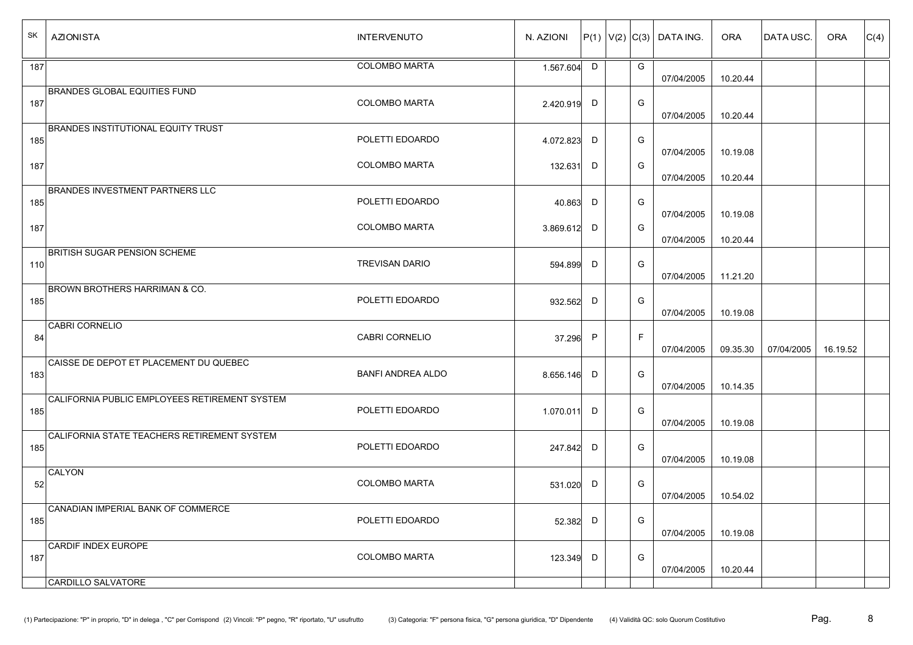| SK | AZIONISTA | INTERVENUTO | N. AZIONI | P(1) | V(2) | C(3) | DATA ING. | ORA | DATA USC. | ORA | C(4) |
|---|---|---|---|---|---|---|---|---|---|---|---|
| 187 | | COLOMBO MARTA | 1.567.604 | D | | G | 07/04/2005 | 10.20.44 | | | |
| 187 | BRANDES GLOBAL EQUITIES FUND | COLOMBO MARTA | 2.420.919 | D | | G | 07/04/2005 | 10.20.44 | | | |
| 185 | BRANDES INSTITUTIONAL EQUITY TRUST | POLETTI EDOARDO | 4.072.823 | D | | G | 07/04/2005 | 10.19.08 | | | |
| 187 | | COLOMBO MARTA | 132.631 | D | | G | 07/04/2005 | 10.20.44 | | | |
| 185 | BRANDES INVESTMENT PARTNERS LLC | POLETTI EDOARDO | 40.863 | D | | G | 07/04/2005 | 10.19.08 | | | |
| 187 | | COLOMBO MARTA | 3.869.612 | D | | G | 07/04/2005 | 10.20.44 | | | |
| 110 | BRITISH SUGAR PENSION SCHEME | TREVISAN DARIO | 594.899 | D | | G | 07/04/2005 | 11.21.20 | | | |
| 185 | BROWN BROTHERS HARRIMAN & CO. | POLETTI EDOARDO | 932.562 | D | | G | 07/04/2005 | 10.19.08 | | | |
| 84 | CABRI CORNELIO | CABRI CORNELIO | 37.296 | P | | F | 07/04/2005 | 09.35.30 | 07/04/2005 | 16.19.52 | |
| 183 | CAISSE DE DEPOT ET PLACEMENT DU QUEBEC | BANFI ANDREA ALDO | 8.656.146 | D | | G | 07/04/2005 | 10.14.35 | | | |
| 185 | CALIFORNIA PUBLIC EMPLOYEES RETIREMENT SYSTEM | POLETTI EDOARDO | 1.070.011 | D | | G | 07/04/2005 | 10.19.08 | | | |
| 185 | CALIFORNIA STATE TEACHERS RETIREMENT SYSTEM | POLETTI EDOARDO | 247.842 | D | | G | 07/04/2005 | 10.19.08 | | | |
| 52 | CALYON | COLOMBO MARTA | 531.020 | D | | G | 07/04/2005 | 10.54.02 | | | |
| 185 | CANADIAN IMPERIAL BANK OF COMMERCE | POLETTI EDOARDO | 52.382 | D | | G | 07/04/2005 | 10.19.08 | | | |
| 187 | CARDIF INDEX EUROPE | COLOMBO MARTA | 123.349 | D | | G | 07/04/2005 | 10.20.44 | | | |
| | CARDILLO SALVATORE | | | | | | | | | | |

(1) Partecipazione: "P" in proprio, "D" in delega , "C" per Corrispond (2) Vincoli: "P" pegno, "R" riportato, "U" usufrutto (3) Categoria: "F" persona fisica, "G" persona giuridica, "D" Dipendente (4) Validità QC: solo Quorum Costitutivo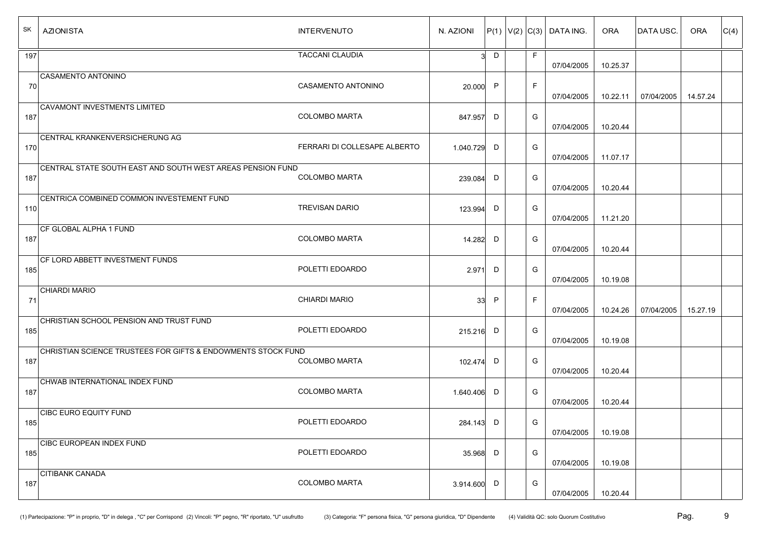| SK | AZIONISTA | INTERVENUTO | N. AZIONI | P(1) | V(2) | C(3) | DATA ING. | ORA | DATA USC. | ORA | C(4) |
|---|---|---|---|---|---|---|---|---|---|---|---|
| 197 | | TACCANI CLAUDIA | 3 | D | | F | 07/04/2005 | 10.25.37 | | | |
| 70 | CASAMENTO ANTONINO | CASAMENTO ANTONINO | 20.000 | P | | F | 07/04/2005 | 10.22.11 | 07/04/2005 | 14.57.24 | |
| 187 | CAVAMONT INVESTMENTS LIMITED | COLOMBO MARTA | 847.957 | D | | G | 07/04/2005 | 10.20.44 | | | |
| 170 | CENTRAL KRANKENVERSICHERUNG AG | FERRARI DI COLLESAPE ALBERTO | 1.040.729 | D | | G | 07/04/2005 | 11.07.17 | | | |
| 187 | CENTRAL STATE SOUTH EAST AND SOUTH WEST AREAS PENSION FUND | COLOMBO MARTA | 239.084 | D | | G | 07/04/2005 | 10.20.44 | | | |
| 110 | CENTRICA COMBINED COMMON INVESTEMENT FUND | TREVISAN DARIO | 123.994 | D | | G | 07/04/2005 | 11.21.20 | | | |
| 187 | CF GLOBAL ALPHA 1 FUND | COLOMBO MARTA | 14.282 | D | | G | 07/04/2005 | 10.20.44 | | | |
| 185 | CF LORD ABBETT INVESTMENT FUNDS | POLETTI EDOARDO | 2.971 | D | | G | 07/04/2005 | 10.19.08 | | | |
| 71 | CHIARDI MARIO | CHIARDI MARIO | 33 | P | | F | 07/04/2005 | 10.24.26 | 07/04/2005 | 15.27.19 | |
| 185 | CHRISTIAN SCHOOL PENSION AND TRUST FUND | POLETTI EDOARDO | 215.216 | D | | G | 07/04/2005 | 10.19.08 | | | |
| 187 | CHRISTIAN SCIENCE TRUSTEES FOR GIFTS & ENDOWMENTS STOCK FUND | COLOMBO MARTA | 102.474 | D | | G | 07/04/2005 | 10.20.44 | | | |
| 187 | CHWAB INTERNATIONAL INDEX FUND | COLOMBO MARTA | 1.640.406 | D | | G | 07/04/2005 | 10.20.44 | | | |
| 185 | CIBC EURO EQUITY FUND | POLETTI EDOARDO | 284.143 | D | | G | 07/04/2005 | 10.19.08 | | | |
| 185 | CIBC EUROPEAN INDEX FUND | POLETTI EDOARDO | 35.968 | D | | G | 07/04/2005 | 10.19.08 | | | |
| 187 | CITIBANK CANADA | COLOMBO MARTA | 3.914.600 | D | | G | 07/04/2005 | 10.20.44 | | | |

(1) Partecipazione: "P" in proprio, "D" in delega , "C" per Corrispond (2) Vincoli: "P" pegno, "R" riportato, "U" usufrutto (3) Categoria: "F" persona fisica, "G" persona giuridica, "D" Dipendente (4) Validità QC: solo Quorum Costitutivo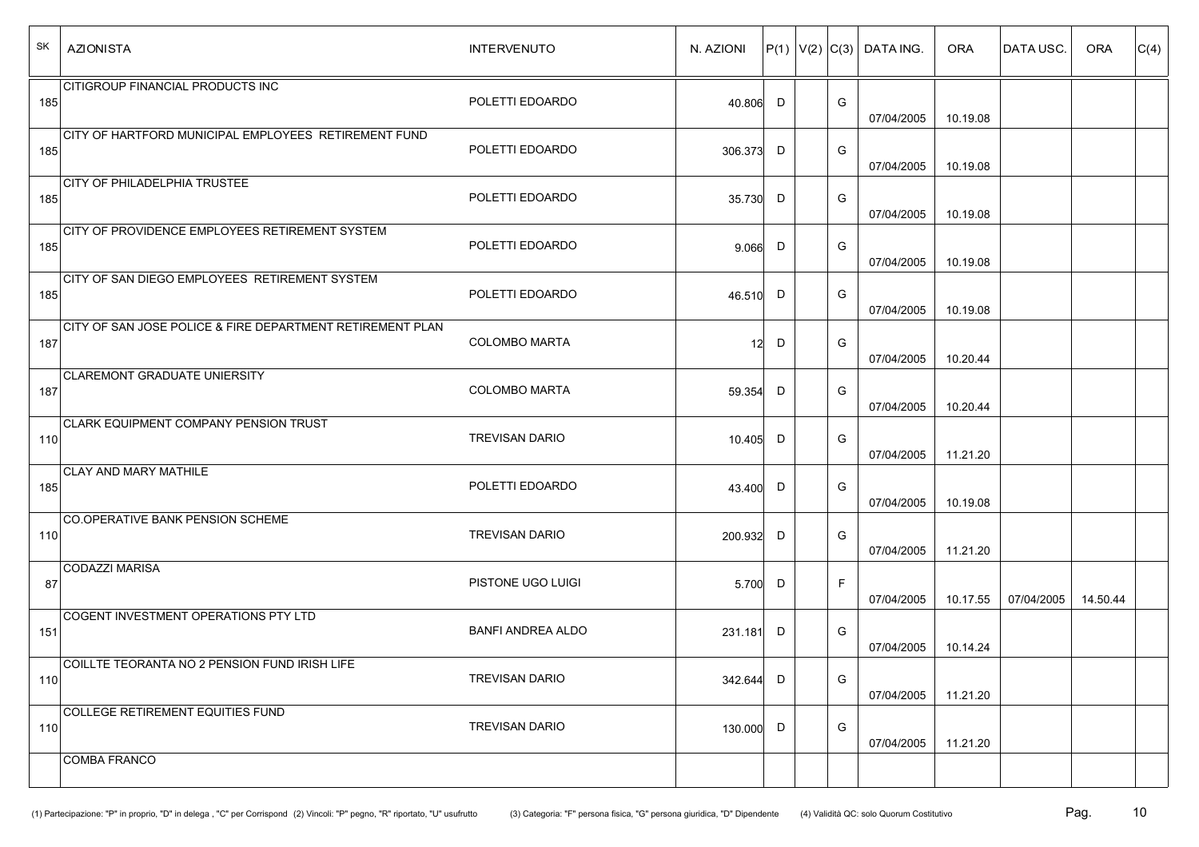| SK | AZIONISTA | INTERVENUTO | N. AZIONI | P(1) | V(2) | C(3) | DATA ING. | ORA | DATA USC. | ORA | C(4) |
|---|---|---|---|---|---|---|---|---|---|---|---|
| 185 | CITIGROUP FINANCIAL PRODUCTS INC | POLETTI EDOARDO | 40.806 | D | | G | 07/04/2005 | 10.19.08 | | | |
| 185 | CITY OF HARTFORD MUNICIPAL EMPLOYEES RETIREMENT FUND | POLETTI EDOARDO | 306.373 | D | | G | 07/04/2005 | 10.19.08 | | | |
| 185 | CITY OF PHILADELPHIA TRUSTEE | POLETTI EDOARDO | 35.730 | D | | G | 07/04/2005 | 10.19.08 | | | |
| 185 | CITY OF PROVIDENCE EMPLOYEES RETIREMENT SYSTEM | POLETTI EDOARDO | 9.066 | D | | G | 07/04/2005 | 10.19.08 | | | |
| 185 | CITY OF SAN DIEGO EMPLOYEES RETIREMENT SYSTEM | POLETTI EDOARDO | 46.510 | D | | G | 07/04/2005 | 10.19.08 | | | |
| 187 | CITY OF SAN JOSE POLICE & FIRE DEPARTMENT RETIREMENT PLAN | COLOMBO MARTA | 12 | D | | G | 07/04/2005 | 10.20.44 | | | |
| 187 | CLAREMONT GRADUATE UNIERSITY | COLOMBO MARTA | 59.354 | D | | G | 07/04/2005 | 10.20.44 | | | |
| 110 | CLARK EQUIPMENT COMPANY PENSION TRUST | TREVISAN DARIO | 10.405 | D | | G | 07/04/2005 | 11.21.20 | | | |
| 185 | CLAY AND MARY MATHILE | POLETTI EDOARDO | 43.400 | D | | G | 07/04/2005 | 10.19.08 | | | |
| 110 | CO.OPERATIVE BANK PENSION SCHEME | TREVISAN DARIO | 200.932 | D | | G | 07/04/2005 | 11.21.20 | | | |
| 87 | CODAZZI MARISA | PISTONE UGO LUIGI | 5.700 | D | | F | 07/04/2005 | 10.17.55 | 07/04/2005 | 14.50.44 | |
| 151 | COGENT INVESTMENT OPERATIONS PTY LTD | BANFI ANDREA ALDO | 231.181 | D | | G | 07/04/2005 | 10.14.24 | | | |
| 110 | COILLTE TEORANTA NO 2 PENSION FUND IRISH LIFE | TREVISAN DARIO | 342.644 | D | | G | 07/04/2005 | 11.21.20 | | | |
| 110 | COLLEGE RETIREMENT EQUITIES FUND | TREVISAN DARIO | 130.000 | D | | G | 07/04/2005 | 11.21.20 | | | |
| | COMBA FRANCO | | | | | | | | | | |

(1) Partecipazione: "P" in proprio, "D" in delega , "C" per Corrispond (2) Vincoli: "P" pegno, "R" riportato, "U" usufrutto (3) Categoria: "F" persona fisica, "G" persona giuridica, "D" Dipendente (4) Validità QC: solo Quorum Costitutivo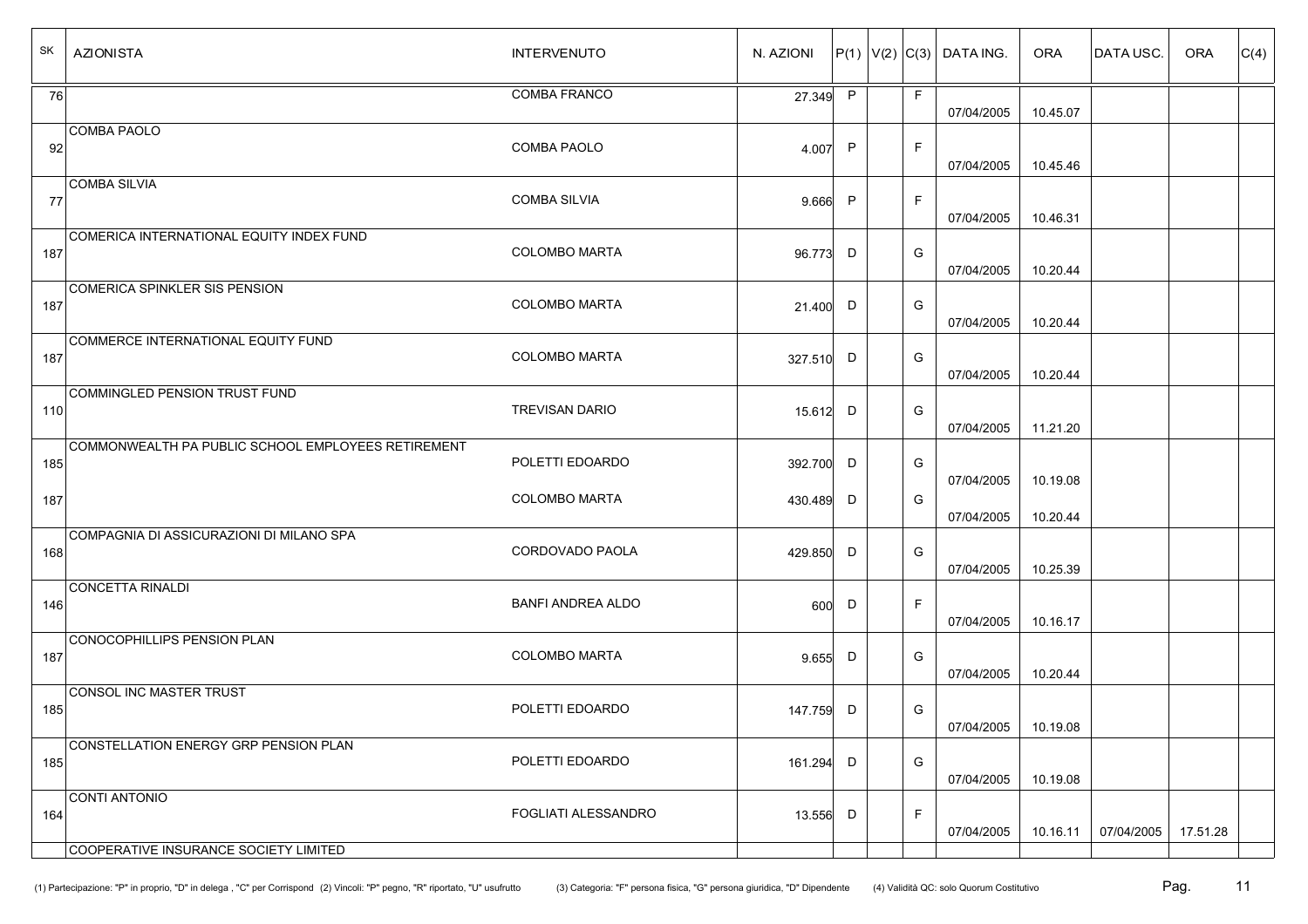| SK | AZIONISTA | INTERVENUTO | N. AZIONI | P(1) | V(2) | C(3) | DATA ING. | ORA | DATA USC. | ORA | C(4) |
|---|---|---|---|---|---|---|---|---|---|---|---|
| 76 | | COMBA FRANCO | 27.349 | P | | F | 07/04/2005 | 10.45.07 | | | |
| 92 | COMBA PAOLO | COMBA PAOLO | 4.007 | P | | F | 07/04/2005 | 10.45.46 | | | |
| 77 | COMBA SILVIA | COMBA SILVIA | 9.666 | P | | F | 07/04/2005 | 10.46.31 | | | |
| 187 | COMERICA INTERNATIONAL EQUITY INDEX FUND | COLOMBO MARTA | 96.773 | D | | G | 07/04/2005 | 10.20.44 | | | |
| 187 | COMERICA SPINKLER SIS PENSION | COLOMBO MARTA | 21.400 | D | | G | 07/04/2005 | 10.20.44 | | | |
| 187 | COMMERCE INTERNATIONAL EQUITY FUND | COLOMBO MARTA | 327.510 | D | | G | 07/04/2005 | 10.20.44 | | | |
| 110 | COMMINGLED PENSION TRUST FUND | TREVISAN DARIO | 15.612 | D | | G | 07/04/2005 | 11.21.20 | | | |
| 185 | COMMONWEALTH PA PUBLIC SCHOOL EMPLOYEES RETIREMENT | POLETTI EDOARDO | 392.700 | D | | G | 07/04/2005 | 10.19.08 | | | |
| 187 | | COLOMBO MARTA | 430.489 | D | | G | 07/04/2005 | 10.20.44 | | | |
| 168 | COMPAGNIA DI ASSICURAZIONI DI MILANO SPA | CORDOVADO PAOLA | 429.850 | D | | G | 07/04/2005 | 10.25.39 | | | |
| 146 | CONCETTA RINALDI | BANFI ANDREA ALDO | 600 | D | | F | 07/04/2005 | 10.16.17 | | | |
| 187 | CONOCOPHILLIPS PENSION PLAN | COLOMBO MARTA | 9.655 | D | | G | 07/04/2005 | 10.20.44 | | | |
| 185 | CONSOL INC MASTER TRUST | POLETTI EDOARDO | 147.759 | D | | G | 07/04/2005 | 10.19.08 | | | |
| 185 | CONSTELLATION ENERGY GRP PENSION PLAN | POLETTI EDOARDO | 161.294 | D | | G | 07/04/2005 | 10.19.08 | | | |
| 164 | CONTI ANTONIO | FOGLIATI ALESSANDRO | 13.556 | D | | F | 07/04/2005 | 10.16.11 | 07/04/2005 | 17.51.28 | |
| | COOPERATIVE INSURANCE SOCIETY LIMITED | | | | | | | | | | |

(1) Partecipazione: "P" in proprio, "D" in delega , "C" per Corrispond (2) Vincoli: "P" pegno, "R" riportato, "U" usufrutto (3) Categoria: "F" persona fisica, "G" persona giuridica, "D" Dipendente (4) Validità QC: solo Quorum Costitutivo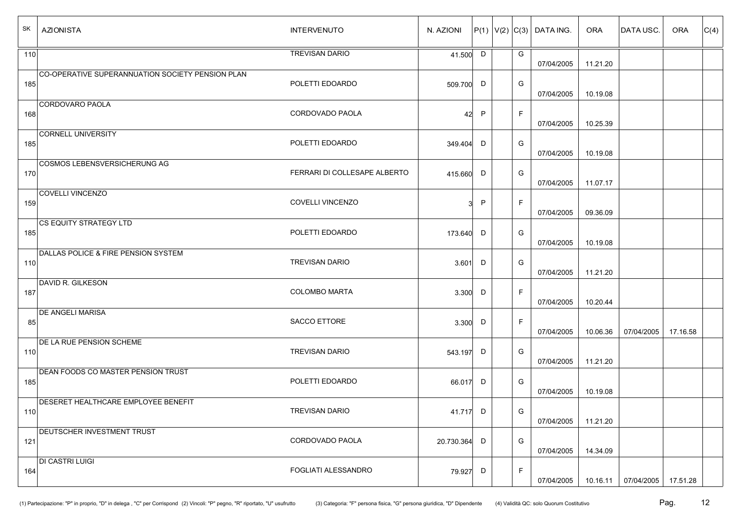| SK | AZIONISTA | INTERVENUTO | N. AZIONI | P(1) | V(2) | C(3) | DATA ING. | ORA | DATA USC. | ORA | C(4) |
|---|---|---|---|---|---|---|---|---|---|---|---|
| 110 | | TREVISAN DARIO | 41.500 | D | | G | 07/04/2005 | 11.21.20 | | | |
| 185 | CO-OPERATIVE SUPERANNUATION SOCIETY PENSION PLAN | POLETTI EDOARDO | 509.700 | D | | G | 07/04/2005 | 10.19.08 | | | |
| 168 | CORDOVARO PAOLA | CORDOVADO PAOLA | 42 | P | | F | 07/04/2005 | 10.25.39 | | | |
| 185 | CORNELL UNIVERSITY | POLETTI EDOARDO | 349.404 | D | | G | 07/04/2005 | 10.19.08 | | | |
| 170 | COSMOS LEBENSVERSICHERUNG AG | FERRARI DI COLLESAPE ALBERTO | 415.660 | D | | G | 07/04/2005 | 11.07.17 | | | |
| 159 | COVELLI VINCENZO | COVELLI VINCENZO | 3 | P | | F | 07/04/2005 | 09.36.09 | | | |
| 185 | CS EQUITY STRATEGY LTD | POLETTI EDOARDO | 173.640 | D | | G | 07/04/2005 | 10.19.08 | | | |
| 110 | DALLAS POLICE & FIRE PENSION SYSTEM | TREVISAN DARIO | 3.601 | D | | G | 07/04/2005 | 11.21.20 | | | |
| 187 | DAVID R. GILKESON | COLOMBO MARTA | 3.300 | D | | F | 07/04/2005 | 10.20.44 | | | |
| 85 | DE ANGELI MARISA | SACCO ETTORE | 3.300 | D | | F | 07/04/2005 | 10.06.36 | 07/04/2005 | 17.16.58 | |
| 110 | DE LA RUE PENSION SCHEME | TREVISAN DARIO | 543.197 | D | | G | 07/04/2005 | 11.21.20 | | | |
| 185 | DEAN FOODS CO MASTER PENSION TRUST | POLETTI EDOARDO | 66.017 | D | | G | 07/04/2005 | 10.19.08 | | | |
| 110 | DESERET HEALTHCARE EMPLOYEE BENEFIT | TREVISAN DARIO | 41.717 | D | | G | 07/04/2005 | 11.21.20 | | | |
| 121 | DEUTSCHER INVESTMENT TRUST | CORDOVADO PAOLA | 20.730.364 | D | | G | 07/04/2005 | 14.34.09 | | | |
| 164 | DI CASTRI LUIGI | FOGLIATI ALESSANDRO | 79.927 | D | | F | 07/04/2005 | 10.16.11 | 07/04/2005 | 17.51.28 | |

(1) Partecipazione: "P" in proprio, "D" in delega , "C" per Corrispond (2) Vincoli: "P" pegno, "R" riportato, "U" usufrutto (3) Categoria: "F" persona fisica, "G" persona giuridica, "D" Dipendente (4) Validità QC: solo Quorum Costitutivo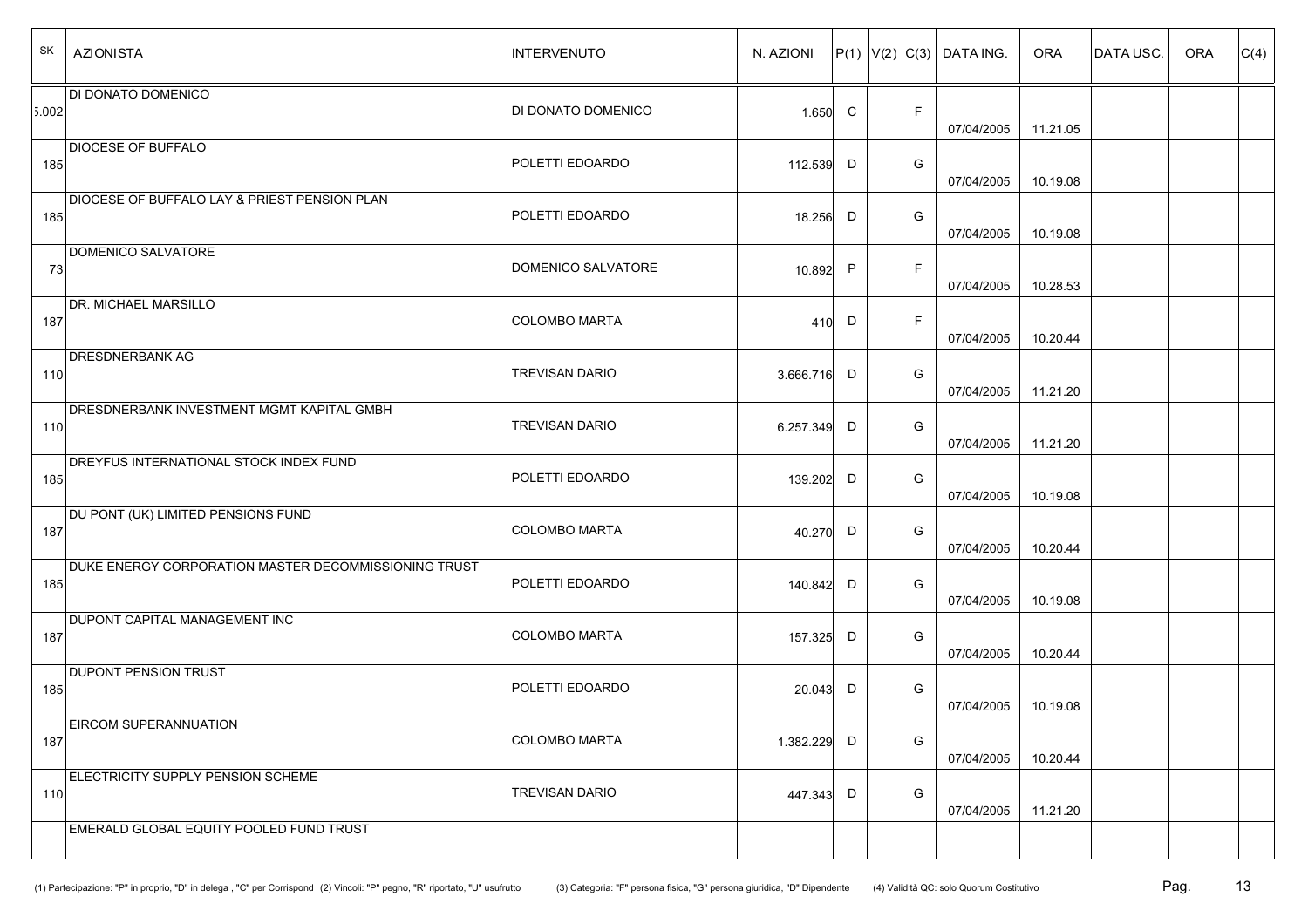| SK | AZIONISTA | INTERVENUTO | N. AZIONI | P(1) | V(2) | C(3) | DATA ING. | ORA | DATA USC. | ORA | C(4) |
|---|---|---|---|---|---|---|---|---|---|---|---|
| 5.002 | DI DONATO DOMENICO | DI DONATO DOMENICO | 1.650 | C | | F | 07/04/2005 | 11.21.05 | | | |
| 185 | DIOCESE OF BUFFALO | POLETTI EDOARDO | 112.539 | D | | G | 07/04/2005 | 10.19.08 | | | |
| 185 | DIOCESE OF BUFFALO LAY & PRIEST PENSION PLAN | POLETTI EDOARDO | 18.256 | D | | G | 07/04/2005 | 10.19.08 | | | |
| 73 | DOMENICO SALVATORE | DOMENICO SALVATORE | 10.892 | P | | F | 07/04/2005 | 10.28.53 | | | |
| 187 | DR. MICHAEL MARSILLO | COLOMBO MARTA | 410 | D | | F | 07/04/2005 | 10.20.44 | | | |
| 110 | DRESDNERBANK AG | TREVISAN DARIO | 3.666.716 | D | | G | 07/04/2005 | 11.21.20 | | | |
| 110 | DRESDNERBANK INVESTMENT MGMT KAPITAL GMBH | TREVISAN DARIO | 6.257.349 | D | | G | 07/04/2005 | 11.21.20 | | | |
| 185 | DREYFUS INTERNATIONAL STOCK INDEX FUND | POLETTI EDOARDO | 139.202 | D | | G | 07/04/2005 | 10.19.08 | | | |
| 187 | DU PONT (UK) LIMITED PENSIONS FUND | COLOMBO MARTA | 40.270 | D | | G | 07/04/2005 | 10.20.44 | | | |
| 185 | DUKE ENERGY CORPORATION MASTER DECOMMISSIONING TRUST | POLETTI EDOARDO | 140.842 | D | | G | 07/04/2005 | 10.19.08 | | | |
| 187 | DUPONT CAPITAL MANAGEMENT INC | COLOMBO MARTA | 157.325 | D | | G | 07/04/2005 | 10.20.44 | | | |
| 185 | DUPONT PENSION TRUST | POLETTI EDOARDO | 20.043 | D | | G | 07/04/2005 | 10.19.08 | | | |
| 187 | EIRCOM SUPERANNUATION | COLOMBO MARTA | 1.382.229 | D | | G | 07/04/2005 | 10.20.44 | | | |
| 110 | ELECTRICITY SUPPLY PENSION SCHEME | TREVISAN DARIO | 447.343 | D | | G | 07/04/2005 | 11.21.20 | | | |
| | EMERALD GLOBAL EQUITY POOLED FUND TRUST | | | | | | | | | | |

(1) Partecipazione: "P" in proprio, "D" in delega , "C" per Corrispond (2) Vincoli: "P" pegno, "R" riportato, "U" usufrutto (3) Categoria: "F" persona fisica, "G" persona giuridica, "D" Dipendente (4) Validità QC: solo Quorum Costitutivo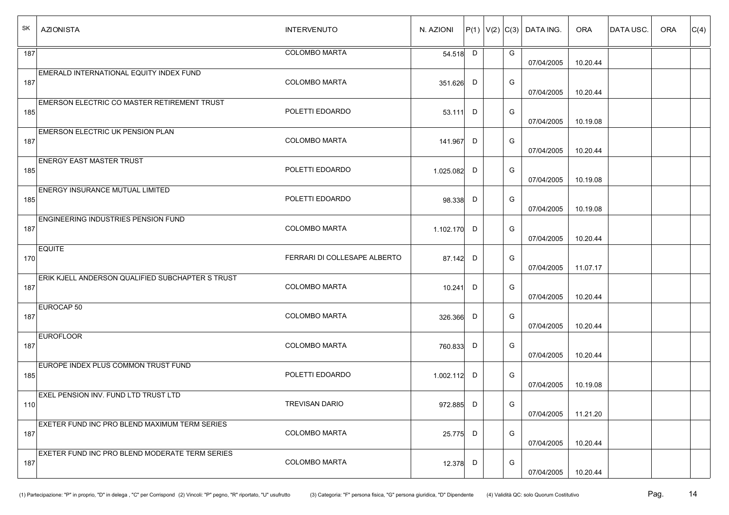| SK | AZIONISTA | INTERVENUTO | N. AZIONI | P(1) | V(2) | C(3) | DATA ING. | ORA | DATA USC. | ORA | C(4) |
|---|---|---|---|---|---|---|---|---|---|---|---|
| 187 | | COLOMBO MARTA | 54.518 | D | | G | 07/04/2005 | 10.20.44 | | | |
| 187 | EMERALD INTERNATIONAL EQUITY INDEX FUND | COLOMBO MARTA | 351.626 | D | | G | 07/04/2005 | 10.20.44 | | | |
| 185 | EMERSON ELECTRIC CO MASTER RETIREMENT TRUST | POLETTI EDOARDO | 53.111 | D | | G | 07/04/2005 | 10.19.08 | | | |
| 187 | EMERSON ELECTRIC UK PENSION PLAN | COLOMBO MARTA | 141.967 | D | | G | 07/04/2005 | 10.20.44 | | | |
| 185 | ENERGY EAST MASTER TRUST | POLETTI EDOARDO | 1.025.082 | D | | G | 07/04/2005 | 10.19.08 | | | |
| 185 | ENERGY INSURANCE MUTUAL LIMITED | POLETTI EDOARDO | 98.338 | D | | G | 07/04/2005 | 10.19.08 | | | |
| 187 | ENGINEERING INDUSTRIES PENSION FUND | COLOMBO MARTA | 1.102.170 | D | | G | 07/04/2005 | 10.20.44 | | | |
| 170 | EQUITE | FERRARI DI COLLESAPE ALBERTO | 87.142 | D | | G | 07/04/2005 | 11.07.17 | | | |
| 187 | ERIK KJELL ANDERSON QUALIFIED SUBCHAPTER S TRUST | COLOMBO MARTA | 10.241 | D | | G | 07/04/2005 | 10.20.44 | | | |
| 187 | EUROCAP 50 | COLOMBO MARTA | 326.366 | D | | G | 07/04/2005 | 10.20.44 | | | |
| 187 | EUROFLOOR | COLOMBO MARTA | 760.833 | D | | G | 07/04/2005 | 10.20.44 | | | |
| 185 | EUROPE INDEX PLUS COMMON TRUST FUND | POLETTI EDOARDO | 1.002.112 | D | | G | 07/04/2005 | 10.19.08 | | | |
| 110 | EXEL PENSION INV. FUND LTD TRUST LTD | TREVISAN DARIO | 972.885 | D | | G | 07/04/2005 | 11.21.20 | | | |
| 187 | EXETER FUND INC PRO BLEND MAXIMUM TERM SERIES | COLOMBO MARTA | 25.775 | D | | G | 07/04/2005 | 10.20.44 | | | |
| 187 | EXETER FUND INC PRO BLEND MODERATE TERM SERIES | COLOMBO MARTA | 12.378 | D | | G | 07/04/2005 | 10.20.44 | | | |

(1) Partecipazione: "P" in proprio, "D" in delega , "C" per Corrispond (2) Vincoli: "P" pegno, "R" riportato, "U" usufrutto (3) Categoria: "F" persona fisica, "G" persona giuridica, "D" Dipendente (4) Validità QC: solo Quorum Costitutivo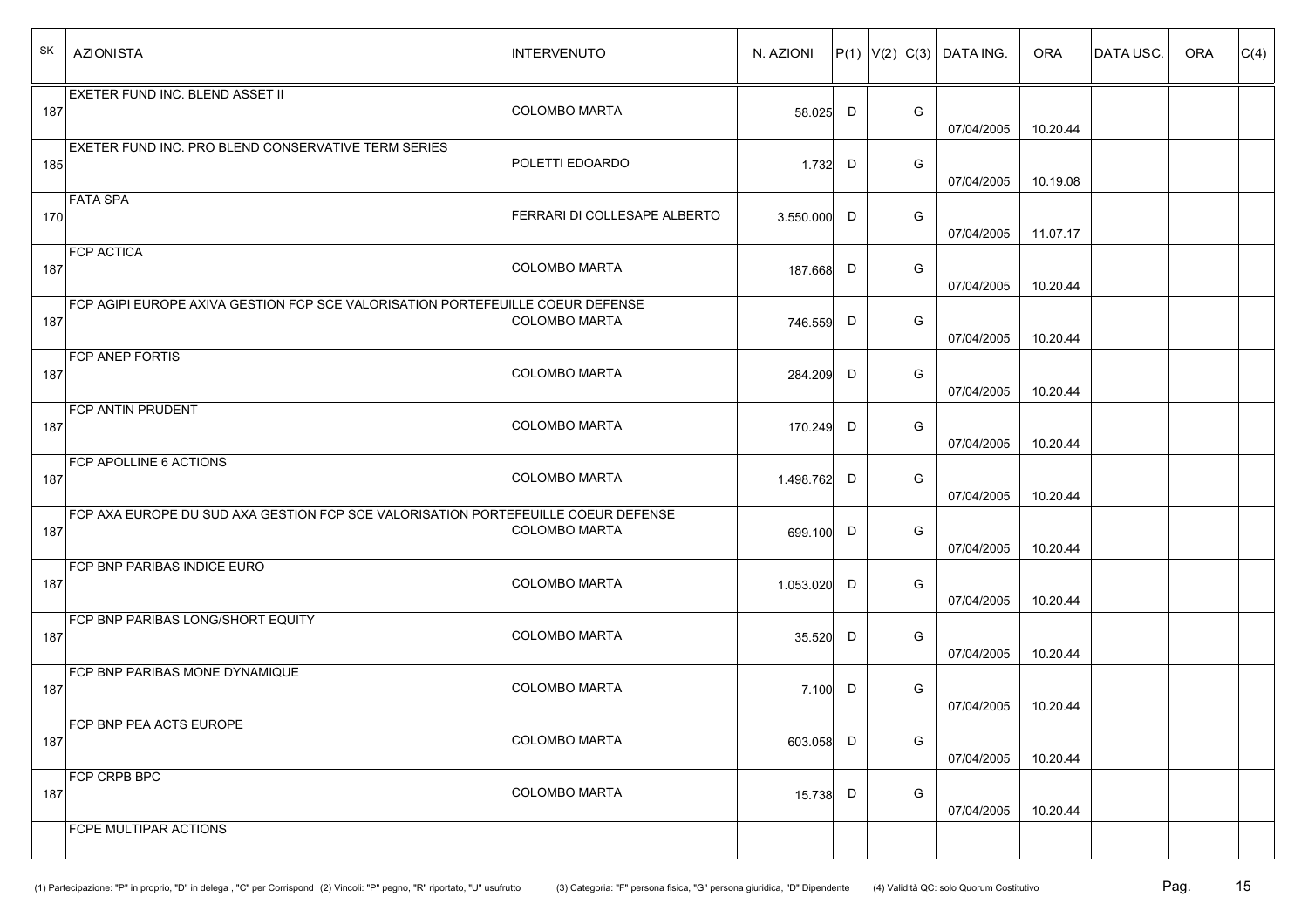| SK | AZIONISTA | INTERVENUTO | N. AZIONI | P(1) | V(2) | C(3) | DATA ING. | ORA | DATA USC. | ORA | C(4) |
|---|---|---|---|---|---|---|---|---|---|---|---|
| 187 | EXETER FUND INC. BLEND ASSET II | COLOMBO MARTA | 58.025 | D | | G | 07/04/2005 | 10.20.44 | | | |
| 185 | EXETER FUND INC. PRO BLEND CONSERVATIVE TERM SERIES | POLETTI EDOARDO | 1.732 | D | | G | 07/04/2005 | 10.19.08 | | | |
| 170 | FATA SPA | FERRARI DI COLLESAPE ALBERTO | 3.550.000 | D | | G | 07/04/2005 | 11.07.17 | | | |
| 187 | FCP ACTICA | COLOMBO MARTA | 187.668 | D | | G | 07/04/2005 | 10.20.44 | | | |
| 187 | FCP AGIPI EUROPE AXIVA GESTION FCP SCE VALORISATION PORTEFEUILLE COEUR DEFENSE | COLOMBO MARTA | 746.559 | D | | G | 07/04/2005 | 10.20.44 | | | |
| 187 | FCP ANEP FORTIS | COLOMBO MARTA | 284.209 | D | | G | 07/04/2005 | 10.20.44 | | | |
| 187 | FCP ANTIN PRUDENT | COLOMBO MARTA | 170.249 | D | | G | 07/04/2005 | 10.20.44 | | | |
| 187 | FCP APOLLINE 6 ACTIONS | COLOMBO MARTA | 1.498.762 | D | | G | 07/04/2005 | 10.20.44 | | | |
| 187 | FCP AXA EUROPE DU SUD AXA GESTION FCP SCE VALORISATION PORTEFEUILLE COEUR DEFENSE | COLOMBO MARTA | 699.100 | D | | G | 07/04/2005 | 10.20.44 | | | |
| 187 | FCP BNP PARIBAS INDICE EURO | COLOMBO MARTA | 1.053.020 | D | | G | 07/04/2005 | 10.20.44 | | | |
| 187 | FCP BNP PARIBAS LONG/SHORT EQUITY | COLOMBO MARTA | 35.520 | D | | G | 07/04/2005 | 10.20.44 | | | |
| 187 | FCP BNP PARIBAS MONE DYNAMIQUE | COLOMBO MARTA | 7.100 | D | | G | 07/04/2005 | 10.20.44 | | | |
| 187 | FCP BNP PEA ACTS EUROPE | COLOMBO MARTA | 603.058 | D | | G | 07/04/2005 | 10.20.44 | | | |
| 187 | FCP CRPB BPC | COLOMBO MARTA | 15.738 | D | | G | 07/04/2005 | 10.20.44 | | | |
| | FCPE MULTIPAR ACTIONS | | | | | | | | | | |

(1) Partecipazione: "P" in proprio, "D" in delega , "C" per Corrispond (2) Vincoli: "P" pegno, "R" riportato, "U" usufrutto (3) Categoria: "F" persona fisica, "G" persona giuridica, "D" Dipendente (4) Validità QC: solo Quorum Costitutivo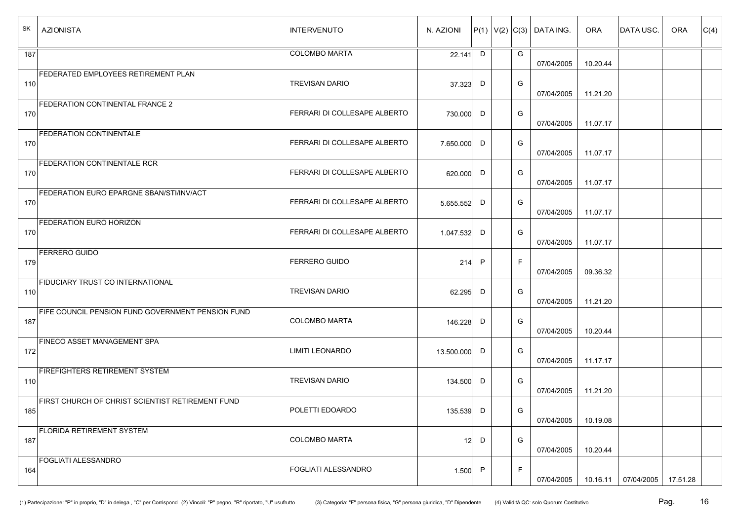| SK | AZIONISTA | INTERVENUTO | N. AZIONI | P(1) | V(2) | C(3) | DATA ING. | ORA | DATA USC. | ORA | C(4) |
|---|---|---|---|---|---|---|---|---|---|---|---|
| 187 | | COLOMBO MARTA | 22.141 | D | | G | 07/04/2005 | 10.20.44 | | | |
| 110 | FEDERATED EMPLOYEES RETIREMENT PLAN | TREVISAN DARIO | 37.323 | D | | G | 07/04/2005 | 11.21.20 | | | |
| 170 | FEDERATION CONTINENTAL FRANCE 2 | FERRARI DI COLLESAPE ALBERTO | 730.000 | D | | G | 07/04/2005 | 11.07.17 | | | |
| 170 | FEDERATION CONTINENTALE | FERRARI DI COLLESAPE ALBERTO | 7.650.000 | D | | G | 07/04/2005 | 11.07.17 | | | |
| 170 | FEDERATION CONTINENTALE RCR | FERRARI DI COLLESAPE ALBERTO | 620.000 | D | | G | 07/04/2005 | 11.07.17 | | | |
| 170 | FEDERATION EURO EPARGNE SBAN/STI/INV/ACT | FERRARI DI COLLESAPE ALBERTO | 5.655.552 | D | | G | 07/04/2005 | 11.07.17 | | | |
| 170 | FEDERATION EURO HORIZON | FERRARI DI COLLESAPE ALBERTO | 1.047.532 | D | | G | 07/04/2005 | 11.07.17 | | | |
| 179 | FERRERO GUIDO | FERRERO GUIDO | 214 | P | | F | 07/04/2005 | 09.36.32 | | | |
| 110 | FIDUCIARY TRUST CO INTERNATIONAL | TREVISAN DARIO | 62.295 | D | | G | 07/04/2005 | 11.21.20 | | | |
| 187 | FIFE COUNCIL PENSION FUND GOVERNMENT PENSION FUND | COLOMBO MARTA | 146.228 | D | | G | 07/04/2005 | 10.20.44 | | | |
| 172 | FINECO ASSET MANAGEMENT SPA | LIMITI LEONARDO | 13.500.000 | D | | G | 07/04/2005 | 11.17.17 | | | |
| 110 | FIREFIGHTERS RETIREMENT SYSTEM | TREVISAN DARIO | 134.500 | D | | G | 07/04/2005 | 11.21.20 | | | |
| 185 | FIRST CHURCH OF CHRIST SCIENTIST RETIREMENT FUND | POLETTI EDOARDO | 135.539 | D | | G | 07/04/2005 | 10.19.08 | | | |
| 187 | FLORIDA RETIREMENT SYSTEM | COLOMBO MARTA | 12 | D | | G | 07/04/2005 | 10.20.44 | | | |
| 164 | FOGLIATI ALESSANDRO | FOGLIATI ALESSANDRO | 1.500 | P | | F | 07/04/2005 | 10.16.11 | 07/04/2005 | 17.51.28 | |

(1) Partecipazione: "P" in proprio, "D" in delega , "C" per Corrispond (2) Vincoli: "P" pegno, "R" riportato, "U" usufrutto (3) Categoria: "F" persona fisica, "G" persona giuridica, "D" Dipendente (4) Validità QC: solo Quorum Costitutivo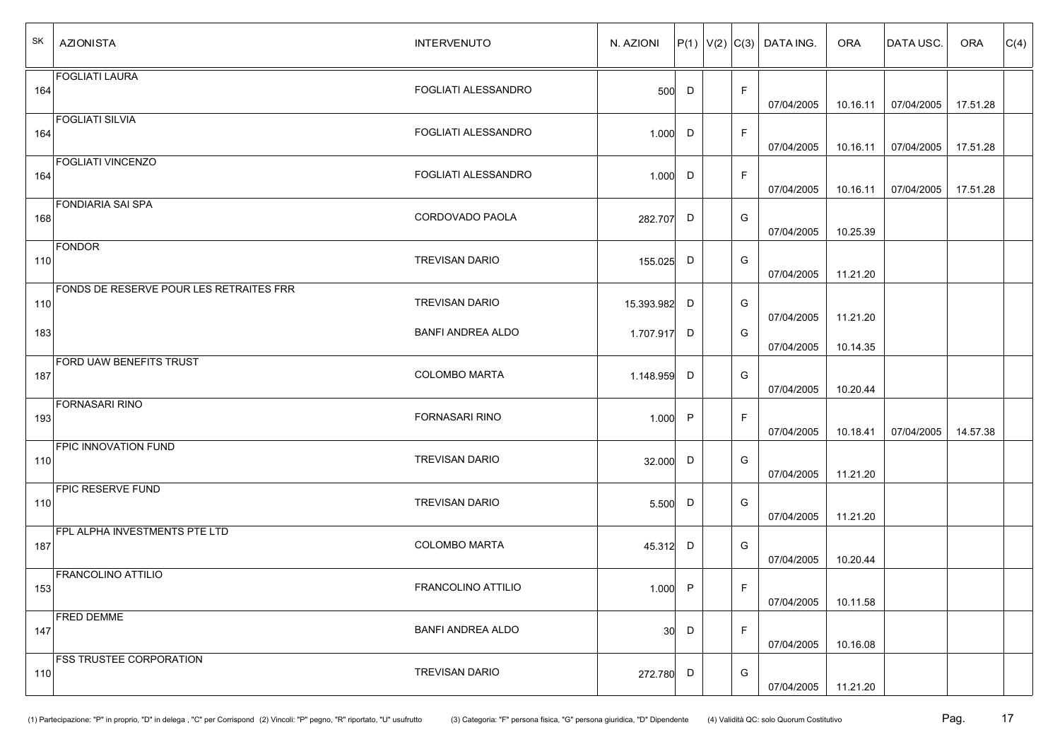| SK | AZIONISTA | INTERVENUTO | N. AZIONI | P(1) | V(2) | C(3) | DATA ING. | ORA | DATA USC. | ORA | C(4) |
|---|---|---|---|---|---|---|---|---|---|---|---|
| 164 | FOGLIATI LAURA | FOGLIATI ALESSANDRO | 500 | D | | F | 07/04/2005 | 10.16.11 | 07/04/2005 | 17.51.28 | |
| 164 | FOGLIATI SILVIA | FOGLIATI ALESSANDRO | 1.000 | D | | F | 07/04/2005 | 10.16.11 | 07/04/2005 | 17.51.28 | |
| 164 | FOGLIATI VINCENZO | FOGLIATI ALESSANDRO | 1.000 | D | | F | 07/04/2005 | 10.16.11 | 07/04/2005 | 17.51.28 | |
| 168 | FONDIARIA SAI SPA | CORDOVADO PAOLA | 282.707 | D | | G | 07/04/2005 | 10.25.39 | | | |
| 110 | FONDOR | TREVISAN DARIO | 155.025 | D | | G | 07/04/2005 | 11.21.20 | | | |
| 110 | FONDS DE RESERVE POUR LES RETRAITES FRR | TREVISAN DARIO | 15.393.982 | D | | G | 07/04/2005 | 11.21.20 | | | |
| 183 | | BANFI ANDREA ALDO | 1.707.917 | D | | G | 07/04/2005 | 10.14.35 | | | |
| 187 | FORD UAW BENEFITS TRUST | COLOMBO MARTA | 1.148.959 | D | | G | 07/04/2005 | 10.20.44 | | | |
| 193 | FORNASARI RINO | FORNASARI RINO | 1.000 | P | | F | 07/04/2005 | 10.18.41 | 07/04/2005 | 14.57.38 | |
| 110 | FPIC INNOVATION FUND | TREVISAN DARIO | 32.000 | D | | G | 07/04/2005 | 11.21.20 | | | |
| 110 | FPIC RESERVE FUND | TREVISAN DARIO | 5.500 | D | | G | 07/04/2005 | 11.21.20 | | | |
| 187 | FPL ALPHA INVESTMENTS PTE LTD | COLOMBO MARTA | 45.312 | D | | G | 07/04/2005 | 10.20.44 | | | |
| 153 | FRANCOLINO ATTILIO | FRANCOLINO ATTILIO | 1.000 | P | | F | 07/04/2005 | 10.11.58 | | | |
| 147 | FRED DEMME | BANFI ANDREA ALDO | 30 | D | | F | 07/04/2005 | 10.16.08 | | | |
| 110 | FSS TRUSTEE CORPORATION | TREVISAN DARIO | 272.780 | D | | G | 07/04/2005 | 11.21.20 | | | |

(1) Partecipazione: "P" in proprio, "D" in delega , "C" per Corrispond (2) Vincoli: "P" pegno, "R" riportato, "U" usufrutto (3) Categoria: "F" persona fisica, "G" persona giuridica, "D" Dipendente (4) Validità QC: solo Quorum Costitutivo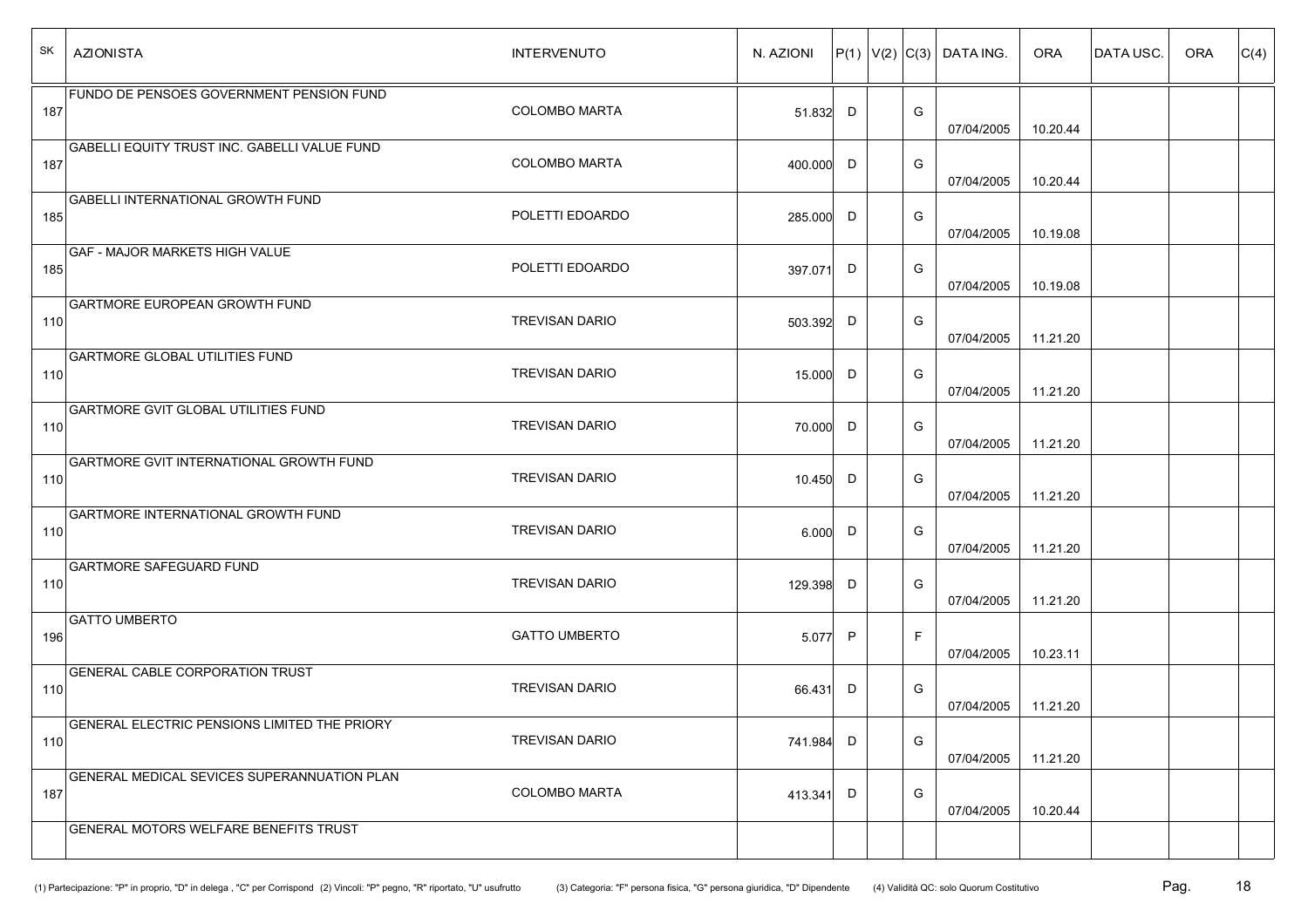| SK | AZIONISTA | INTERVENUTO | N. AZIONI | P(1) | V(2) | C(3) | DATA ING. | ORA | DATA USC. | ORA | C(4) |
|---|---|---|---|---|---|---|---|---|---|---|---|
| 187 | FUNDO DE PENSOES GOVERNMENT PENSION FUND | COLOMBO MARTA | 51.832 | D | | G | 07/04/2005 | 10.20.44 | | | |
| 187 | GABELLI EQUITY TRUST INC. GABELLI VALUE FUND | COLOMBO MARTA | 400.000 | D | | G | 07/04/2005 | 10.20.44 | | | |
| 185 | GABELLI INTERNATIONAL GROWTH FUND | POLETTI EDOARDO | 285.000 | D | | G | 07/04/2005 | 10.19.08 | | | |
| 185 | GAF - MAJOR MARKETS HIGH VALUE | POLETTI EDOARDO | 397.071 | D | | G | 07/04/2005 | 10.19.08 | | | |
| 110 | GARTMORE EUROPEAN GROWTH FUND | TREVISAN DARIO | 503.392 | D | | G | 07/04/2005 | 11.21.20 | | | |
| 110 | GARTMORE GLOBAL UTILITIES FUND | TREVISAN DARIO | 15.000 | D | | G | 07/04/2005 | 11.21.20 | | | |
| 110 | GARTMORE GVIT GLOBAL UTILITIES FUND | TREVISAN DARIO | 70.000 | D | | G | 07/04/2005 | 11.21.20 | | | |
| 110 | GARTMORE GVIT INTERNATIONAL GROWTH FUND | TREVISAN DARIO | 10.450 | D | | G | 07/04/2005 | 11.21.20 | | | |
| 110 | GARTMORE INTERNATIONAL GROWTH FUND | TREVISAN DARIO | 6.000 | D | | G | 07/04/2005 | 11.21.20 | | | |
| 110 | GARTMORE SAFEGUARD FUND | TREVISAN DARIO | 129.398 | D | | G | 07/04/2005 | 11.21.20 | | | |
| 196 | GATTO UMBERTO | GATTO UMBERTO | 5.077 | P | | F | 07/04/2005 | 10.23.11 | | | |
| 110 | GENERAL CABLE CORPORATION TRUST | TREVISAN DARIO | 66.431 | D | | G | 07/04/2005 | 11.21.20 | | | |
| 110 | GENERAL ELECTRIC PENSIONS LIMITED THE PRIORY | TREVISAN DARIO | 741.984 | D | | G | 07/04/2005 | 11.21.20 | | | |
| 187 | GENERAL MEDICAL SEVICES SUPERANNUATION PLAN | COLOMBO MARTA | 413.341 | D | | G | 07/04/2005 | 10.20.44 | | | |
| | GENERAL MOTORS WELFARE BENEFITS TRUST | | | | | | | | | | |

(1) Partecipazione: "P" in proprio, "D" in delega , "C" per Corrispond (2) Vincoli: "P" pegno, "R" riportato, "U" usufrutto (3) Categoria: "F" persona fisica, "G" persona giuridica, "D" Dipendente (4) Validità QC: solo Quorum Costitutivo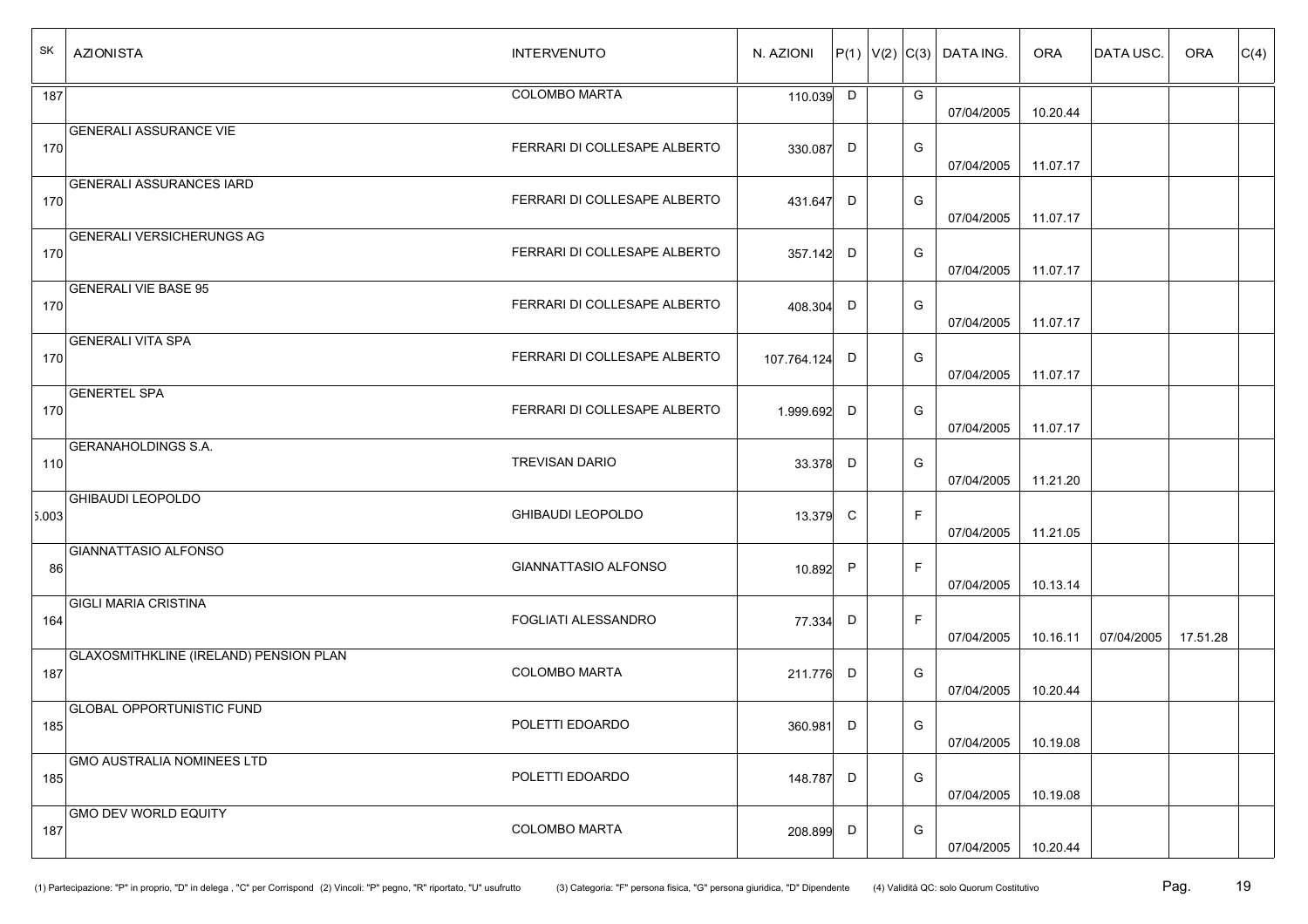| SK | AZIONISTA | INTERVENUTO | N. AZIONI | P(1) | V(2) | C(3) | DATA ING. | ORA | DATA USC. | ORA | C(4) |
|---|---|---|---|---|---|---|---|---|---|---|---|
| 187 | | COLOMBO MARTA | 110.039 | D | | G | 07/04/2005 | 10.20.44 | | | |
| 170 | GENERALI ASSURANCE VIE | FERRARI DI COLLESAPE ALBERTO | 330.087 | D | | G | 07/04/2005 | 11.07.17 | | | |
| 170 | GENERALI ASSURANCES IARD | FERRARI DI COLLESAPE ALBERTO | 431.647 | D | | G | 07/04/2005 | 11.07.17 | | | |
| 170 | GENERALI VERSICHERUNGS AG | FERRARI DI COLLESAPE ALBERTO | 357.142 | D | | G | 07/04/2005 | 11.07.17 | | | |
| 170 | GENERALI VIE BASE 95 | FERRARI DI COLLESAPE ALBERTO | 408.304 | D | | G | 07/04/2005 | 11.07.17 | | | |
| 170 | GENERALI VITA SPA | FERRARI DI COLLESAPE ALBERTO | 107.764.124 | D | | G | 07/04/2005 | 11.07.17 | | | |
| 170 | GENERTEL SPA | FERRARI DI COLLESAPE ALBERTO | 1.999.692 | D | | G | 07/04/2005 | 11.07.17 | | | |
| 110 | GERANAHOLDINGS S.A. | TREVISAN DARIO | 33.378 | D | | G | 07/04/2005 | 11.21.20 | | | |
| 5.003 | GHIBAUDI LEOPOLDO | GHIBAUDI LEOPOLDO | 13.379 | C | | F | 07/04/2005 | 11.21.05 | | | |
| 86 | GIANNATTASIO ALFONSO | GIANNATTASIO ALFONSO | 10.892 | P | | F | 07/04/2005 | 10.13.14 | | | |
| 164 | GIGLI MARIA CRISTINA | FOGLIATI ALESSANDRO | 77.334 | D | | F | 07/04/2005 | 10.16.11 | 07/04/2005 | 17.51.28 | |
| 187 | GLAXOSMITHKLINE (IRELAND) PENSION PLAN | COLOMBO MARTA | 211.776 | D | | G | 07/04/2005 | 10.20.44 | | | |
| 185 | GLOBAL OPPORTUNISTIC FUND | POLETTI EDOARDO | 360.981 | D | | G | 07/04/2005 | 10.19.08 | | | |
| 185 | GMO AUSTRALIA NOMINEES LTD | POLETTI EDOARDO | 148.787 | D | | G | 07/04/2005 | 10.19.08 | | | |
| 187 | GMO DEV WORLD EQUITY | COLOMBO MARTA | 208.899 | D | | G | 07/04/2005 | 10.20.44 | | | |

(1) Partecipazione: "P" in proprio, "D" in delega , "C" per Corrispond (2) Vincoli: "P" pegno, "R" riportato, "U" usufrutto (3) Categoria: "F" persona fisica, "G" persona giuridica, "D" Dipendente (4) Validità QC: solo Quorum Costitutivo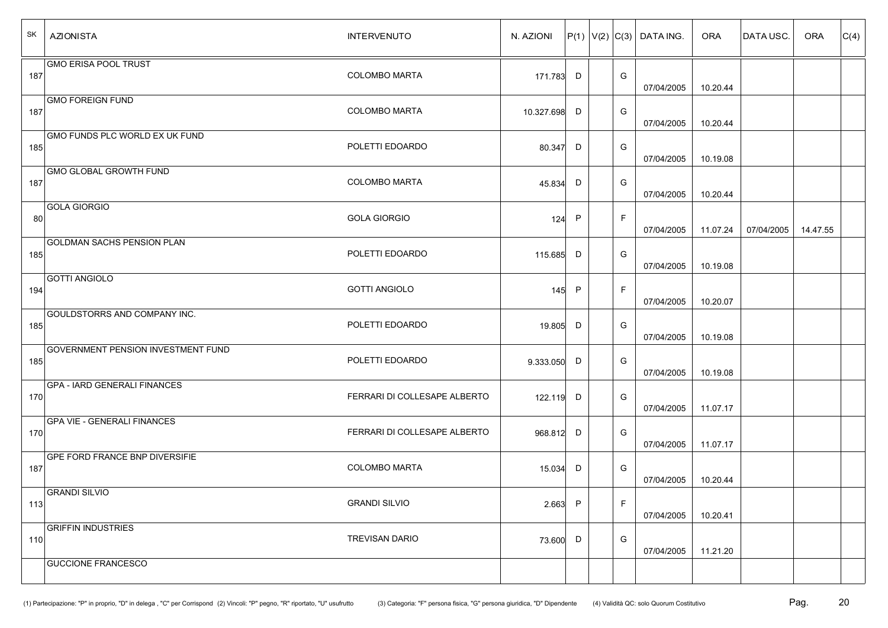| SK | AZIONISTA | INTERVENUTO | N. AZIONI | P(1) | V(2) | C(3) | DATA ING. | ORA | DATA USC. | ORA | C(4) |
|---|---|---|---|---|---|---|---|---|---|---|---|
| 187 | GMO ERISA POOL TRUST | COLOMBO MARTA | 171.783 | D | | G | 07/04/2005 | 10.20.44 | | | |
| 187 | GMO FOREIGN FUND | COLOMBO MARTA | 10.327.698 | D | | G | 07/04/2005 | 10.20.44 | | | |
| 185 | GMO FUNDS PLC WORLD EX UK FUND | POLETTI EDOARDO | 80.347 | D | | G | 07/04/2005 | 10.19.08 | | | |
| 187 | GMO GLOBAL GROWTH FUND | COLOMBO MARTA | 45.834 | D | | G | 07/04/2005 | 10.20.44 | | | |
| 80 | GOLA GIORGIO | GOLA GIORGIO | 124 | P | | F | 07/04/2005 | 11.07.24 | 07/04/2005 | 14.47.55 | |
| 185 | GOLDMAN SACHS PENSION PLAN | POLETTI EDOARDO | 115.685 | D | | G | 07/04/2005 | 10.19.08 | | | |
| 194 | GOTTI ANGIOLO | GOTTI ANGIOLO | 145 | P | | F | 07/04/2005 | 10.20.07 | | | |
| 185 | GOULDSTORRS AND COMPANY INC. | POLETTI EDOARDO | 19.805 | D | | G | 07/04/2005 | 10.19.08 | | | |
| 185 | GOVERNMENT PENSION INVESTMENT FUND | POLETTI EDOARDO | 9.333.050 | D | | G | 07/04/2005 | 10.19.08 | | | |
| 170 | GPA - IARD GENERALI FINANCES | FERRARI DI COLLESAPE ALBERTO | 122.119 | D | | G | 07/04/2005 | 11.07.17 | | | |
| 170 | GPA VIE - GENERALI FINANCES | FERRARI DI COLLESAPE ALBERTO | 968.812 | D | | G | 07/04/2005 | 11.07.17 | | | |
| 187 | GPE FORD FRANCE BNP DIVERSIFIE | COLOMBO MARTA | 15.034 | D | | G | 07/04/2005 | 10.20.44 | | | |
| 113 | GRANDI SILVIO | GRANDI SILVIO | 2.663 | P | | F | 07/04/2005 | 10.20.41 | | | |
| 110 | GRIFFIN INDUSTRIES | TREVISAN DARIO | 73.600 | D | | G | 07/04/2005 | 11.21.20 | | | |
| | GUCCIONE FRANCESCO | | | | | | | | | | |

(1) Partecipazione: "P" in proprio, "D" in delega , "C" per Corrispond (2) Vincoli: "P" pegno, "R" riportato, "U" usufrutto (3) Categoria: "F" persona fisica, "G" persona giuridica, "D" Dipendente (4) Validità QC: solo Quorum Costitutivo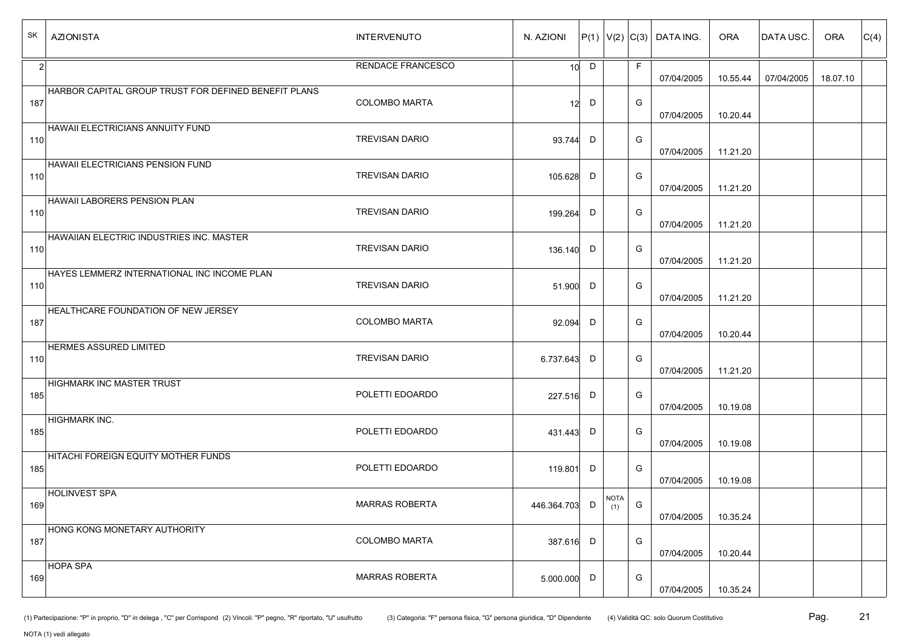| SK | AZIONISTA | INTERVENUTO | N. AZIONI | P(1) | V(2) | C(3) | DATA ING. | ORA | DATA USC. | ORA | C(4) |
|---|---|---|---|---|---|---|---|---|---|---|---|
| 2 | | RENDACE FRANCESCO | 10 | D | | F | 07/04/2005 | 10.55.44 | 07/04/2005 | 18.07.10 | |
| 187 | HARBOR CAPITAL GROUP TRUST FOR DEFINED BENEFIT PLANS | COLOMBO MARTA | 12 | D | | G | 07/04/2005 | 10.20.44 | | | |
| 110 | HAWAII ELECTRICIANS ANNUITY FUND | TREVISAN DARIO | 93.744 | D | | G | 07/04/2005 | 11.21.20 | | | |
| 110 | HAWAII ELECTRICIANS PENSION FUND | TREVISAN DARIO | 105.628 | D | | G | 07/04/2005 | 11.21.20 | | | |
| 110 | HAWAII LABORERS PENSION PLAN | TREVISAN DARIO | 199.264 | D | | G | 07/04/2005 | 11.21.20 | | | |
| 110 | HAWAIIAN ELECTRIC INDUSTRIES INC. MASTER | TREVISAN DARIO | 136.140 | D | | G | 07/04/2005 | 11.21.20 | | | |
| 110 | HAYES LEMMERZ INTERNATIONAL INC INCOME PLAN | TREVISAN DARIO | 51.900 | D | | G | 07/04/2005 | 11.21.20 | | | |
| 187 | HEALTHCARE FOUNDATION OF NEW JERSEY | COLOMBO MARTA | 92.094 | D | | G | 07/04/2005 | 10.20.44 | | | |
| 110 | HERMES ASSURED LIMITED | TREVISAN DARIO | 6.737.643 | D | | G | 07/04/2005 | 11.21.20 | | | |
| 185 | HIGHMARK INC MASTER TRUST | POLETTI EDOARDO | 227.516 | D | | G | 07/04/2005 | 10.19.08 | | | |
| 185 | HIGHMARK INC. | POLETTI EDOARDO | 431.443 | D | | G | 07/04/2005 | 10.19.08 | | | |
| 185 | HITACHI FOREIGN EQUITY MOTHER FUNDS | POLETTI EDOARDO | 119.801 | D | | G | 07/04/2005 | 10.19.08 | | | |
| 169 | HOLINVEST SPA | MARRAS ROBERTA | 446.364.703 | D | NOTA (1) | G | 07/04/2005 | 10.35.24 | | | |
| 187 | HONG KONG MONETARY AUTHORITY | COLOMBO MARTA | 387.616 | D | | G | 07/04/2005 | 10.20.44 | | | |
| 169 | HOPA SPA | MARRAS ROBERTA | 5.000.000 | D | | G | 07/04/2005 | 10.35.24 | | | |

(1) Partecipazione: "P" in proprio, "D" in delega , "C" per Corrispond (2) Vincoli: "P" pegno, "R" riportato, "U" usufrutto (3) Categoria: "F" persona fisica, "G" persona giuridica, "D" Dipendente (4) Validità QC: solo Quorum Costitutivo

NOTA (1) vedi allegato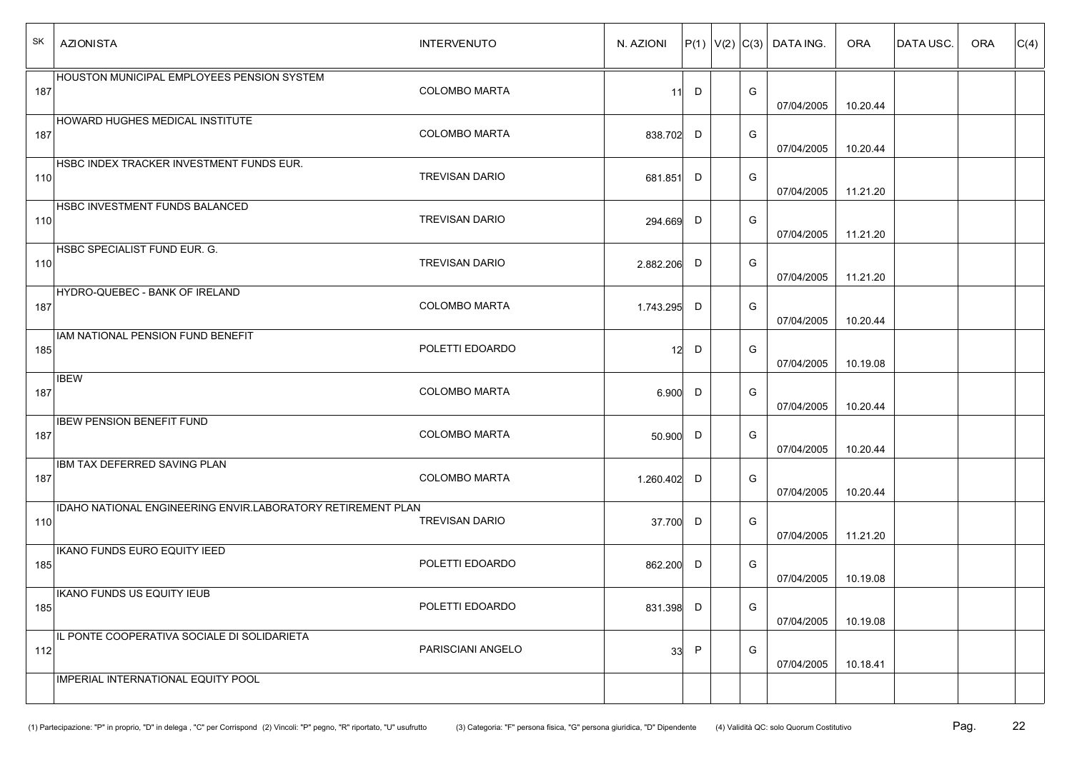| SK | AZIONISTA | INTERVENUTO | N. AZIONI | P(1) | V(2) | C(3) | DATA ING. | ORA | DATA USC. | ORA | C(4) |
|---|---|---|---|---|---|---|---|---|---|---|---|
| 187 | HOUSTON MUNICIPAL EMPLOYEES PENSION SYSTEM | COLOMBO MARTA | 11 | D | | G | 07/04/2005 | 10.20.44 | | | |
| 187 | HOWARD HUGHES MEDICAL INSTITUTE | COLOMBO MARTA | 838.702 | D | | G | 07/04/2005 | 10.20.44 | | | |
| 110 | HSBC INDEX TRACKER INVESTMENT FUNDS EUR. | TREVISAN DARIO | 681.851 | D | | G | 07/04/2005 | 11.21.20 | | | |
| 110 | HSBC INVESTMENT FUNDS BALANCED | TREVISAN DARIO | 294.669 | D | | G | 07/04/2005 | 11.21.20 | | | |
| 110 | HSBC SPECIALIST FUND EUR. G. | TREVISAN DARIO | 2.882.206 | D | | G | 07/04/2005 | 11.21.20 | | | |
| 187 | HYDRO-QUEBEC - BANK OF IRELAND | COLOMBO MARTA | 1.743.295 | D | | G | 07/04/2005 | 10.20.44 | | | |
| 185 | IAM NATIONAL PENSION FUND BENEFIT | POLETTI EDOARDO | 12 | D | | G | 07/04/2005 | 10.19.08 | | | |
| 187 | IBEW | COLOMBO MARTA | 6.900 | D | | G | 07/04/2005 | 10.20.44 | | | |
| 187 | IBEW PENSION BENEFIT FUND | COLOMBO MARTA | 50.900 | D | | G | 07/04/2005 | 10.20.44 | | | |
| 187 | IBM TAX DEFERRED SAVING PLAN | COLOMBO MARTA | 1.260.402 | D | | G | 07/04/2005 | 10.20.44 | | | |
| 110 | IDAHO NATIONAL ENGINEERING ENVIR.LABORATORY RETIREMENT PLAN | TREVISAN DARIO | 37.700 | D | | G | 07/04/2005 | 11.21.20 | | | |
| 185 | IKANO FUNDS EURO EQUITY IEED | POLETTI EDOARDO | 862.200 | D | | G | 07/04/2005 | 10.19.08 | | | |
| 185 | IKANO FUNDS US EQUITY IEUB | POLETTI EDOARDO | 831.398 | D | | G | 07/04/2005 | 10.19.08 | | | |
| 112 | IL PONTE COOPERATIVA SOCIALE DI SOLIDARIETA | PARISCIANI ANGELO | 33 | P | | G | 07/04/2005 | 10.18.41 | | | |
| | IMPERIAL INTERNATIONAL EQUITY POOL | | | | | | | | | | |

(1) Partecipazione: "P" in proprio, "D" in delega , "C" per Corrispond (2) Vincoli: "P" pegno, "R" riportato, "U" usufrutto (3) Categoria: "F" persona fisica, "G" persona giuridica, "D" Dipendente (4) Validità QC: solo Quorum Costitutivo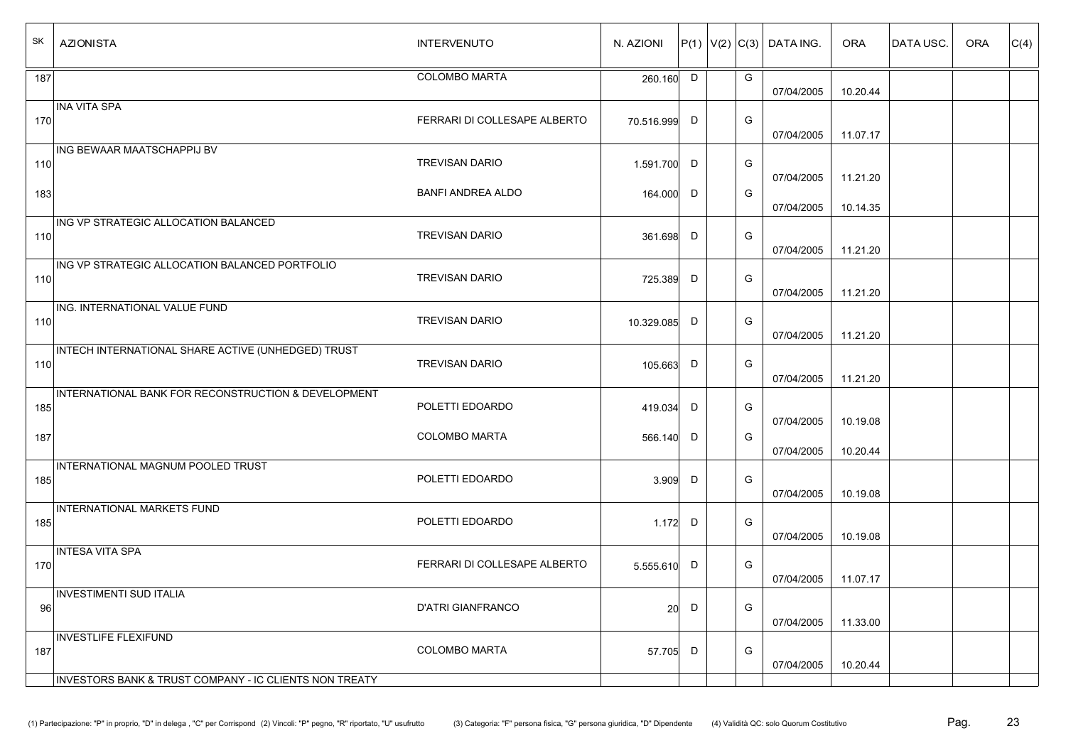| SK | AZIONISTA | INTERVENUTO | N. AZIONI | P(1) | V(2) | C(3) | DATA ING. | ORA | DATA USC. | ORA | C(4) |
|---|---|---|---|---|---|---|---|---|---|---|---|
| 187 | | COLOMBO MARTA | 260.160 | D | | G | 07/04/2005 | 10.20.44 | | | |
| 170 | INA VITA SPA | FERRARI DI COLLESAPE ALBERTO | 70.516.999 | D | | G | 07/04/2005 | 11.07.17 | | | |
| 110 | ING BEWAAR MAATSCHAPPIJ BV | TREVISAN DARIO | 1.591.700 | D | | G | 07/04/2005 | 11.21.20 | | | |
| 183 | | BANFI ANDREA ALDO | 164.000 | D | | G | 07/04/2005 | 10.14.35 | | | |
| 110 | ING VP STRATEGIC ALLOCATION BALANCED | TREVISAN DARIO | 361.698 | D | | G | 07/04/2005 | 11.21.20 | | | |
| 110 | ING VP STRATEGIC ALLOCATION BALANCED PORTFOLIO | TREVISAN DARIO | 725.389 | D | | G | 07/04/2005 | 11.21.20 | | | |
| 110 | ING. INTERNATIONAL VALUE FUND | TREVISAN DARIO | 10.329.085 | D | | G | 07/04/2005 | 11.21.20 | | | |
| 110 | INTECH INTERNATIONAL SHARE ACTIVE (UNHEDGED) TRUST | TREVISAN DARIO | 105.663 | D | | G | 07/04/2005 | 11.21.20 | | | |
| 185 | INTERNATIONAL BANK FOR RECONSTRUCTION & DEVELOPMENT | POLETTI EDOARDO | 419.034 | D | | G | 07/04/2005 | 10.19.08 | | | |
| 187 | | COLOMBO MARTA | 566.140 | D | | G | 07/04/2005 | 10.20.44 | | | |
| 185 | INTERNATIONAL MAGNUM POOLED TRUST | POLETTI EDOARDO | 3.909 | D | | G | 07/04/2005 | 10.19.08 | | | |
| 185 | INTERNATIONAL MARKETS FUND | POLETTI EDOARDO | 1.172 | D | | G | 07/04/2005 | 10.19.08 | | | |
| 170 | INTESA VITA SPA | FERRARI DI COLLESAPE ALBERTO | 5.555.610 | D | | G | 07/04/2005 | 11.07.17 | | | |
| 96 | INVESTIMENTI SUD ITALIA | D'ATRI GIANFRANCO | 20 | D | | G | 07/04/2005 | 11.33.00 | | | |
| 187 | INVESTLIFE FLEXIFUND | COLOMBO MARTA | 57.705 | D | | G | 07/04/2005 | 10.20.44 | | | |
| | INVESTORS BANK & TRUST COMPANY - IC CLIENTS NON TREATY | | | | | | | | | | |

(1) Partecipazione: "P" in proprio, "D" in delega , "C" per Corrispond (2) Vincoli: "P" pegno, "R" riportato, "U" usufrutto (3) Categoria: "F" persona fisica, "G" persona giuridica, "D" Dipendente (4) Validità QC: solo Quorum Costitutivo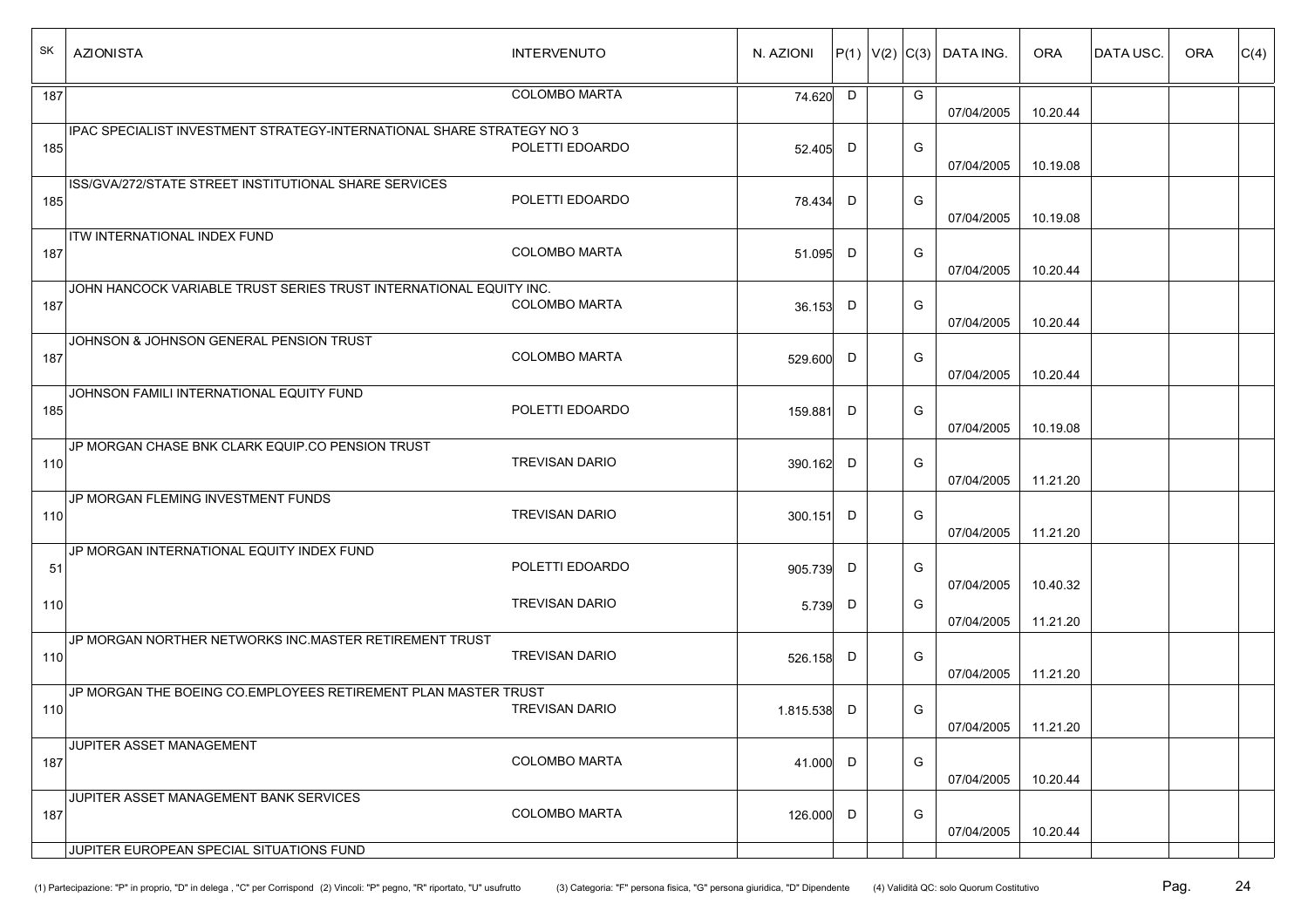| SK | AZIONISTA | INTERVENUTO | N. AZIONI | P(1) | V(2) | C(3) | DATA ING. | ORA | DATA USC. | ORA | C(4) |
|---|---|---|---|---|---|---|---|---|---|---|---|
| 187 | | COLOMBO MARTA | 74.620 | D | | G | 07/04/2005 | 10.20.44 | | | |
| 185 | IPAC SPECIALIST INVESTMENT STRATEGY-INTERNATIONAL SHARE STRATEGY NO 3 | POLETTI EDOARDO | 52.405 | D | | G | 07/04/2005 | 10.19.08 | | | |
| 185 | ISS/GVA/272/STATE STREET INSTITUTIONAL SHARE SERVICES | POLETTI EDOARDO | 78.434 | D | | G | 07/04/2005 | 10.19.08 | | | |
| 187 | ITW INTERNATIONAL INDEX FUND | COLOMBO MARTA | 51.095 | D | | G | 07/04/2005 | 10.20.44 | | | |
| 187 | JOHN HANCOCK VARIABLE TRUST SERIES TRUST INTERNATIONAL EQUITY INC. | COLOMBO MARTA | 36.153 | D | | G | 07/04/2005 | 10.20.44 | | | |
| 187 | JOHNSON & JOHNSON GENERAL PENSION TRUST | COLOMBO MARTA | 529.600 | D | | G | 07/04/2005 | 10.20.44 | | | |
| 185 | JOHNSON FAMILI INTERNATIONAL EQUITY FUND | POLETTI EDOARDO | 159.881 | D | | G | 07/04/2005 | 10.19.08 | | | |
| 110 | JP MORGAN CHASE BNK CLARK EQUIP.CO PENSION TRUST | TREVISAN DARIO | 390.162 | D | | G | 07/04/2005 | 11.21.20 | | | |
| 110 | JP MORGAN FLEMING INVESTMENT FUNDS | TREVISAN DARIO | 300.151 | D | | G | 07/04/2005 | 11.21.20 | | | |
| 51 | JP MORGAN INTERNATIONAL EQUITY INDEX FUND | POLETTI EDOARDO | 905.739 | D | | G | 07/04/2005 | 10.40.32 | | | |
| 110 | | TREVISAN DARIO | 5.739 | D | | G | 07/04/2005 | 11.21.20 | | | |
| 110 | JP MORGAN NORTHER NETWORKS INC.MASTER RETIREMENT TRUST | TREVISAN DARIO | 526.158 | D | | G | 07/04/2005 | 11.21.20 | | | |
| 110 | JP MORGAN THE BOEING CO.EMPLOYEES RETIREMENT PLAN MASTER TRUST | TREVISAN DARIO | 1.815.538 | D | | G | 07/04/2005 | 11.21.20 | | | |
| 187 | JUPITER ASSET MANAGEMENT | COLOMBO MARTA | 41.000 | D | | G | 07/04/2005 | 10.20.44 | | | |
| 187 | JUPITER ASSET MANAGEMENT BANK SERVICES | COLOMBO MARTA | 126.000 | D | | G | 07/04/2005 | 10.20.44 | | | |
| | JUPITER EUROPEAN SPECIAL SITUATIONS FUND | | | | | | | | | | |

(1) Partecipazione: "P" in proprio, "D" in delega , "C" per Corrispond (2) Vincoli: "P" pegno, "R" riportato, "U" usufrutto (3) Categoria: "F" persona fisica, "G" persona giuridica, "D" Dipendente (4) Validità QC: solo Quorum Costitutivo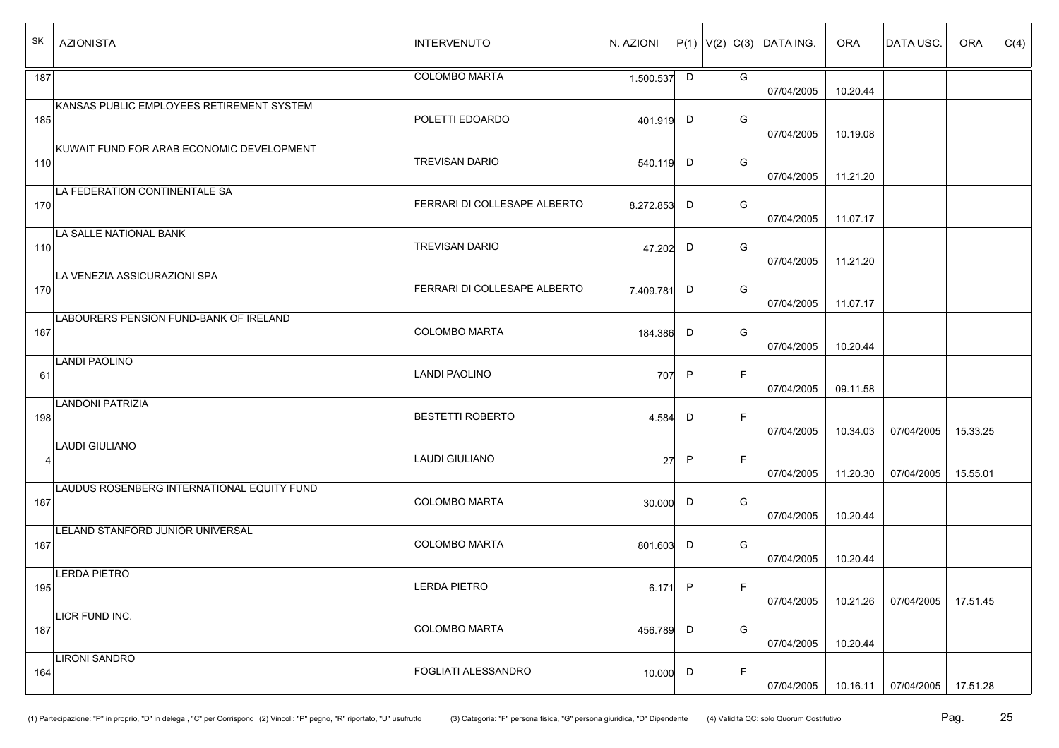| SK | AZIONISTA | INTERVENUTO | N. AZIONI | P(1) | V(2) | C(3) | DATA ING. | ORA | DATA USC. | ORA | C(4) |
|---|---|---|---|---|---|---|---|---|---|---|---|
| 187 | | COLOMBO MARTA | 1.500.537 | D | | G | 07/04/2005 | 10.20.44 | | | |
| 185 | KANSAS PUBLIC EMPLOYEES RETIREMENT SYSTEM | POLETTI EDOARDO | 401.919 | D | | G | 07/04/2005 | 10.19.08 | | | |
| 110 | KUWAIT FUND FOR ARAB ECONOMIC DEVELOPMENT | TREVISAN DARIO | 540.119 | D | | G | 07/04/2005 | 11.21.20 | | | |
| 170 | LA FEDERATION CONTINENTALE SA | FERRARI DI COLLESAPE ALBERTO | 8.272.853 | D | | G | 07/04/2005 | 11.07.17 | | | |
| 110 | LA SALLE NATIONAL BANK | TREVISAN DARIO | 47.202 | D | | G | 07/04/2005 | 11.21.20 | | | |
| 170 | LA VENEZIA ASSICURAZIONI SPA | FERRARI DI COLLESAPE ALBERTO | 7.409.781 | D | | G | 07/04/2005 | 11.07.17 | | | |
| 187 | LABOURERS PENSION FUND-BANK OF IRELAND | COLOMBO MARTA | 184.386 | D | | G | 07/04/2005 | 10.20.44 | | | |
| 61 | LANDI PAOLINO | LANDI PAOLINO | 707 | P | | F | 07/04/2005 | 09.11.58 | | | |
| 198 | LANDONI PATRIZIA | BESTETTI ROBERTO | 4.584 | D | | F | 07/04/2005 | 10.34.03 | 07/04/2005 | 15.33.25 | |
| 4 | LAUDI GIULIANO | LAUDI GIULIANO | 27 | P | | F | 07/04/2005 | 11.20.30 | 07/04/2005 | 15.55.01 | |
| 187 | LAUDUS ROSENBERG INTERNATIONAL EQUITY FUND | COLOMBO MARTA | 30.000 | D | | G | 07/04/2005 | 10.20.44 | | | |
| 187 | LELAND STANFORD JUNIOR UNIVERSAL | COLOMBO MARTA | 801.603 | D | | G | 07/04/2005 | 10.20.44 | | | |
| 195 | LERDA PIETRO | LERDA PIETRO | 6.171 | P | | F | 07/04/2005 | 10.21.26 | 07/04/2005 | 17.51.45 | |
| 187 | LICR FUND INC. | COLOMBO MARTA | 456.789 | D | | G | 07/04/2005 | 10.20.44 | | | |
| 164 | LIRONI SANDRO | FOGLIATI ALESSANDRO | 10.000 | D | | F | 07/04/2005 | 10.16.11 | 07/04/2005 | 17.51.28 | |

(1) Partecipazione: "P" in proprio, "D" in delega , "C" per Corrispond (2) Vincoli: "P" pegno, "R" riportato, "U" usufrutto (3) Categoria: "F" persona fisica, "G" persona giuridica, "D" Dipendente (4) Validità QC: solo Quorum Costitutivo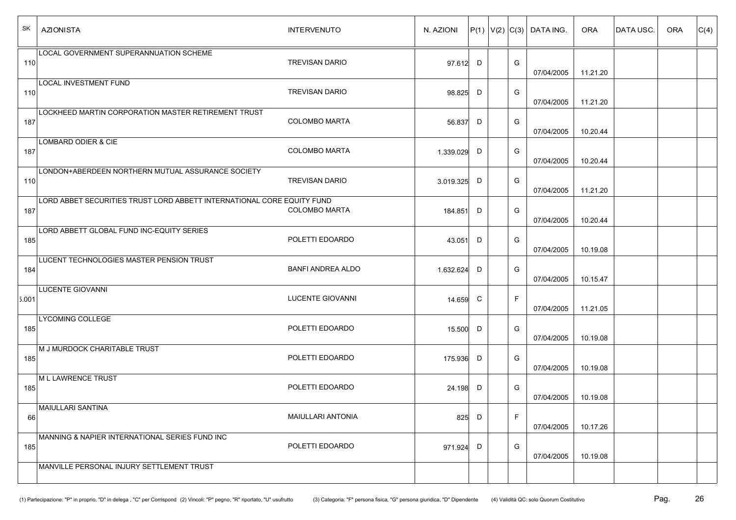| SK | AZIONISTA | INTERVENUTO | N. AZIONI | P(1) | V(2) | C(3) | DATA ING. | ORA | DATA USC. | ORA | C(4) |
|---|---|---|---|---|---|---|---|---|---|---|---|
| 110 | LOCAL GOVERNMENT SUPERANNUATION SCHEME | TREVISAN DARIO | 97.612 | D | | G | 07/04/2005 | 11.21.20 | | | |
| 110 | LOCAL INVESTMENT FUND | TREVISAN DARIO | 98.825 | D | | G | 07/04/2005 | 11.21.20 | | | |
| 187 | LOCKHEED MARTIN CORPORATION MASTER RETIREMENT TRUST | COLOMBO MARTA | 56.837 | D | | G | 07/04/2005 | 10.20.44 | | | |
| 187 | LOMBARD ODIER & CIE | COLOMBO MARTA | 1.339.029 | D | | G | 07/04/2005 | 10.20.44 | | | |
| 110 | LONDON+ABERDEEN NORTHERN MUTUAL ASSURANCE SOCIETY | TREVISAN DARIO | 3.019.325 | D | | G | 07/04/2005 | 11.21.20 | | | |
| 187 | LORD ABBET SECURITIES TRUST LORD ABBETT INTERNATIONAL CORE EQUITY FUND | COLOMBO MARTA | 184.851 | D | | G | 07/04/2005 | 10.20.44 | | | |
| 185 | LORD ABBETT GLOBAL FUND INC-EQUITY SERIES | POLETTI EDOARDO | 43.051 | D | | G | 07/04/2005 | 10.19.08 | | | |
| 184 | LUCENT TECHNOLOGIES MASTER PENSION TRUST | BANFI ANDREA ALDO | 1.632.624 | D | | G | 07/04/2005 | 10.15.47 | | | |
| 5.001 | LUCENTE GIOVANNI | LUCENTE GIOVANNI | 14.659 | C | | F | 07/04/2005 | 11.21.05 | | | |
| 185 | LYCOMING COLLEGE | POLETTI EDOARDO | 15.500 | D | | G | 07/04/2005 | 10.19.08 | | | |
| 185 | M J MURDOCK CHARITABLE TRUST | POLETTI EDOARDO | 175.936 | D | | G | 07/04/2005 | 10.19.08 | | | |
| 185 | M L LAWRENCE TRUST | POLETTI EDOARDO | 24.198 | D | | G | 07/04/2005 | 10.19.08 | | | |
| 66 | MAIULLARI SANTINA | MAIULLARI ANTONIA | 825 | D | | F | 07/04/2005 | 10.17.26 | | | |
| 185 | MANNING & NAPIER INTERNATIONAL SERIES FUND INC | POLETTI EDOARDO | 971.924 | D | | G | 07/04/2005 | 10.19.08 | | | |
| | MANVILLE PERSONAL INJURY SETTLEMENT TRUST | | | | | | | | | | |

(1) Partecipazione: "P" in proprio, "D" in delega , "C" per Corrispond (2) Vincoli: "P" pegno, "R" riportato, "U" usufrutto (3) Categoria: "F" persona fisica, "G" persona giuridica, "D" Dipendente (4) Validità QC: solo Quorum Costitutivo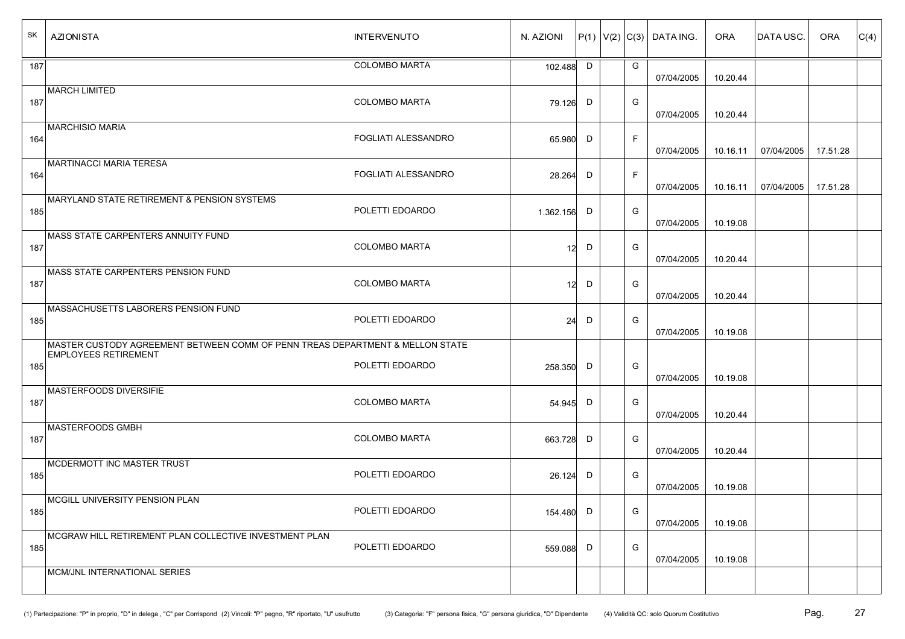| SK | AZIONISTA | INTERVENUTO | N. AZIONI | P(1) | V(2) | C(3) | DATA ING. | ORA | DATA USC. | ORA | C(4) |
|---|---|---|---|---|---|---|---|---|---|---|---|
| 187 | | COLOMBO MARTA | 102.488 | D | | G | 07/04/2005 | 10.20.44 | | | |
| 187 | MARCH LIMITED | COLOMBO MARTA | 79.126 | D | | G | 07/04/2005 | 10.20.44 | | | |
| 164 | MARCHISIO MARIA | FOGLIATI ALESSANDRO | 65.980 | D | | F | 07/04/2005 | 10.16.11 | 07/04/2005 | 17.51.28 | |
| 164 | MARTINACCI MARIA TERESA | FOGLIATI ALESSANDRO | 28.264 | D | | F | 07/04/2005 | 10.16.11 | 07/04/2005 | 17.51.28 | |
| 185 | MARYLAND STATE RETIREMENT & PENSION SYSTEMS | POLETTI EDOARDO | 1.362.156 | D | | G | 07/04/2005 | 10.19.08 | | | |
| 187 | MASS STATE CARPENTERS ANNUITY FUND | COLOMBO MARTA | 12 | D | | G | 07/04/2005 | 10.20.44 | | | |
| 187 | MASS STATE CARPENTERS PENSION FUND | COLOMBO MARTA | 12 | D | | G | 07/04/2005 | 10.20.44 | | | |
| 185 | MASSACHUSETTS LABORERS PENSION FUND | POLETTI EDOARDO | 24 | D | | G | 07/04/2005 | 10.19.08 | | | |
| 185 | MASTER CUSTODY AGREEMENT BETWEEN COMM OF PENN TREAS DEPARTMENT & MELLON STATE EMPLOYEES RETIREMENT | POLETTI EDOARDO | 258.350 | D | | G | 07/04/2005 | 10.19.08 | | | |
| 187 | MASTERFOODS DIVERSIFIE | COLOMBO MARTA | 54.945 | D | | G | 07/04/2005 | 10.20.44 | | | |
| 187 | MASTERFOODS GMBH | COLOMBO MARTA | 663.728 | D | | G | 07/04/2005 | 10.20.44 | | | |
| 185 | MCDERMOTT INC MASTER TRUST | POLETTI EDOARDO | 26.124 | D | | G | 07/04/2005 | 10.19.08 | | | |
| 185 | MCGILL UNIVERSITY PENSION PLAN | POLETTI EDOARDO | 154.480 | D | | G | 07/04/2005 | 10.19.08 | | | |
| 185 | MCGRAW HILL RETIREMENT PLAN COLLECTIVE INVESTMENT PLAN | POLETTI EDOARDO | 559.088 | D | | G | 07/04/2005 | 10.19.08 | | | |
| | MCM/JNL INTERNATIONAL SERIES | | | | | | | | | | |

(1) Partecipazione: "P" in proprio, "D" in delega , "C" per Corrispond (2) Vincoli: "P" pegno, "R" riportato, "U" usufrutto (3) Categoria: "F" persona fisica, "G" persona giuridica, "D" Dipendente (4) Validità QC: solo Quorum Costitutivo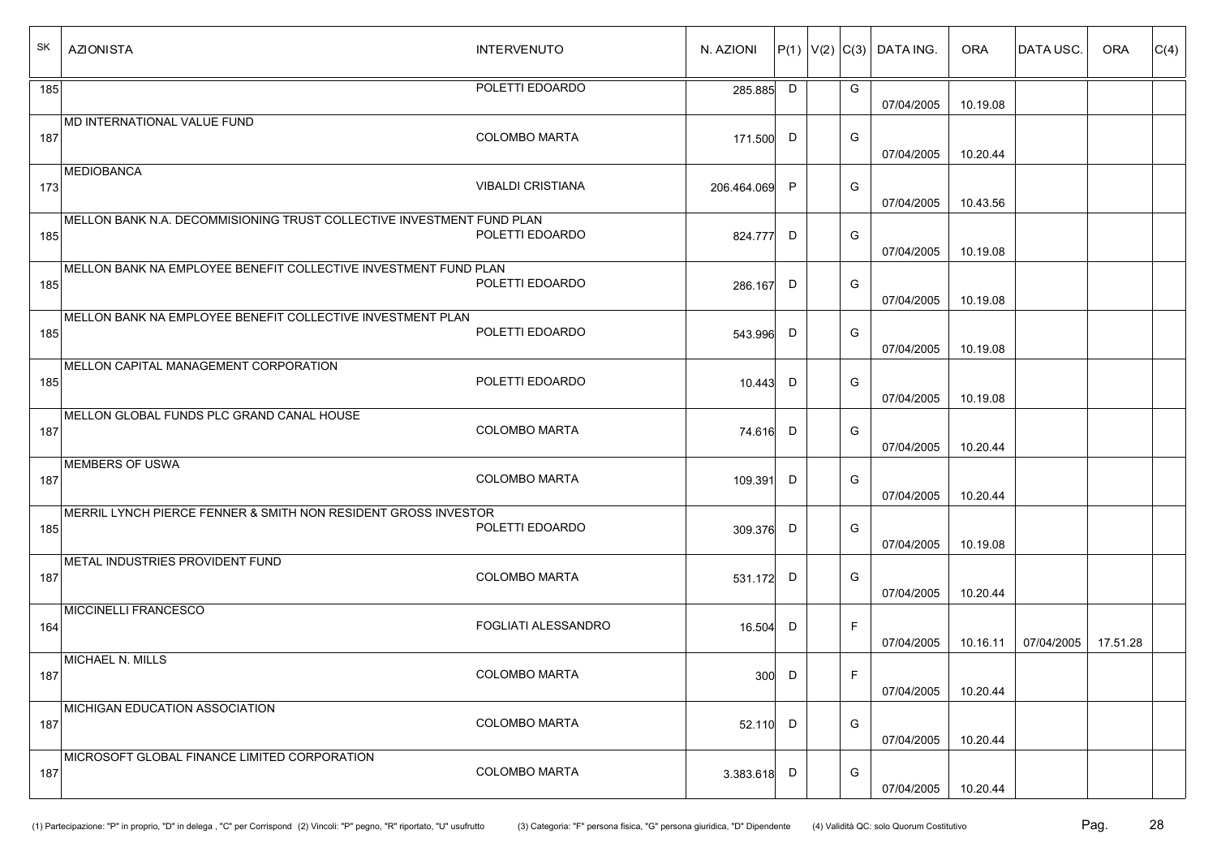| SK | AZIONISTA | INTERVENUTO | N. AZIONI | P(1) | V(2) | C(3) | DATA ING. | ORA | DATA USC. | ORA | C(4) |
|---|---|---|---|---|---|---|---|---|---|---|---|
| 185 | | POLETTI EDOARDO | 285.885 | D | | G | 07/04/2005 | 10.19.08 | | | |
| 187 | MD INTERNATIONAL VALUE FUND | COLOMBO MARTA | 171.500 | D | | G | 07/04/2005 | 10.20.44 | | | |
| 173 | MEDIOBANCA | VIBALDI CRISTIANA | 206.464.069 | P | | G | 07/04/2005 | 10.43.56 | | | |
| 185 | MELLON BANK N.A. DECOMMISIONING TRUST COLLECTIVE INVESTMENT FUND PLAN | POLETTI EDOARDO | 824.777 | D | | G | 07/04/2005 | 10.19.08 | | | |
| 185 | MELLON BANK NA EMPLOYEE BENEFIT COLLECTIVE INVESTMENT FUND PLAN | POLETTI EDOARDO | 286.167 | D | | G | 07/04/2005 | 10.19.08 | | | |
| 185 | MELLON BANK NA EMPLOYEE BENEFIT COLLECTIVE INVESTMENT PLAN | POLETTI EDOARDO | 543.996 | D | | G | 07/04/2005 | 10.19.08 | | | |
| 185 | MELLON CAPITAL MANAGEMENT CORPORATION | POLETTI EDOARDO | 10.443 | D | | G | 07/04/2005 | 10.19.08 | | | |
| 187 | MELLON GLOBAL FUNDS PLC GRAND CANAL HOUSE | COLOMBO MARTA | 74.616 | D | | G | 07/04/2005 | 10.20.44 | | | |
| 187 | MEMBERS OF USWA | COLOMBO MARTA | 109.391 | D | | G | 07/04/2005 | 10.20.44 | | | |
| 185 | MERRIL LYNCH PIERCE FENNER & SMITH NON RESIDENT GROSS INVESTOR | POLETTI EDOARDO | 309.376 | D | | G | 07/04/2005 | 10.19.08 | | | |
| 187 | METAL INDUSTRIES PROVIDENT FUND | COLOMBO MARTA | 531.172 | D | | G | 07/04/2005 | 10.20.44 | | | |
| 164 | MICCINELLI FRANCESCO | FOGLIATI ALESSANDRO | 16.504 | D | | F | 07/04/2005 | 10.16.11 | 07/04/2005 | 17.51.28 | |
| 187 | MICHAEL N. MILLS | COLOMBO MARTA | 300 | D | | F | 07/04/2005 | 10.20.44 | | | |
| 187 | MICHIGAN EDUCATION ASSOCIATION | COLOMBO MARTA | 52.110 | D | | G | 07/04/2005 | 10.20.44 | | | |
| 187 | MICROSOFT GLOBAL FINANCE LIMITED CORPORATION | COLOMBO MARTA | 3.383.618 | D | | G | 07/04/2005 | 10.20.44 | | | |

(1) Partecipazione: "P" in proprio, "D" in delega , "C" per Corrispond (2) Vincoli: "P" pegno, "R" riportato, "U" usufrutto (3) Categoria: "F" persona fisica, "G" persona giuridica, "D" Dipendente (4) Validità QC: solo Quorum Costitutivo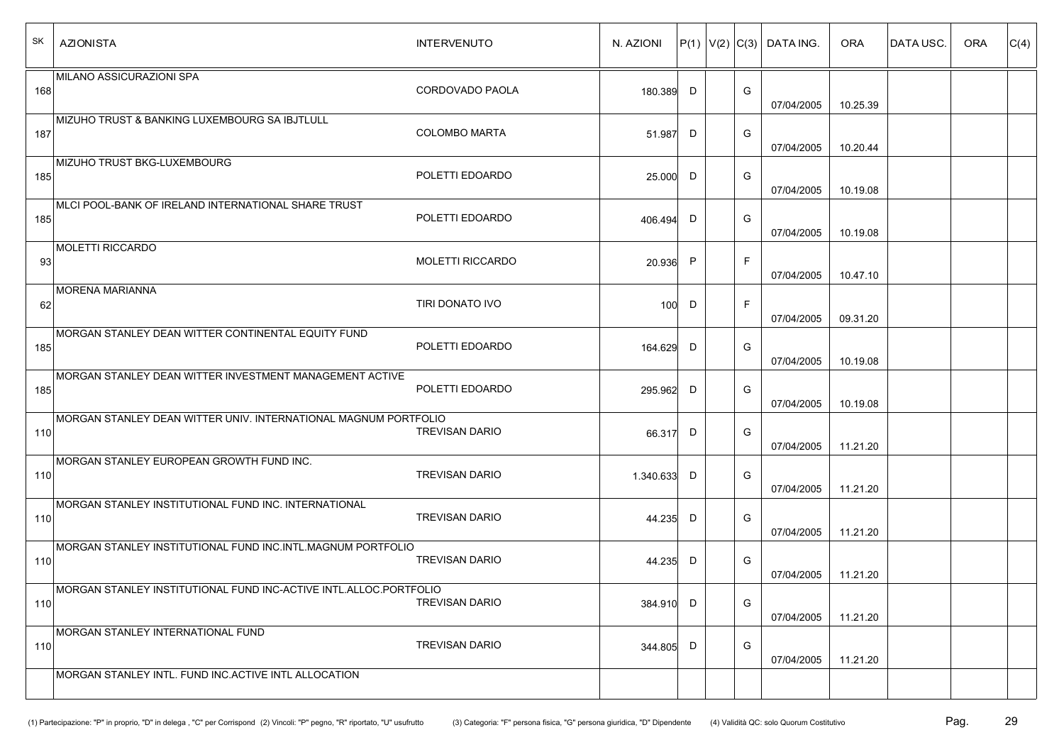| SK | AZIONISTA | INTERVENUTO | N. AZIONI | P(1) | V(2) | C(3) | DATA ING. | ORA | DATA USC. | ORA | C(4) |
|---|---|---|---|---|---|---|---|---|---|---|---|
| 168 | MILANO ASSICURAZIONI SPA | CORDOVADO PAOLA | 180.389 | D | | G | 07/04/2005 | 10.25.39 | | | |
| 187 | MIZUHO TRUST & BANKING LUXEMBOURG SA IBJTLULL | COLOMBO MARTA | 51.987 | D | | G | 07/04/2005 | 10.20.44 | | | |
| 185 | MIZUHO TRUST BKG-LUXEMBOURG | POLETTI EDOARDO | 25.000 | D | | G | 07/04/2005 | 10.19.08 | | | |
| 185 | MLCI POOL-BANK OF IRELAND INTERNATIONAL SHARE TRUST | POLETTI EDOARDO | 406.494 | D | | G | 07/04/2005 | 10.19.08 | | | |
| 93 | MOLETTI RICCARDO | MOLETTI RICCARDO | 20.936 | P | | F | 07/04/2005 | 10.47.10 | | | |
| 62 | MORENA MARIANNA | TIRI DONATO IVO | 100 | D | | F | 07/04/2005 | 09.31.20 | | | |
| 185 | MORGAN STANLEY DEAN WITTER CONTINENTAL EQUITY FUND | POLETTI EDOARDO | 164.629 | D | | G | 07/04/2005 | 10.19.08 | | | |
| 185 | MORGAN STANLEY DEAN WITTER INVESTMENT MANAGEMENT ACTIVE | POLETTI EDOARDO | 295.962 | D | | G | 07/04/2005 | 10.19.08 | | | |
| 110 | MORGAN STANLEY DEAN WITTER UNIV. INTERNATIONAL MAGNUM PORTFOLIO | TREVISAN DARIO | 66.317 | D | | G | 07/04/2005 | 11.21.20 | | | |
| 110 | MORGAN STANLEY EUROPEAN GROWTH FUND INC. | TREVISAN DARIO | 1.340.633 | D | | G | 07/04/2005 | 11.21.20 | | | |
| 110 | MORGAN STANLEY INSTITUTIONAL FUND INC. INTERNATIONAL | TREVISAN DARIO | 44.235 | D | | G | 07/04/2005 | 11.21.20 | | | |
| 110 | MORGAN STANLEY INSTITUTIONAL FUND INC.INTL.MAGNUM PORTFOLIO | TREVISAN DARIO | 44.235 | D | | G | 07/04/2005 | 11.21.20 | | | |
| 110 | MORGAN STANLEY INSTITUTIONAL FUND INC-ACTIVE INTL.ALLOC.PORTFOLIO | TREVISAN DARIO | 384.910 | D | | G | 07/04/2005 | 11.21.20 | | | |
| 110 | MORGAN STANLEY INTERNATIONAL FUND | TREVISAN DARIO | 344.805 | D | | G | 07/04/2005 | 11.21.20 | | | |
| | MORGAN STANLEY INTL. FUND INC.ACTIVE INTL ALLOCATION | | | | | | | | | | |

(1) Partecipazione: "P" in proprio, "D" in delega , "C" per Corrispond (2) Vincoli: "P" pegno, "R" riportato, "U" usufrutto (3) Categoria: "F" persona fisica, "G" persona giuridica, "D" Dipendente (4) Validità QC: solo Quorum Costitutivo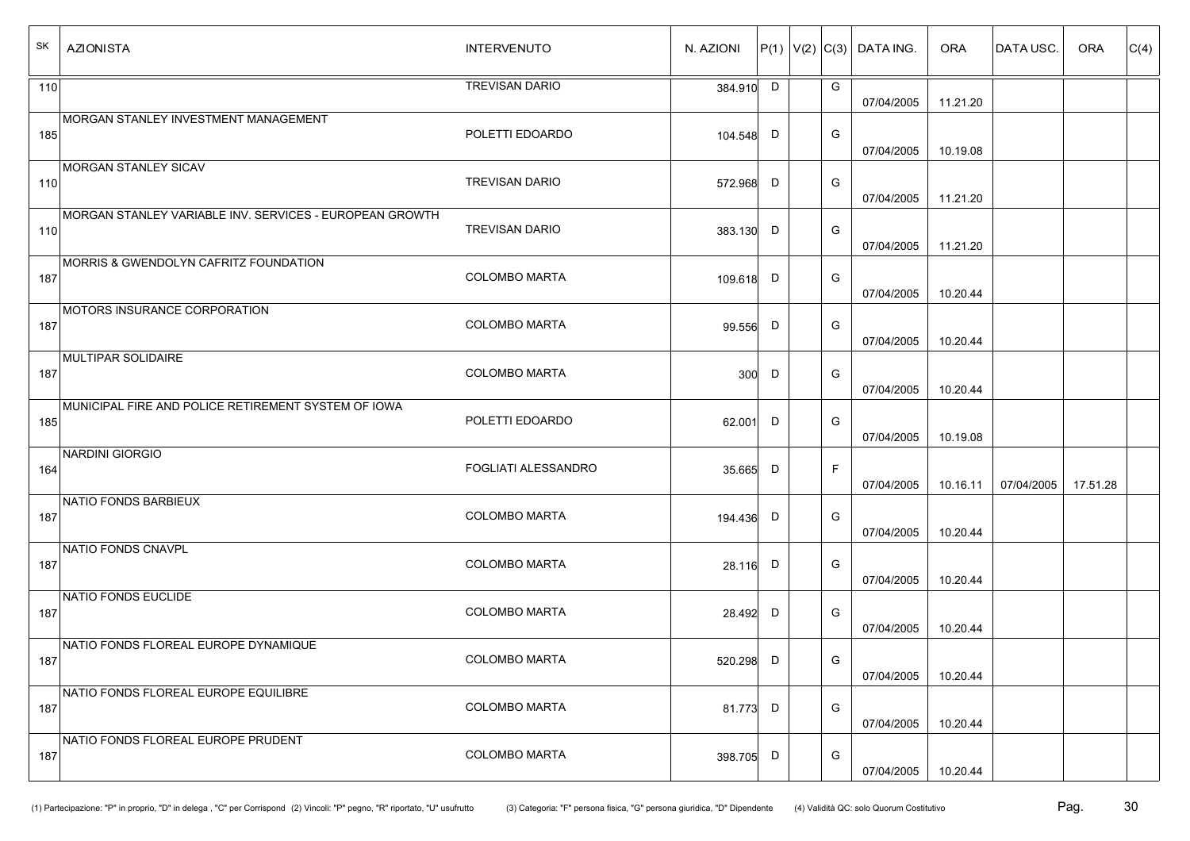| SK | AZIONISTA | INTERVENUTO | N. AZIONI | P(1) | V(2) | C(3) | DATA ING. | ORA | DATA USC. | ORA | C(4) |
|---|---|---|---|---|---|---|---|---|---|---|---|
| 110 | | TREVISAN DARIO | 384.910 | D | | G | 07/04/2005 | 11.21.20 | | | |
| 185 | MORGAN STANLEY INVESTMENT MANAGEMENT | POLETTI EDOARDO | 104.548 | D | | G | 07/04/2005 | 10.19.08 | | | |
| 110 | MORGAN STANLEY SICAV | TREVISAN DARIO | 572.968 | D | | G | 07/04/2005 | 11.21.20 | | | |
| 110 | MORGAN STANLEY VARIABLE INV. SERVICES - EUROPEAN GROWTH | TREVISAN DARIO | 383.130 | D | | G | 07/04/2005 | 11.21.20 | | | |
| 187 | MORRIS & GWENDOLYN CAFRITZ FOUNDATION | COLOMBO MARTA | 109.618 | D | | G | 07/04/2005 | 10.20.44 | | | |
| 187 | MOTORS INSURANCE CORPORATION | COLOMBO MARTA | 99.556 | D | | G | 07/04/2005 | 10.20.44 | | | |
| 187 | MULTIPAR SOLIDAIRE | COLOMBO MARTA | 300 | D | | G | 07/04/2005 | 10.20.44 | | | |
| 185 | MUNICIPAL FIRE AND POLICE RETIREMENT SYSTEM OF IOWA | POLETTI EDOARDO | 62.001 | D | | G | 07/04/2005 | 10.19.08 | | | |
| 164 | NARDINI GIORGIO | FOGLIATI ALESSANDRO | 35.665 | D | | F | 07/04/2005 | 10.16.11 | 07/04/2005 | 17.51.28 | |
| 187 | NATIO FONDS BARBIEUX | COLOMBO MARTA | 194.436 | D | | G | 07/04/2005 | 10.20.44 | | | |
| 187 | NATIO FONDS CNAVPL | COLOMBO MARTA | 28.116 | D | | G | 07/04/2005 | 10.20.44 | | | |
| 187 | NATIO FONDS EUCLIDE | COLOMBO MARTA | 28.492 | D | | G | 07/04/2005 | 10.20.44 | | | |
| 187 | NATIO FONDS FLOREAL EUROPE DYNAMIQUE | COLOMBO MARTA | 520.298 | D | | G | 07/04/2005 | 10.20.44 | | | |
| 187 | NATIO FONDS FLOREAL EUROPE EQUILIBRE | COLOMBO MARTA | 81.773 | D | | G | 07/04/2005 | 10.20.44 | | | |
| 187 | NATIO FONDS FLOREAL EUROPE PRUDENT | COLOMBO MARTA | 398.705 | D | | G | 07/04/2005 | 10.20.44 | | | |

(1) Partecipazione: "P" in proprio, "D" in delega , "C" per Corrispond (2) Vincoli: "P" pegno, "R" riportato, "U" usufrutto (3) Categoria: "F" persona fisica, "G" persona giuridica, "D" Dipendente (4) Validità QC: solo Quorum Costitutivo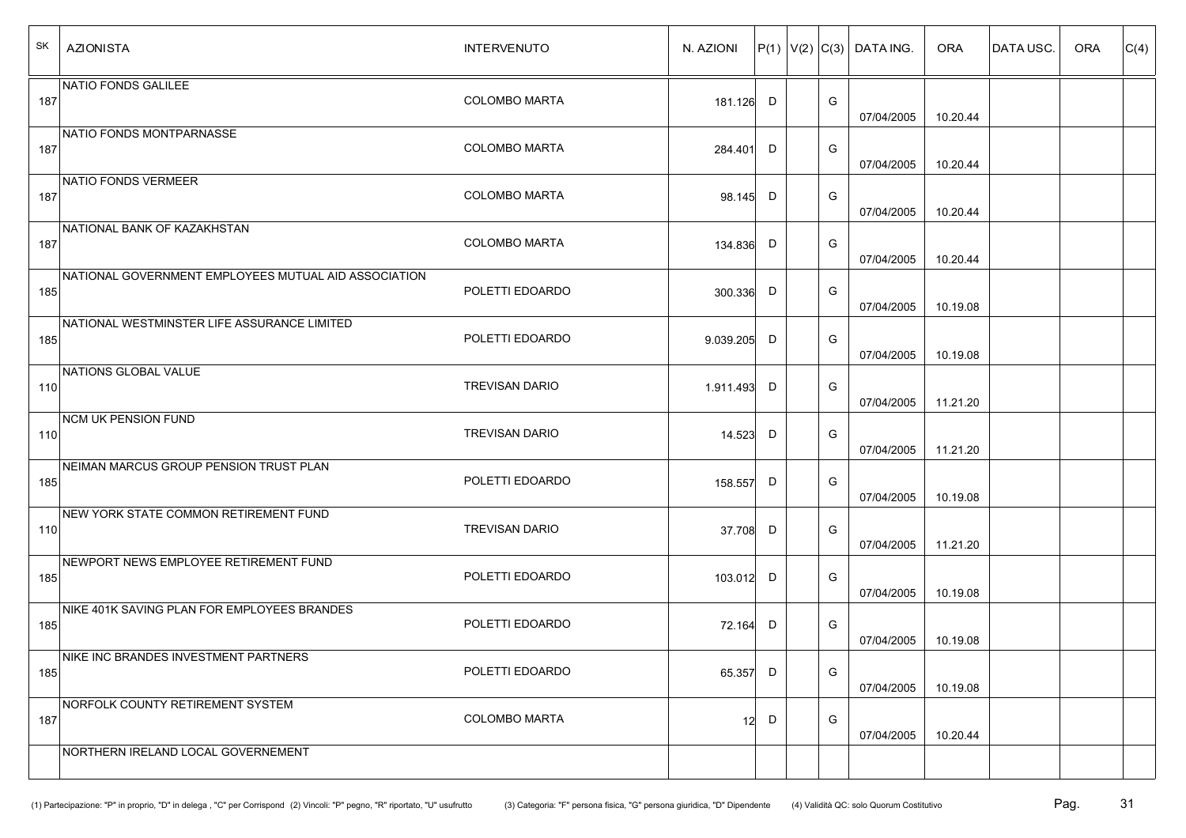| SK | AZIONISTA | INTERVENUTO | N. AZIONI | P(1) | V(2) | C(3) | DATA ING. | ORA | DATA USC. | ORA | C(4) |
|---|---|---|---|---|---|---|---|---|---|---|---|
| 187 | NATIO FONDS GALILEE | COLOMBO MARTA | 181.126 | D | | G | 07/04/2005 | 10.20.44 | | | |
| 187 | NATIO FONDS MONTPARNASSE | COLOMBO MARTA | 284.401 | D | | G | 07/04/2005 | 10.20.44 | | | |
| 187 | NATIO FONDS VERMEER | COLOMBO MARTA | 98.145 | D | | G | 07/04/2005 | 10.20.44 | | | |
| 187 | NATIONAL BANK OF KAZAKHSTAN | COLOMBO MARTA | 134.836 | D | | G | 07/04/2005 | 10.20.44 | | | |
| 185 | NATIONAL GOVERNMENT EMPLOYEES MUTUAL AID ASSOCIATION | POLETTI EDOARDO | 300.336 | D | | G | 07/04/2005 | 10.19.08 | | | |
| 185 | NATIONAL WESTMINSTER LIFE ASSURANCE LIMITED | POLETTI EDOARDO | 9.039.205 | D | | G | 07/04/2005 | 10.19.08 | | | |
| 110 | NATIONS GLOBAL VALUE | TREVISAN DARIO | 1.911.493 | D | | G | 07/04/2005 | 11.21.20 | | | |
| 110 | NCM UK PENSION FUND | TREVISAN DARIO | 14.523 | D | | G | 07/04/2005 | 11.21.20 | | | |
| 185 | NEIMAN MARCUS GROUP PENSION TRUST PLAN | POLETTI EDOARDO | 158.557 | D | | G | 07/04/2005 | 10.19.08 | | | |
| 110 | NEW YORK STATE COMMON RETIREMENT FUND | TREVISAN DARIO | 37.708 | D | | G | 07/04/2005 | 11.21.20 | | | |
| 185 | NEWPORT NEWS EMPLOYEE RETIREMENT FUND | POLETTI EDOARDO | 103.012 | D | | G | 07/04/2005 | 10.19.08 | | | |
| 185 | NIKE 401K SAVING PLAN FOR EMPLOYEES BRANDES | POLETTI EDOARDO | 72.164 | D | | G | 07/04/2005 | 10.19.08 | | | |
| 185 | NIKE INC BRANDES INVESTMENT PARTNERS | POLETTI EDOARDO | 65.357 | D | | G | 07/04/2005 | 10.19.08 | | | |
| 187 | NORFOLK COUNTY RETIREMENT SYSTEM | COLOMBO MARTA | 12 | D | | G | 07/04/2005 | 10.20.44 | | | |
| | NORTHERN IRELAND LOCAL GOVERNEMENT | | | | | | | | | | |

(1) Partecipazione: "P" in proprio, "D" in delega , "C" per Corrispond (2) Vincoli: "P" pegno, "R" riportato, "U" usufrutto (3) Categoria: "F" persona fisica, "G" persona giuridica, "D" Dipendente (4) Validità QC: solo Quorum Costitutivo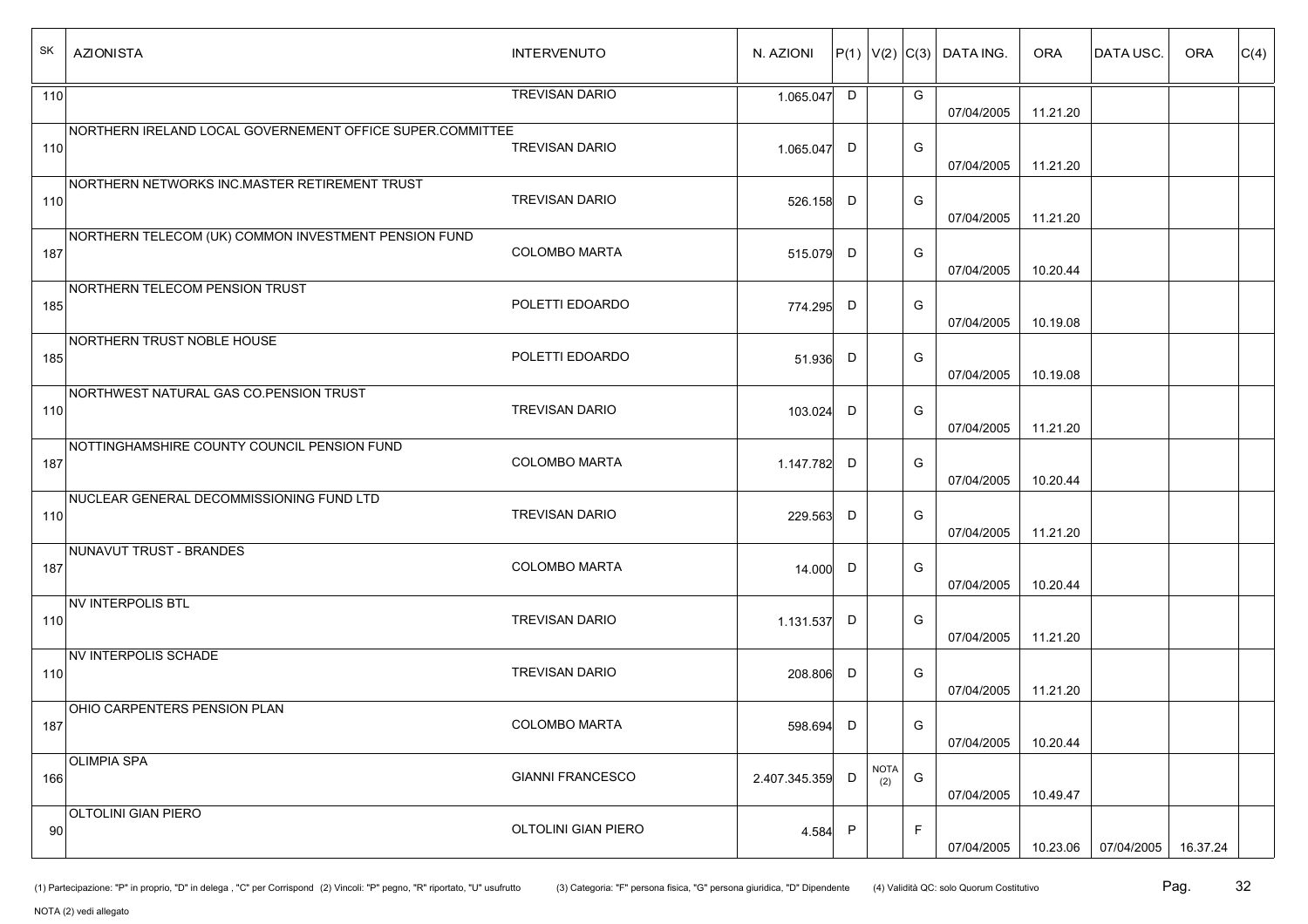| SK | AZIONISTA | INTERVENUTO | N. AZIONI | P(1) | V(2) | C(3) | DATA ING. | ORA | DATA USC. | ORA | C(4) |
|---|---|---|---|---|---|---|---|---|---|---|---|
| 110 | | TREVISAN DARIO | 1.065.047 | D | | G | 07/04/2005 | 11.21.20 | | | |
| 110 | NORTHERN IRELAND LOCAL GOVERNEMENT OFFICE SUPER.COMMITTEE | TREVISAN DARIO | 1.065.047 | D | | G | 07/04/2005 | 11.21.20 | | | |
| 110 | NORTHERN NETWORKS INC.MASTER RETIREMENT TRUST | TREVISAN DARIO | 526.158 | D | | G | 07/04/2005 | 11.21.20 | | | |
| 187 | NORTHERN TELECOM (UK) COMMON INVESTMENT PENSION FUND | COLOMBO MARTA | 515.079 | D | | G | 07/04/2005 | 10.20.44 | | | |
| 185 | NORTHERN TELECOM PENSION TRUST | POLETTI EDOARDO | 774.295 | D | | G | 07/04/2005 | 10.19.08 | | | |
| 185 | NORTHERN TRUST NOBLE HOUSE | POLETTI EDOARDO | 51.936 | D | | G | 07/04/2005 | 10.19.08 | | | |
| 110 | NORTHWEST NATURAL GAS CO.PENSION TRUST | TREVISAN DARIO | 103.024 | D | | G | 07/04/2005 | 11.21.20 | | | |
| 187 | NOTTINGHAMSHIRE COUNTY COUNCIL PENSION FUND | COLOMBO MARTA | 1.147.782 | D | | G | 07/04/2005 | 10.20.44 | | | |
| 110 | NUCLEAR GENERAL DECOMMISSIONING FUND LTD | TREVISAN DARIO | 229.563 | D | | G | 07/04/2005 | 11.21.20 | | | |
| 187 | NUNAVUT TRUST - BRANDES | COLOMBO MARTA | 14.000 | D | | G | 07/04/2005 | 10.20.44 | | | |
| 110 | NV INTERPOLIS BTL | TREVISAN DARIO | 1.131.537 | D | | G | 07/04/2005 | 11.21.20 | | | |
| 110 | NV INTERPOLIS SCHADE | TREVISAN DARIO | 208.806 | D | | G | 07/04/2005 | 11.21.20 | | | |
| 187 | OHIO CARPENTERS PENSION PLAN | COLOMBO MARTA | 598.694 | D | | G | 07/04/2005 | 10.20.44 | | | |
| 166 | OLIMPIA SPA | GIANNI FRANCESCO | 2.407.345.359 | D | NOTA (2) | G | 07/04/2005 | 10.49.47 | | | |
| 90 | OLTOLINI GIAN PIERO | OLTOLINI GIAN PIERO | 4.584 | P | | F | 07/04/2005 | 10.23.06 | 07/04/2005 | 16.37.24 | |

(1) Partecipazione: "P" in proprio, "D" in delega , "C" per Corrispond (2) Vincoli: "P" pegno, "R" riportato, "U" usufrutto (3) Categoria: "F" persona fisica, "G" persona giuridica, "D" Dipendente (4) Validità QC: solo Quorum Costitutivo

NOTA (2) vedi allegato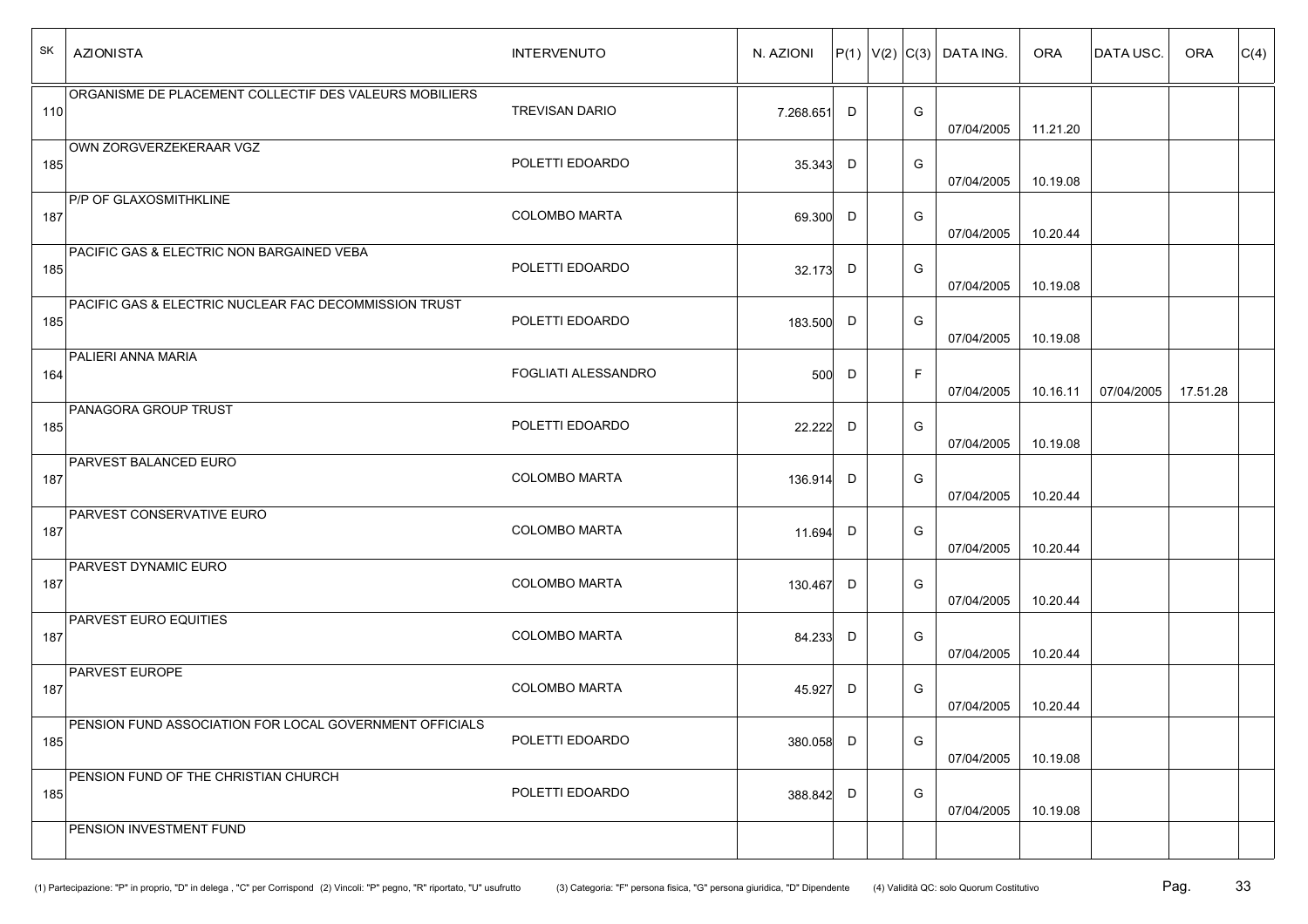| SK | AZIONISTA | INTERVENUTO | N. AZIONI | P(1) | V(2) | C(3) | DATA ING. | ORA | DATA USC. | ORA | C(4) |
|---|---|---|---|---|---|---|---|---|---|---|---|
| 110 | ORGANISME DE PLACEMENT COLLECTIF DES VALEURS MOBILIERS | TREVISAN DARIO | 7.268.651 | D | | G | 07/04/2005 | 11.21.20 | | | |
| 185 | OWN ZORGVERZEKERAAR VGZ | POLETTI EDOARDO | 35.343 | D | | G | 07/04/2005 | 10.19.08 | | | |
| 187 | P/P OF GLAXOSMITHKLINE | COLOMBO MARTA | 69.300 | D | | G | 07/04/2005 | 10.20.44 | | | |
| 185 | PACIFIC GAS & ELECTRIC NON BARGAINED VEBA | POLETTI EDOARDO | 32.173 | D | | G | 07/04/2005 | 10.19.08 | | | |
| 185 | PACIFIC GAS & ELECTRIC NUCLEAR FAC DECOMMISSION TRUST | POLETTI EDOARDO | 183.500 | D | | G | 07/04/2005 | 10.19.08 | | | |
| 164 | PALIERI ANNA MARIA | FOGLIATI ALESSANDRO | 500 | D | | F | 07/04/2005 | 10.16.11 | 07/04/2005 | 17.51.28 | |
| 185 | PANAGORA GROUP TRUST | POLETTI EDOARDO | 22.222 | D | | G | 07/04/2005 | 10.19.08 | | | |
| 187 | PARVEST BALANCED EURO | COLOMBO MARTA | 136.914 | D | | G | 07/04/2005 | 10.20.44 | | | |
| 187 | PARVEST CONSERVATIVE EURO | COLOMBO MARTA | 11.694 | D | | G | 07/04/2005 | 10.20.44 | | | |
| 187 | PARVEST DYNAMIC EURO | COLOMBO MARTA | 130.467 | D | | G | 07/04/2005 | 10.20.44 | | | |
| 187 | PARVEST EURO EQUITIES | COLOMBO MARTA | 84.233 | D | | G | 07/04/2005 | 10.20.44 | | | |
| 187 | PARVEST EUROPE | COLOMBO MARTA | 45.927 | D | | G | 07/04/2005 | 10.20.44 | | | |
| 185 | PENSION FUND ASSOCIATION FOR LOCAL GOVERNMENT OFFICIALS | POLETTI EDOARDO | 380.058 | D | | G | 07/04/2005 | 10.19.08 | | | |
| 185 | PENSION FUND OF THE CHRISTIAN CHURCH | POLETTI EDOARDO | 388.842 | D | | G | 07/04/2005 | 10.19.08 | | | |
| | PENSION INVESTMENT FUND | | | | | | | | | | |

(1) Partecipazione: "P" in proprio, "D" in delega , "C" per Corrispond (2) Vincoli: "P" pegno, "R" riportato, "U" usufrutto (3) Categoria: "F" persona fisica, "G" persona giuridica, "D" Dipendente (4) Validità QC: solo Quorum Costitutivo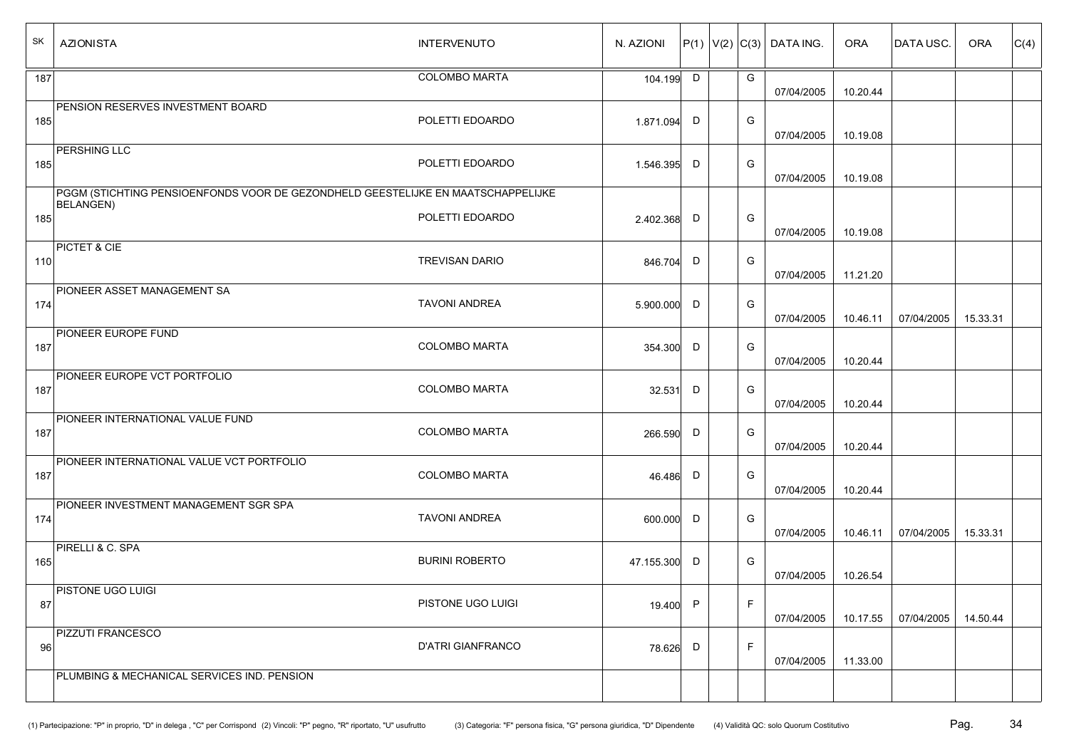| SK | AZIONISTA | INTERVENUTO | N. AZIONI | P(1) | V(2) | C(3) | DATA ING. | ORA | DATA USC. | ORA | C(4) |
|---|---|---|---|---|---|---|---|---|---|---|---|
| 187 | | COLOMBO MARTA | 104.199 | D | | G | 07/04/2005 | 10.20.44 | | | |
| 185 | PENSION RESERVES INVESTMENT BOARD | POLETTI EDOARDO | 1.871.094 | D | | G | 07/04/2005 | 10.19.08 | | | |
| 185 | PERSHING LLC | POLETTI EDOARDO | 1.546.395 | D | | G | 07/04/2005 | 10.19.08 | | | |
| 185 | PGGM (STICHTING PENSIOENFONDS VOOR DE GEZONDHELD GEESTELIJKE EN MAATSCHAPPELIJKE BELANGEN) | POLETTI EDOARDO | 2.402.368 | D | | G | 07/04/2005 | 10.19.08 | | | |
| 110 | PICTET & CIE | TREVISAN DARIO | 846.704 | D | | G | 07/04/2005 | 11.21.20 | | | |
| 174 | PIONEER ASSET MANAGEMENT SA | TAVONI ANDREA | 5.900.000 | D | | G | 07/04/2005 | 10.46.11 | 07/04/2005 | 15.33.31 | |
| 187 | PIONEER EUROPE FUND | COLOMBO MARTA | 354.300 | D | | G | 07/04/2005 | 10.20.44 | | | |
| 187 | PIONEER EUROPE VCT PORTFOLIO | COLOMBO MARTA | 32.531 | D | | G | 07/04/2005 | 10.20.44 | | | |
| 187 | PIONEER INTERNATIONAL VALUE FUND | COLOMBO MARTA | 266.590 | D | | G | 07/04/2005 | 10.20.44 | | | |
| 187 | PIONEER INTERNATIONAL VALUE VCT PORTFOLIO | COLOMBO MARTA | 46.486 | D | | G | 07/04/2005 | 10.20.44 | | | |
| 174 | PIONEER INVESTMENT MANAGEMENT SGR SPA | TAVONI ANDREA | 600.000 | D | | G | 07/04/2005 | 10.46.11 | 07/04/2005 | 15.33.31 | |
| 165 | PIRELLI & C. SPA | BURINI ROBERTO | 47.155.300 | D | | G | 07/04/2005 | 10.26.54 | | | |
| 87 | PISTONE UGO LUIGI | PISTONE UGO LUIGI | 19.400 | P | | F | 07/04/2005 | 10.17.55 | 07/04/2005 | 14.50.44 | |
| 96 | PIZZUTI FRANCESCO | D'ATRI GIANFRANCO | 78.626 | D | | F | 07/04/2005 | 11.33.00 | | | |
| | PLUMBING & MECHANICAL SERVICES IND. PENSION | | | | | | | | | | |

(1) Partecipazione: "P" in proprio, "D" in delega , "C" per Corrispond (2) Vincoli: "P" pegno, "R" riportato, "U" usufrutto (3) Categoria: "F" persona fisica, "G" persona giuridica, "D" Dipendente (4) Validità QC: solo Quorum Costitutivo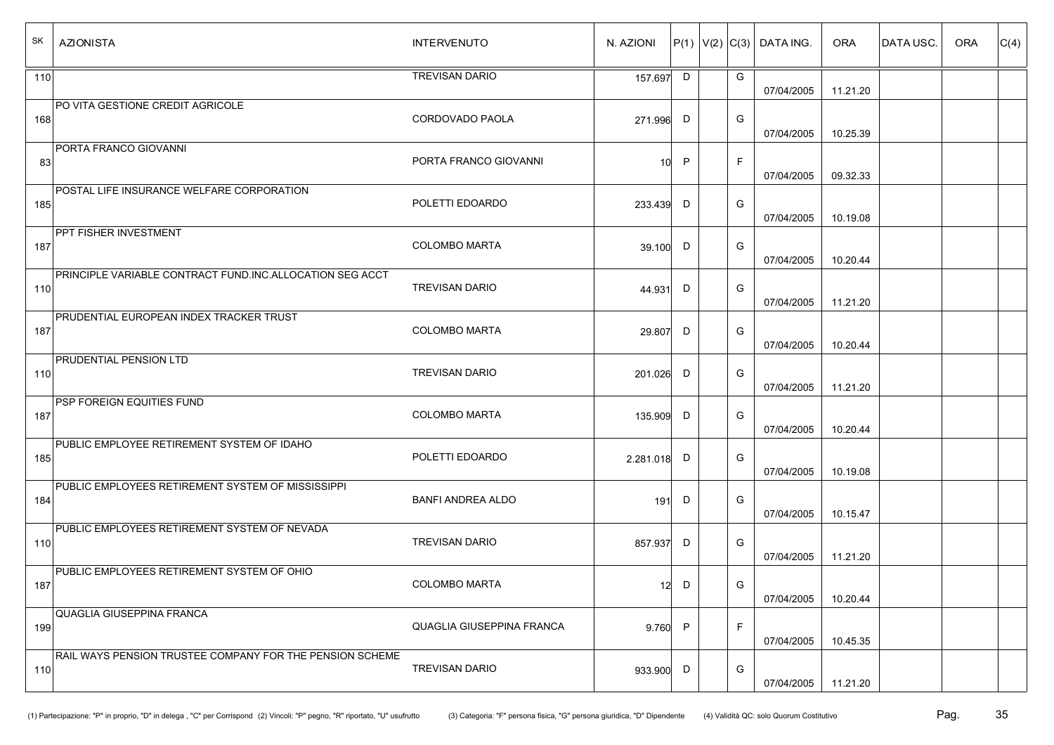| SK | AZIONISTA | INTERVENUTO | N. AZIONI | P(1) | V(2) | C(3) | DATA ING. | ORA | DATA USC. | ORA | C(4) |
|---|---|---|---|---|---|---|---|---|---|---|---|
| 110 | | TREVISAN DARIO | 157.697 | D | | G | 07/04/2005 | 11.21.20 | | | |
| 168 | PO VITA GESTIONE CREDIT AGRICOLE | CORDOVADO PAOLA | 271.996 | D | | G | 07/04/2005 | 10.25.39 | | | |
| 83 | PORTA FRANCO GIOVANNI | PORTA FRANCO GIOVANNI | 10 | P | | F | 07/04/2005 | 09.32.33 | | | |
| 185 | POSTAL LIFE INSURANCE WELFARE CORPORATION | POLETTI EDOARDO | 233.439 | D | | G | 07/04/2005 | 10.19.08 | | | |
| 187 | PPT FISHER INVESTMENT | COLOMBO MARTA | 39.100 | D | | G | 07/04/2005 | 10.20.44 | | | |
| 110 | PRINCIPLE VARIABLE CONTRACT FUND.INC.ALLOCATION SEG ACCT | TREVISAN DARIO | 44.931 | D | | G | 07/04/2005 | 11.21.20 | | | |
| 187 | PRUDENTIAL EUROPEAN INDEX TRACKER TRUST | COLOMBO MARTA | 29.807 | D | | G | 07/04/2005 | 10.20.44 | | | |
| 110 | PRUDENTIAL PENSION LTD | TREVISAN DARIO | 201.026 | D | | G | 07/04/2005 | 11.21.20 | | | |
| 187 | PSP FOREIGN EQUITIES FUND | COLOMBO MARTA | 135.909 | D | | G | 07/04/2005 | 10.20.44 | | | |
| 185 | PUBLIC EMPLOYEE RETIREMENT SYSTEM OF IDAHO | POLETTI EDOARDO | 2.281.018 | D | | G | 07/04/2005 | 10.19.08 | | | |
| 184 | PUBLIC EMPLOYEES RETIREMENT SYSTEM OF MISSISSIPPI | BANFI ANDREA ALDO | 191 | D | | G | 07/04/2005 | 10.15.47 | | | |
| 110 | PUBLIC EMPLOYEES RETIREMENT SYSTEM OF NEVADA | TREVISAN DARIO | 857.937 | D | | G | 07/04/2005 | 11.21.20 | | | |
| 187 | PUBLIC EMPLOYEES RETIREMENT SYSTEM OF OHIO | COLOMBO MARTA | 12 | D | | G | 07/04/2005 | 10.20.44 | | | |
| 199 | QUAGLIA GIUSEPPINA FRANCA | QUAGLIA GIUSEPPINA FRANCA | 9.760 | P | | F | 07/04/2005 | 10.45.35 | | | |
| 110 | RAIL WAYS PENSION TRUSTEE COMPANY FOR THE PENSION SCHEME | TREVISAN DARIO | 933.900 | D | | G | 07/04/2005 | 11.21.20 | | | |

(1) Partecipazione: "P" in proprio, "D" in delega , "C" per Corrispond (2) Vincoli: "P" pegno, "R" riportato, "U" usufrutto (3) Categoria: "F" persona fisica, "G" persona giuridica, "D" Dipendente (4) Validità QC: solo Quorum Costitutivo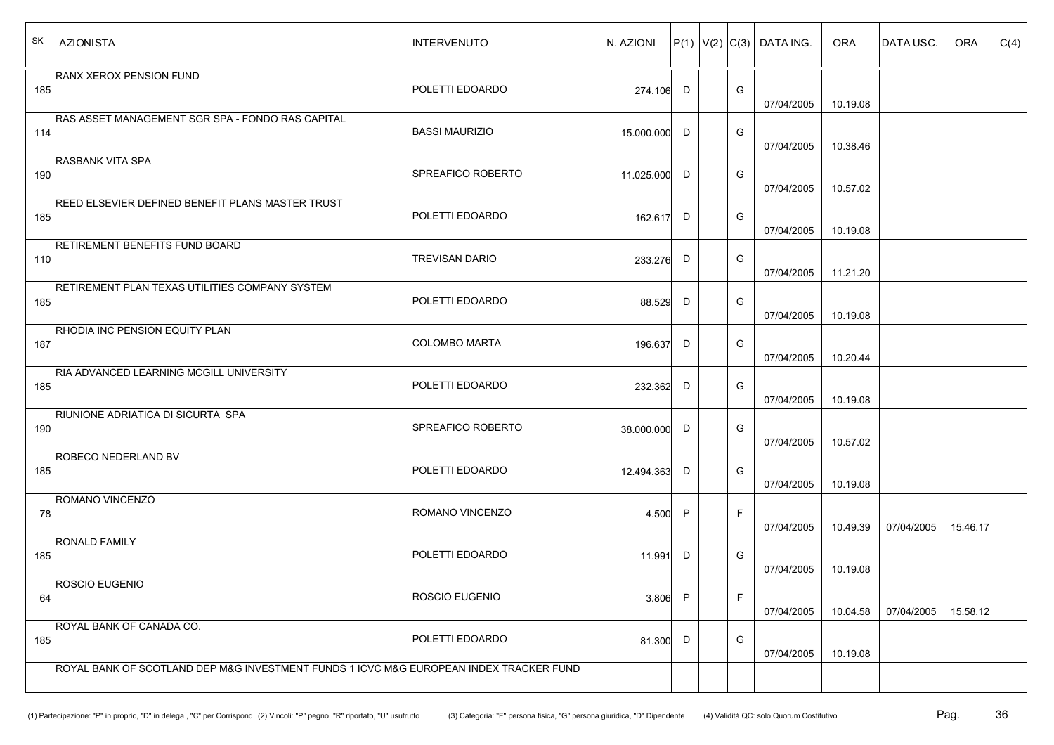| SK | AZIONISTA | INTERVENUTO | N. AZIONI | P(1) | V(2) | C(3) | DATA ING. | ORA | DATA USC. | ORA | C(4) |
|---|---|---|---|---|---|---|---|---|---|---|---|
| 185 | RANX XEROX PENSION FUND | POLETTI EDOARDO | 274.106 | D | | G | 07/04/2005 | 10.19.08 | | | |
| 114 | RAS ASSET MANAGEMENT SGR SPA - FONDO RAS CAPITAL | BASSI MAURIZIO | 15.000.000 | D | | G | 07/04/2005 | 10.38.46 | | | |
| 190 | RASBANK VITA SPA | SPREAFICO ROBERTO | 11.025.000 | D | | G | 07/04/2005 | 10.57.02 | | | |
| 185 | REED ELSEVIER DEFINED BENEFIT PLANS MASTER TRUST | POLETTI EDOARDO | 162.617 | D | | G | 07/04/2005 | 10.19.08 | | | |
| 110 | RETIREMENT BENEFITS FUND BOARD | TREVISAN DARIO | 233.276 | D | | G | 07/04/2005 | 11.21.20 | | | |
| 185 | RETIREMENT PLAN TEXAS UTILITIES COMPANY SYSTEM | POLETTI EDOARDO | 88.529 | D | | G | 07/04/2005 | 10.19.08 | | | |
| 187 | RHODIA INC PENSION EQUITY PLAN | COLOMBO MARTA | 196.637 | D | | G | 07/04/2005 | 10.20.44 | | | |
| 185 | RIA ADVANCED LEARNING MCGILL UNIVERSITY | POLETTI EDOARDO | 232.362 | D | | G | 07/04/2005 | 10.19.08 | | | |
| 190 | RIUNIONE ADRIATICA DI SICURTA SPA | SPREAFICO ROBERTO | 38.000.000 | D | | G | 07/04/2005 | 10.57.02 | | | |
| 185 | ROBECO NEDERLAND BV | POLETTI EDOARDO | 12.494.363 | D | | G | 07/04/2005 | 10.19.08 | | | |
| 78 | ROMANO VINCENZO | ROMANO VINCENZO | 4.500 | P | | F | 07/04/2005 | 10.49.39 | 07/04/2005 | 15.46.17 | |
| 185 | RONALD FAMILY | POLETTI EDOARDO | 11.991 | D | | G | 07/04/2005 | 10.19.08 | | | |
| 64 | ROSCIO EUGENIO | ROSCIO EUGENIO | 3.806 | P | | F | 07/04/2005 | 10.04.58 | 07/04/2005 | 15.58.12 | |
| 185 | ROYAL BANK OF CANADA CO. | POLETTI EDOARDO | 81.300 | D | | G | 07/04/2005 | 10.19.08 | | | |
| | ROYAL BANK OF SCOTLAND DEP M&G INVESTMENT FUNDS 1 ICVC M&G EUROPEAN INDEX TRACKER FUND | | | | | | | | | | |

(1) Partecipazione: "P" in proprio, "D" in delega , "C" per Corrispond (2) Vincoli: "P" pegno, "R" riportato, "U" usufrutto (3) Categoria: "F" persona fisica, "G" persona giuridica, "D" Dipendente (4) Validità QC: solo Quorum Costitutivo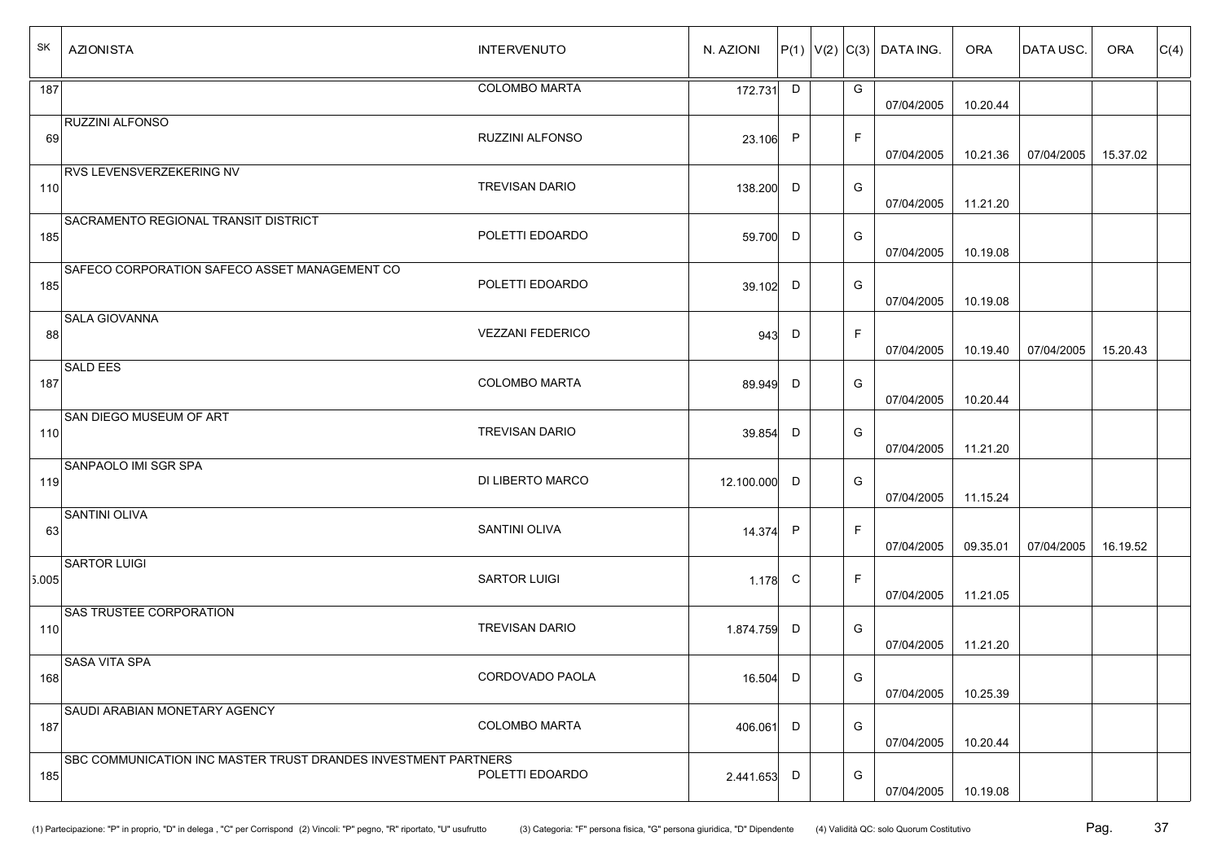| SK | AZIONISTA | INTERVENUTO | N. AZIONI | P(1) | V(2) | C(3) | DATA ING. | ORA | DATA USC. | ORA | C(4) |
|---|---|---|---|---|---|---|---|---|---|---|---|
| 187 | | COLOMBO MARTA | 172.731 | D | | G | 07/04/2005 | 10.20.44 | | | |
| 69 | RUZZINI ALFONSO | RUZZINI ALFONSO | 23.106 | P | | F | 07/04/2005 | 10.21.36 | 07/04/2005 | 15.37.02 | |
| 110 | RVS LEVENSVERZEKERING NV | TREVISAN DARIO | 138.200 | D | | G | 07/04/2005 | 11.21.20 | | | |
| 185 | SACRAMENTO REGIONAL TRANSIT DISTRICT | POLETTI EDOARDO | 59.700 | D | | G | 07/04/2005 | 10.19.08 | | | |
| 185 | SAFECO CORPORATION SAFECO ASSET MANAGEMENT CO | POLETTI EDOARDO | 39.102 | D | | G | 07/04/2005 | 10.19.08 | | | |
| 88 | SALA GIOVANNA | VEZZANI FEDERICO | 943 | D | | F | 07/04/2005 | 10.19.40 | 07/04/2005 | 15.20.43 | |
| 187 | SALD EES | COLOMBO MARTA | 89.949 | D | | G | 07/04/2005 | 10.20.44 | | | |
| 110 | SAN DIEGO MUSEUM OF ART | TREVISAN DARIO | 39.854 | D | | G | 07/04/2005 | 11.21.20 | | | |
| 119 | SANPAOLO IMI SGR SPA | DI LIBERTO MARCO | 12.100.000 | D | | G | 07/04/2005 | 11.15.24 | | | |
| 63 | SANTINI OLIVA | SANTINI OLIVA | 14.374 | P | | F | 07/04/2005 | 09.35.01 | 07/04/2005 | 16.19.52 | |
| 5.005 | SARTOR LUIGI | SARTOR LUIGI | 1.178 | C | | F | 07/04/2005 | 11.21.05 | | | |
| 110 | SAS TRUSTEE CORPORATION | TREVISAN DARIO | 1.874.759 | D | | G | 07/04/2005 | 11.21.20 | | | |
| 168 | SASA VITA SPA | CORDOVADO PAOLA | 16.504 | D | | G | 07/04/2005 | 10.25.39 | | | |
| 187 | SAUDI ARABIAN MONETARY AGENCY | COLOMBO MARTA | 406.061 | D | | G | 07/04/2005 | 10.20.44 | | | |
| 185 | SBC COMMUNICATION INC MASTER TRUST DRANDES INVESTMENT PARTNERS | POLETTI EDOARDO | 2.441.653 | D | | G | 07/04/2005 | 10.19.08 | | | |

(1) Partecipazione: "P" in proprio, "D" in delega , "C" per Corrispond (2) Vincoli: "P" pegno, "R" riportato, "U" usufrutto (3) Categoria: "F" persona fisica, "G" persona giuridica, "D" Dipendente (4) Validità QC: solo Quorum Costitutivo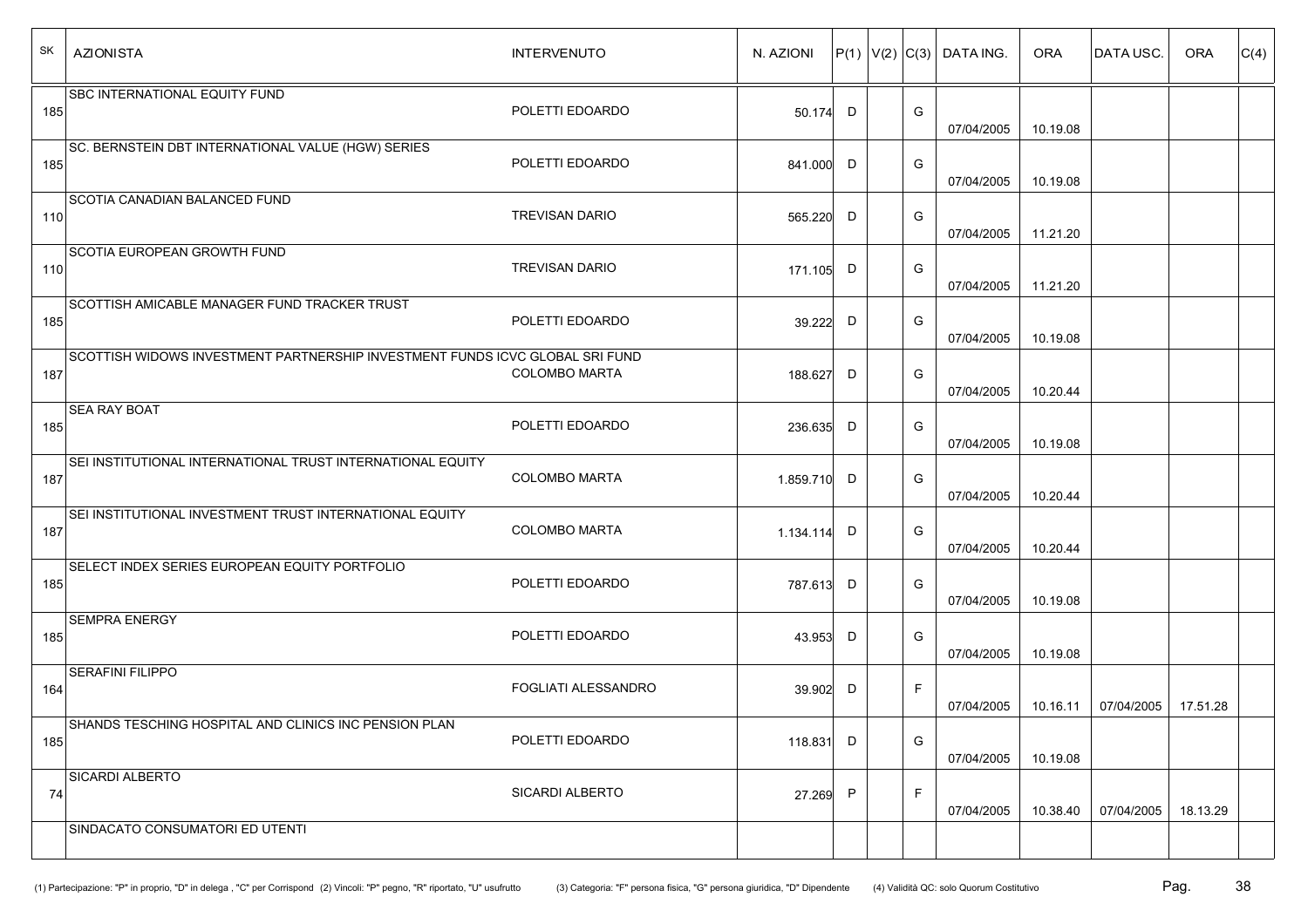| SK | AZIONISTA | INTERVENUTO | N. AZIONI | P(1) | V(2) | C(3) | DATA ING. | ORA | DATA USC. | ORA | C(4) |
|---|---|---|---|---|---|---|---|---|---|---|---|
| 185 | SBC INTERNATIONAL EQUITY FUND | POLETTI EDOARDO | 50.174 | D | | G | 07/04/2005 | 10.19.08 | | | |
| 185 | SC. BERNSTEIN DBT INTERNATIONAL VALUE (HGW) SERIES | POLETTI EDOARDO | 841.000 | D | | G | 07/04/2005 | 10.19.08 | | | |
| 110 | SCOTIA CANADIAN BALANCED FUND | TREVISAN DARIO | 565.220 | D | | G | 07/04/2005 | 11.21.20 | | | |
| 110 | SCOTIA EUROPEAN GROWTH FUND | TREVISAN DARIO | 171.105 | D | | G | 07/04/2005 | 11.21.20 | | | |
| 185 | SCOTTISH AMICABLE MANAGER FUND TRACKER TRUST | POLETTI EDOARDO | 39.222 | D | | G | 07/04/2005 | 10.19.08 | | | |
| 187 | SCOTTISH WIDOWS INVESTMENT PARTNERSHIP INVESTMENT FUNDS ICVC GLOBAL SRI FUND | COLOMBO MARTA | 188.627 | D | | G | 07/04/2005 | 10.20.44 | | | |
| 185 | SEA RAY BOAT | POLETTI EDOARDO | 236.635 | D | | G | 07/04/2005 | 10.19.08 | | | |
| 187 | SEI INSTITUTIONAL INTERNATIONAL TRUST INTERNATIONAL EQUITY | COLOMBO MARTA | 1.859.710 | D | | G | 07/04/2005 | 10.20.44 | | | |
| 187 | SEI INSTITUTIONAL INVESTMENT TRUST INTERNATIONAL EQUITY | COLOMBO MARTA | 1.134.114 | D | | G | 07/04/2005 | 10.20.44 | | | |
| 185 | SELECT INDEX SERIES EUROPEAN EQUITY PORTFOLIO | POLETTI EDOARDO | 787.613 | D | | G | 07/04/2005 | 10.19.08 | | | |
| 185 | SEMPRA ENERGY | POLETTI EDOARDO | 43.953 | D | | G | 07/04/2005 | 10.19.08 | | | |
| 164 | SERAFINI FILIPPO | FOGLIATI ALESSANDRO | 39.902 | D | | F | 07/04/2005 | 10.16.11 | 07/04/2005 | 17.51.28 | |
| 185 | SHANDS TESCHING HOSPITAL AND CLINICS INC PENSION PLAN | POLETTI EDOARDO | 118.831 | D | | G | 07/04/2005 | 10.19.08 | | | |
| 74 | SICARDI ALBERTO | SICARDI ALBERTO | 27.269 | P | | F | 07/04/2005 | 10.38.40 | 07/04/2005 | 18.13.29 | |
| | SINDACATO CONSUMATORI ED UTENTI | | | | | | | | | | |

(1) Partecipazione: "P" in proprio, "D" in delega , "C" per Corrispond (2) Vincoli: "P" pegno, "R" riportato, "U" usufrutto (3) Categoria: "F" persona fisica, "G" persona giuridica, "D" Dipendente (4) Validità QC: solo Quorum Costitutivo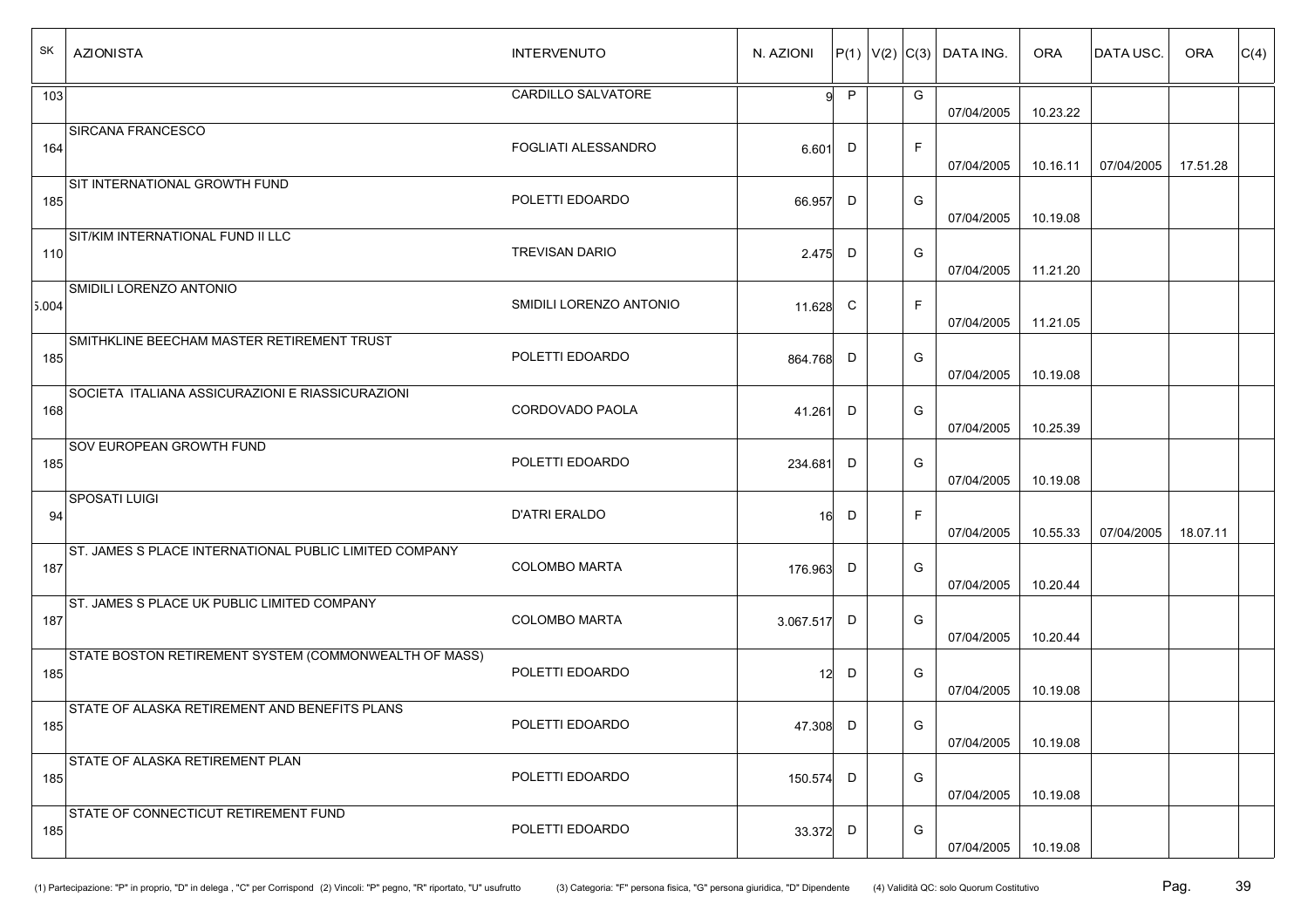| SK | AZIONISTA | INTERVENUTO | N. AZIONI | P(1) | V(2) | C(3) | DATA ING. | ORA | DATA USC. | ORA | C(4) |
|---|---|---|---|---|---|---|---|---|---|---|---|
| 103 | | CARDILLO SALVATORE | 9 | P | | G | 07/04/2005 | 10.23.22 | | | |
| 164 | SIRCANA FRANCESCO | FOGLIATI ALESSANDRO | 6.601 | D | | F | 07/04/2005 | 10.16.11 | 07/04/2005 | 17.51.28 | |
| 185 | SIT INTERNATIONAL GROWTH FUND | POLETTI EDOARDO | 66.957 | D | | G | 07/04/2005 | 10.19.08 | | | |
| 110 | SIT/KIM INTERNATIONAL FUND II LLC | TREVISAN DARIO | 2.475 | D | | G | 07/04/2005 | 11.21.20 | | | |
| 5.004 | SMIDILI LORENZO ANTONIO | SMIDILI LORENZO ANTONIO | 11.628 | C | | F | 07/04/2005 | 11.21.05 | | | |
| 185 | SMITHKLINE BEECHAM MASTER RETIREMENT TRUST | POLETTI EDOARDO | 864.768 | D | | G | 07/04/2005 | 10.19.08 | | | |
| 168 | SOCIETA ITALIANA ASSICURAZIONI E RIASSICURAZIONI | CORDOVADO PAOLA | 41.261 | D | | G | 07/04/2005 | 10.25.39 | | | |
| 185 | SOV EUROPEAN GROWTH FUND | POLETTI EDOARDO | 234.681 | D | | G | 07/04/2005 | 10.19.08 | | | |
| 94 | SPOSATI LUIGI | D'ATRI ERALDO | 16 | D | | F | 07/04/2005 | 10.55.33 | 07/04/2005 | 18.07.11 | |
| 187 | ST. JAMES S PLACE INTERNATIONAL PUBLIC LIMITED COMPANY | COLOMBO MARTA | 176.963 | D | | G | 07/04/2005 | 10.20.44 | | | |
| 187 | ST. JAMES S PLACE UK PUBLIC LIMITED COMPANY | COLOMBO MARTA | 3.067.517 | D | | G | 07/04/2005 | 10.20.44 | | | |
| 185 | STATE BOSTON RETIREMENT SYSTEM (COMMONWEALTH OF MASS) | POLETTI EDOARDO | 12 | D | | G | 07/04/2005 | 10.19.08 | | | |
| 185 | STATE OF ALASKA RETIREMENT AND BENEFITS PLANS | POLETTI EDOARDO | 47.308 | D | | G | 07/04/2005 | 10.19.08 | | | |
| 185 | STATE OF ALASKA RETIREMENT PLAN | POLETTI EDOARDO | 150.574 | D | | G | 07/04/2005 | 10.19.08 | | | |
| 185 | STATE OF CONNECTICUT RETIREMENT FUND | POLETTI EDOARDO | 33.372 | D | | G | 07/04/2005 | 10.19.08 | | | |

(1) Partecipazione: "P" in proprio, "D" in delega , "C" per Corrispond (2) Vincoli: "P" pegno, "R" riportato, "U" usufrutto (3) Categoria: "F" persona fisica, "G" persona giuridica, "D" Dipendente (4) Validità QC: solo Quorum Costitutivo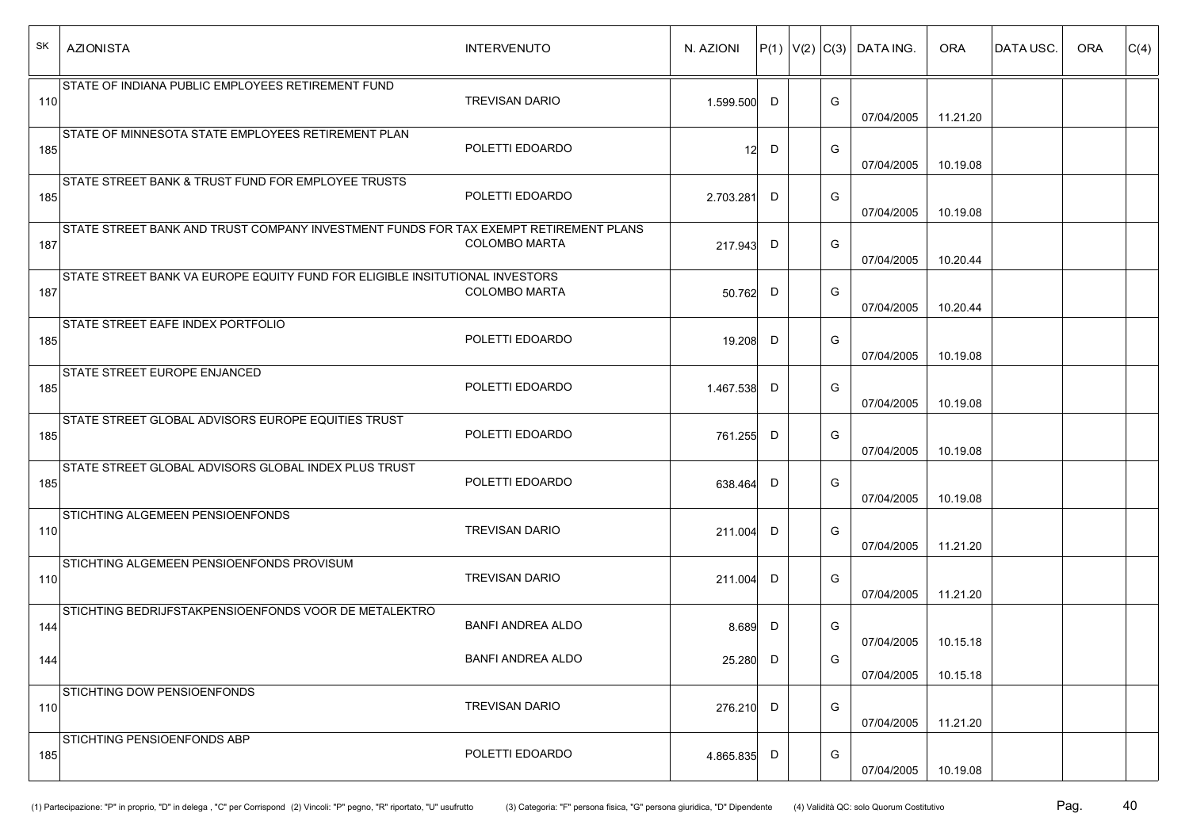| SK | AZIONISTA | INTERVENUTO | N. AZIONI | P(1) | V(2) | C(3) | DATA ING. | ORA | DATA USC. | ORA | C(4) |
|---|---|---|---|---|---|---|---|---|---|---|---|
| 110 | STATE OF INDIANA PUBLIC EMPLOYEES RETIREMENT FUND | TREVISAN DARIO | 1.599.500 | D | | G | 07/04/2005 | 11.21.20 | | | |
| 185 | STATE OF MINNESOTA STATE EMPLOYEES RETIREMENT PLAN | POLETTI EDOARDO | 12 | D | | G | 07/04/2005 | 10.19.08 | | | |
| 185 | STATE STREET BANK & TRUST FUND FOR EMPLOYEE TRUSTS | POLETTI EDOARDO | 2.703.281 | D | | G | 07/04/2005 | 10.19.08 | | | |
| 187 | STATE STREET BANK AND TRUST COMPANY INVESTMENT FUNDS FOR TAX EXEMPT RETIREMENT PLANS | COLOMBO MARTA | 217.943 | D | | G | 07/04/2005 | 10.20.44 | | | |
| 187 | STATE STREET BANK VA EUROPE EQUITY FUND FOR ELIGIBLE INSITUTIONAL INVESTORS | COLOMBO MARTA | 50.762 | D | | G | 07/04/2005 | 10.20.44 | | | |
| 185 | STATE STREET EAFE INDEX PORTFOLIO | POLETTI EDOARDO | 19.208 | D | | G | 07/04/2005 | 10.19.08 | | | |
| 185 | STATE STREET EUROPE ENJANCED | POLETTI EDOARDO | 1.467.538 | D | | G | 07/04/2005 | 10.19.08 | | | |
| 185 | STATE STREET GLOBAL ADVISORS EUROPE EQUITIES TRUST | POLETTI EDOARDO | 761.255 | D | | G | 07/04/2005 | 10.19.08 | | | |
| 185 | STATE STREET GLOBAL ADVISORS GLOBAL INDEX PLUS TRUST | POLETTI EDOARDO | 638.464 | D | | G | 07/04/2005 | 10.19.08 | | | |
| 110 | STICHTING ALGEMEEN PENSIOENFONDS | TREVISAN DARIO | 211.004 | D | | G | 07/04/2005 | 11.21.20 | | | |
| 110 | STICHTING ALGEMEEN PENSIOENFONDS PROVISUM | TREVISAN DARIO | 211.004 | D | | G | 07/04/2005 | 11.21.20 | | | |
| 144 | STICHTING BEDRIJFSTAKPENSIOENFONDS VOOR DE METALEKTRO | BANFI ANDREA ALDO | 8.689 | D | | G | 07/04/2005 | 10.15.18 | | | |
| 144 | | BANFI ANDREA ALDO | 25.280 | D | | G | 07/04/2005 | 10.15.18 | | | |
| 110 | STICHTING DOW PENSIOENFONDS | TREVISAN DARIO | 276.210 | D | | G | 07/04/2005 | 11.21.20 | | | |
| 185 | STICHTING PENSIOENFONDS ABP | POLETTI EDOARDO | 4.865.835 | D | | G | 07/04/2005 | 10.19.08 | | | |

(1) Partecipazione: "P" in proprio, "D" in delega , "C" per Corrispond (2) Vincoli: "P" pegno, "R" riportato, "U" usufrutto (3) Categoria: "F" persona fisica, "G" persona giuridica, "D" Dipendente (4) Validità QC: solo Quorum Costitutivo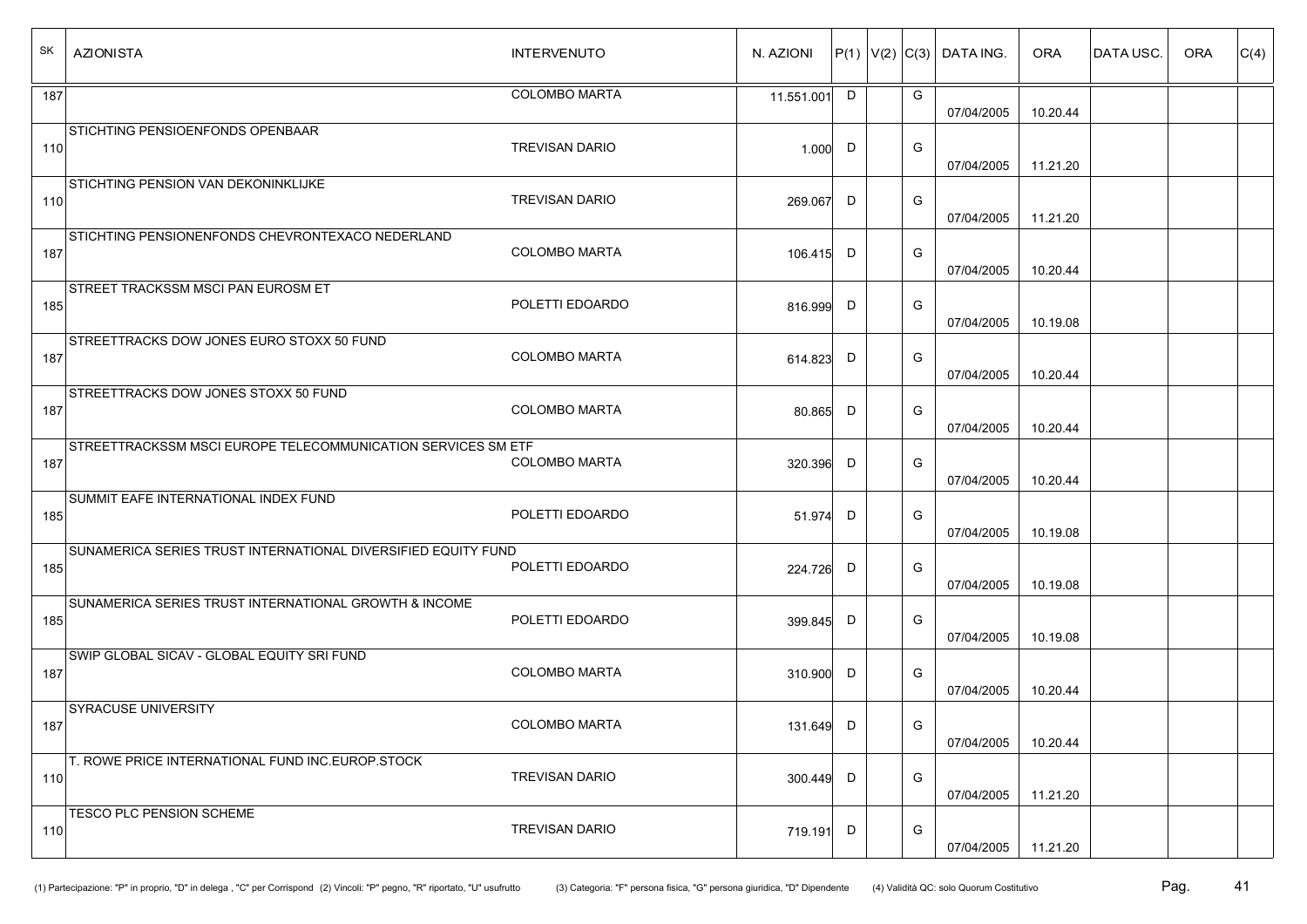| SK | AZIONISTA | INTERVENUTO | N. AZIONI | P(1) | V(2) | C(3) | DATA ING. | ORA | DATA USC. | ORA | C(4) |
|---|---|---|---|---|---|---|---|---|---|---|---|
| 187 | | COLOMBO MARTA | 11.551.001 | D | | G | 07/04/2005 | 10.20.44 | | | |
| 110 | STICHTING PENSIOENFONDS OPENBAAR | TREVISAN DARIO | 1.000 | D | | G | 07/04/2005 | 11.21.20 | | | |
| 110 | STICHTING PENSION VAN DEKONINKLIJKE | TREVISAN DARIO | 269.067 | D | | G | 07/04/2005 | 11.21.20 | | | |
| 187 | STICHTING PENSIONENFONDS CHEVRONTEXACO NEDERLAND | COLOMBO MARTA | 106.415 | D | | G | 07/04/2005 | 10.20.44 | | | |
| 185 | STREET TRACKSSM MSCI PAN EUROSM ET | POLETTI EDOARDO | 816.999 | D | | G | 07/04/2005 | 10.19.08 | | | |
| 187 | STREETTRACKS DOW JONES EURO STOXX 50 FUND | COLOMBO MARTA | 614.823 | D | | G | 07/04/2005 | 10.20.44 | | | |
| 187 | STREETTRACKS DOW JONES STOXX 50 FUND | COLOMBO MARTA | 80.865 | D | | G | 07/04/2005 | 10.20.44 | | | |
| 187 | STREETTRACKSSM MSCI EUROPE TELECOMMUNICATION SERVICES SM ETF | COLOMBO MARTA | 320.396 | D | | G | 07/04/2005 | 10.20.44 | | | |
| 185 | SUMMIT EAFE INTERNATIONAL INDEX FUND | POLETTI EDOARDO | 51.974 | D | | G | 07/04/2005 | 10.19.08 | | | |
| 185 | SUNAMERICA SERIES TRUST INTERNATIONAL DIVERSIFIED EQUITY FUND | POLETTI EDOARDO | 224.726 | D | | G | 07/04/2005 | 10.19.08 | | | |
| 185 | SUNAMERICA SERIES TRUST INTERNATIONAL GROWTH & INCOME | POLETTI EDOARDO | 399.845 | D | | G | 07/04/2005 | 10.19.08 | | | |
| 187 | SWIP GLOBAL SICAV - GLOBAL EQUITY SRI FUND | COLOMBO MARTA | 310.900 | D | | G | 07/04/2005 | 10.20.44 | | | |
| 187 | SYRACUSE UNIVERSITY | COLOMBO MARTA | 131.649 | D | | G | 07/04/2005 | 10.20.44 | | | |
| 110 | T. ROWE PRICE INTERNATIONAL FUND INC.EUROP.STOCK | TREVISAN DARIO | 300.449 | D | | G | 07/04/2005 | 11.21.20 | | | |
| 110 | TESCO PLC PENSION SCHEME | TREVISAN DARIO | 719.191 | D | | G | 07/04/2005 | 11.21.20 | | | |

(1) Partecipazione: "P" in proprio, "D" in delega , "C" per Corrispond (2) Vincoli: "P" pegno, "R" riportato, "U" usufrutto (3) Categoria: "F" persona fisica, "G" persona giuridica, "D" Dipendente (4) Validità QC: solo Quorum Costitutivo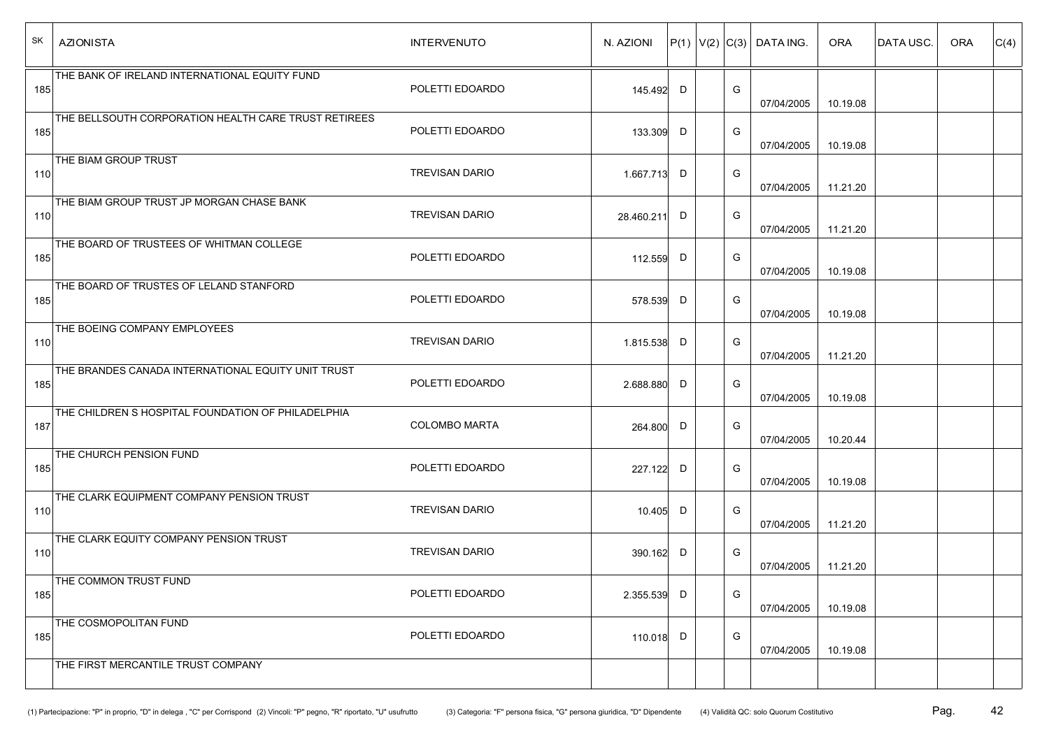| SK | AZIONISTA | INTERVENUTO | N. AZIONI | P(1) | V(2) | C(3) | DATA ING. | ORA | DATA USC. | ORA | C(4) |
|---|---|---|---|---|---|---|---|---|---|---|---|
| 185 | THE BANK OF IRELAND INTERNATIONAL EQUITY FUND | POLETTI EDOARDO | 145.492 | D | | G | 07/04/2005 | 10.19.08 | | | |
| 185 | THE BELLSOUTH CORPORATION HEALTH CARE TRUST RETIREES | POLETTI EDOARDO | 133.309 | D | | G | 07/04/2005 | 10.19.08 | | | |
| 110 | THE BIAM GROUP TRUST | TREVISAN DARIO | 1.667.713 | D | | G | 07/04/2005 | 11.21.20 | | | |
| 110 | THE BIAM GROUP TRUST JP MORGAN CHASE BANK | TREVISAN DARIO | 28.460.211 | D | | G | 07/04/2005 | 11.21.20 | | | |
| 185 | THE BOARD OF TRUSTEES OF WHITMAN COLLEGE | POLETTI EDOARDO | 112.559 | D | | G | 07/04/2005 | 10.19.08 | | | |
| 185 | THE BOARD OF TRUSTES OF LELAND STANFORD | POLETTI EDOARDO | 578.539 | D | | G | 07/04/2005 | 10.19.08 | | | |
| 110 | THE BOEING COMPANY EMPLOYEES | TREVISAN DARIO | 1.815.538 | D | | G | 07/04/2005 | 11.21.20 | | | |
| 185 | THE BRANDES CANADA INTERNATIONAL EQUITY UNIT TRUST | POLETTI EDOARDO | 2.688.880 | D | | G | 07/04/2005 | 10.19.08 | | | |
| 187 | THE CHILDREN S HOSPITAL FOUNDATION OF PHILADELPHIA | COLOMBO MARTA | 264.800 | D | | G | 07/04/2005 | 10.20.44 | | | |
| 185 | THE CHURCH PENSION FUND | POLETTI EDOARDO | 227.122 | D | | G | 07/04/2005 | 10.19.08 | | | |
| 110 | THE CLARK EQUIPMENT COMPANY PENSION TRUST | TREVISAN DARIO | 10.405 | D | | G | 07/04/2005 | 11.21.20 | | | |
| 110 | THE CLARK EQUITY COMPANY PENSION TRUST | TREVISAN DARIO | 390.162 | D | | G | 07/04/2005 | 11.21.20 | | | |
| 185 | THE COMMON TRUST FUND | POLETTI EDOARDO | 2.355.539 | D | | G | 07/04/2005 | 10.19.08 | | | |
| 185 | THE COSMOPOLITAN FUND | POLETTI EDOARDO | 110.018 | D | | G | 07/04/2005 | 10.19.08 | | | |
| | THE FIRST MERCANTILE TRUST COMPANY | | | | | | | | | | |

(1) Partecipazione: "P" in proprio, "D" in delega , "C" per Corrispond (2) Vincoli: "P" pegno, "R" riportato, "U" usufrutto (3) Categoria: "F" persona fisica, "G" persona giuridica, "D" Dipendente (4) Validità QC: solo Quorum Costitutivo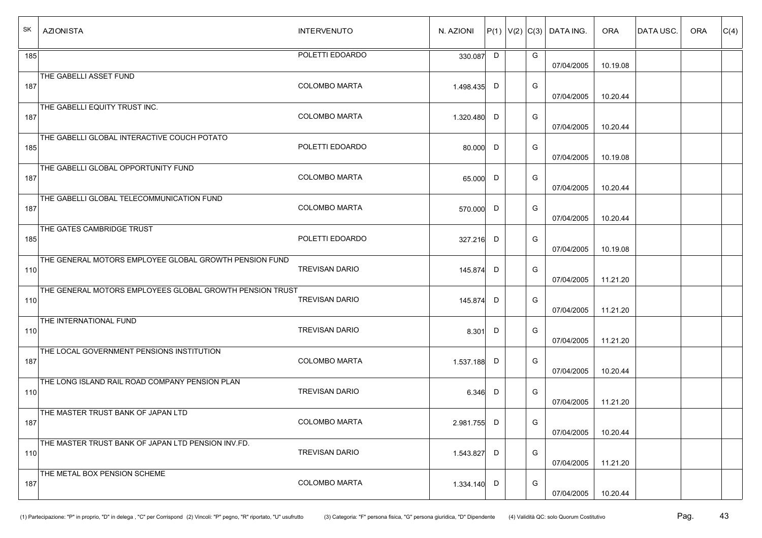| SK | AZIONISTA | INTERVENUTO | N. AZIONI | P(1) | V(2) | C(3) | DATA ING. | ORA | DATA USC. | ORA | C(4) |
|---|---|---|---|---|---|---|---|---|---|---|---|
| 185 | | POLETTI EDOARDO | 330.087 | D | | G | 07/04/2005 | 10.19.08 | | | |
| 187 | THE GABELLI ASSET FUND | COLOMBO MARTA | 1.498.435 | D | | G | 07/04/2005 | 10.20.44 | | | |
| 187 | THE GABELLI EQUITY TRUST INC. | COLOMBO MARTA | 1.320.480 | D | | G | 07/04/2005 | 10.20.44 | | | |
| 185 | THE GABELLI GLOBAL INTERACTIVE COUCH POTATO | POLETTI EDOARDO | 80.000 | D | | G | 07/04/2005 | 10.19.08 | | | |
| 187 | THE GABELLI GLOBAL OPPORTUNITY FUND | COLOMBO MARTA | 65.000 | D | | G | 07/04/2005 | 10.20.44 | | | |
| 187 | THE GABELLI GLOBAL TELECOMMUNICATION FUND | COLOMBO MARTA | 570.000 | D | | G | 07/04/2005 | 10.20.44 | | | |
| 185 | THE GATES CAMBRIDGE TRUST | POLETTI EDOARDO | 327.216 | D | | G | 07/04/2005 | 10.19.08 | | | |
| 110 | THE GENERAL MOTORS EMPLOYEE GLOBAL GROWTH PENSION FUND | TREVISAN DARIO | 145.874 | D | | G | 07/04/2005 | 11.21.20 | | | |
| 110 | THE GENERAL MOTORS EMPLOYEES GLOBAL GROWTH PENSION TRUST | TREVISAN DARIO | 145.874 | D | | G | 07/04/2005 | 11.21.20 | | | |
| 110 | THE INTERNATIONAL FUND | TREVISAN DARIO | 8.301 | D | | G | 07/04/2005 | 11.21.20 | | | |
| 187 | THE LOCAL GOVERNMENT PENSIONS INSTITUTION | COLOMBO MARTA | 1.537.188 | D | | G | 07/04/2005 | 10.20.44 | | | |
| 110 | THE LONG ISLAND RAIL ROAD COMPANY PENSION PLAN | TREVISAN DARIO | 6.346 | D | | G | 07/04/2005 | 11.21.20 | | | |
| 187 | THE MASTER TRUST BANK OF JAPAN LTD | COLOMBO MARTA | 2.981.755 | D | | G | 07/04/2005 | 10.20.44 | | | |
| 110 | THE MASTER TRUST BANK OF JAPAN LTD PENSION INV.FD. | TREVISAN DARIO | 1.543.827 | D | | G | 07/04/2005 | 11.21.20 | | | |
| 187 | THE METAL BOX PENSION SCHEME | COLOMBO MARTA | 1.334.140 | D | | G | 07/04/2005 | 10.20.44 | | | |

(1) Partecipazione: "P" in proprio, "D" in delega , "C" per Corrispond (2) Vincoli: "P" pegno, "R" riportato, "U" usufrutto (3) Categoria: "F" persona fisica, "G" persona giuridica, "D" Dipendente (4) Validità QC: solo Quorum Costitutivo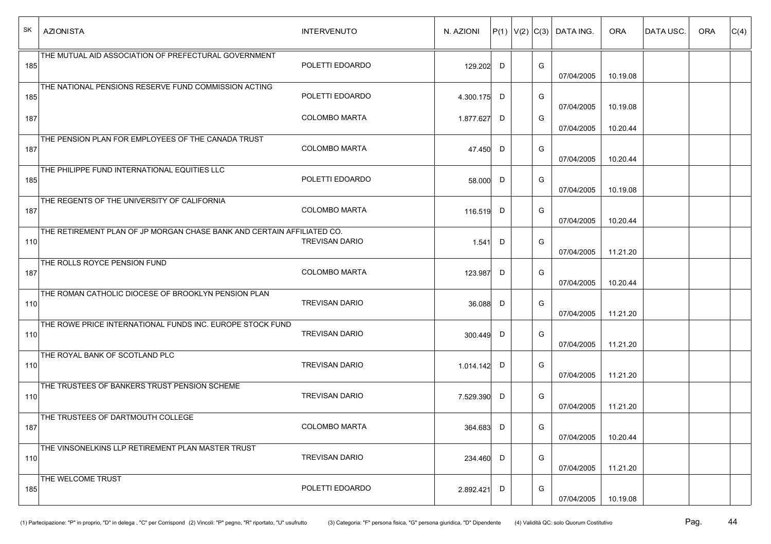| SK | AZIONISTA | INTERVENUTO | N. AZIONI | P(1) | V(2) | C(3) | DATA ING. | ORA | DATA USC. | ORA | C(4) |
|---|---|---|---|---|---|---|---|---|---|---|---|
| 185 | THE MUTUAL AID ASSOCIATION OF PREFECTURAL GOVERNMENT | POLETTI EDOARDO | 129.202 | D | | G | 07/04/2005 | 10.19.08 | | | |
| 185 | THE NATIONAL PENSIONS RESERVE FUND COMMISSION ACTING | POLETTI EDOARDO | 4.300.175 | D | | G | 07/04/2005 | 10.19.08 | | | |
| 187 | | COLOMBO MARTA | 1.877.627 | D | | G | 07/04/2005 | 10.20.44 | | | |
| 187 | THE PENSION PLAN FOR EMPLOYEES OF THE CANADA TRUST | COLOMBO MARTA | 47.450 | D | | G | 07/04/2005 | 10.20.44 | | | |
| 185 | THE PHILIPPE FUND INTERNATIONAL EQUITIES LLC | POLETTI EDOARDO | 58.000 | D | | G | 07/04/2005 | 10.19.08 | | | |
| 187 | THE REGENTS OF THE UNIVERSITY OF CALIFORNIA | COLOMBO MARTA | 116.519 | D | | G | 07/04/2005 | 10.20.44 | | | |
| 110 | THE RETIREMENT PLAN OF JP MORGAN CHASE BANK AND CERTAIN AFFILIATED CO. | TREVISAN DARIO | 1.541 | D | | G | 07/04/2005 | 11.21.20 | | | |
| 187 | THE ROLLS ROYCE PENSION FUND | COLOMBO MARTA | 123.987 | D | | G | 07/04/2005 | 10.20.44 | | | |
| 110 | THE ROMAN CATHOLIC DIOCESE OF BROOKLYN PENSION PLAN | TREVISAN DARIO | 36.088 | D | | G | 07/04/2005 | 11.21.20 | | | |
| 110 | THE ROWE PRICE INTERNATIONAL FUNDS INC. EUROPE STOCK FUND | TREVISAN DARIO | 300.449 | D | | G | 07/04/2005 | 11.21.20 | | | |
| 110 | THE ROYAL BANK OF SCOTLAND PLC | TREVISAN DARIO | 1.014.142 | D | | G | 07/04/2005 | 11.21.20 | | | |
| 110 | THE TRUSTEES OF BANKERS TRUST PENSION SCHEME | TREVISAN DARIO | 7.529.390 | D | | G | 07/04/2005 | 11.21.20 | | | |
| 187 | THE TRUSTEES OF DARTMOUTH COLLEGE | COLOMBO MARTA | 364.683 | D | | G | 07/04/2005 | 10.20.44 | | | |
| 110 | THE VINSONELKINS LLP RETIREMENT PLAN MASTER TRUST | TREVISAN DARIO | 234.460 | D | | G | 07/04/2005 | 11.21.20 | | | |
| 185 | THE WELCOME TRUST | POLETTI EDOARDO | 2.892.421 | D | | G | 07/04/2005 | 10.19.08 | | | |

(1) Partecipazione: "P" in proprio, "D" in delega , "C" per Corrispond (2) Vincoli: "P" pegno, "R" riportato, "U" usufrutto (3) Categoria: "F" persona fisica, "G" persona giuridica, "D" Dipendente (4) Validità QC: solo Quorum Costitutivo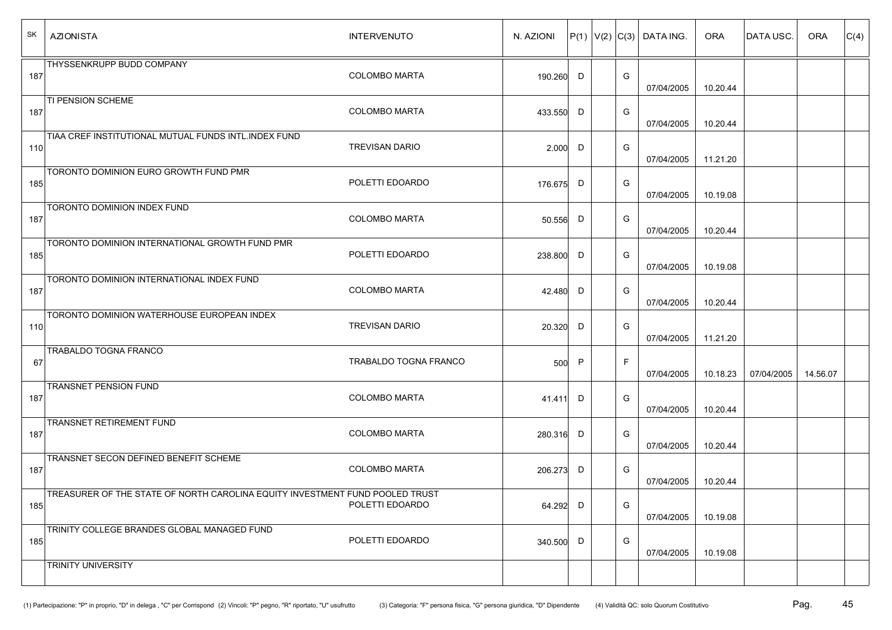| SK | AZIONISTA | INTERVENUTO | N. AZIONI | P(1) | V(2) | C(3) | DATA ING. | ORA | DATA USC. | ORA | C(4) |
|---|---|---|---|---|---|---|---|---|---|---|---|
| 187 | THYSSENKRUPP BUDD COMPANY | COLOMBO MARTA | 190.260 | D | | G | 07/04/2005 | 10.20.44 | | | |
| 187 | TI PENSION SCHEME | COLOMBO MARTA | 433.550 | D | | G | 07/04/2005 | 10.20.44 | | | |
| 110 | TIAA CREF INSTITUTIONAL MUTUAL FUNDS INTL.INDEX FUND | TREVISAN DARIO | 2.000 | D | | G | 07/04/2005 | 11.21.20 | | | |
| 185 | TORONTO DOMINION EURO GROWTH FUND PMR | POLETTI EDOARDO | 176.675 | D | | G | 07/04/2005 | 10.19.08 | | | |
| 187 | TORONTO DOMINION INDEX FUND | COLOMBO MARTA | 50.556 | D | | G | 07/04/2005 | 10.20.44 | | | |
| 185 | TORONTO DOMINION INTERNATIONAL GROWTH FUND PMR | POLETTI EDOARDO | 238.800 | D | | G | 07/04/2005 | 10.19.08 | | | |
| 187 | TORONTO DOMINION INTERNATIONAL INDEX FUND | COLOMBO MARTA | 42.480 | D | | G | 07/04/2005 | 10.20.44 | | | |
| 110 | TORONTO DOMINION WATERHOUSE EUROPEAN INDEX | TREVISAN DARIO | 20.320 | D | | G | 07/04/2005 | 11.21.20 | | | |
| 67 | TRABALDO TOGNA FRANCO | TRABALDO TOGNA FRANCO | 500 | P | | F | 07/04/2005 | 10.18.23 | 07/04/2005 | 14.56.07 | |
| 187 | TRANSNET PENSION FUND | COLOMBO MARTA | 41.411 | D | | G | 07/04/2005 | 10.20.44 | | | |
| 187 | TRANSNET RETIREMENT FUND | COLOMBO MARTA | 280.316 | D | | G | 07/04/2005 | 10.20.44 | | | |
| 187 | TRANSNET SECON DEFINED BENEFIT SCHEME | COLOMBO MARTA | 206.273 | D | | G | 07/04/2005 | 10.20.44 | | | |
| 185 | TREASURER OF THE STATE OF NORTH CAROLINA EQUITY INVESTMENT FUND POOLED TRUST | POLETTI EDOARDO | 64.292 | D | | G | 07/04/2005 | 10.19.08 | | | |
| 185 | TRINITY COLLEGE BRANDES GLOBAL MANAGED FUND | POLETTI EDOARDO | 340.500 | D | | G | 07/04/2005 | 10.19.08 | | | |
| | TRINITY UNIVERSITY | | | | | | | | | | |

(1) Partecipazione: "P" in proprio, "D" in delega , "C" per Corrispond (2) Vincoli: "P" pegno, "R" riportato, "U" usufrutto (3) Categoria: "F" persona fisica, "G" persona giuridica, "D" Dipendente (4) Validità QC: solo Quorum Costitutivo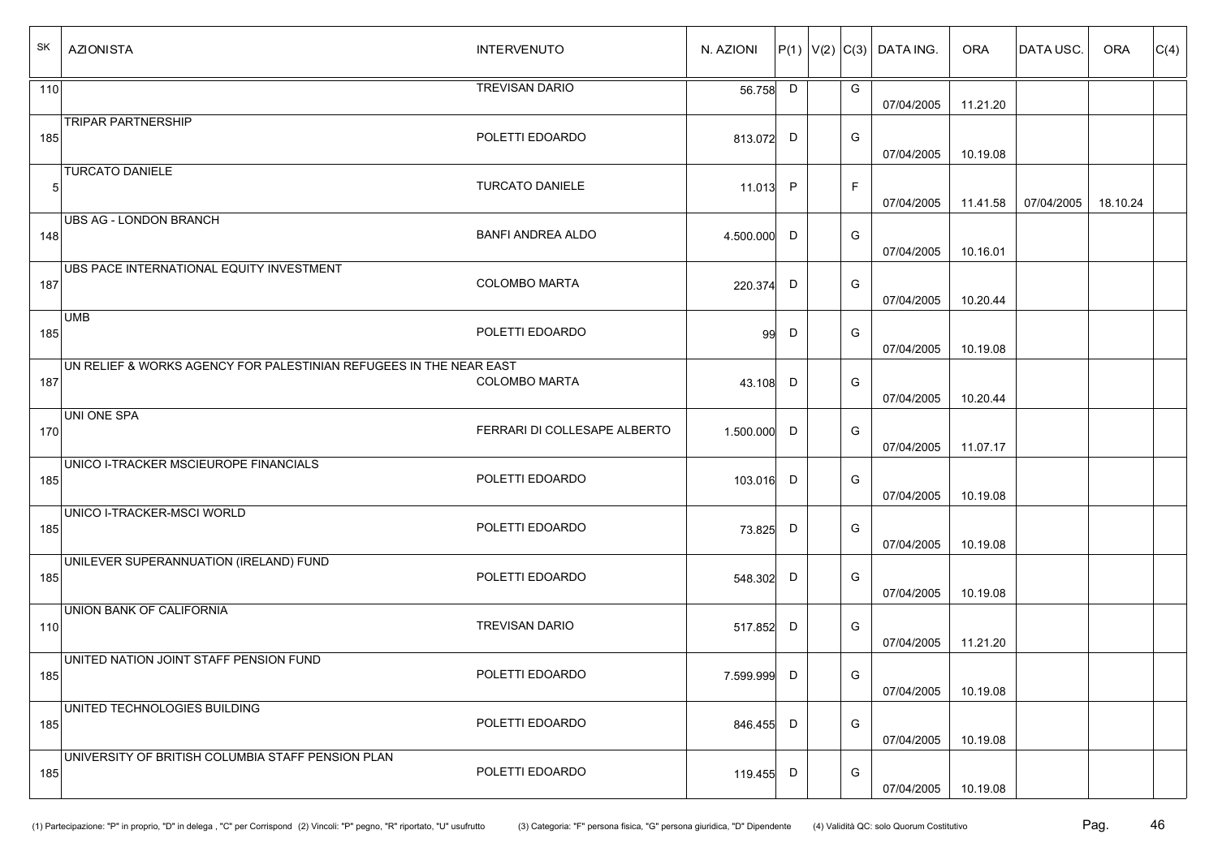| SK | AZIONISTA | INTERVENUTO | N. AZIONI | P(1) | V(2) | C(3) | DATA ING. | ORA | DATA USC. | ORA | C(4) |
|---|---|---|---|---|---|---|---|---|---|---|---|
| 110 | | TREVISAN DARIO | 56.758 | D | | G | 07/04/2005 | 11.21.20 | | | |
| 185 | TRIPAR PARTNERSHIP | POLETTI EDOARDO | 813.072 | D | | G | 07/04/2005 | 10.19.08 | | | |
| 5 | TURCATO DANIELE | TURCATO DANIELE | 11.013 | P | | F | 07/04/2005 | 11.41.58 | 07/04/2005 | 18.10.24 | |
| 148 | UBS AG - LONDON BRANCH | BANFI ANDREA ALDO | 4.500.000 | D | | G | 07/04/2005 | 10.16.01 | | | |
| 187 | UBS PACE INTERNATIONAL EQUITY INVESTMENT | COLOMBO MARTA | 220.374 | D | | G | 07/04/2005 | 10.20.44 | | | |
| 185 | UMB | POLETTI EDOARDO | 99 | D | | G | 07/04/2005 | 10.19.08 | | | |
| 187 | UN RELIEF & WORKS AGENCY FOR PALESTINIAN REFUGEES IN THE NEAR EAST | COLOMBO MARTA | 43.108 | D | | G | 07/04/2005 | 10.20.44 | | | |
| 170 | UNI ONE SPA | FERRARI DI COLLESAPE ALBERTO | 1.500.000 | D | | G | 07/04/2005 | 11.07.17 | | | |
| 185 | UNICO I-TRACKER MSCIEUROPE FINANCIALS | POLETTI EDOARDO | 103.016 | D | | G | 07/04/2005 | 10.19.08 | | | |
| 185 | UNICO I-TRACKER-MSCI WORLD | POLETTI EDOARDO | 73.825 | D | | G | 07/04/2005 | 10.19.08 | | | |
| 185 | UNILEVER SUPERANNUATION (IRELAND) FUND | POLETTI EDOARDO | 548.302 | D | | G | 07/04/2005 | 10.19.08 | | | |
| 110 | UNION BANK OF CALIFORNIA | TREVISAN DARIO | 517.852 | D | | G | 07/04/2005 | 11.21.20 | | | |
| 185 | UNITED NATION JOINT STAFF PENSION FUND | POLETTI EDOARDO | 7.599.999 | D | | G | 07/04/2005 | 10.19.08 | | | |
| 185 | UNITED TECHNOLOGIES BUILDING | POLETTI EDOARDO | 846.455 | D | | G | 07/04/2005 | 10.19.08 | | | |
| 185 | UNIVERSITY OF BRITISH COLUMBIA STAFF PENSION PLAN | POLETTI EDOARDO | 119.455 | D | | G | 07/04/2005 | 10.19.08 | | | |

(1) Partecipazione: "P" in proprio, "D" in delega , "C" per Corrispond (2) Vincoli: "P" pegno, "R" riportato, "U" usufrutto (3) Categoria: "F" persona fisica, "G" persona giuridica, "D" Dipendente (4) Validità QC: solo Quorum Costitutivo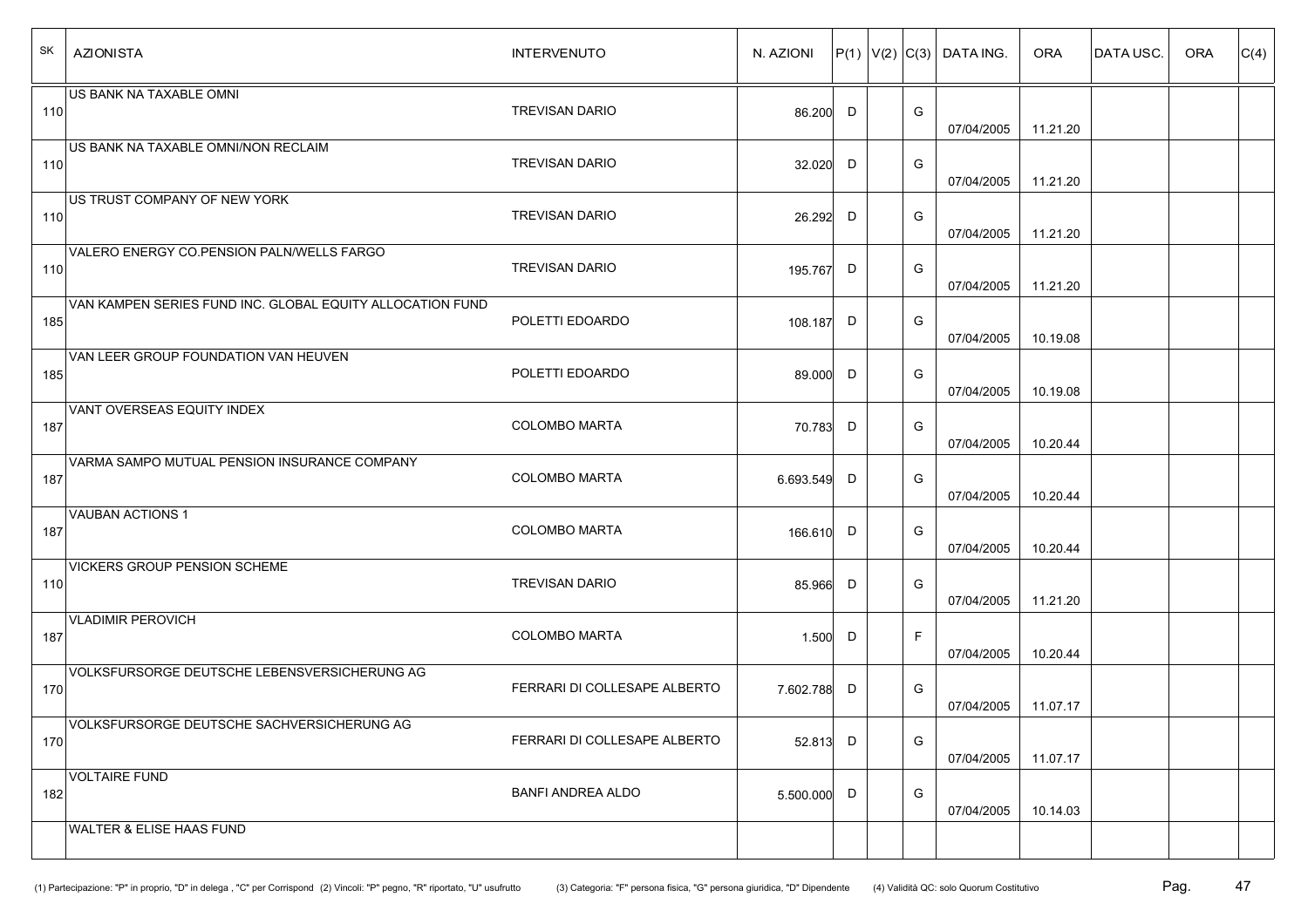| SK | AZIONISTA | INTERVENUTO | N. AZIONI | P(1) | V(2) | C(3) | DATA ING. | ORA | DATA USC. | ORA | C(4) |
|---|---|---|---|---|---|---|---|---|---|---|---|
| 110 | US BANK NA TAXABLE OMNI | TREVISAN DARIO | 86.200 | D | | G | 07/04/2005 | 11.21.20 | | | |
| 110 | US BANK NA TAXABLE OMNI/NON RECLAIM | TREVISAN DARIO | 32.020 | D | | G | 07/04/2005 | 11.21.20 | | | |
| 110 | US TRUST COMPANY OF NEW YORK | TREVISAN DARIO | 26.292 | D | | G | 07/04/2005 | 11.21.20 | | | |
| 110 | VALERO ENERGY CO.PENSION PALN/WELLS FARGO | TREVISAN DARIO | 195.767 | D | | G | 07/04/2005 | 11.21.20 | | | |
| 185 | VAN KAMPEN SERIES FUND INC. GLOBAL EQUITY ALLOCATION FUND | POLETTI EDOARDO | 108.187 | D | | G | 07/04/2005 | 10.19.08 | | | |
| 185 | VAN LEER GROUP FOUNDATION VAN HEUVEN | POLETTI EDOARDO | 89.000 | D | | G | 07/04/2005 | 10.19.08 | | | |
| 187 | VANT OVERSEAS EQUITY INDEX | COLOMBO MARTA | 70.783 | D | | G | 07/04/2005 | 10.20.44 | | | |
| 187 | VARMA SAMPO MUTUAL PENSION INSURANCE COMPANY | COLOMBO MARTA | 6.693.549 | D | | G | 07/04/2005 | 10.20.44 | | | |
| 187 | VAUBAN ACTIONS 1 | COLOMBO MARTA | 166.610 | D | | G | 07/04/2005 | 10.20.44 | | | |
| 110 | VICKERS GROUP PENSION SCHEME | TREVISAN DARIO | 85.966 | D | | G | 07/04/2005 | 11.21.20 | | | |
| 187 | VLADIMIR PEROVICH | COLOMBO MARTA | 1.500 | D | | F | 07/04/2005 | 10.20.44 | | | |
| 170 | VOLKSFURSORGE DEUTSCHE LEBENSVERSICHERUNG AG | FERRARI DI COLLESAPE ALBERTO | 7.602.788 | D | | G | 07/04/2005 | 11.07.17 | | | |
| 170 | VOLKSFURSORGE DEUTSCHE SACHVERSICHERUNG AG | FERRARI DI COLLESAPE ALBERTO | 52.813 | D | | G | 07/04/2005 | 11.07.17 | | | |
| 182 | VOLTAIRE FUND | BANFI ANDREA ALDO | 5.500.000 | D | | G | 07/04/2005 | 10.14.03 | | | |
| | WALTER & ELISE HAAS FUND | | | | | | | | | | |

(1) Partecipazione: "P" in proprio, "D" in delega , "C" per Corrispond (2) Vincoli: "P" pegno, "R" riportato, "U" usufrutto (3) Categoria: "F" persona fisica, "G" persona giuridica, "D" Dipendente (4) Validità QC: solo Quorum Costitutivo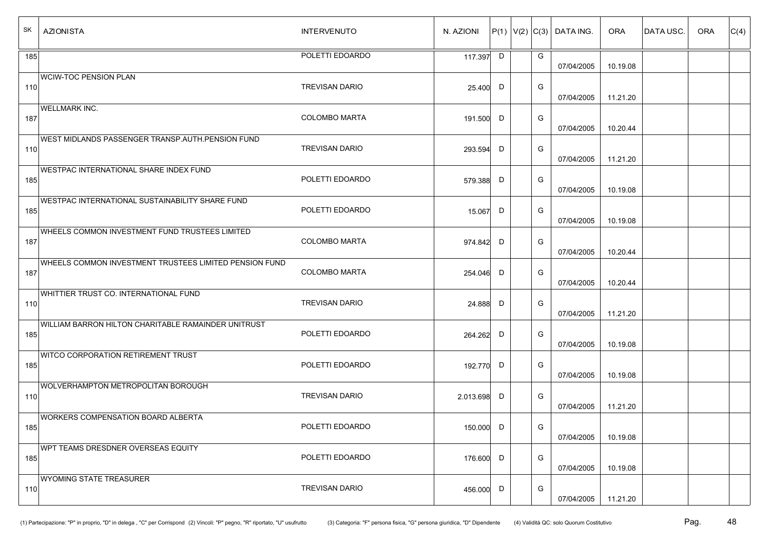| SK | AZIONISTA | INTERVENUTO | N. AZIONI | P(1) | V(2) | C(3) | DATA ING. | ORA | DATA USC. | ORA | C(4) |
|---|---|---|---|---|---|---|---|---|---|---|---|
| 185 | | POLETTI EDOARDO | 117.397 | D | | G | 07/04/2005 | 10.19.08 | | | |
| 110 | WCIW-TOC PENSION PLAN | TREVISAN DARIO | 25.400 | D | | G | 07/04/2005 | 11.21.20 | | | |
| 187 | WELLMARK INC. | COLOMBO MARTA | 191.500 | D | | G | 07/04/2005 | 10.20.44 | | | |
| 110 | WEST MIDLANDS PASSENGER TRANSP.AUTH.PENSION FUND | TREVISAN DARIO | 293.594 | D | | G | 07/04/2005 | 11.21.20 | | | |
| 185 | WESTPAC INTERNATIONAL SHARE INDEX FUND | POLETTI EDOARDO | 579.388 | D | | G | 07/04/2005 | 10.19.08 | | | |
| 185 | WESTPAC INTERNATIONAL SUSTAINABILITY SHARE FUND | POLETTI EDOARDO | 15.067 | D | | G | 07/04/2005 | 10.19.08 | | | |
| 187 | WHEELS COMMON INVESTMENT FUND TRUSTEES LIMITED | COLOMBO MARTA | 974.842 | D | | G | 07/04/2005 | 10.20.44 | | | |
| 187 | WHEELS COMMON INVESTMENT TRUSTEES LIMITED PENSION FUND | COLOMBO MARTA | 254.046 | D | | G | 07/04/2005 | 10.20.44 | | | |
| 110 | WHITTIER TRUST CO. INTERNATIONAL FUND | TREVISAN DARIO | 24.888 | D | | G | 07/04/2005 | 11.21.20 | | | |
| 185 | WILLIAM BARRON HILTON CHARITABLE RAMAINDER UNITRUST | POLETTI EDOARDO | 264.262 | D | | G | 07/04/2005 | 10.19.08 | | | |
| 185 | WITCO CORPORATION RETIREMENT TRUST | POLETTI EDOARDO | 192.770 | D | | G | 07/04/2005 | 10.19.08 | | | |
| 110 | WOLVERHAMPTON METROPOLITAN BOROUGH | TREVISAN DARIO | 2.013.698 | D | | G | 07/04/2005 | 11.21.20 | | | |
| 185 | WORKERS COMPENSATION BOARD ALBERTA | POLETTI EDOARDO | 150.000 | D | | G | 07/04/2005 | 10.19.08 | | | |
| 185 | WPT TEAMS DRESDNER OVERSEAS EQUITY | POLETTI EDOARDO | 176.600 | D | | G | 07/04/2005 | 10.19.08 | | | |
| 110 | WYOMING STATE TREASURER | TREVISAN DARIO | 456.000 | D | | G | 07/04/2005 | 11.21.20 | | | |

(1) Partecipazione: "P" in proprio, "D" in delega , "C" per Corrispond (2) Vincoli: "P" pegno, "R" riportato, "U" usufrutto (3) Categoria: "F" persona fisica, "G" persona giuridica, "D" Dipendente (4) Validità QC: solo Quorum Costitutivo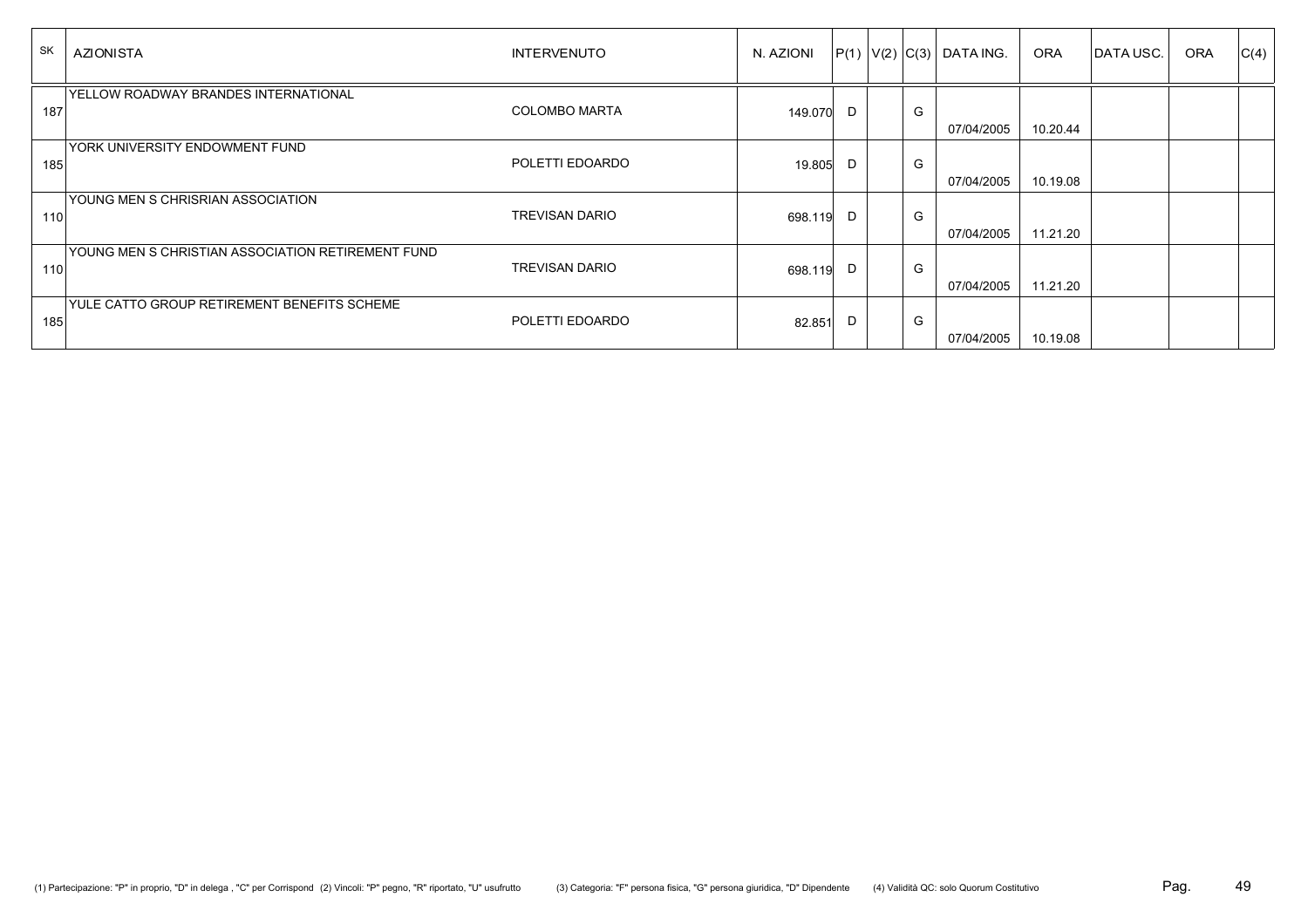| SK | AZIONISTA | INTERVENUTO | N. AZIONI | P(1) | V(2) | C(3) | DATA ING. | ORA | DATA USC. | ORA | C(4) |
|---|---|---|---|---|---|---|---|---|---|---|---|
| 187 | YELLOW ROADWAY BRANDES INTERNATIONAL | COLOMBO MARTA | 149.070 | D | | G | 07/04/2005 | 10.20.44 | | | |
| 185 | YORK UNIVERSITY ENDOWMENT FUND | POLETTI EDOARDO | 19.805 | D | | G | 07/04/2005 | 10.19.08 | | | |
| 110 | YOUNG MEN S CHRISRIAN ASSOCIATION | TREVISAN DARIO | 698.119 | D | | G | 07/04/2005 | 11.21.20 | | | |
| 110 | YOUNG MEN S CHRISTIAN ASSOCIATION RETIREMENT FUND | TREVISAN DARIO | 698.119 | D | | G | 07/04/2005 | 11.21.20 | | | |
| 185 | YULE CATTO GROUP RETIREMENT BENEFITS SCHEME | POLETTI EDOARDO | 82.851 | D | | G | 07/04/2005 | 10.19.08 | | | |

(1) Partecipazione: "P" in proprio, "D" in delega , "C" per Corrispond (2) Vincoli: "P" pegno, "R" riportato, "U" usufrutto (3) Categoria: "F" persona fisica, "G" persona giuridica, "D" Dipendente (4) Validità QC: solo Quorum Costitutivo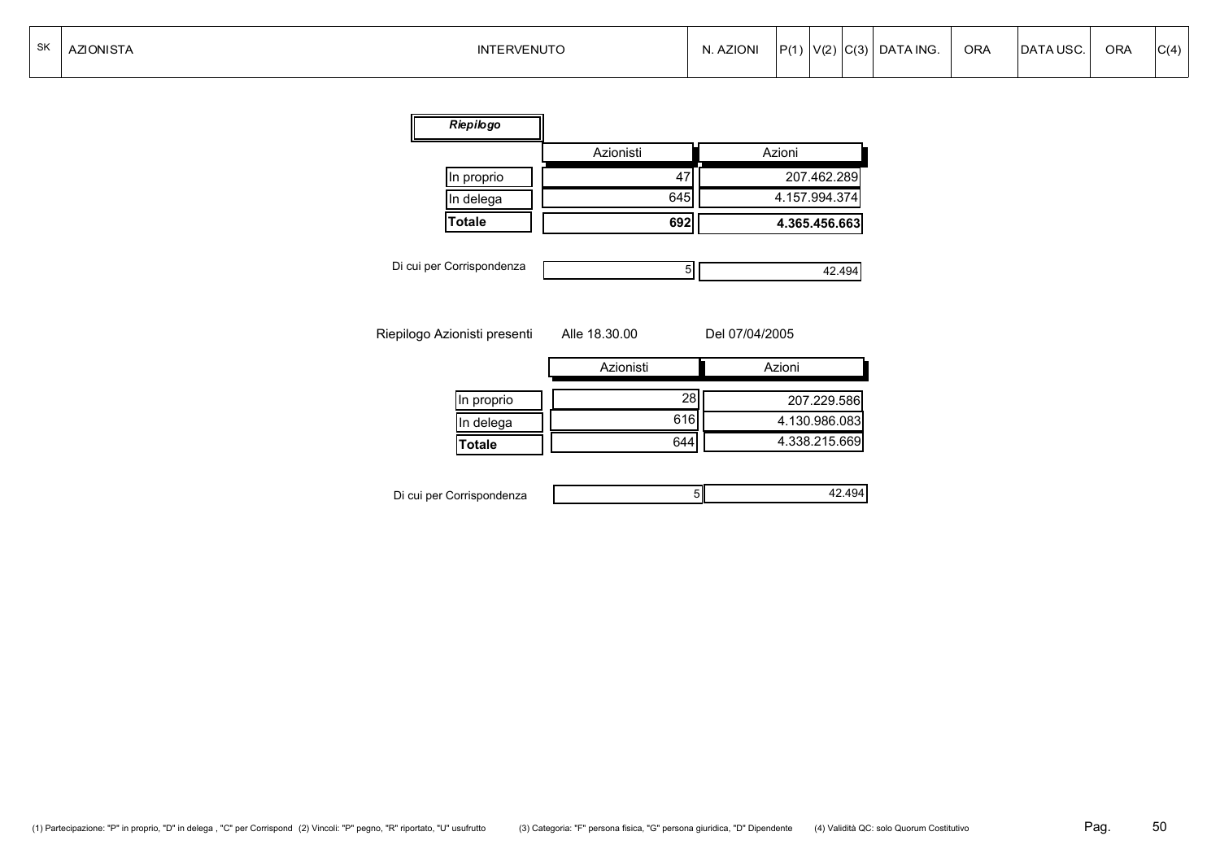| SK | AZIONISTA | INTERVENUTO | N. AZIONI | P(1) | V(2) | C(3) | DATA ING. | ORA | DATA USC. | ORA | C(4) |
|---|---|---|---|---|---|---|---|---|---|---|---|

***Riepilogo***

| | Azionisti | Azioni |
|---|---|---|
| In proprio | 47 | 207.462.289 |
| In delega | 645 | 4.157.994.374 |
| **Totale** | **692** | **4.365.456.663** |
| Di cui per Corrispondenza | 5 | 42.494 |

Riepilogo Azionisti presenti Alle 18.30.00 Del 07/04/2005

| | Azionisti | Azioni |
|---|---|---|
| In proprio | 28 | 207.229.586 |
| In delega | 616 | 4.130.986.083 |
| **Totale** | 644 | 4.338.215.669 |
| Di cui per Corrispondenza | 5 | 42.494 |

(1) Partecipazione: "P" in proprio, "D" in delega , "C" per Corrispond (2) Vincoli: "P" pegno, "R" riportato, "U" usufrutto (3) Categoria: "F" persona fisica, "G" persona giuridica, "D" Dipendente (4) Validità QC: solo Quorum Costitutivo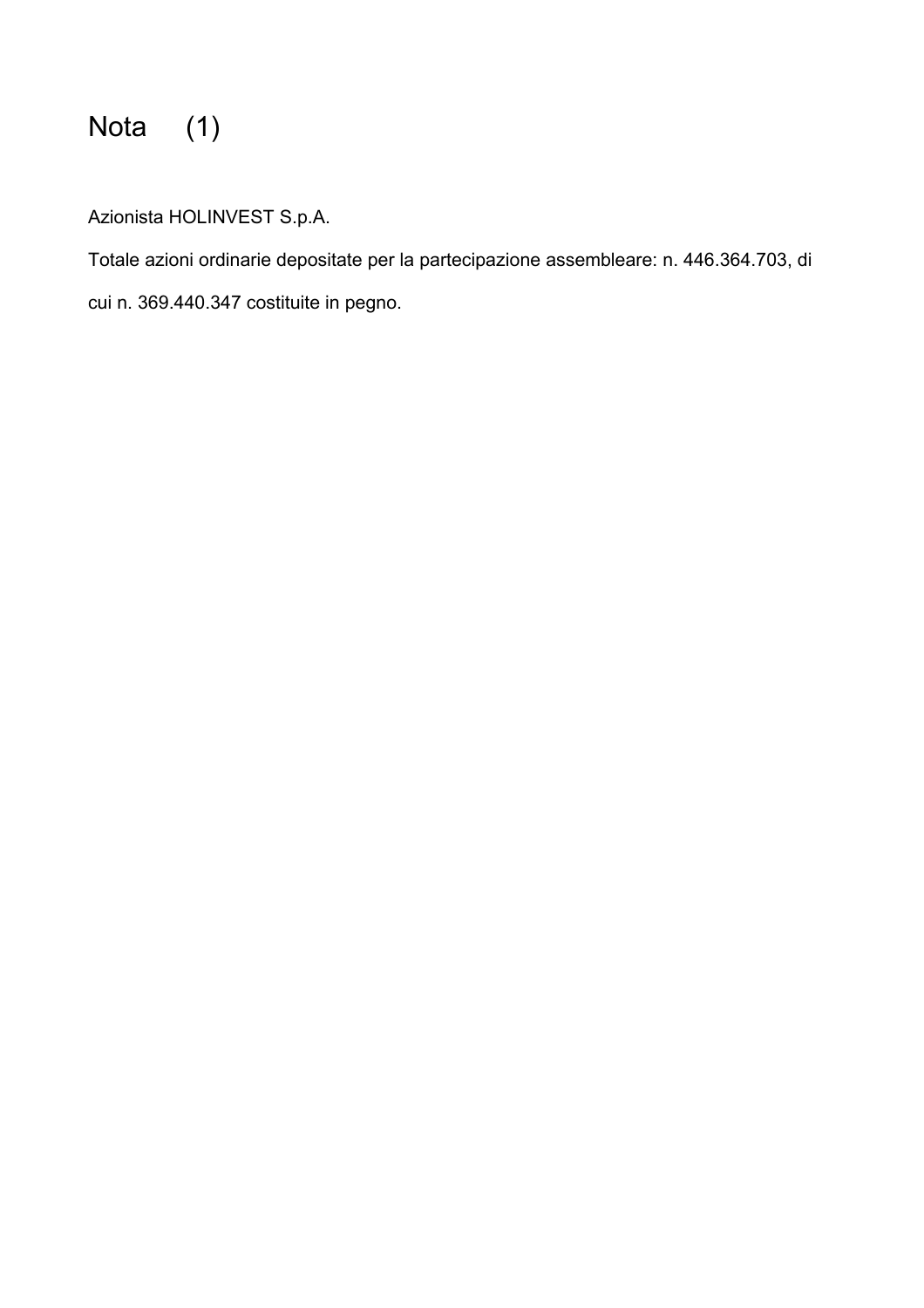# Nota (1)

Azionista HOLINVEST S.p.A.

Totale azioni ordinarie depositate per la partecipazione assembleare: n. 446.364.703, di cui n. 369.440.347 costituite in pegno.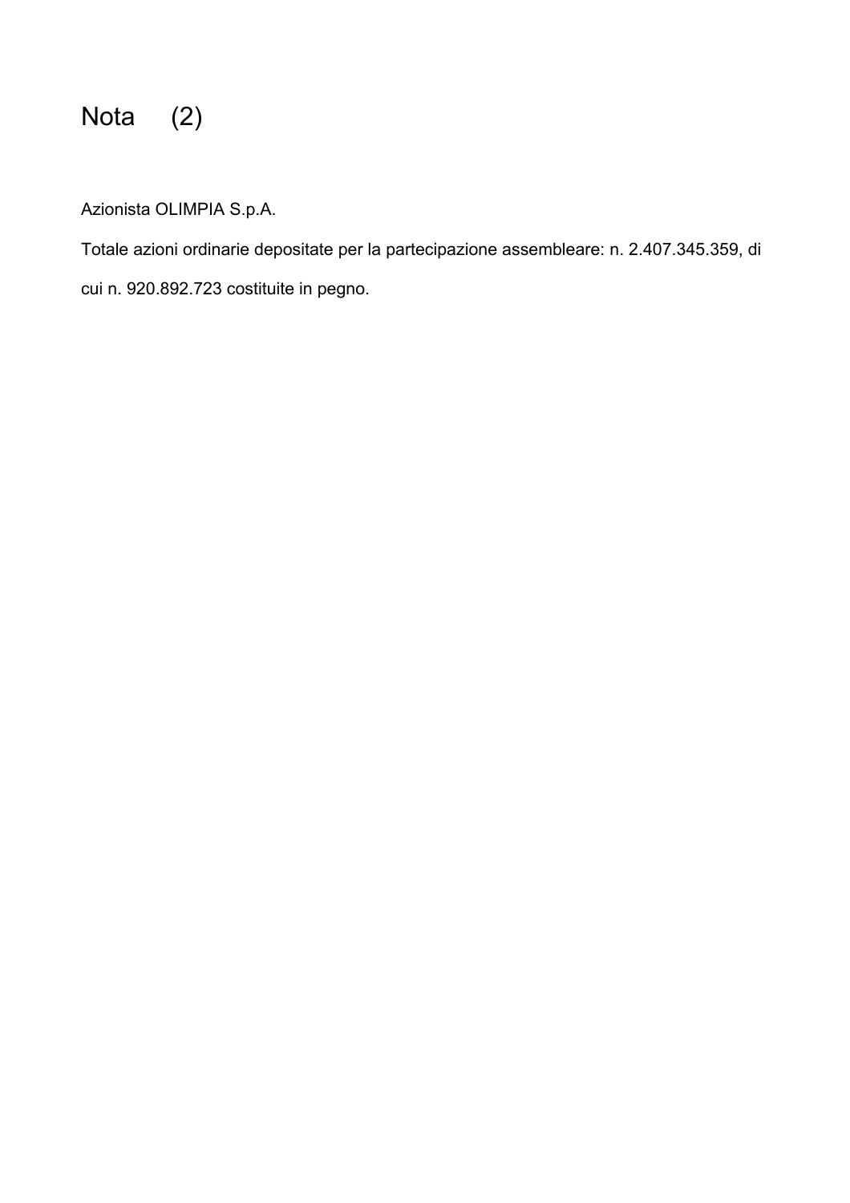# Nota (2)

Azionista OLIMPIA S.p.A.

Totale azioni ordinarie depositate per la partecipazione assembleare: n. 2.407.345.359, di cui n. 920.892.723 costituite in pegno.